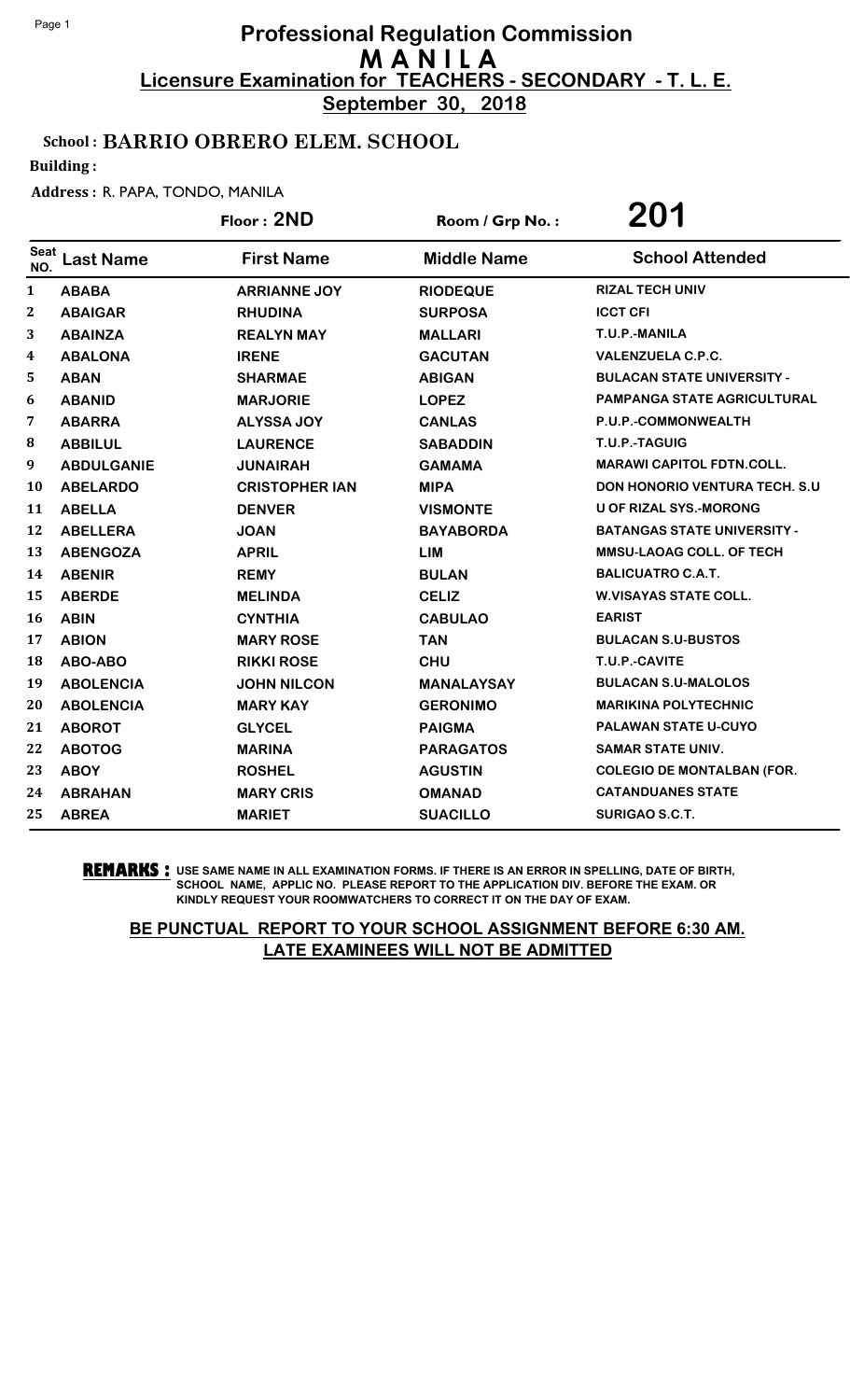# Professional Regulation Commission
## M A N I L A
### Licensure Examination for TEACHERS - SECONDARY - T. L. E.
**September 30, 2018**

**School : BARRIO OBRERO ELEM. SCHOOL**

**Building :**

**Address :** R. PAPA, TONDO, MANILA

**Floor : 2ND** **Room / Grp No. : 201**

| Seat NO. | Last Name | First Name | Middle Name | School Attended |
|---|---|---|---|---|
| 1 | ABABA | ARRIANNE JOY | RIODEQUE | RIZAL TECH UNIV |
| 2 | ABAIGAR | RHUDINA | SURPOSA | ICCT CFI |
| 3 | ABAINZA | REALYN MAY | MALLARI | T.U.P.-MANILA |
| 4 | ABALONA | IRENE | GACUTAN | VALENZUELA C.P.C. |
| 5 | ABAN | SHARMAE | ABIGAN | BULACAN STATE UNIVERSITY - |
| 6 | ABANID | MARJORIE | LOPEZ | PAMPANGA STATE AGRICULTURAL |
| 7 | ABARRA | ALYSSA JOY | CANLAS | P.U.P.-COMMONWEALTH |
| 8 | ABBILUL | LAURENCE | SABADDIN | T.U.P.-TAGUIG |
| 9 | ABDULGANIE | JUNAIRAH | GAMAMA | MARAWI CAPITOL FDTN.COLL. |
| 10 | ABELARDO | CRISTOPHER IAN | MIPA | DON HONORIO VENTURA TECH. S.U |
| 11 | ABELLA | DENVER | VISMONTE | U OF RIZAL SYS.-MORONG |
| 12 | ABELLERA | JOAN | BAYABORDA | BATANGAS STATE UNIVERSITY - |
| 13 | ABENGOZA | APRIL | LIM | MMSU-LAOAG COLL. OF TECH |
| 14 | ABENIR | REMY | BULAN | BALICUATRO C.A.T. |
| 15 | ABERDE | MELINDA | CELIZ | W.VISAYAS STATE COLL. |
| 16 | ABIN | CYNTHIA | CABULAO | EARIST |
| 17 | ABION | MARY ROSE | TAN | BULACAN S.U-BUSTOS |
| 18 | ABO-ABO | RIKKI ROSE | CHU | T.U.P.-CAVITE |
| 19 | ABOLENCIA | JOHN NILCON | MANALAYSAY | BULACAN S.U-MALOLOS |
| 20 | ABOLENCIA | MARY KAY | GERONIMO | MARIKINA POLYTECHNIC |
| 21 | ABOROT | GLYCEL | PAIGMA | PALAWAN STATE U-CUYO |
| 22 | ABOTOG | MARINA | PARAGATOS | SAMAR STATE UNIV. |
| 23 | ABOY | ROSHEL | AGUSTIN | COLEGIO DE MONTALBAN (FOR. |
| 24 | ABRAHAN | MARY CRIS | OMANAD | CATANDUANES STATE |
| 25 | ABREA | MARIET | SUACILLO | SURIGAO S.C.T. |

**REMARKS :** USE SAME NAME IN ALL EXAMINATION FORMS. IF THERE IS AN ERROR IN SPELLING, DATE OF BIRTH, SCHOOL NAME, APPLIC NO. PLEASE REPORT TO THE APPLICATION DIV. BEFORE THE EXAM. OR KINDLY REQUEST YOUR ROOMWATCHERS TO CORRECT IT ON THE DAY OF EXAM.

**BE PUNCTUAL REPORT TO YOUR SCHOOL ASSIGNMENT BEFORE 6:30 AM. LATE EXAMINEES WILL NOT BE ADMITTED**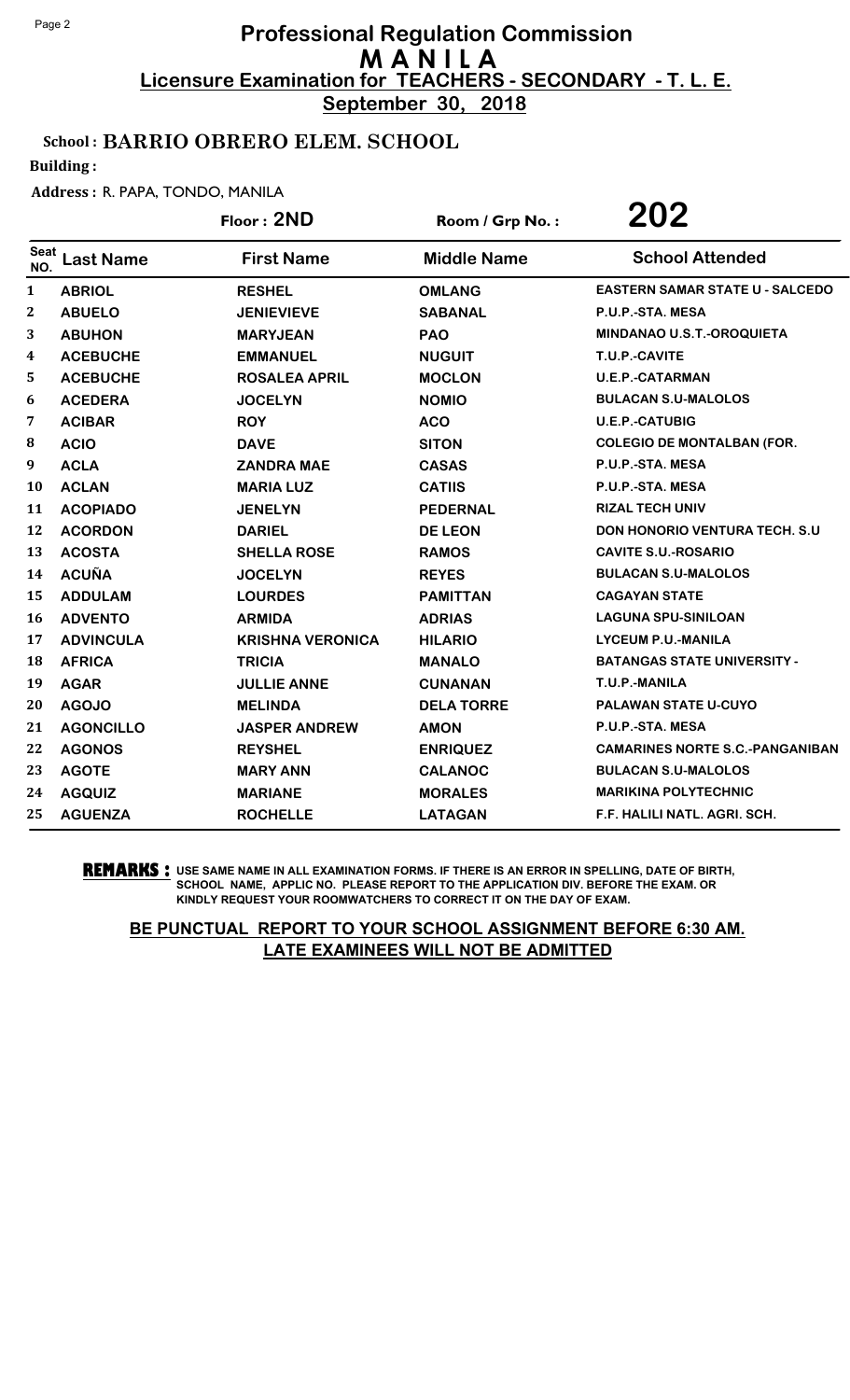# Professional Regulation Commission
## M A N I L A
### Licensure Examination for TEACHERS - SECONDARY - T. L. E.
**September 30, 2018**

**School : BARRIO OBRERO ELEM. SCHOOL**

**Building :**

**Address :** R. PAPA, TONDO, MANILA

**Floor : 2ND** | **Room / Grp No. : 202**

| Seat NO. | Last Name | First Name | Middle Name | School Attended |
|---|---|---|---|---|
| 1 | ABRIOL | RESHEL | OMLANG | EASTERN SAMAR STATE U - SALCEDO |
| 2 | ABUELO | JENIEVIEVE | SABANAL | P.U.P.-STA. MESA |
| 3 | ABUHON | MARYJEAN | PAO | MINDANAO U.S.T.-OROQUIETA |
| 4 | ACEBUCHE | EMMANUEL | NUGUIT | T.U.P.-CAVITE |
| 5 | ACEBUCHE | ROSALEA APRIL | MOCLON | U.E.P.-CATARMAN |
| 6 | ACEDERA | JOCELYN | NOMIO | BULACAN S.U-MALOLOS |
| 7 | ACIBAR | ROY | ACO | U.E.P.-CATUBIG |
| 8 | ACIO | DAVE | SITON | COLEGIO DE MONTALBAN (FOR. |
| 9 | ACLA | ZANDRA MAE | CASAS | P.U.P.-STA. MESA |
| 10 | ACLAN | MARIA LUZ | CATIIS | P.U.P.-STA. MESA |
| 11 | ACOPIADO | JENELYN | PEDERNAL | RIZAL TECH UNIV |
| 12 | ACORDON | DARIEL | DE LEON | DON HONORIO VENTURA TECH. S.U |
| 13 | ACOSTA | SHELLA ROSE | RAMOS | CAVITE S.U.-ROSARIO |
| 14 | ACUÑA | JOCELYN | REYES | BULACAN S.U-MALOLOS |
| 15 | ADDULAM | LOURDES | PAMITTAN | CAGAYAN STATE |
| 16 | ADVENTO | ARMIDA | ADRIAS | LAGUNA SPU-SINILOAN |
| 17 | ADVINCULA | KRISHNA VERONICA | HILARIO | LYCEUM P.U.-MANILA |
| 18 | AFRICA | TRICIA | MANALO | BATANGAS STATE UNIVERSITY - |
| 19 | AGAR | JULLIE ANNE | CUNANAN | T.U.P.-MANILA |
| 20 | AGOJO | MELINDA | DELA TORRE | PALAWAN STATE U-CUYO |
| 21 | AGONCILLO | JASPER ANDREW | AMON | P.U.P.-STA. MESA |
| 22 | AGONOS | REYSHEL | ENRIQUEZ | CAMARINES NORTE S.C.-PANGANIBAN |
| 23 | AGOTE | MARY ANN | CALANOC | BULACAN S.U-MALOLOS |
| 24 | AGQUIZ | MARIANE | MORALES | MARIKINA POLYTECHNIC |
| 25 | AGUENZA | ROCHELLE | LATAGAN | F.F. HALILI NATL. AGRI. SCH. |

**REMARKS :** USE SAME NAME IN ALL EXAMINATION FORMS. IF THERE IS AN ERROR IN SPELLING, DATE OF BIRTH, SCHOOL NAME, APPLIC NO. PLEASE REPORT TO THE APPLICATION DIV. BEFORE THE EXAM. OR KINDLY REQUEST YOUR ROOMWATCHERS TO CORRECT IT ON THE DAY OF EXAM.

**BE PUNCTUAL REPORT TO YOUR SCHOOL ASSIGNMENT BEFORE 6:30 AM.**
**LATE EXAMINEES WILL NOT BE ADMITTED**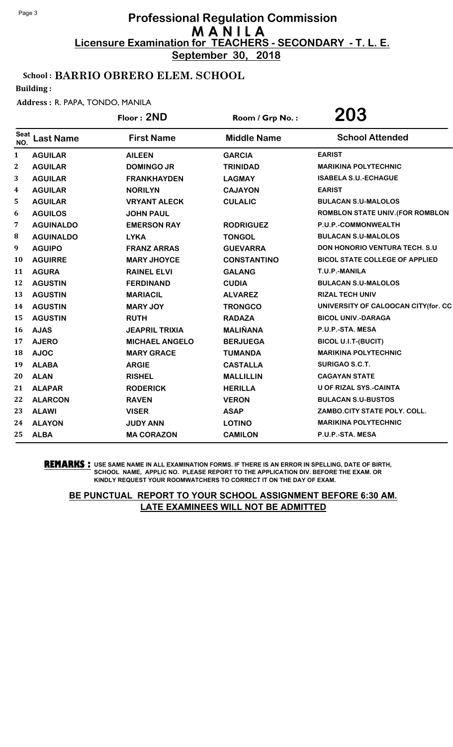# Professional Regulation Commission
## M A N I L A
### Licensure Examination for TEACHERS - SECONDARY - T. L. E.
**September 30, 2018**

**School : BARRIO OBRERO ELEM. SCHOOL**

**Building :**

**Address :** R. PAPA, TONDO, MANILA

**Floor : 2ND** | **Room / Grp No. : 203**

| Seat NO. | Last Name | First Name | Middle Name | School Attended |
|---|---|---|---|---|
| 1 | AGUILAR | AILEEN | GARCIA | EARIST |
| 2 | AGUILAR | DOMINGO JR | TRINIDAD | MARIKINA POLYTECHNIC |
| 3 | AGUILAR | FRANKHAYDEN | LAGMAY | ISABELA S.U.-ECHAGUE |
| 4 | AGUILAR | NORILYN | CAJAYON | EARIST |
| 5 | AGUILAR | VRYANT ALECK | CULALIC | BULACAN S.U-MALOLOS |
| 6 | AGUILOS | JOHN PAUL | | ROMBLON STATE UNIV.(FOR ROMBLON |
| 7 | AGUINALDO | EMERSON RAY | RODRIGUEZ | P.U.P.-COMMONWEALTH |
| 8 | AGUINALDO | LYKA | TONGOL | BULACAN S.U-MALOLOS |
| 9 | AGUIPO | FRANZ ARRAS | GUEVARRA | DON HONORIO VENTURA TECH. S.U |
| 10 | AGUIRRE | MARY JHOYCE | CONSTANTINO | BICOL STATE COLLEGE OF APPLIED |
| 11 | AGURA | RAINEL ELVI | GALANG | T.U.P.-MANILA |
| 12 | AGUSTIN | FERDINAND | CUDIA | BULACAN S.U-MALOLOS |
| 13 | AGUSTIN | MARIACIL | ALVAREZ | RIZAL TECH UNIV |
| 14 | AGUSTIN | MARY JOY | TRONGCO | UNIVERSITY OF CALOOCAN CITY(for. CC |
| 15 | AGUSTIN | RUTH | RADAZA | BICOL UNIV.-DARAGA |
| 16 | AJAS | JEAPRIL TRIXIA | MALIÑANA | P.U.P.-STA. MESA |
| 17 | AJERO | MICHAEL ANGELO | BERJUEGA | BICOL U.I.T-(BUCIT) |
| 18 | AJOC | MARY GRACE | TUMANDA | MARIKINA POLYTECHNIC |
| 19 | ALABA | ARGIE | CASTALLA | SURIGAO S.C.T. |
| 20 | ALAN | RISHEL | MALLILLIN | CAGAYAN STATE |
| 21 | ALAPAR | RODERICK | HERILLA | U OF RIZAL SYS.-CAINTA |
| 22 | ALARCON | RAVEN | VERON | BULACAN S.U-BUSTOS |
| 23 | ALAWI | VISER | ASAP | ZAMBO.CITY STATE POLY. COLL. |
| 24 | ALAYON | JUDY ANN | LOTINO | MARIKINA POLYTECHNIC |
| 25 | ALBA | MA CORAZON | CAMILON | P.U.P.-STA. MESA |

**REMARKS :** USE SAME NAME IN ALL EXAMINATION FORMS. IF THERE IS AN ERROR IN SPELLING, DATE OF BIRTH, SCHOOL NAME, APPLIC NO. PLEASE REPORT TO THE APPLICATION DIV. BEFORE THE EXAM. OR KINDLY REQUEST YOUR ROOMWATCHERS TO CORRECT IT ON THE DAY OF EXAM.

**BE PUNCTUAL REPORT TO YOUR SCHOOL ASSIGNMENT BEFORE 6:30 AM. LATE EXAMINEES WILL NOT BE ADMITTED**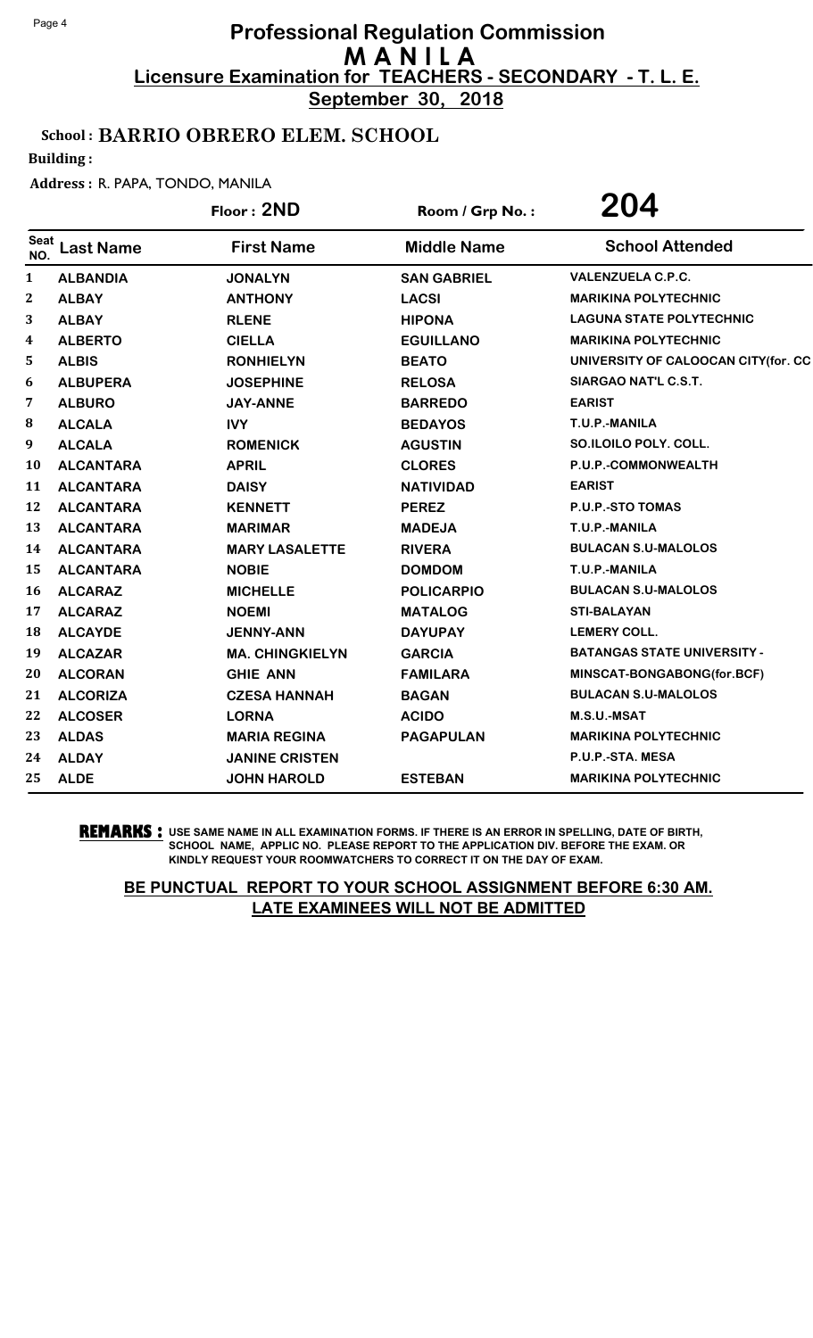# Professional Regulation Commission
## M A N I L A
### Licensure Examination for TEACHERS - SECONDARY - T. L. E.
**September 30, 2018**

**School : BARRIO OBRERO ELEM. SCHOOL**

**Building :**

**Address :** R. PAPA, TONDO, MANILA

**Floor : 2ND** | **Room / Grp No. : 204**

| Seat NO. | Last Name | First Name | Middle Name | School Attended |
|---|---|---|---|---|
| 1 | ALBANDIA | JONALYN | SAN GABRIEL | VALENZUELA C.P.C. |
| 2 | ALBAY | ANTHONY | LACSI | MARIKINA POLYTECHNIC |
| 3 | ALBAY | RLENE | HIPONA | LAGUNA STATE POLYTECHNIC |
| 4 | ALBERTO | CIELLA | EGUILLANO | MARIKINA POLYTECHNIC |
| 5 | ALBIS | RONHIELYN | BEATO | UNIVERSITY OF CALOOCAN CITY(for. CC |
| 6 | ALBUPERA | JOSEPHINE | RELOSA | SIARGAO NAT'L C.S.T. |
| 7 | ALBURO | JAY-ANNE | BARREDO | EARIST |
| 8 | ALCALA | IVY | BEDAYOS | T.U.P.-MANILA |
| 9 | ALCALA | ROMENICK | AGUSTIN | SO.ILOILO POLY. COLL. |
| 10 | ALCANTARA | APRIL | CLORES | P.U.P.-COMMONWEALTH |
| 11 | ALCANTARA | DAISY | NATIVIDAD | EARIST |
| 12 | ALCANTARA | KENNETT | PEREZ | P.U.P.-STO TOMAS |
| 13 | ALCANTARA | MARIMAR | MADEJA | T.U.P.-MANILA |
| 14 | ALCANTARA | MARY LASALETTE | RIVERA | BULACAN S.U-MALOLOS |
| 15 | ALCANTARA | NOBIE | DOMDOM | T.U.P.-MANILA |
| 16 | ALCARAZ | MICHELLE | POLICARPIO | BULACAN S.U-MALOLOS |
| 17 | ALCARAZ | NOEMI | MATALOG | STI-BALAYAN |
| 18 | ALCAYDE | JENNY-ANN | DAYUPAY | LEMERY COLL. |
| 19 | ALCAZAR | MA. CHINGKIELYN | GARCIA | BATANGAS STATE UNIVERSITY - |
| 20 | ALCORAN | GHIE ANN | FAMILARA | MINSCAT-BONGABONG(for.BCF) |
| 21 | ALCORIZA | CZESA HANNAH | BAGAN | BULACAN S.U-MALOLOS |
| 22 | ALCOSER | LORNA | ACIDO | M.S.U.-MSAT |
| 23 | ALDAS | MARIA REGINA | PAGAPULAN | MARIKINA POLYTECHNIC |
| 24 | ALDAY | JANINE CRISTEN | | P.U.P.-STA. MESA |
| 25 | ALDE | JOHN HAROLD | ESTEBAN | MARIKINA POLYTECHNIC |

**REMARKS :** USE SAME NAME IN ALL EXAMINATION FORMS. IF THERE IS AN ERROR IN SPELLING, DATE OF BIRTH, SCHOOL NAME, APPLIC NO. PLEASE REPORT TO THE APPLICATION DIV. BEFORE THE EXAM. OR KINDLY REQUEST YOUR ROOMWATCHERS TO CORRECT IT ON THE DAY OF EXAM.

**BE PUNCTUAL REPORT TO YOUR SCHOOL ASSIGNMENT BEFORE 6:30 AM. LATE EXAMINEES WILL NOT BE ADMITTED**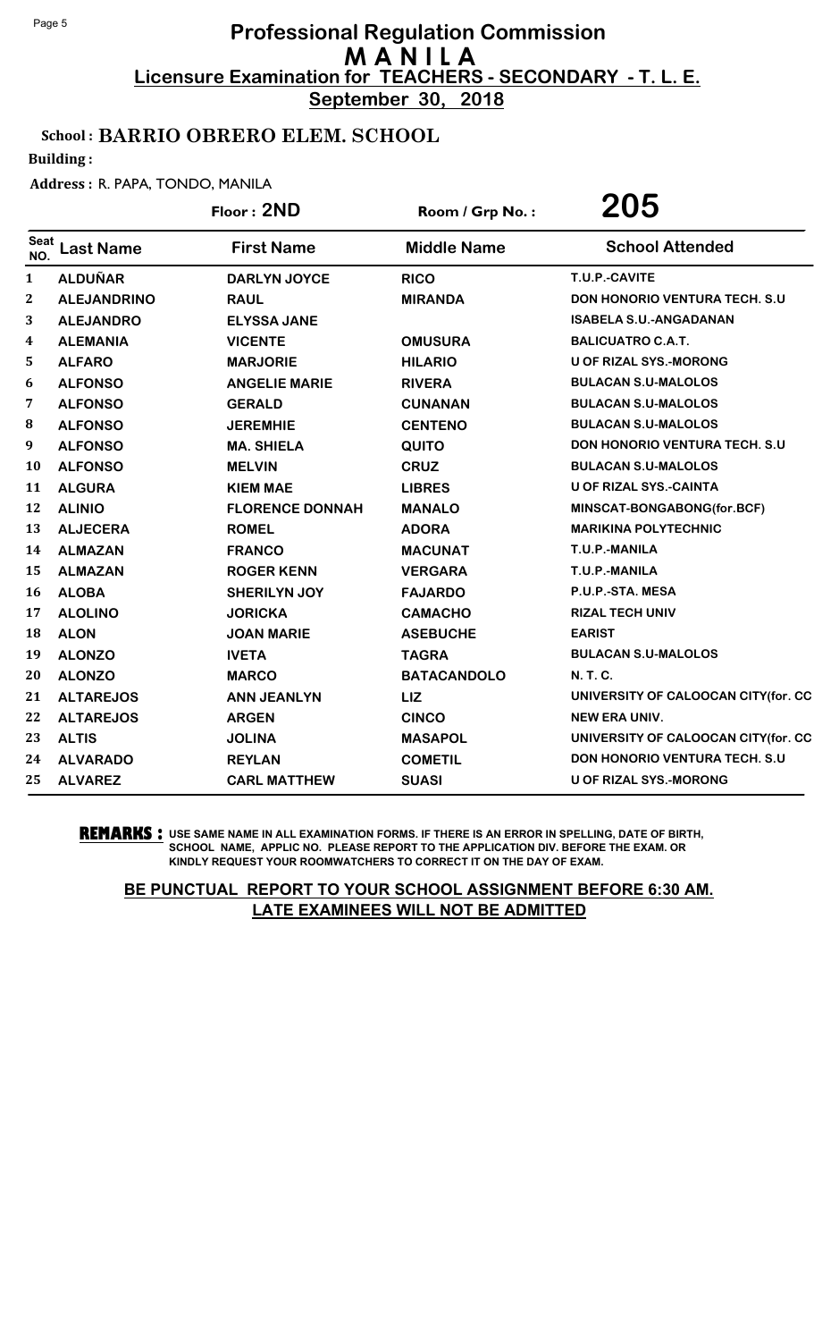# Professional Regulation Commission
## M A N I L A
### Licensure Examination for TEACHERS - SECONDARY - T. L. E.
**September 30, 2018**

**School : BARRIO OBRERO ELEM. SCHOOL**

**Building :**

**Address :** R. PAPA, TONDO, MANILA

**Floor : 2ND** | **Room / Grp No. : 205**

| Seat NO. | Last Name | First Name | Middle Name | School Attended |
|---|---|---|---|---|
| 1 | ALDUÑAR | DARLYN JOYCE | RICO | T.U.P.-CAVITE |
| 2 | ALEJANDRINO | RAUL | MIRANDA | DON HONORIO VENTURA TECH. S.U |
| 3 | ALEJANDRO | ELYSSA JANE | | ISABELA S.U.-ANGADANAN |
| 4 | ALEMANIA | VICENTE | OMUSURA | BALICUATRO C.A.T. |
| 5 | ALFARO | MARJORIE | HILARIO | U OF RIZAL SYS.-MORONG |
| 6 | ALFONSO | ANGELIE MARIE | RIVERA | BULACAN S.U-MALOLOS |
| 7 | ALFONSO | GERALD | CUNANAN | BULACAN S.U-MALOLOS |
| 8 | ALFONSO | JEREMHIE | CENTENO | BULACAN S.U-MALOLOS |
| 9 | ALFONSO | MA. SHIELA | QUITO | DON HONORIO VENTURA TECH. S.U |
| 10 | ALFONSO | MELVIN | CRUZ | BULACAN S.U-MALOLOS |
| 11 | ALGURA | KIEM MAE | LIBRES | U OF RIZAL SYS.-CAINTA |
| 12 | ALINIO | FLORENCE DONNAH | MANALO | MINSCAT-BONGABONG(for.BCF) |
| 13 | ALJECERA | ROMEL | ADORA | MARIKINA POLYTECHNIC |
| 14 | ALMAZAN | FRANCO | MACUNAT | T.U.P.-MANILA |
| 15 | ALMAZAN | ROGER KENN | VERGARA | T.U.P.-MANILA |
| 16 | ALOBA | SHERILYN JOY | FAJARDO | P.U.P.-STA. MESA |
| 17 | ALOLINO | JORICKA | CAMACHO | RIZAL TECH UNIV |
| 18 | ALON | JOAN MARIE | ASEBUCHE | EARIST |
| 19 | ALONZO | IVETA | TAGRA | BULACAN S.U-MALOLOS |
| 20 | ALONZO | MARCO | BATACANDOLO | N. T. C. |
| 21 | ALTAREJOS | ANN JEANLYN | LIZ | UNIVERSITY OF CALOOCAN CITY(for. CC |
| 22 | ALTAREJOS | ARGEN | CINCO | NEW ERA UNIV. |
| 23 | ALTIS | JOLINA | MASAPOL | UNIVERSITY OF CALOOCAN CITY(for. CC |
| 24 | ALVARADO | REYLAN | COMETIL | DON HONORIO VENTURA TECH. S.U |
| 25 | ALVAREZ | CARL MATTHEW | SUASI | U OF RIZAL SYS.-MORONG |

**REMARKS :** USE SAME NAME IN ALL EXAMINATION FORMS. IF THERE IS AN ERROR IN SPELLING, DATE OF BIRTH, SCHOOL NAME, APPLIC NO. PLEASE REPORT TO THE APPLICATION DIV. BEFORE THE EXAM. OR KINDLY REQUEST YOUR ROOMWATCHERS TO CORRECT IT ON THE DAY OF EXAM.

**BE PUNCTUAL REPORT TO YOUR SCHOOL ASSIGNMENT BEFORE 6:30 AM. LATE EXAMINEES WILL NOT BE ADMITTED**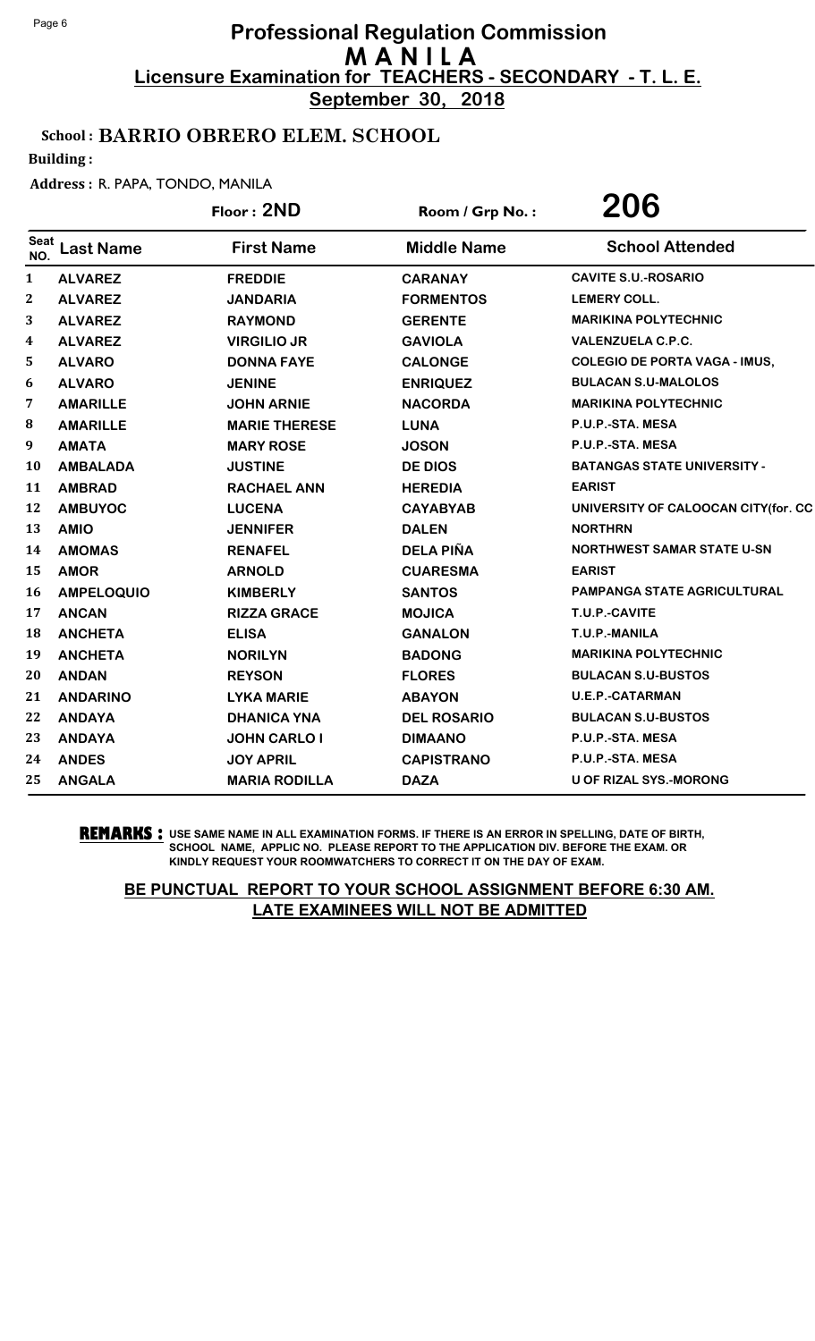# Professional Regulation Commission
## M A N I L A
### Licensure Examination for TEACHERS - SECONDARY - T. L. E.
**September 30, 2018**

**School : BARRIO OBRERO ELEM. SCHOOL**

**Building :**

**Address :** R. PAPA, TONDO, MANILA

**Floor : 2ND** | **Room / Grp No. : 206**

| Seat NO. | Last Name | First Name | Middle Name | School Attended |
|---|---|---|---|---|
| 1 | ALVAREZ | FREDDIE | CARANAY | CAVITE S.U.-ROSARIO |
| 2 | ALVAREZ | JANDARIA | FORMENTOS | LEMERY COLL. |
| 3 | ALVAREZ | RAYMOND | GERENTE | MARIKINA POLYTECHNIC |
| 4 | ALVAREZ | VIRGILIO JR | GAVIOLA | VALENZUELA C.P.C. |
| 5 | ALVARO | DONNA FAYE | CALONGE | COLEGIO DE PORTA VAGA - IMUS, |
| 6 | ALVARO | JENINE | ENRIQUEZ | BULACAN S.U-MALOLOS |
| 7 | AMARILLE | JOHN ARNIE | NACORDA | MARIKINA POLYTECHNIC |
| 8 | AMARILLE | MARIE THERESE | LUNA | P.U.P.-STA. MESA |
| 9 | AMATA | MARY ROSE | JOSON | P.U.P.-STA. MESA |
| 10 | AMBALADA | JUSTINE | DE DIOS | BATANGAS STATE UNIVERSITY - |
| 11 | AMBRAD | RACHAEL ANN | HEREDIA | EARIST |
| 12 | AMBUYOC | LUCENA | CAYABYAB | UNIVERSITY OF CALOOCAN CITY(for. CC |
| 13 | AMIO | JENNIFER | DALEN | NORTHRN |
| 14 | AMOMAS | RENAFEL | DELA PIÑA | NORTHWEST SAMAR STATE U-SN |
| 15 | AMOR | ARNOLD | CUARESMA | EARIST |
| 16 | AMPELOQUIO | KIMBERLY | SANTOS | PAMPANGA STATE AGRICULTURAL |
| 17 | ANCAN | RIZZA GRACE | MOJICA | T.U.P.-CAVITE |
| 18 | ANCHETA | ELISA | GANALON | T.U.P.-MANILA |
| 19 | ANCHETA | NORILYN | BADONG | MARIKINA POLYTECHNIC |
| 20 | ANDAN | REYSON | FLORES | BULACAN S.U-BUSTOS |
| 21 | ANDARINO | LYKA MARIE | ABAYON | U.E.P.-CATARMAN |
| 22 | ANDAYA | DHANICA YNA | DEL ROSARIO | BULACAN S.U-BUSTOS |
| 23 | ANDAYA | JOHN CARLO I | DIMAANO | P.U.P.-STA. MESA |
| 24 | ANDES | JOY APRIL | CAPISTRANO | P.U.P.-STA. MESA |
| 25 | ANGALA | MARIA RODILLA | DAZA | U OF RIZAL SYS.-MORONG |

**REMARKS :** USE SAME NAME IN ALL EXAMINATION FORMS. IF THERE IS AN ERROR IN SPELLING, DATE OF BIRTH, SCHOOL NAME, APPLIC NO. PLEASE REPORT TO THE APPLICATION DIV. BEFORE THE EXAM. OR KINDLY REQUEST YOUR ROOMWATCHERS TO CORRECT IT ON THE DAY OF EXAM.

**BE PUNCTUAL REPORT TO YOUR SCHOOL ASSIGNMENT BEFORE 6:30 AM. LATE EXAMINEES WILL NOT BE ADMITTED**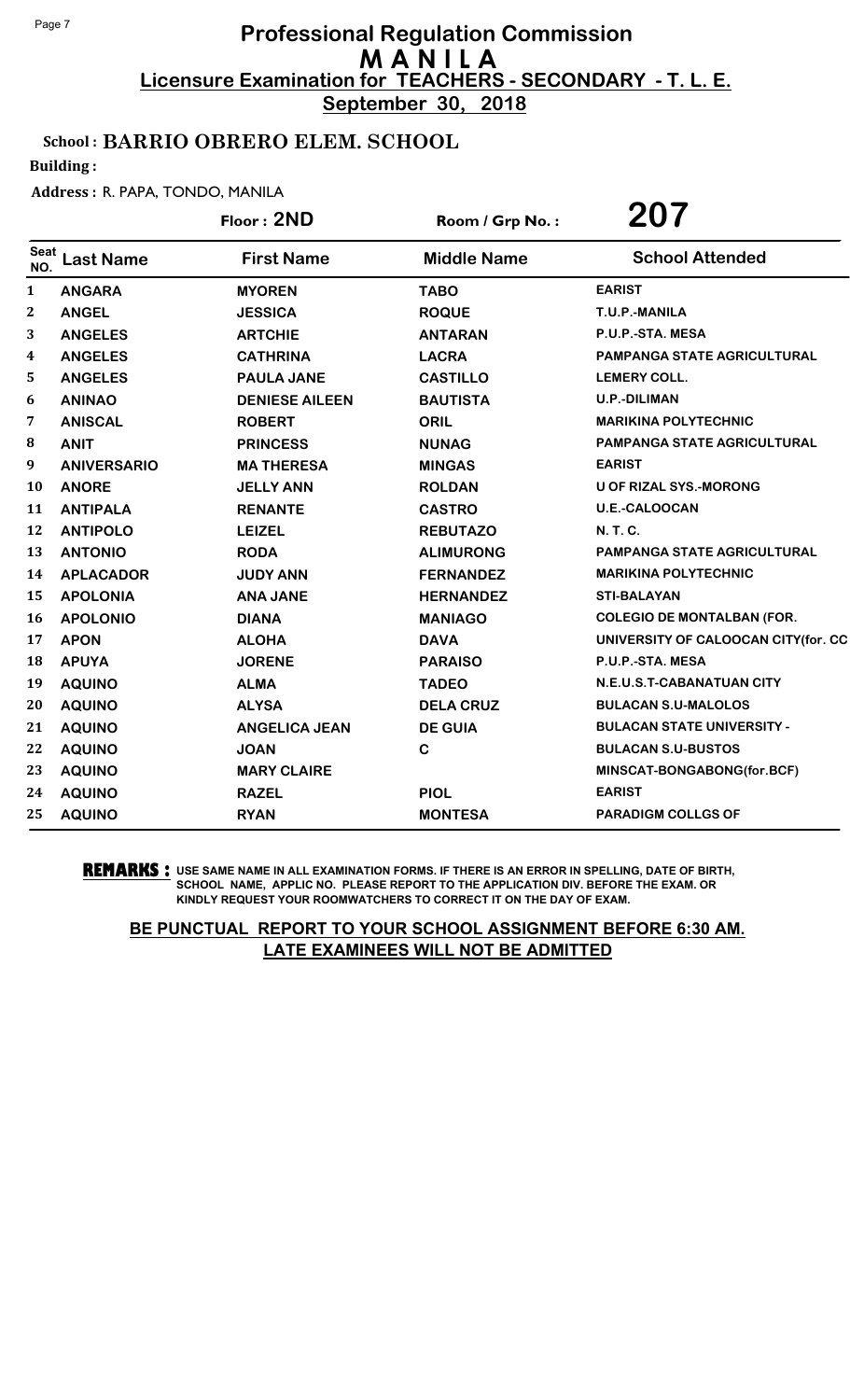# Professional Regulation Commission
## M A N I L A
### Licensure Examination for TEACHERS - SECONDARY - T. L. E.
**September 30, 2018**

**School : BARRIO OBRERO ELEM. SCHOOL**

**Building :**

**Address :** R. PAPA, TONDO, MANILA

**Floor : 2ND** | **Room / Grp No. : 207**

| Seat NO. | Last Name | First Name | Middle Name | School Attended |
|---|---|---|---|---|
| 1 | ANGARA | MYOREN | TABO | EARIST |
| 2 | ANGEL | JESSICA | ROQUE | T.U.P.-MANILA |
| 3 | ANGELES | ARTCHIE | ANTARAN | P.U.P.-STA. MESA |
| 4 | ANGELES | CATHRINA | LACRA | PAMPANGA STATE AGRICULTURAL |
| 5 | ANGELES | PAULA JANE | CASTILLO | LEMERY COLL. |
| 6 | ANINAO | DENIESE AILEEN | BAUTISTA | U.P.-DILIMAN |
| 7 | ANISCAL | ROBERT | ORIL | MARIKINA POLYTECHNIC |
| 8 | ANIT | PRINCESS | NUNAG | PAMPANGA STATE AGRICULTURAL |
| 9 | ANIVERSARIO | MA THERESA | MINGAS | EARIST |
| 10 | ANORE | JELLY ANN | ROLDAN | U OF RIZAL SYS.-MORONG |
| 11 | ANTIPALA | RENANTE | CASTRO | U.E.-CALOOCAN |
| 12 | ANTIPOLO | LEIZEL | REBUTAZO | N. T. C. |
| 13 | ANTONIO | RODA | ALIMURONG | PAMPANGA STATE AGRICULTURAL |
| 14 | APLACADOR | JUDY ANN | FERNANDEZ | MARIKINA POLYTECHNIC |
| 15 | APOLONIA | ANA JANE | HERNANDEZ | STI-BALAYAN |
| 16 | APOLONIO | DIANA | MANIAGO | COLEGIO DE MONTALBAN (FOR. |
| 17 | APON | ALOHA | DAVA | UNIVERSITY OF CALOOCAN CITY(for. CC |
| 18 | APUYA | JORENE | PARAISO | P.U.P.-STA. MESA |
| 19 | AQUINO | ALMA | TADEO | N.E.U.S.T-CABANATUAN CITY |
| 20 | AQUINO | ALYSA | DELA CRUZ | BULACAN S.U-MALOLOS |
| 21 | AQUINO | ANGELICA JEAN | DE GUIA | BULACAN STATE UNIVERSITY - |
| 22 | AQUINO | JOAN | C | BULACAN S.U-BUSTOS |
| 23 | AQUINO | MARY CLAIRE | | MINSCAT-BONGABONG(for.BCF) |
| 24 | AQUINO | RAZEL | PIOL | EARIST |
| 25 | AQUINO | RYAN | MONTESA | PARADIGM COLLGS OF |

**REMARKS :** USE SAME NAME IN ALL EXAMINATION FORMS. IF THERE IS AN ERROR IN SPELLING, DATE OF BIRTH, SCHOOL NAME, APPLIC NO. PLEASE REPORT TO THE APPLICATION DIV. BEFORE THE EXAM. OR KINDLY REQUEST YOUR ROOMWATCHERS TO CORRECT IT ON THE DAY OF EXAM.

**BE PUNCTUAL REPORT TO YOUR SCHOOL ASSIGNMENT BEFORE 6:30 AM. LATE EXAMINEES WILL NOT BE ADMITTED**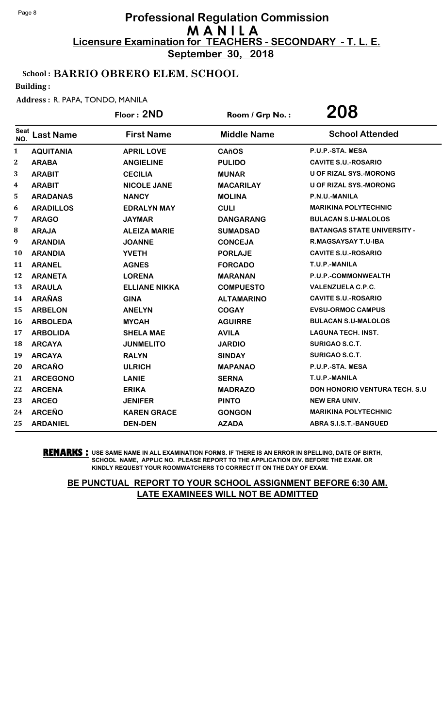# Professional Regulation Commission
## M A N I L A
### Licensure Examination for TEACHERS - SECONDARY - T. L. E.
**September 30, 2018**

**School : BARRIO OBRERO ELEM. SCHOOL**

**Building :**

**Address :** R. PAPA, TONDO, MANILA

**Floor : 2ND** | **Room / Grp No. : 208**

| Seat NO. | Last Name | First Name | Middle Name | School Attended |
|---|---|---|---|---|
| 1 | AQUITANIA | APRIL LOVE | CAñOS | P.U.P.-STA. MESA |
| 2 | ARABA | ANGIELINE | PULIDO | CAVITE S.U.-ROSARIO |
| 3 | ARABIT | CECILIA | MUNAR | U OF RIZAL SYS.-MORONG |
| 4 | ARABIT | NICOLE JANE | MACARILAY | U OF RIZAL SYS.-MORONG |
| 5 | ARADANAS | NANCY | MOLINA | P.N.U.-MANILA |
| 6 | ARADILLOS | EDRALYN MAY | CULI | MARIKINA POLYTECHNIC |
| 7 | ARAGO | JAYMAR | DANGARANG | BULACAN S.U-MALOLOS |
| 8 | ARAJA | ALEIZA MARIE | SUMADSAD | BATANGAS STATE UNIVERSITY - |
| 9 | ARANDIA | JOANNE | CONCEJA | R.MAGSAYSAY T.U-IBA |
| 10 | ARANDIA | YVETH | PORLAJE | CAVITE S.U.-ROSARIO |
| 11 | ARANEL | AGNES | FORCADO | T.U.P.-MANILA |
| 12 | ARANETA | LORENA | MARANAN | P.U.P.-COMMONWEALTH |
| 13 | ARAULA | ELLIANE NIKKA | COMPUESTO | VALENZUELA C.P.C. |
| 14 | ARAÑAS | GINA | ALTAMARINO | CAVITE S.U.-ROSARIO |
| 15 | ARBELON | ANELYN | COGAY | EVSU-ORMOC CAMPUS |
| 16 | ARBOLEDA | MYCAH | AGUIRRE | BULACAN S.U-MALOLOS |
| 17 | ARBOLIDA | SHELA MAE | AVILA | LAGUNA TECH. INST. |
| 18 | ARCAYA | JUNMELITO | JARDIO | SURIGAO S.C.T. |
| 19 | ARCAYA | RALYN | SINDAY | SURIGAO S.C.T. |
| 20 | ARCAÑO | ULRICH | MAPANAO | P.U.P.-STA. MESA |
| 21 | ARCEGONO | LANIE | SERNA | T.U.P.-MANILA |
| 22 | ARCENA | ERIKA | MADRAZO | DON HONORIO VENTURA TECH. S.U |
| 23 | ARCEO | JENIFER | PINTO | NEW ERA UNIV. |
| 24 | ARCEÑO | KAREN GRACE | GONGON | MARIKINA POLYTECHNIC |
| 25 | ARDANIEL | DEN-DEN | AZADA | ABRA S.I.S.T.-BANGUED |

**REMARKS :** USE SAME NAME IN ALL EXAMINATION FORMS. IF THERE IS AN ERROR IN SPELLING, DATE OF BIRTH, SCHOOL NAME, APPLIC NO. PLEASE REPORT TO THE APPLICATION DIV. BEFORE THE EXAM. OR KINDLY REQUEST YOUR ROOMWATCHERS TO CORRECT IT ON THE DAY OF EXAM.

**BE PUNCTUAL REPORT TO YOUR SCHOOL ASSIGNMENT BEFORE 6:30 AM.**
**LATE EXAMINEES WILL NOT BE ADMITTED**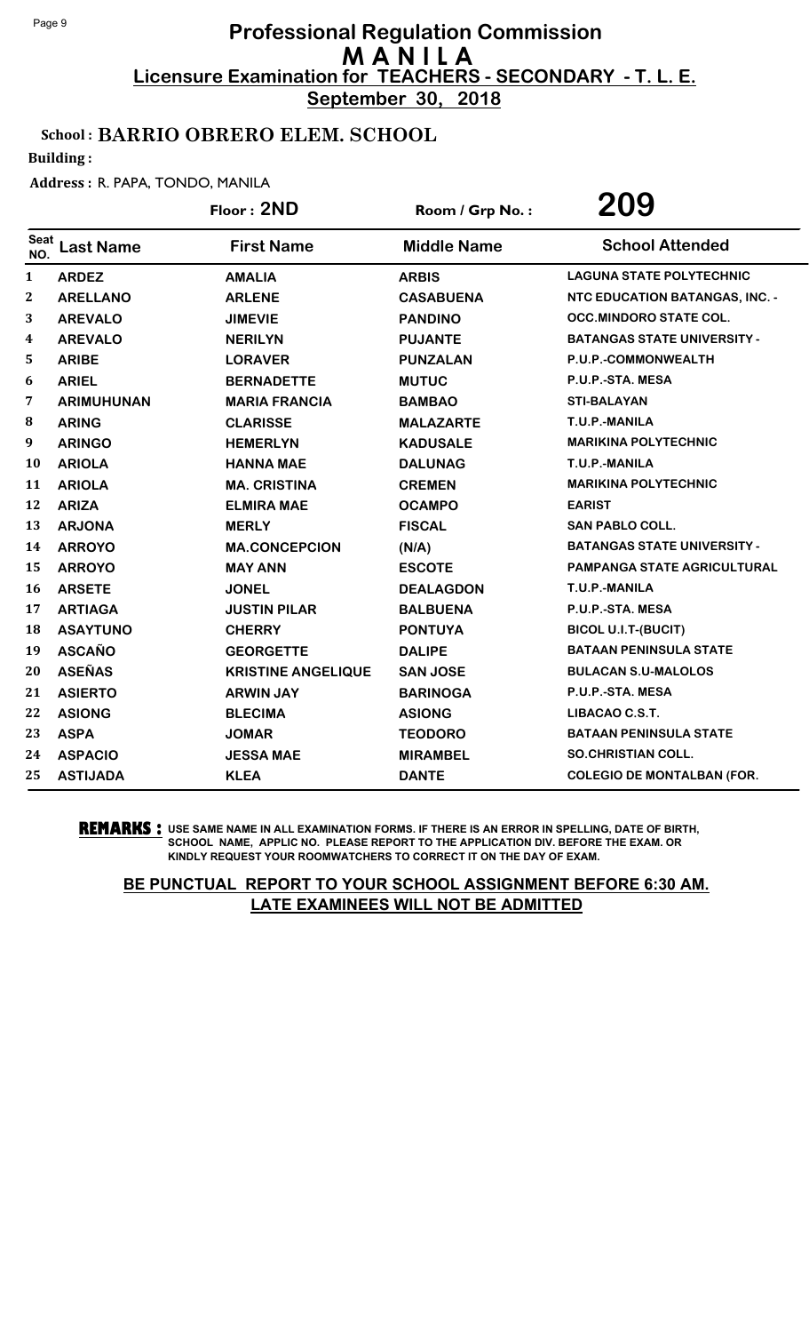# Professional Regulation Commission
## M A N I L A
### Licensure Examination for TEACHERS - SECONDARY - T. L. E.
**September 30, 2018**

**School : BARRIO OBRERO ELEM. SCHOOL**

**Building :**

**Address :** R. PAPA, TONDO, MANILA

**Floor : 2ND** | **Room / Grp No. : 209**

| Seat NO. | Last Name | First Name | Middle Name | School Attended |
|---|---|---|---|---|
| 1 | ARDEZ | AMALIA | ARBIS | LAGUNA STATE POLYTECHNIC |
| 2 | ARELLANO | ARLENE | CASABUENA | NTC EDUCATION BATANGAS, INC. - |
| 3 | AREVALO | JIMEVIE | PANDINO | OCC.MINDORO STATE COL. |
| 4 | AREVALO | NERILYN | PUJANTE | BATANGAS STATE UNIVERSITY - |
| 5 | ARIBE | LORAVER | PUNZALAN | P.U.P.-COMMONWEALTH |
| 6 | ARIEL | BERNADETTE | MUTUC | P.U.P.-STA. MESA |
| 7 | ARIMUHUNAN | MARIA FRANCIA | BAMBAO | STI-BALAYAN |
| 8 | ARING | CLARISSE | MALAZARTE | T.U.P.-MANILA |
| 9 | ARINGO | HEMERLYN | KADUSALE | MARIKINA POLYTECHNIC |
| 10 | ARIOLA | HANNA MAE | DALUNAG | T.U.P.-MANILA |
| 11 | ARIOLA | MA. CRISTINA | CREMEN | MARIKINA POLYTECHNIC |
| 12 | ARIZA | ELMIRA MAE | OCAMPO | EARIST |
| 13 | ARJONA | MERLY | FISCAL | SAN PABLO COLL. |
| 14 | ARROYO | MA.CONCEPCION | (N/A) | BATANGAS STATE UNIVERSITY - |
| 15 | ARROYO | MAY ANN | ESCOTE | PAMPANGA STATE AGRICULTURAL |
| 16 | ARSETE | JONEL | DEALAGDON | T.U.P.-MANILA |
| 17 | ARTIAGA | JUSTIN PILAR | BALBUENA | P.U.P.-STA. MESA |
| 18 | ASAYTUNO | CHERRY | PONTUYA | BICOL U.I.T-(BUCIT) |
| 19 | ASCAÑO | GEORGETTE | DALIPE | BATAAN PENINSULA STATE |
| 20 | ASEÑAS | KRISTINE ANGELIQUE | SAN JOSE | BULACAN S.U-MALOLOS |
| 21 | ASIERTO | ARWIN JAY | BARINOGA | P.U.P.-STA. MESA |
| 22 | ASIONG | BLECIMA | ASIONG | LIBACAO C.S.T. |
| 23 | ASPA | JOMAR | TEODORO | BATAAN PENINSULA STATE |
| 24 | ASPACIO | JESSA MAE | MIRAMBEL | SO.CHRISTIAN COLL. |
| 25 | ASTIJADA | KLEA | DANTE | COLEGIO DE MONTALBAN (FOR. |

**REMARKS :** USE SAME NAME IN ALL EXAMINATION FORMS. IF THERE IS AN ERROR IN SPELLING, DATE OF BIRTH, SCHOOL NAME, APPLIC NO. PLEASE REPORT TO THE APPLICATION DIV. BEFORE THE EXAM. OR KINDLY REQUEST YOUR ROOMWATCHERS TO CORRECT IT ON THE DAY OF EXAM.

**BE PUNCTUAL REPORT TO YOUR SCHOOL ASSIGNMENT BEFORE 6:30 AM. LATE EXAMINEES WILL NOT BE ADMITTED**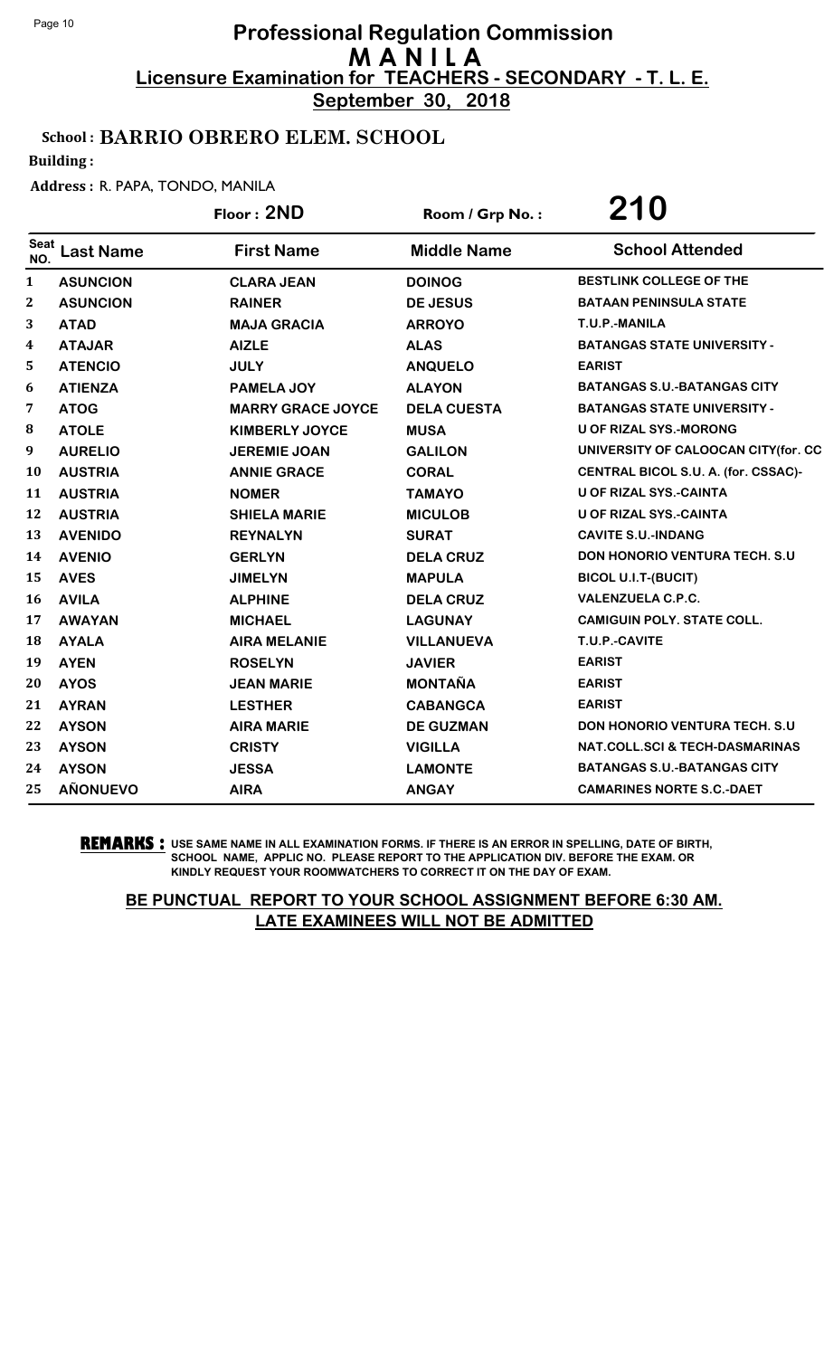# Professional Regulation Commission
## M A N I L A
### Licensure Examination for TEACHERS - SECONDARY - T. L. E.
**September 30, 2018**

**School : BARRIO OBRERO ELEM. SCHOOL**

**Building :**

**Address :** R. PAPA, TONDO, MANILA

**Floor : 2ND** | **Room / Grp No. : 210**

| Seat NO. | Last Name | First Name | Middle Name | School Attended |
|---|---|---|---|---|
| 1 | ASUNCION | CLARA JEAN | DOINOG | BESTLINK COLLEGE OF THE |
| 2 | ASUNCION | RAINER | DE JESUS | BATAAN PENINSULA STATE |
| 3 | ATAD | MAJA GRACIA | ARROYO | T.U.P.-MANILA |
| 4 | ATAJAR | AIZLE | ALAS | BATANGAS STATE UNIVERSITY - |
| 5 | ATENCIO | JULY | ANQUELO | EARIST |
| 6 | ATIENZA | PAMELA JOY | ALAYON | BATANGAS S.U.-BATANGAS CITY |
| 7 | ATOG | MARRY GRACE JOYCE | DELA CUESTA | BATANGAS STATE UNIVERSITY - |
| 8 | ATOLE | KIMBERLY JOYCE | MUSA | U OF RIZAL SYS.-MORONG |
| 9 | AURELIO | JEREMIE JOAN | GALILON | UNIVERSITY OF CALOOCAN CITY(for. CC |
| 10 | AUSTRIA | ANNIE GRACE | CORAL | CENTRAL BICOL S.U. A. (for. CSSAC)- |
| 11 | AUSTRIA | NOMER | TAMAYO | U OF RIZAL SYS.-CAINTA |
| 12 | AUSTRIA | SHIELA MARIE | MICULOB | U OF RIZAL SYS.-CAINTA |
| 13 | AVENIDO | REYNALYN | SURAT | CAVITE S.U.-INDANG |
| 14 | AVENIO | GERLYN | DELA CRUZ | DON HONORIO VENTURA TECH. S.U |
| 15 | AVES | JIMELYN | MAPULA | BICOL U.I.T-(BUCIT) |
| 16 | AVILA | ALPHINE | DELA CRUZ | VALENZUELA C.P.C. |
| 17 | AWAYAN | MICHAEL | LAGUNAY | CAMIGUIN POLY. STATE COLL. |
| 18 | AYALA | AIRA MELANIE | VILLANUEVA | T.U.P.-CAVITE |
| 19 | AYEN | ROSELYN | JAVIER | EARIST |
| 20 | AYOS | JEAN MARIE | MONTAÑA | EARIST |
| 21 | AYRAN | LESTHER | CABANGCA | EARIST |
| 22 | AYSON | AIRA MARIE | DE GUZMAN | DON HONORIO VENTURA TECH. S.U |
| 23 | AYSON | CRISTY | VIGILLA | NAT.COLL.SCI & TECH-DASMARINAS |
| 24 | AYSON | JESSA | LAMONTE | BATANGAS S.U.-BATANGAS CITY |
| 25 | AÑONUEVO | AIRA | ANGAY | CAMARINES NORTE S.C.-DAET |

**REMARKS :** USE SAME NAME IN ALL EXAMINATION FORMS. IF THERE IS AN ERROR IN SPELLING, DATE OF BIRTH, SCHOOL NAME, APPLIC NO. PLEASE REPORT TO THE APPLICATION DIV. BEFORE THE EXAM. OR KINDLY REQUEST YOUR ROOMWATCHERS TO CORRECT IT ON THE DAY OF EXAM.

**BE PUNCTUAL REPORT TO YOUR SCHOOL ASSIGNMENT BEFORE 6:30 AM. LATE EXAMINEES WILL NOT BE ADMITTED**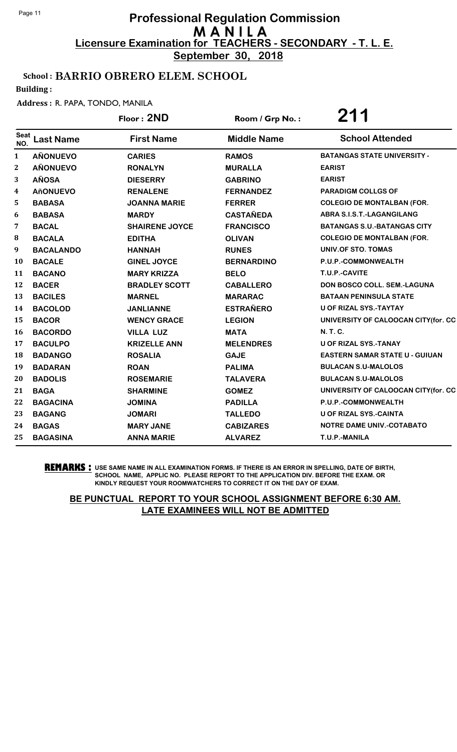# Professional Regulation Commission
## M A N I L A
### Licensure Examination for TEACHERS - SECONDARY - T. L. E.
**September 30, 2018**

**School : BARRIO OBRERO ELEM. SCHOOL**

**Building :**

**Address :** R. PAPA, TONDO, MANILA

**Floor : 2ND** | **Room / Grp No. : 211**

| Seat NO. | Last Name | First Name | Middle Name | School Attended |
|---|---|---|---|---|
| 1 | AÑONUEVO | CARIES | RAMOS | BATANGAS STATE UNIVERSITY - |
| 2 | AÑONUEVO | RONALYN | MURALLA | EARIST |
| 3 | AÑOSA | DIESERRY | GABRINO | EARIST |
| 4 | AñONUEVO | RENALENE | FERNANDEZ | PARADIGM COLLGS OF |
| 5 | BABASA | JOANNA MARIE | FERRER | COLEGIO DE MONTALBAN (FOR. |
| 6 | BABASA | MARDY | CASTAÑEDA | ABRA S.I.S.T.-LAGANGILANG |
| 7 | BACAL | SHAIRENE JOYCE | FRANCISCO | BATANGAS S.U.-BATANGAS CITY |
| 8 | BACALA | EDITHA | OLIVAN | COLEGIO DE MONTALBAN (FOR. |
| 9 | BACALANDO | HANNAH | RUNES | UNIV.OF STO. TOMAS |
| 10 | BACALE | GINEL JOYCE | BERNARDINO | P.U.P.-COMMONWEALTH |
| 11 | BACANO | MARY KRIZZA | BELO | T.U.P.-CAVITE |
| 12 | BACER | BRADLEY SCOTT | CABALLERO | DON BOSCO COLL. SEM.-LAGUNA |
| 13 | BACILES | MARNEL | MARARAC | BATAAN PENINSULA STATE |
| 14 | BACOLOD | JANLIANNE | ESTRAÑERO | U OF RIZAL SYS.-TAYTAY |
| 15 | BACOR | WENCY GRACE | LEGION | UNIVERSITY OF CALOOCAN CITY(for. CC |
| 16 | BACORDO | VILLA LUZ | MATA | N. T. C. |
| 17 | BACULPO | KRIZELLE ANN | MELENDRES | U OF RIZAL SYS.-TANAY |
| 18 | BADANGO | ROSALIA | GAJE | EASTERN SAMAR STATE U - GUIUAN |
| 19 | BADARAN | ROAN | PALIMA | BULACAN S.U-MALOLOS |
| 20 | BADOLIS | ROSEMARIE | TALAVERA | BULACAN S.U-MALOLOS |
| 21 | BAGA | SHARMINE | GOMEZ | UNIVERSITY OF CALOOCAN CITY(for. CC |
| 22 | BAGACINA | JOMINA | PADILLA | P.U.P.-COMMONWEALTH |
| 23 | BAGANG | JOMARI | TALLEDO | U OF RIZAL SYS.-CAINTA |
| 24 | BAGAS | MARY JANE | CABIZARES | NOTRE DAME UNIV.-COTABATO |
| 25 | BAGASINA | ANNA MARIE | ALVAREZ | T.U.P.-MANILA |

**REMARKS :** USE SAME NAME IN ALL EXAMINATION FORMS. IF THERE IS AN ERROR IN SPELLING, DATE OF BIRTH, SCHOOL NAME, APPLIC NO. PLEASE REPORT TO THE APPLICATION DIV. BEFORE THE EXAM. OR KINDLY REQUEST YOUR ROOMWATCHERS TO CORRECT IT ON THE DAY OF EXAM.

**BE PUNCTUAL REPORT TO YOUR SCHOOL ASSIGNMENT BEFORE 6:30 AM.**
**LATE EXAMINEES WILL NOT BE ADMITTED**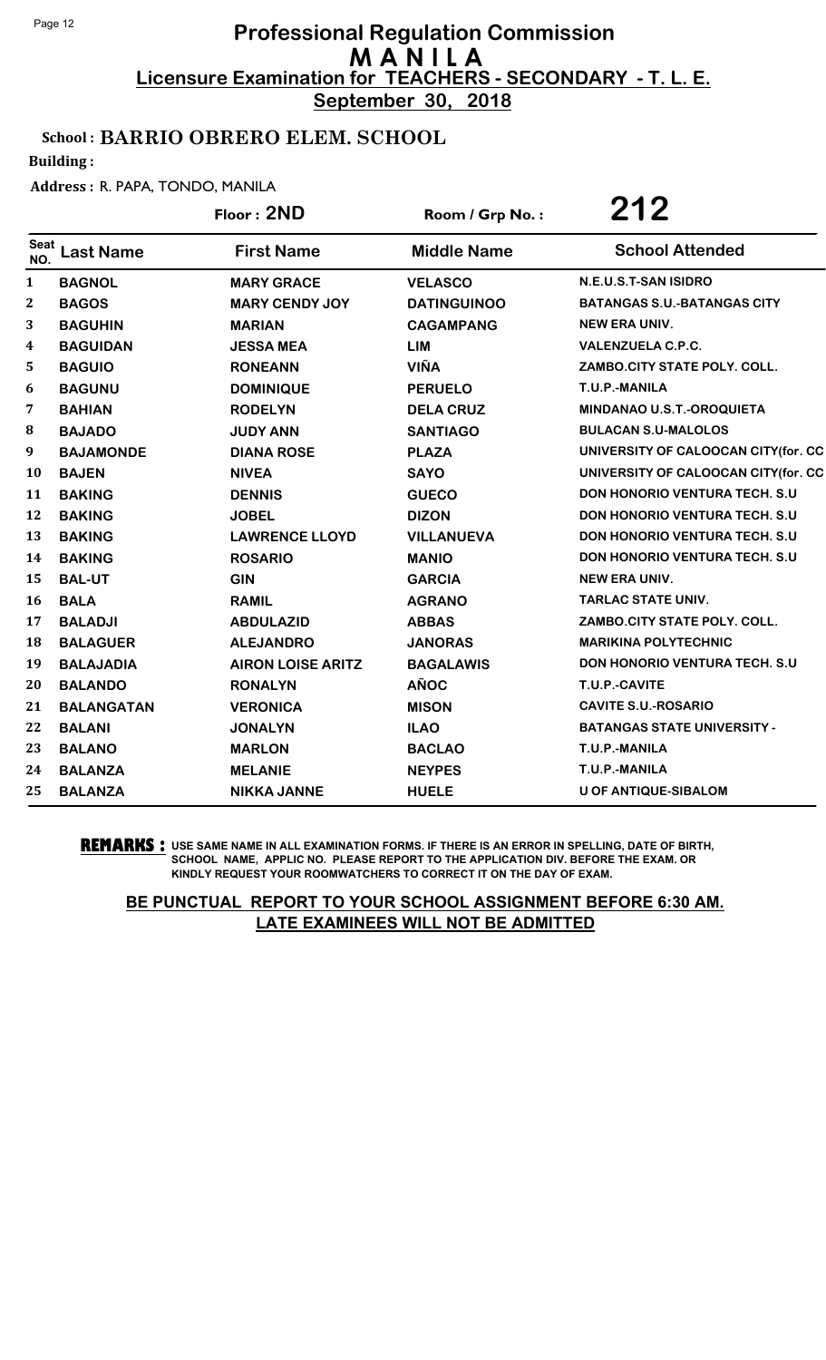# Professional Regulation Commission
# MANILA
## Licensure Examination for TEACHERS - SECONDARY - T. L. E.
**September 30, 2018**

**School : BARRIO OBRERO ELEM. SCHOOL**

**Building :**

**Address :** R. PAPA, TONDO, MANILA

**Floor : 2ND** | **Room / Grp No. : 212**

| Seat NO. | Last Name | First Name | Middle Name | School Attended |
|---|---|---|---|---|
| 1 | BAGNOL | MARY GRACE | VELASCO | N.E.U.S.T-SAN ISIDRO |
| 2 | BAGOS | MARY CENDY JOY | DATINGUINOO | BATANGAS S.U.-BATANGAS CITY |
| 3 | BAGUHIN | MARIAN | CAGAMPANG | NEW ERA UNIV. |
| 4 | BAGUIDAN | JESSA MEA | LIM | VALENZUELA C.P.C. |
| 5 | BAGUIO | RONEANN | VIÑA | ZAMBO.CITY STATE POLY. COLL. |
| 6 | BAGUNU | DOMINIQUE | PERUELO | T.U.P.-MANILA |
| 7 | BAHIAN | RODELYN | DELA CRUZ | MINDANAO U.S.T.-OROQUIETA |
| 8 | BAJADO | JUDY ANN | SANTIAGO | BULACAN S.U-MALOLOS |
| 9 | BAJAMONDE | DIANA ROSE | PLAZA | UNIVERSITY OF CALOOCAN CITY(for. CC |
| 10 | BAJEN | NIVEA | SAYO | UNIVERSITY OF CALOOCAN CITY(for. CC |
| 11 | BAKING | DENNIS | GUECO | DON HONORIO VENTURA TECH. S.U |
| 12 | BAKING | JOBEL | DIZON | DON HONORIO VENTURA TECH. S.U |
| 13 | BAKING | LAWRENCE LLOYD | VILLANUEVA | DON HONORIO VENTURA TECH. S.U |
| 14 | BAKING | ROSARIO | MANIO | DON HONORIO VENTURA TECH. S.U |
| 15 | BAL-UT | GIN | GARCIA | NEW ERA UNIV. |
| 16 | BALA | RAMIL | AGRANO | TARLAC STATE UNIV. |
| 17 | BALADJI | ABDULAZID | ABBAS | ZAMBO.CITY STATE POLY. COLL. |
| 18 | BALAGUER | ALEJANDRO | JANORAS | MARIKINA POLYTECHNIC |
| 19 | BALAJADIA | AIRON LOISE ARITZ | BAGALAWIS | DON HONORIO VENTURA TECH. S.U |
| 20 | BALANDO | RONALYN | AÑOC | T.U.P.-CAVITE |
| 21 | BALANGATAN | VERONICA | MISON | CAVITE S.U.-ROSARIO |
| 22 | BALANI | JONALYN | ILAO | BATANGAS STATE UNIVERSITY - |
| 23 | BALANO | MARLON | BACLAO | T.U.P.-MANILA |
| 24 | BALANZA | MELANIE | NEYPES | T.U.P.-MANILA |
| 25 | BALANZA | NIKKA JANNE | HUELE | U OF ANTIQUE-SIBALOM |

**REMARKS :** USE SAME NAME IN ALL EXAMINATION FORMS. IF THERE IS AN ERROR IN SPELLING, DATE OF BIRTH, SCHOOL NAME, APPLIC NO. PLEASE REPORT TO THE APPLICATION DIV. BEFORE THE EXAM. OR KINDLY REQUEST YOUR ROOMWATCHERS TO CORRECT IT ON THE DAY OF EXAM.

**BE PUNCTUAL REPORT TO YOUR SCHOOL ASSIGNMENT BEFORE 6:30 AM. LATE EXAMINEES WILL NOT BE ADMITTED**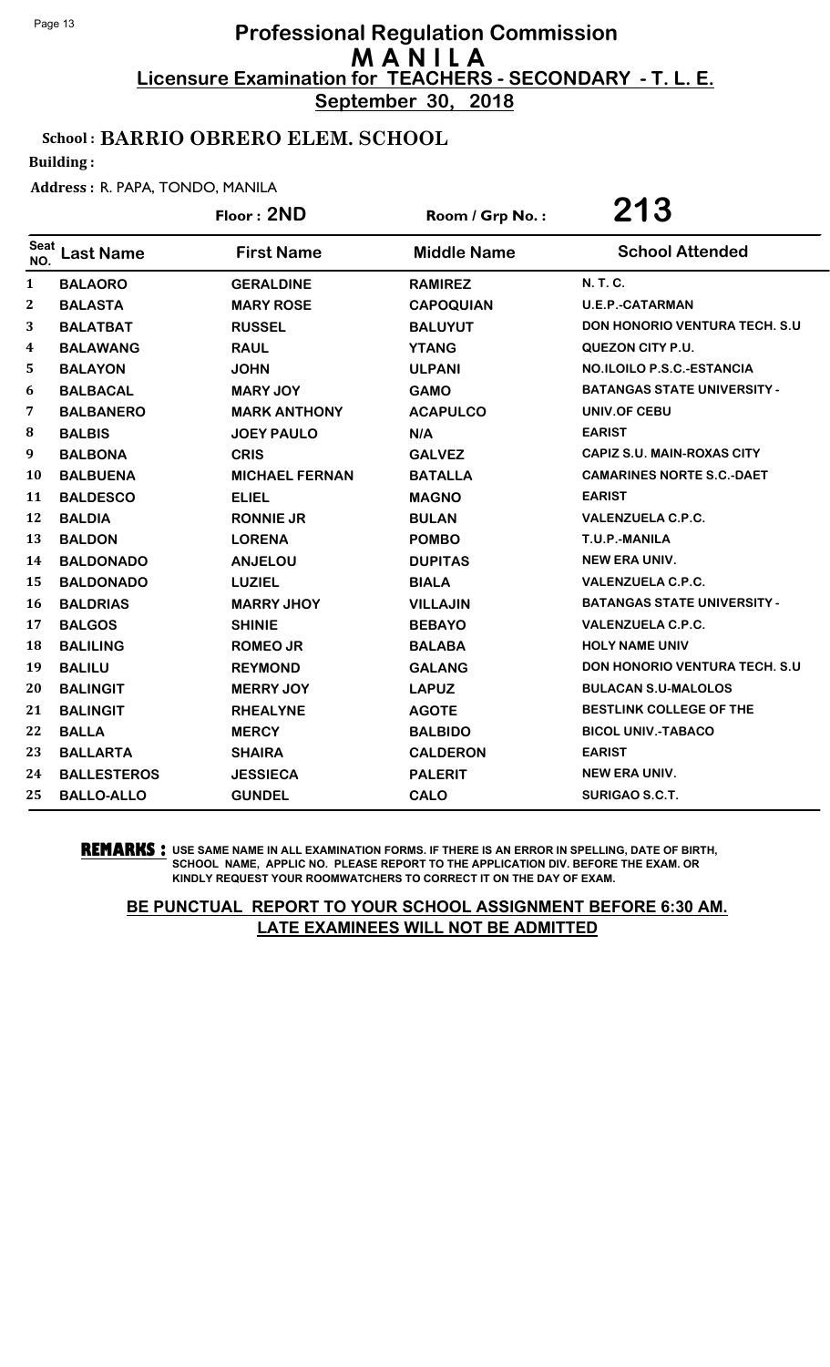# Professional Regulation Commission
## M A N I L A
### Licensure Examination for TEACHERS - SECONDARY - T. L. E.
**September 30, 2018**

**School : BARRIO OBRERO ELEM. SCHOOL**

**Building :**

**Address :** R. PAPA, TONDO, MANILA

**Floor : 2ND** | **Room / Grp No. : 213**

| Seat NO. | Last Name | First Name | Middle Name | School Attended |
|---|---|---|---|---|
| 1 | BALAORO | GERALDINE | RAMIREZ | N. T. C. |
| 2 | BALASTA | MARY ROSE | CAPOQUIAN | U.E.P.-CATARMAN |
| 3 | BALATBAT | RUSSEL | BALUYUT | DON HONORIO VENTURA TECH. S.U |
| 4 | BALAWANG | RAUL | YTANG | QUEZON CITY P.U. |
| 5 | BALAYON | JOHN | ULPANI | NO.ILOILO P.S.C.-ESTANCIA |
| 6 | BALBACAL | MARY JOY | GAMO | BATANGAS STATE UNIVERSITY - |
| 7 | BALBANERO | MARK ANTHONY | ACAPULCO | UNIV.OF CEBU |
| 8 | BALBIS | JOEY PAULO | N/A | EARIST |
| 9 | BALBONA | CRIS | GALVEZ | CAPIZ S.U. MAIN-ROXAS CITY |
| 10 | BALBUENA | MICHAEL FERNAN | BATALLA | CAMARINES NORTE S.C.-DAET |
| 11 | BALDESCO | ELIEL | MAGNO | EARIST |
| 12 | BALDIA | RONNIE JR | BULAN | VALENZUELA C.P.C. |
| 13 | BALDON | LORENA | POMBO | T.U.P.-MANILA |
| 14 | BALDONADO | ANJELOU | DUPITAS | NEW ERA UNIV. |
| 15 | BALDONADO | LUZIEL | BIALA | VALENZUELA C.P.C. |
| 16 | BALDRIAS | MARRY JHOY | VILLAJIN | BATANGAS STATE UNIVERSITY - |
| 17 | BALGOS | SHINIE | BEBAYO | VALENZUELA C.P.C. |
| 18 | BALILING | ROMEO JR | BALABA | HOLY NAME UNIV |
| 19 | BALILU | REYMOND | GALANG | DON HONORIO VENTURA TECH. S.U |
| 20 | BALINGIT | MERRY JOY | LAPUZ | BULACAN S.U-MALOLOS |
| 21 | BALINGIT | RHEALYNE | AGOTE | BESTLINK COLLEGE OF THE |
| 22 | BALLA | MERCY | BALBIDO | BICOL UNIV.-TABACO |
| 23 | BALLARTA | SHAIRA | CALDERON | EARIST |
| 24 | BALLESTEROS | JESSIECA | PALERIT | NEW ERA UNIV. |
| 25 | BALLO-ALLO | GUNDEL | CALO | SURIGAO S.C.T. |

**REMARKS :** USE SAME NAME IN ALL EXAMINATION FORMS. IF THERE IS AN ERROR IN SPELLING, DATE OF BIRTH, SCHOOL NAME, APPLIC NO. PLEASE REPORT TO THE APPLICATION DIV. BEFORE THE EXAM. OR KINDLY REQUEST YOUR ROOMWATCHERS TO CORRECT IT ON THE DAY OF EXAM.

**BE PUNCTUAL REPORT TO YOUR SCHOOL ASSIGNMENT BEFORE 6:30 AM. LATE EXAMINEES WILL NOT BE ADMITTED**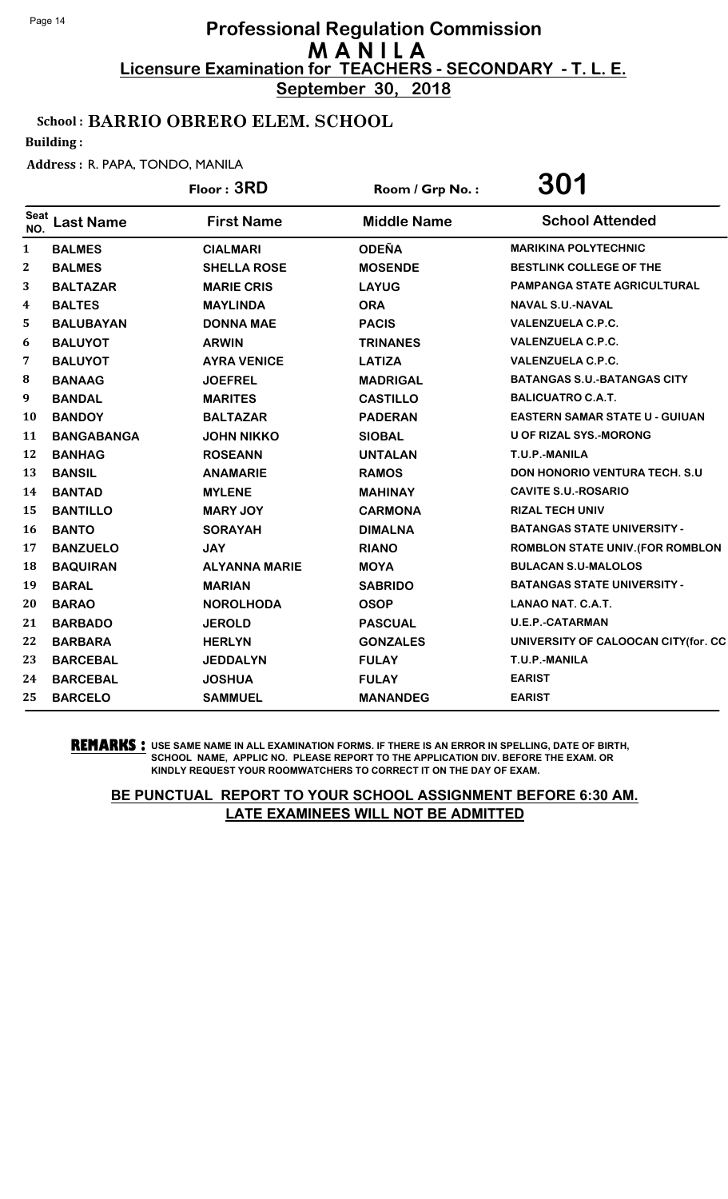# Professional Regulation Commission
## M A N I L A
### Licensure Examination for TEACHERS - SECONDARY - T. L. E.
**September 30, 2018**

**School : BARRIO OBRERO ELEM. SCHOOL**

**Building :**

**Address :** R. PAPA, TONDO, MANILA

**Floor : 3RD** | **Room / Grp No. : 301**

| Seat NO. | Last Name | First Name | Middle Name | School Attended |
|---|---|---|---|---|
| 1 | BALMES | CIALMARI | ODEÑA | MARIKINA POLYTECHNIC |
| 2 | BALMES | SHELLA ROSE | MOSENDE | BESTLINK COLLEGE OF THE |
| 3 | BALTAZAR | MARIE CRIS | LAYUG | PAMPANGA STATE AGRICULTURAL |
| 4 | BALTES | MAYLINDA | ORA | NAVAL S.U.-NAVAL |
| 5 | BALUBAYAN | DONNA MAE | PACIS | VALENZUELA C.P.C. |
| 6 | BALUYOT | ARWIN | TRINANES | VALENZUELA C.P.C. |
| 7 | BALUYOT | AYRA VENICE | LATIZA | VALENZUELA C.P.C. |
| 8 | BANAAG | JOEFREL | MADRIGAL | BATANGAS S.U.-BATANGAS CITY |
| 9 | BANDAL | MARITES | CASTILLO | BALICUATRO C.A.T. |
| 10 | BANDOY | BALTAZAR | PADERAN | EASTERN SAMAR STATE U - GUIUAN |
| 11 | BANGABANGA | JOHN NIKKO | SIOBAL | U OF RIZAL SYS.-MORONG |
| 12 | BANHAG | ROSEANN | UNTALAN | T.U.P.-MANILA |
| 13 | BANSIL | ANAMARIE | RAMOS | DON HONORIO VENTURA TECH. S.U |
| 14 | BANTAD | MYLENE | MAHINAY | CAVITE S.U.-ROSARIO |
| 15 | BANTILLO | MARY JOY | CARMONA | RIZAL TECH UNIV |
| 16 | BANTO | SORAYAH | DIMALNA | BATANGAS STATE UNIVERSITY - |
| 17 | BANZUELO | JAY | RIANO | ROMBLON STATE UNIV.(FOR ROMBLON |
| 18 | BAQUIRAN | ALYANNA MARIE | MOYA | BULACAN S.U-MALOLOS |
| 19 | BARAL | MARIAN | SABRIDO | BATANGAS STATE UNIVERSITY - |
| 20 | BARAO | NOROLHODA | OSOP | LANAO NAT. C.A.T. |
| 21 | BARBADO | JEROLD | PASCUAL | U.E.P.-CATARMAN |
| 22 | BARBARA | HERLYN | GONZALES | UNIVERSITY OF CALOOCAN CITY(for. CC |
| 23 | BARCEBAL | JEDDALYN | FULAY | T.U.P.-MANILA |
| 24 | BARCEBAL | JOSHUA | FULAY | EARIST |
| 25 | BARCELO | SAMMUEL | MANANDEG | EARIST |

**REMARKS :** USE SAME NAME IN ALL EXAMINATION FORMS. IF THERE IS AN ERROR IN SPELLING, DATE OF BIRTH, SCHOOL NAME, APPLIC NO. PLEASE REPORT TO THE APPLICATION DIV. BEFORE THE EXAM. OR KINDLY REQUEST YOUR ROOMWATCHERS TO CORRECT IT ON THE DAY OF EXAM.

**BE PUNCTUAL REPORT TO YOUR SCHOOL ASSIGNMENT BEFORE 6:30 AM. LATE EXAMINEES WILL NOT BE ADMITTED**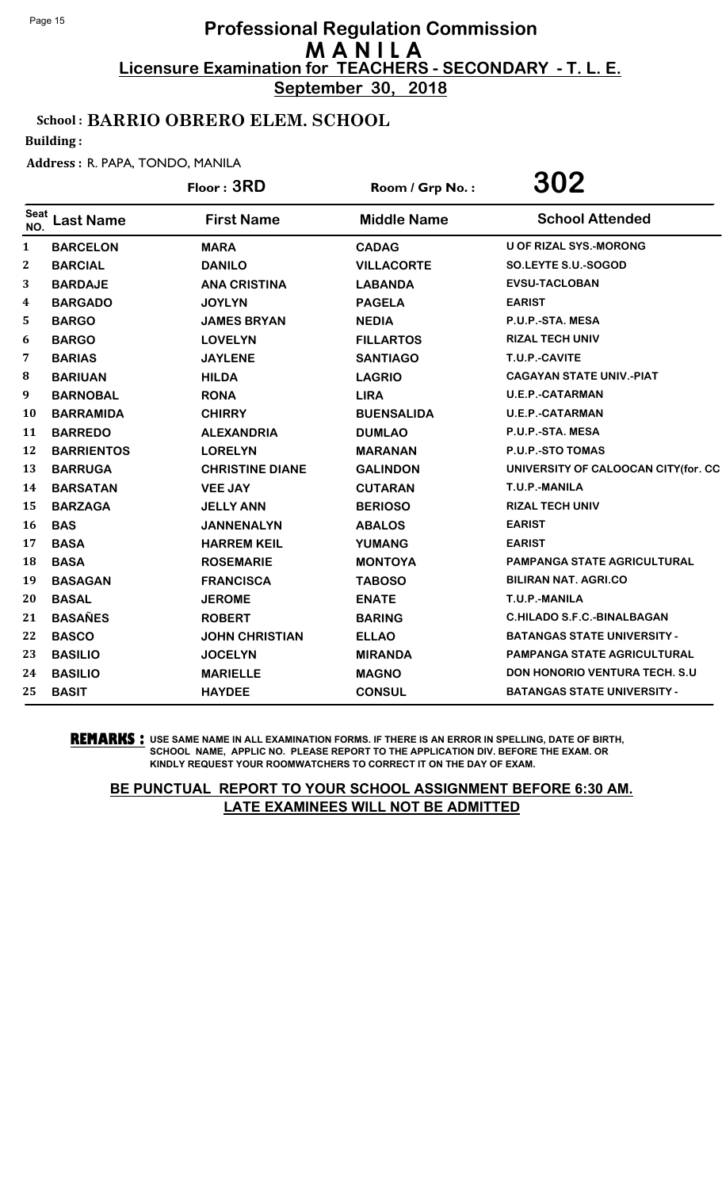# Professional Regulation Commission
## M A N I L A
### Licensure Examination for TEACHERS - SECONDARY - T. L. E.
**September 30, 2018**

**School : BARRIO OBRERO ELEM. SCHOOL**

**Building :**

**Address :** R. PAPA, TONDO, MANILA

**Floor : 3RD** | **Room / Grp No. : 302**

| Seat NO. | Last Name | First Name | Middle Name | School Attended |
|---|---|---|---|---|
| 1 | BARCELON | MARA | CADAG | U OF RIZAL SYS.-MORONG |
| 2 | BARCIAL | DANILO | VILLACORTE | SO.LEYTE S.U.-SOGOD |
| 3 | BARDAJE | ANA CRISTINA | LABANDA | EVSU-TACLOBAN |
| 4 | BARGADO | JOYLYN | PAGELA | EARIST |
| 5 | BARGO | JAMES BRYAN | NEDIA | P.U.P.-STA. MESA |
| 6 | BARGO | LOVELYN | FILLARTOS | RIZAL TECH UNIV |
| 7 | BARIAS | JAYLENE | SANTIAGO | T.U.P.-CAVITE |
| 8 | BARIUAN | HILDA | LAGRIO | CAGAYAN STATE UNIV.-PIAT |
| 9 | BARNOBAL | RONA | LIRA | U.E.P.-CATARMAN |
| 10 | BARRAMIDA | CHIRRY | BUENSALIDA | U.E.P.-CATARMAN |
| 11 | BARREDO | ALEXANDRIA | DUMLAO | P.U.P.-STA. MESA |
| 12 | BARRIENTOS | LORELYN | MARANAN | P.U.P.-STO TOMAS |
| 13 | BARRUGA | CHRISTINE DIANE | GALINDON | UNIVERSITY OF CALOOCAN CITY(for. CC |
| 14 | BARSATAN | VEE JAY | CUTARAN | T.U.P.-MANILA |
| 15 | BARZAGA | JELLY ANN | BERIOSO | RIZAL TECH UNIV |
| 16 | BAS | JANNENALYN | ABALOS | EARIST |
| 17 | BASA | HARREM KEIL | YUMANG | EARIST |
| 18 | BASA | ROSEMARIE | MONTOYA | PAMPANGA STATE AGRICULTURAL |
| 19 | BASAGAN | FRANCISCA | TABOSO | BILIRAN NAT. AGRI.CO |
| 20 | BASAL | JEROME | ENATE | T.U.P.-MANILA |
| 21 | BASAÑES | ROBERT | BARING | C.HILADO S.F.C.-BINALBAGAN |
| 22 | BASCO | JOHN CHRISTIAN | ELLAO | BATANGAS STATE UNIVERSITY - |
| 23 | BASILIO | JOCELYN | MIRANDA | PAMPANGA STATE AGRICULTURAL |
| 24 | BASILIO | MARIELLE | MAGNO | DON HONORIO VENTURA TECH. S.U |
| 25 | BASIT | HAYDEE | CONSUL | BATANGAS STATE UNIVERSITY - |

**REMARKS :** USE SAME NAME IN ALL EXAMINATION FORMS. IF THERE IS AN ERROR IN SPELLING, DATE OF BIRTH, SCHOOL NAME, APPLIC NO. PLEASE REPORT TO THE APPLICATION DIV. BEFORE THE EXAM. OR KINDLY REQUEST YOUR ROOMWATCHERS TO CORRECT IT ON THE DAY OF EXAM.

**BE PUNCTUAL REPORT TO YOUR SCHOOL ASSIGNMENT BEFORE 6:30 AM.**
**LATE EXAMINEES WILL NOT BE ADMITTED**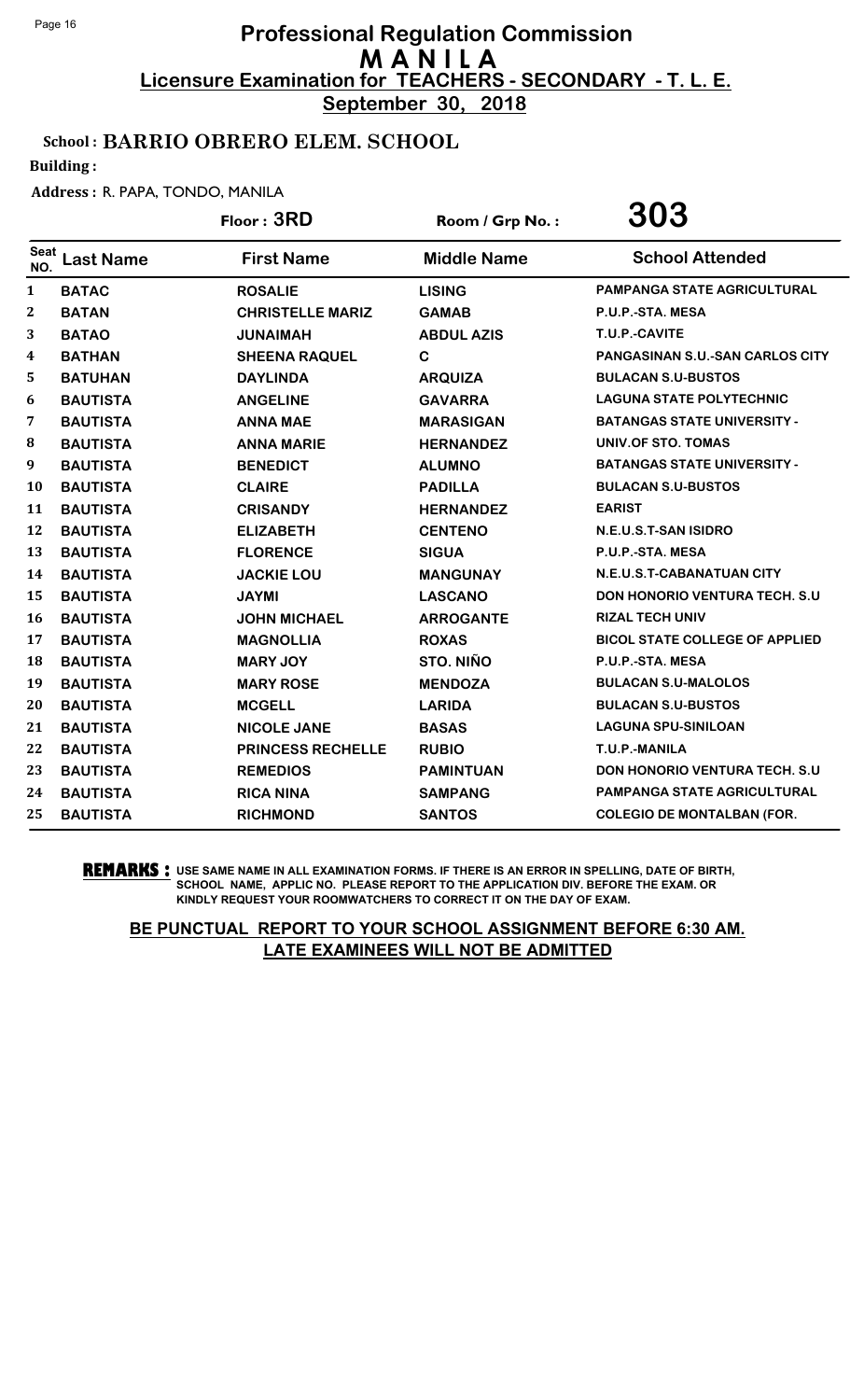# Professional Regulation Commission
## M A N I L A
### Licensure Examination for TEACHERS - SECONDARY - T. L. E.
**September 30, 2018**

**School : BARRIO OBRERO ELEM. SCHOOL**

**Building :**

**Address :** R. PAPA, TONDO, MANILA

**Floor : 3RD** | **Room / Grp No. : 303**

| Seat NO. | Last Name | First Name | Middle Name | School Attended |
|---|---|---|---|---|
| 1 | BATAC | ROSALIE | LISING | PAMPANGA STATE AGRICULTURAL |
| 2 | BATAN | CHRISTELLE MARIZ | GAMAB | P.U.P.-STA. MESA |
| 3 | BATAO | JUNAIMAH | ABDUL AZIS | T.U.P.-CAVITE |
| 4 | BATHAN | SHEENA RAQUEL | C | PANGASINAN S.U.-SAN CARLOS CITY |
| 5 | BATUHAN | DAYLINDA | ARQUIZA | BULACAN S.U-BUSTOS |
| 6 | BAUTISTA | ANGELINE | GAVARRA | LAGUNA STATE POLYTECHNIC |
| 7 | BAUTISTA | ANNA MAE | MARASIGAN | BATANGAS STATE UNIVERSITY - |
| 8 | BAUTISTA | ANNA MARIE | HERNANDEZ | UNIV.OF STO. TOMAS |
| 9 | BAUTISTA | BENEDICT | ALUMNO | BATANGAS STATE UNIVERSITY - |
| 10 | BAUTISTA | CLAIRE | PADILLA | BULACAN S.U-BUSTOS |
| 11 | BAUTISTA | CRISANDY | HERNANDEZ | EARIST |
| 12 | BAUTISTA | ELIZABETH | CENTENO | N.E.U.S.T-SAN ISIDRO |
| 13 | BAUTISTA | FLORENCE | SIGUA | P.U.P.-STA. MESA |
| 14 | BAUTISTA | JACKIE LOU | MANGUNAY | N.E.U.S.T-CABANATUAN CITY |
| 15 | BAUTISTA | JAYMI | LASCANO | DON HONORIO VENTURA TECH. S.U |
| 16 | BAUTISTA | JOHN MICHAEL | ARROGANTE | RIZAL TECH UNIV |
| 17 | BAUTISTA | MAGNOLLIA | ROXAS | BICOL STATE COLLEGE OF APPLIED |
| 18 | BAUTISTA | MARY JOY | STO. NIÑO | P.U.P.-STA. MESA |
| 19 | BAUTISTA | MARY ROSE | MENDOZA | BULACAN S.U-MALOLOS |
| 20 | BAUTISTA | MCGELL | LARIDA | BULACAN S.U-BUSTOS |
| 21 | BAUTISTA | NICOLE JANE | BASAS | LAGUNA SPU-SINILOAN |
| 22 | BAUTISTA | PRINCESS RECHELLE | RUBIO | T.U.P.-MANILA |
| 23 | BAUTISTA | REMEDIOS | PAMINTUAN | DON HONORIO VENTURA TECH. S.U |
| 24 | BAUTISTA | RICA NINA | SAMPANG | PAMPANGA STATE AGRICULTURAL |
| 25 | BAUTISTA | RICHMOND | SANTOS | COLEGIO DE MONTALBAN (FOR. |

**REMARKS :** USE SAME NAME IN ALL EXAMINATION FORMS. IF THERE IS AN ERROR IN SPELLING, DATE OF BIRTH, SCHOOL NAME, APPLIC NO. PLEASE REPORT TO THE APPLICATION DIV. BEFORE THE EXAM. OR KINDLY REQUEST YOUR ROOMWATCHERS TO CORRECT IT ON THE DAY OF EXAM.

**BE PUNCTUAL REPORT TO YOUR SCHOOL ASSIGNMENT BEFORE 6:30 AM.**
**LATE EXAMINEES WILL NOT BE ADMITTED**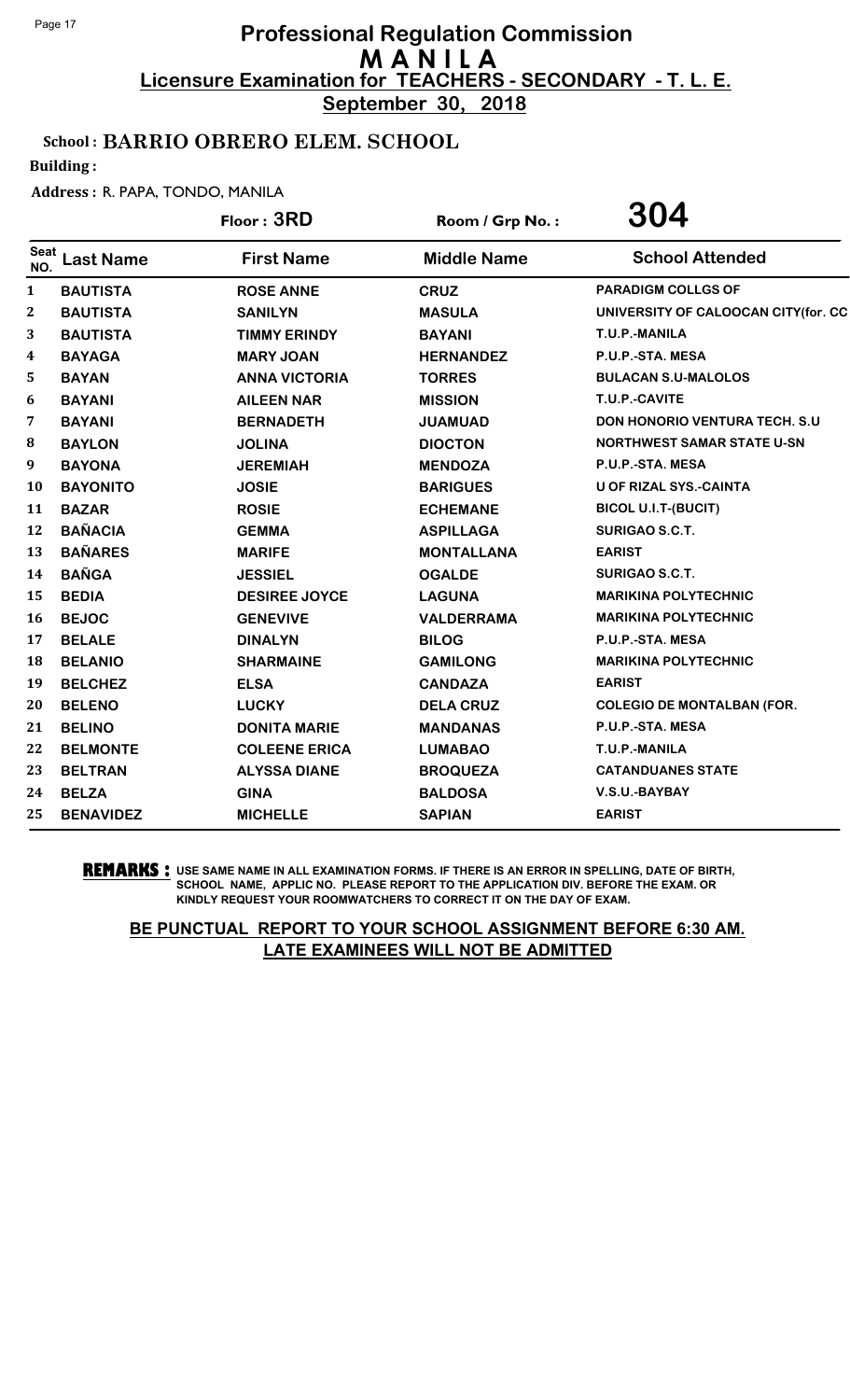# Professional Regulation Commission
# M A N I L A
## Licensure Examination for TEACHERS - SECONDARY - T. L. E.
**September 30, 2018**

**School : BARRIO OBRERO ELEM. SCHOOL**

**Building :**

**Address :** R. PAPA, TONDO, MANILA

**Floor : 3RD** &nbsp;&nbsp;&nbsp; **Room / Grp No. : 304**

| Seat NO. | Last Name | First Name | Middle Name | School Attended |
|---|---|---|---|---|
| 1 | BAUTISTA | ROSE ANNE | CRUZ | PARADIGM COLLGS OF |
| 2 | BAUTISTA | SANILYN | MASULA | UNIVERSITY OF CALOOCAN CITY(for. CC |
| 3 | BAUTISTA | TIMMY ERINDY | BAYANI | T.U.P.-MANILA |
| 4 | BAYAGA | MARY JOAN | HERNANDEZ | P.U.P.-STA. MESA |
| 5 | BAYAN | ANNA VICTORIA | TORRES | BULACAN S.U-MALOLOS |
| 6 | BAYANI | AILEEN NAR | MISSION | T.U.P.-CAVITE |
| 7 | BAYANI | BERNADETH | JUAMUAD | DON HONORIO VENTURA TECH. S.U |
| 8 | BAYLON | JOLINA | DIOCTON | NORTHWEST SAMAR STATE U-SN |
| 9 | BAYONA | JEREMIAH | MENDOZA | P.U.P.-STA. MESA |
| 10 | BAYONITO | JOSIE | BARIGUES | U OF RIZAL SYS.-CAINTA |
| 11 | BAZAR | ROSIE | ECHEMANE | BICOL U.I.T-(BUCIT) |
| 12 | BAÑACIA | GEMMA | ASPILLAGA | SURIGAO S.C.T. |
| 13 | BAÑARES | MARIFE | MONTALLANA | EARIST |
| 14 | BAÑGA | JESSIEL | OGALDE | SURIGAO S.C.T. |
| 15 | BEDIA | DESIREE JOYCE | LAGUNA | MARIKINA POLYTECHNIC |
| 16 | BEJOC | GENEVIVE | VALDERRAMA | MARIKINA POLYTECHNIC |
| 17 | BELALE | DINALYN | BILOG | P.U.P.-STA. MESA |
| 18 | BELANIO | SHARMAINE | GAMILONG | MARIKINA POLYTECHNIC |
| 19 | BELCHEZ | ELSA | CANDAZA | EARIST |
| 20 | BELENO | LUCKY | DELA CRUZ | COLEGIO DE MONTALBAN (FOR. |
| 21 | BELINO | DONITA MARIE | MANDANAS | P.U.P.-STA. MESA |
| 22 | BELMONTE | COLEENE ERICA | LUMABAO | T.U.P.-MANILA |
| 23 | BELTRAN | ALYSSA DIANE | BROQUEZA | CATANDUANES STATE |
| 24 | BELZA | GINA | BALDOSA | V.S.U.-BAYBAY |
| 25 | BENAVIDEZ | MICHELLE | SAPIAN | EARIST |

**REMARKS :** USE SAME NAME IN ALL EXAMINATION FORMS. IF THERE IS AN ERROR IN SPELLING, DATE OF BIRTH, SCHOOL NAME, APPLIC NO. PLEASE REPORT TO THE APPLICATION DIV. BEFORE THE EXAM. OR KINDLY REQUEST YOUR ROOMWATCHERS TO CORRECT IT ON THE DAY OF EXAM.

**BE PUNCTUAL REPORT TO YOUR SCHOOL ASSIGNMENT BEFORE 6:30 AM. LATE EXAMINEES WILL NOT BE ADMITTED**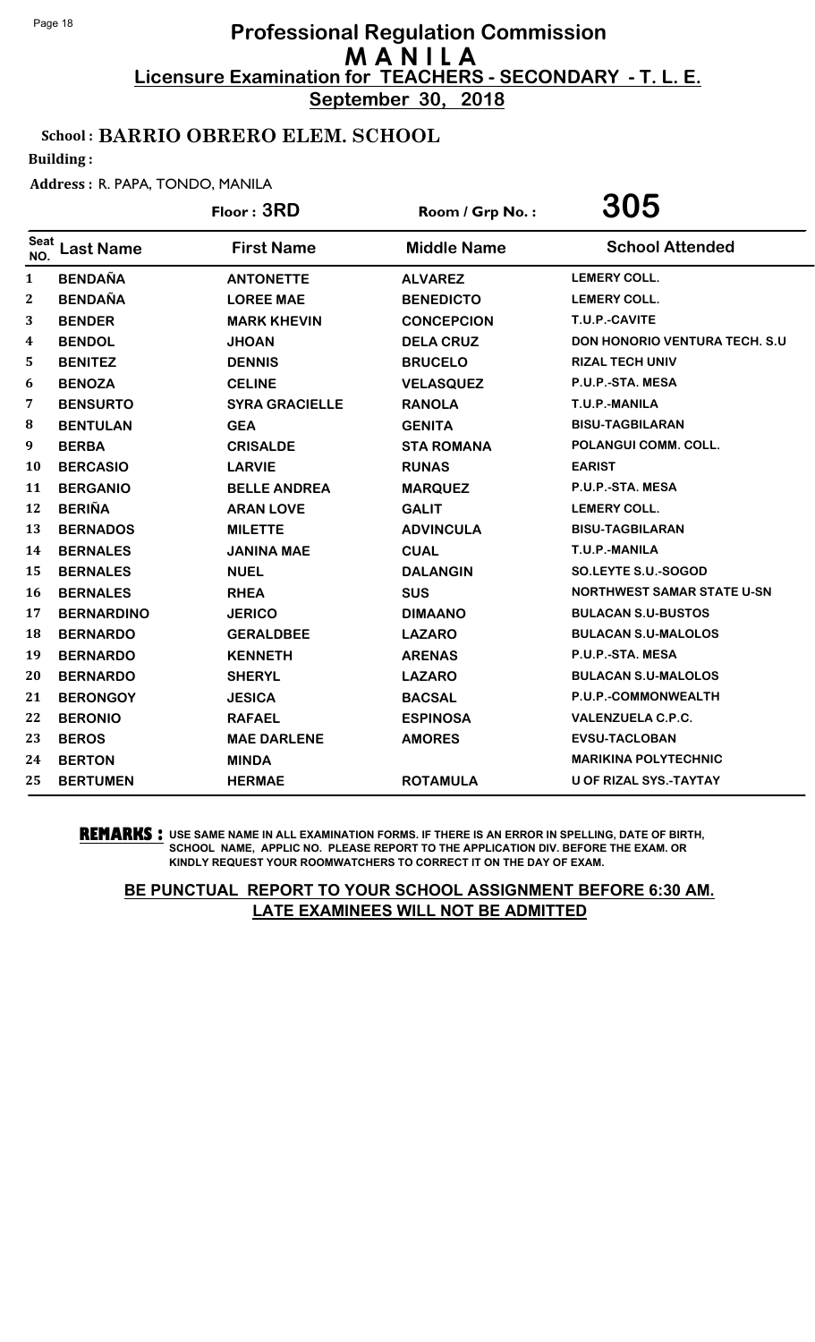# Professional Regulation Commission
## M A N I L A
### Licensure Examination for TEACHERS - SECONDARY - T. L. E.
**September 30, 2018**

**School : BARRIO OBRERO ELEM. SCHOOL**

**Building :**

**Address :** R. PAPA, TONDO, MANILA

**Floor : 3RD** | **Room / Grp No. : 305**

| Seat NO. | Last Name | First Name | Middle Name | School Attended |
|---|---|---|---|---|
| 1 | BENDAÑA | ANTONETTE | ALVAREZ | LEMERY COLL. |
| 2 | BENDAÑA | LOREE MAE | BENEDICTO | LEMERY COLL. |
| 3 | BENDER | MARK KHEVIN | CONCEPCION | T.U.P.-CAVITE |
| 4 | BENDOL | JHOAN | DELA CRUZ | DON HONORIO VENTURA TECH. S.U |
| 5 | BENITEZ | DENNIS | BRUCELO | RIZAL TECH UNIV |
| 6 | BENOZA | CELINE | VELASQUEZ | P.U.P.-STA. MESA |
| 7 | BENSURTO | SYRA GRACIELLE | RANOLA | T.U.P.-MANILA |
| 8 | BENTULAN | GEA | GENITA | BISU-TAGBILARAN |
| 9 | BERBA | CRISALDE | STA ROMANA | POLANGUI COMM. COLL. |
| 10 | BERCASIO | LARVIE | RUNAS | EARIST |
| 11 | BERGANIO | BELLE ANDREA | MARQUEZ | P.U.P.-STA. MESA |
| 12 | BERIÑA | ARAN LOVE | GALIT | LEMERY COLL. |
| 13 | BERNADOS | MILETTE | ADVINCULA | BISU-TAGBILARAN |
| 14 | BERNALES | JANINA MAE | CUAL | T.U.P.-MANILA |
| 15 | BERNALES | NUEL | DALANGIN | SO.LEYTE S.U.-SOGOD |
| 16 | BERNALES | RHEA | SUS | NORTHWEST SAMAR STATE U-SN |
| 17 | BERNARDINO | JERICO | DIMAANO | BULACAN S.U-BUSTOS |
| 18 | BERNARDO | GERALDBEE | LAZARO | BULACAN S.U-MALOLOS |
| 19 | BERNARDO | KENNETH | ARENAS | P.U.P.-STA. MESA |
| 20 | BERNARDO | SHERYL | LAZARO | BULACAN S.U-MALOLOS |
| 21 | BERONGOY | JESICA | BACSAL | P.U.P.-COMMONWEALTH |
| 22 | BERONIO | RAFAEL | ESPINOSA | VALENZUELA C.P.C. |
| 23 | BEROS | MAE DARLENE | AMORES | EVSU-TACLOBAN |
| 24 | BERTON | MINDA | | MARIKINA POLYTECHNIC |
| 25 | BERTUMEN | HERMAE | ROTAMULA | U OF RIZAL SYS.-TAYTAY |

**REMARKS :** USE SAME NAME IN ALL EXAMINATION FORMS. IF THERE IS AN ERROR IN SPELLING, DATE OF BIRTH, SCHOOL NAME, APPLIC NO. PLEASE REPORT TO THE APPLICATION DIV. BEFORE THE EXAM. OR KINDLY REQUEST YOUR ROOMWATCHERS TO CORRECT IT ON THE DAY OF EXAM.

**BE PUNCTUAL REPORT TO YOUR SCHOOL ASSIGNMENT BEFORE 6:30 AM. LATE EXAMINEES WILL NOT BE ADMITTED**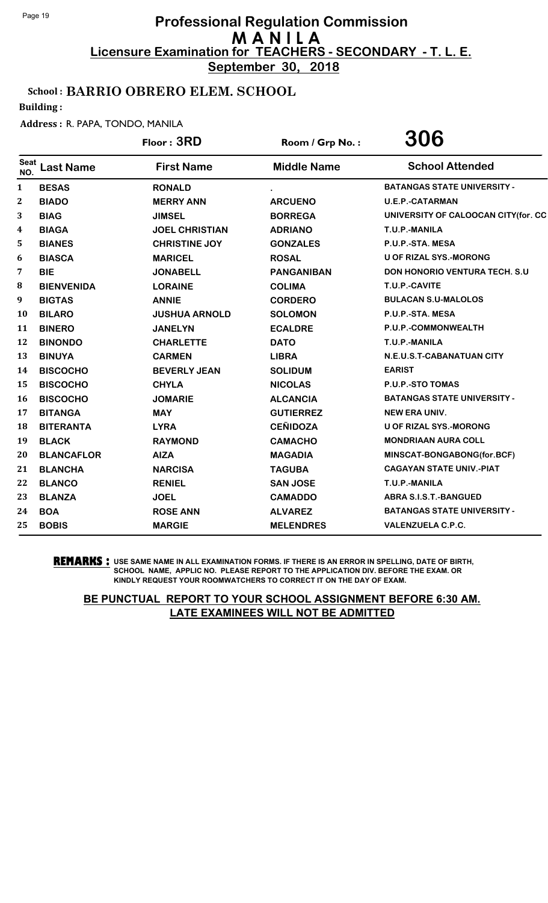# Professional Regulation Commission
## M A N I L A
### Licensure Examination for TEACHERS - SECONDARY - T. L. E.
**September 30, 2018**

**School : BARRIO OBRERO ELEM. SCHOOL**

**Building :**

**Address :** R. PAPA, TONDO, MANILA

**Floor : 3RD** &nbsp;&nbsp;&nbsp; **Room / Grp No. : 306**

| Seat NO. | Last Name | First Name | Middle Name | School Attended |
|---|---|---|---|---|
| 1 | BESAS | RONALD | . | BATANGAS STATE UNIVERSITY - |
| 2 | BIADO | MERRY ANN | ARCUENO | U.E.P.-CATARMAN |
| 3 | BIAG | JIMSEL | BORREGA | UNIVERSITY OF CALOOCAN CITY(for. CC |
| 4 | BIAGA | JOEL CHRISTIAN | ADRIANO | T.U.P.-MANILA |
| 5 | BIANES | CHRISTINE JOY | GONZALES | P.U.P.-STA. MESA |
| 6 | BIASCA | MARICEL | ROSAL | U OF RIZAL SYS.-MORONG |
| 7 | BIE | JONABELL | PANGANIBAN | DON HONORIO VENTURA TECH. S.U |
| 8 | BIENVENIDA | LORAINE | COLIMA | T.U.P.-CAVITE |
| 9 | BIGTAS | ANNIE | CORDERO | BULACAN S.U-MALOLOS |
| 10 | BILARO | JUSHUA ARNOLD | SOLOMON | P.U.P.-STA. MESA |
| 11 | BINERO | JANELYN | ECALDRE | P.U.P.-COMMONWEALTH |
| 12 | BINONDO | CHARLETTE | DATO | T.U.P.-MANILA |
| 13 | BINUYA | CARMEN | LIBRA | N.E.U.S.T-CABANATUAN CITY |
| 14 | BISCOCHO | BEVERLY JEAN | SOLIDUM | EARIST |
| 15 | BISCOCHO | CHYLA | NICOLAS | P.U.P.-STO TOMAS |
| 16 | BISCOCHO | JOMARIE | ALCANCIA | BATANGAS STATE UNIVERSITY - |
| 17 | BITANGA | MAY | GUTIERREZ | NEW ERA UNIV. |
| 18 | BITERANTA | LYRA | CEÑIDOZA | U OF RIZAL SYS.-MORONG |
| 19 | BLACK | RAYMOND | CAMACHO | MONDRIAAN AURA COLL |
| 20 | BLANCAFLOR | AIZA | MAGADIA | MINSCAT-BONGABONG(for.BCF) |
| 21 | BLANCHA | NARCISA | TAGUBA | CAGAYAN STATE UNIV.-PIAT |
| 22 | BLANCO | RENIEL | SAN JOSE | T.U.P.-MANILA |
| 23 | BLANZA | JOEL | CAMADDO | ABRA S.I.S.T.-BANGUED |
| 24 | BOA | ROSE ANN | ALVAREZ | BATANGAS STATE UNIVERSITY - |
| 25 | BOBIS | MARGIE | MELENDRES | VALENZUELA C.P.C. |

**REMARKS :** USE SAME NAME IN ALL EXAMINATION FORMS. IF THERE IS AN ERROR IN SPELLING, DATE OF BIRTH, SCHOOL NAME, APPLIC NO. PLEASE REPORT TO THE APPLICATION DIV. BEFORE THE EXAM. OR KINDLY REQUEST YOUR ROOMWATCHERS TO CORRECT IT ON THE DAY OF EXAM.

**BE PUNCTUAL REPORT TO YOUR SCHOOL ASSIGNMENT BEFORE 6:30 AM. LATE EXAMINEES WILL NOT BE ADMITTED**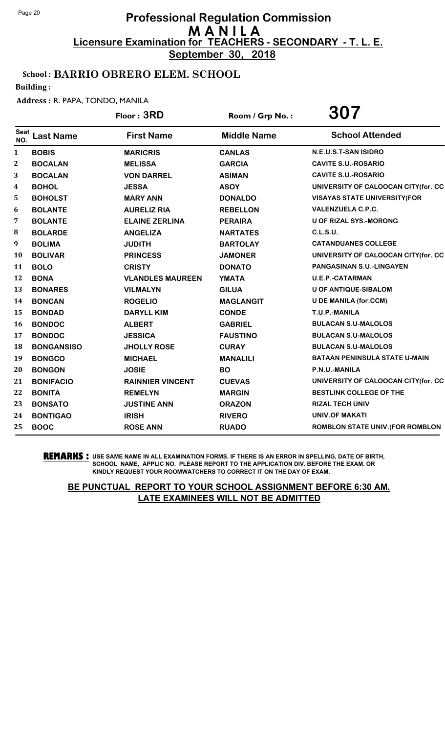# Professional Regulation Commission
## M A N I L A
### Licensure Examination for TEACHERS - SECONDARY - T. L. E.
**September 30, 2018**

**School : BARRIO OBRERO ELEM. SCHOOL**

**Building :**

**Address :** R. PAPA, TONDO, MANILA

**Floor : 3RD** | **Room / Grp No. : 307**

| Seat NO. | Last Name | First Name | Middle Name | School Attended |
|---|---|---|---|---|
| 1 | BOBIS | MARICRIS | CANLAS | N.E.U.S.T-SAN ISIDRO |
| 2 | BOCALAN | MELISSA | GARCIA | CAVITE S.U.-ROSARIO |
| 3 | BOCALAN | VON DARREL | ASIMAN | CAVITE S.U.-ROSARIO |
| 4 | BOHOL | JESSA | ASOY | UNIVERSITY OF CALOOCAN CITY(for. CC |
| 5 | BOHOLST | MARY ANN | DONALDO | VISAYAS STATE UNIVERSITY(FOR |
| 6 | BOLANTE | AURELIZ RIA | REBELLON | VALENZUELA C.P.C. |
| 7 | BOLANTE | ELAINE ZERLINA | PERAIRA | U OF RIZAL SYS.-MORONG |
| 8 | BOLARDE | ANGELIZA | NARTATES | C.L.S.U. |
| 9 | BOLIMA | JUDITH | BARTOLAY | CATANDUANES COLLEGE |
| 10 | BOLIVAR | PRINCESS | JAMONER | UNIVERSITY OF CALOOCAN CITY(for. CC |
| 11 | BOLO | CRISTY | DONATO | PANGASINAN S.U.-LINGAYEN |
| 12 | BONA | VLANDLES MAUREEN | YMATA | U.E.P.-CATARMAN |
| 13 | BONARES | VILMALYN | GILUA | U OF ANTIQUE-SIBALOM |
| 14 | BONCAN | ROGELIO | MAGLANGIT | U DE MANILA (for.CCM) |
| 15 | BONDAD | DARYLL KIM | CONDE | T.U.P.-MANILA |
| 16 | BONDOC | ALBERT | GABRIEL | BULACAN S.U-MALOLOS |
| 17 | BONDOC | JESSICA | FAUSTINO | BULACAN S.U-MALOLOS |
| 18 | BONGANSISO | JHOLLY ROSE | CURAY | BULACAN S.U-MALOLOS |
| 19 | BONGCO | MICHAEL | MANALILI | BATAAN PENINSULA STATE U-MAIN |
| 20 | BONGON | JOSIE | BO | P.N.U.-MANILA |
| 21 | BONIFACIO | RAINNIER VINCENT | CUEVAS | UNIVERSITY OF CALOOCAN CITY(for. CC |
| 22 | BONITA | REMELYN | MARGIN | BESTLINK COLLEGE OF THE |
| 23 | BONSATO | JUSTINE ANN | ORAZON | RIZAL TECH UNIV |
| 24 | BONTIGAO | IRISH | RIVERO | UNIV.OF MAKATI |
| 25 | BOOC | ROSE ANN | RUADO | ROMBLON STATE UNIV.(FOR ROMBLON |

**REMARKS :** USE SAME NAME IN ALL EXAMINATION FORMS. IF THERE IS AN ERROR IN SPELLING, DATE OF BIRTH, SCHOOL NAME, APPLIC NO. PLEASE REPORT TO THE APPLICATION DIV. BEFORE THE EXAM. OR KINDLY REQUEST YOUR ROOMWATCHERS TO CORRECT IT ON THE DAY OF EXAM.

**BE PUNCTUAL REPORT TO YOUR SCHOOL ASSIGNMENT BEFORE 6:30 AM. LATE EXAMINEES WILL NOT BE ADMITTED**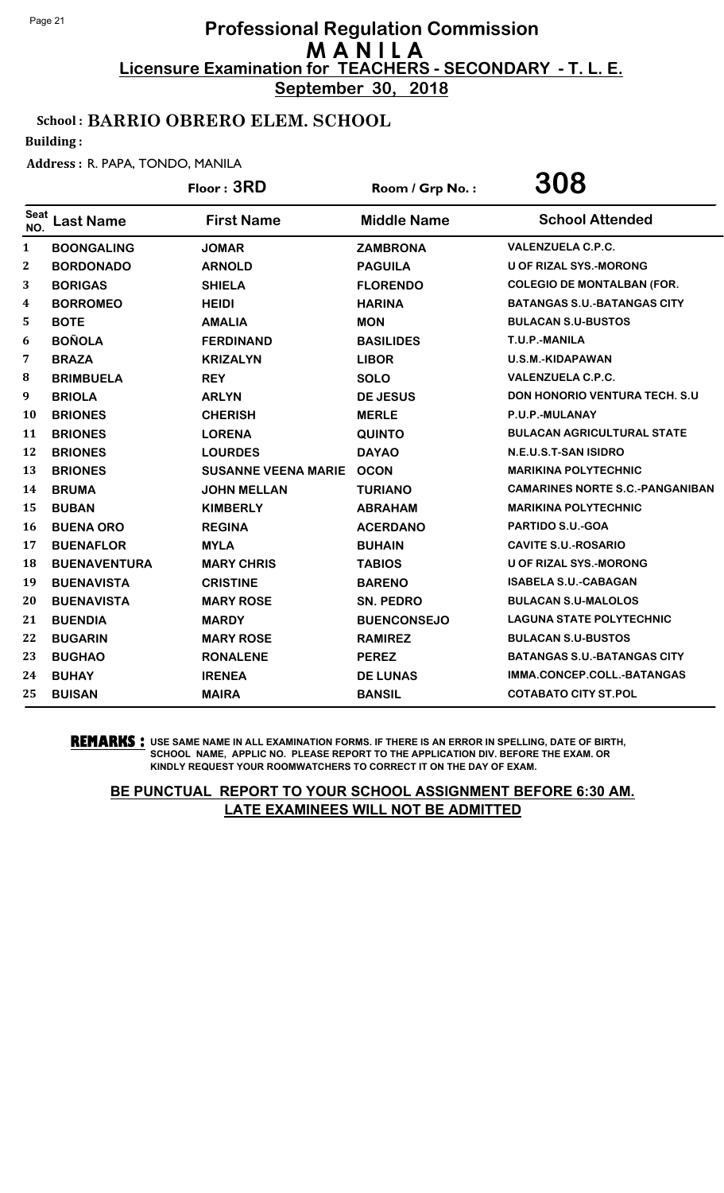# Professional Regulation Commission
## M A N I L A
## Licensure Examination for TEACHERS - SECONDARY - T. L. E.
**September 30, 2018**

**School : BARRIO OBRERO ELEM. SCHOOL**

**Building :**

**Address :** R. PAPA, TONDO, MANILA

**Floor : 3RD** | **Room / Grp No. : 308**

| Seat NO. | Last Name | First Name | Middle Name | School Attended |
|---|---|---|---|---|
| 1 | BOONGALING | JOMAR | ZAMBRONA | VALENZUELA C.P.C. |
| 2 | BORDONADO | ARNOLD | PAGUILA | U OF RIZAL SYS.-MORONG |
| 3 | BORIGAS | SHIELA | FLORENDO | COLEGIO DE MONTALBAN (FOR. |
| 4 | BORROMEO | HEIDI | HARINA | BATANGAS S.U.-BATANGAS CITY |
| 5 | BOTE | AMALIA | MON | BULACAN S.U-BUSTOS |
| 6 | BOÑOLA | FERDINAND | BASILIDES | T.U.P.-MANILA |
| 7 | BRAZA | KRIZALYN | LIBOR | U.S.M.-KIDAPAWAN |
| 8 | BRIMBUELA | REY | SOLO | VALENZUELA C.P.C. |
| 9 | BRIOLA | ARLYN | DE JESUS | DON HONORIO VENTURA TECH. S.U |
| 10 | BRIONES | CHERISH | MERLE | P.U.P.-MULANAY |
| 11 | BRIONES | LORENA | QUINTO | BULACAN AGRICULTURAL STATE |
| 12 | BRIONES | LOURDES | DAYAO | N.E.U.S.T-SAN ISIDRO |
| 13 | BRIONES | SUSANNE VEENA MARIE | OCON | MARIKINA POLYTECHNIC |
| 14 | BRUMA | JOHN MELLAN | TURIANO | CAMARINES NORTE S.C.-PANGANIBAN |
| 15 | BUBAN | KIMBERLY | ABRAHAM | MARIKINA POLYTECHNIC |
| 16 | BUENA ORO | REGINA | ACERDANO | PARTIDO S.U.-GOA |
| 17 | BUENAFLOR | MYLA | BUHAIN | CAVITE S.U.-ROSARIO |
| 18 | BUENAVENTURA | MARY CHRIS | TABIOS | U OF RIZAL SYS.-MORONG |
| 19 | BUENAVISTA | CRISTINE | BARENO | ISABELA S.U.-CABAGAN |
| 20 | BUENAVISTA | MARY ROSE | SN. PEDRO | BULACAN S.U-MALOLOS |
| 21 | BUENDIA | MARDY | BUENCONSEJO | LAGUNA STATE POLYTECHNIC |
| 22 | BUGARIN | MARY ROSE | RAMIREZ | BULACAN S.U-BUSTOS |
| 23 | BUGHAO | RONALENE | PEREZ | BATANGAS S.U.-BATANGAS CITY |
| 24 | BUHAY | IRENEA | DE LUNAS | IMMA.CONCEP.COLL.-BATANGAS |
| 25 | BUISAN | MAIRA | BANSIL | COTABATO CITY ST.POL |

**REMARKS :** USE SAME NAME IN ALL EXAMINATION FORMS. IF THERE IS AN ERROR IN SPELLING, DATE OF BIRTH, SCHOOL NAME, APPLIC NO. PLEASE REPORT TO THE APPLICATION DIV. BEFORE THE EXAM. OR KINDLY REQUEST YOUR ROOMWATCHERS TO CORRECT IT ON THE DAY OF EXAM.

**BE PUNCTUAL REPORT TO YOUR SCHOOL ASSIGNMENT BEFORE 6:30 AM.**
**LATE EXAMINEES WILL NOT BE ADMITTED**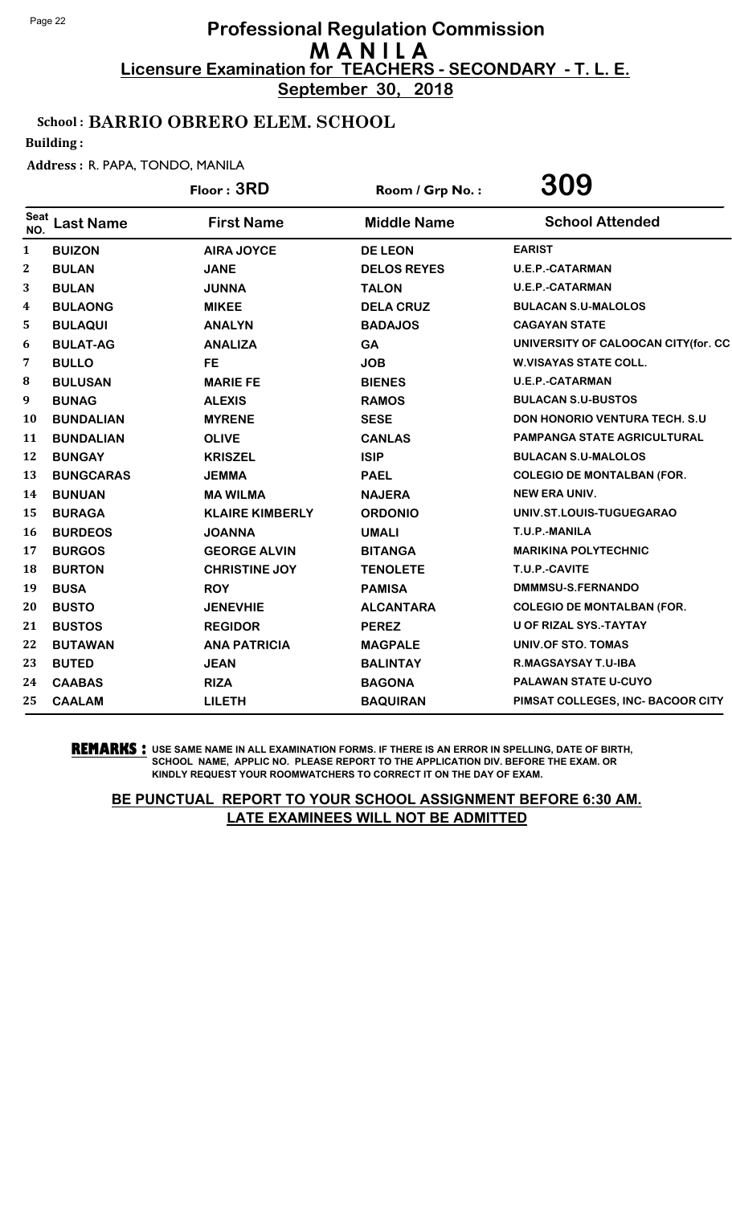# Professional Regulation Commission
# M A N I L A
## Licensure Examination for TEACHERS - SECONDARY - T. L. E.
**September 30, 2018**

**School : BARRIO OBRERO ELEM. SCHOOL**

**Building :**

**Address :** R. PAPA, TONDO, MANILA

**Floor : 3RD** **Room / Grp No. : 309**

| Seat NO. | Last Name | First Name | Middle Name | School Attended |
|---|---|---|---|---|
| 1 | BUIZON | AIRA JOYCE | DE LEON | EARIST |
| 2 | BULAN | JANE | DELOS REYES | U.E.P.-CATARMAN |
| 3 | BULAN | JUNNA | TALON | U.E.P.-CATARMAN |
| 4 | BULAONG | MIKEE | DELA CRUZ | BULACAN S.U-MALOLOS |
| 5 | BULAQUI | ANALYN | BADAJOS | CAGAYAN STATE |
| 6 | BULAT-AG | ANALIZA | GA | UNIVERSITY OF CALOOCAN CITY(for. CC |
| 7 | BULLO | FE | JOB | W.VISAYAS STATE COLL. |
| 8 | BULUSAN | MARIE FE | BIENES | U.E.P.-CATARMAN |
| 9 | BUNAG | ALEXIS | RAMOS | BULACAN S.U-BUSTOS |
| 10 | BUNDALIAN | MYRENE | SESE | DON HONORIO VENTURA TECH. S.U |
| 11 | BUNDALIAN | OLIVE | CANLAS | PAMPANGA STATE AGRICULTURAL |
| 12 | BUNGAY | KRISZEL | ISIP | BULACAN S.U-MALOLOS |
| 13 | BUNGCARAS | JEMMA | PAEL | COLEGIO DE MONTALBAN (FOR. |
| 14 | BUNUAN | MA WILMA | NAJERA | NEW ERA UNIV. |
| 15 | BURAGA | KLAIRE KIMBERLY | ORDONIO | UNIV.ST.LOUIS-TUGUEGARAO |
| 16 | BURDEOS | JOANNA | UMALI | T.U.P.-MANILA |
| 17 | BURGOS | GEORGE ALVIN | BITANGA | MARIKINA POLYTECHNIC |
| 18 | BURTON | CHRISTINE JOY | TENOLETE | T.U.P.-CAVITE |
| 19 | BUSA | ROY | PAMISA | DMMMSU-S.FERNANDO |
| 20 | BUSTO | JENEVHIE | ALCANTARA | COLEGIO DE MONTALBAN (FOR. |
| 21 | BUSTOS | REGIDOR | PEREZ | U OF RIZAL SYS.-TAYTAY |
| 22 | BUTAWAN | ANA PATRICIA | MAGPALE | UNIV.OF STO. TOMAS |
| 23 | BUTED | JEAN | BALINTAY | R.MAGSAYSAY T.U-IBA |
| 24 | CAABAS | RIZA | BAGONA | PALAWAN STATE U-CUYO |
| 25 | CAALAM | LILETH | BAQUIRAN | PIMSAT COLLEGES, INC- BACOOR CITY |

**REMARKS :** USE SAME NAME IN ALL EXAMINATION FORMS. IF THERE IS AN ERROR IN SPELLING, DATE OF BIRTH, SCHOOL NAME, APPLIC NO. PLEASE REPORT TO THE APPLICATION DIV. BEFORE THE EXAM. OR KINDLY REQUEST YOUR ROOMWATCHERS TO CORRECT IT ON THE DAY OF EXAM.

**BE PUNCTUAL REPORT TO YOUR SCHOOL ASSIGNMENT BEFORE 6:30 AM.**
**LATE EXAMINEES WILL NOT BE ADMITTED**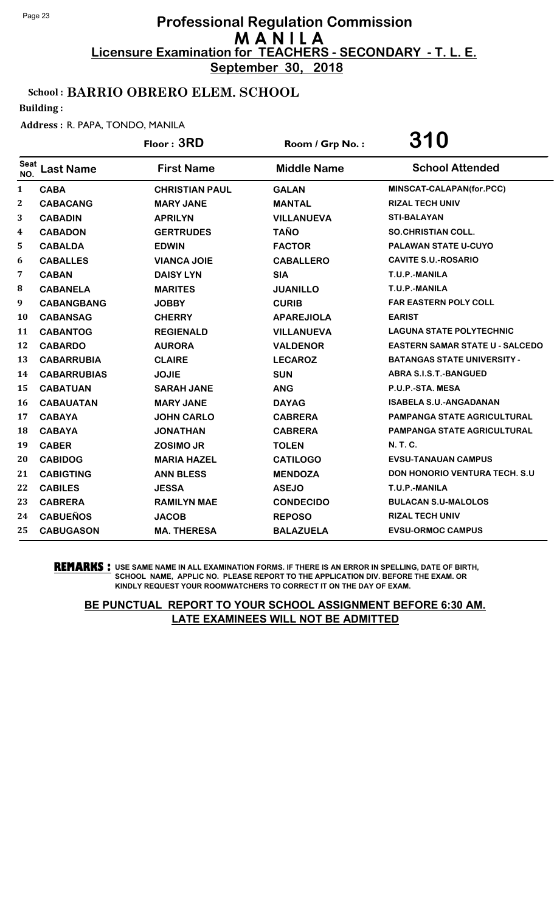# Professional Regulation Commission
## M A N I L A
### Licensure Examination for TEACHERS - SECONDARY - T. L. E.
**September 30, 2018**

**School : BARRIO OBRERO ELEM. SCHOOL**

**Building :**

**Address :** R. PAPA, TONDO, MANILA

**Floor : 3RD** Room / Grp No. : **310**

| Seat NO. | Last Name | First Name | Middle Name | School Attended |
|---|---|---|---|---|
| 1 | CABA | CHRISTIAN PAUL | GALAN | MINSCAT-CALAPAN(for.PCC) |
| 2 | CABACANG | MARY JANE | MANTAL | RIZAL TECH UNIV |
| 3 | CABADIN | APRILYN | VILLANUEVA | STI-BALAYAN |
| 4 | CABADON | GERTRUDES | TAÑO | SO.CHRISTIAN COLL. |
| 5 | CABALDA | EDWIN | FACTOR | PALAWAN STATE U-CUYO |
| 6 | CABALLES | VIANCA JOIE | CABALLERO | CAVITE S.U.-ROSARIO |
| 7 | CABAN | DAISY LYN | SIA | T.U.P.-MANILA |
| 8 | CABANELA | MARITES | JUANILLO | T.U.P.-MANILA |
| 9 | CABANGBANG | JOBBY | CURIB | FAR EASTERN POLY COLL |
| 10 | CABANSAG | CHERRY | APAREJIOLA | EARIST |
| 11 | CABANTOG | REGIENALD | VILLANUEVA | LAGUNA STATE POLYTECHNIC |
| 12 | CABARDO | AURORA | VALDENOR | EASTERN SAMAR STATE U - SALCEDO |
| 13 | CABARRUBIA | CLAIRE | LECAROZ | BATANGAS STATE UNIVERSITY - |
| 14 | CABARRUBIAS | JOJIE | SUN | ABRA S.I.S.T.-BANGUED |
| 15 | CABATUAN | SARAH JANE | ANG | P.U.P.-STA. MESA |
| 16 | CABAUATAN | MARY JANE | DAYAG | ISABELA S.U.-ANGADANAN |
| 17 | CABAYA | JOHN CARLO | CABRERA | PAMPANGA STATE AGRICULTURAL |
| 18 | CABAYA | JONATHAN | CABRERA | PAMPANGA STATE AGRICULTURAL |
| 19 | CABER | ZOSIMO JR | TOLEN | N. T. C. |
| 20 | CABIDOG | MARIA HAZEL | CATILOGO | EVSU-TANAUAN CAMPUS |
| 21 | CABIGTING | ANN BLESS | MENDOZA | DON HONORIO VENTURA TECH. S.U |
| 22 | CABILES | JESSA | ASEJO | T.U.P.-MANILA |
| 23 | CABRERA | RAMILYN MAE | CONDECIDO | BULACAN S.U-MALOLOS |
| 24 | CABUEÑOS | JACOB | REPOSO | RIZAL TECH UNIV |
| 25 | CABUGASON | MA. THERESA | BALAZUELA | EVSU-ORMOC CAMPUS |

**REMARKS :** USE SAME NAME IN ALL EXAMINATION FORMS. IF THERE IS AN ERROR IN SPELLING, DATE OF BIRTH, SCHOOL NAME, APPLIC NO. PLEASE REPORT TO THE APPLICATION DIV. BEFORE THE EXAM. OR KINDLY REQUEST YOUR ROOMWATCHERS TO CORRECT IT ON THE DAY OF EXAM.

**BE PUNCTUAL REPORT TO YOUR SCHOOL ASSIGNMENT BEFORE 6:30 AM. LATE EXAMINEES WILL NOT BE ADMITTED**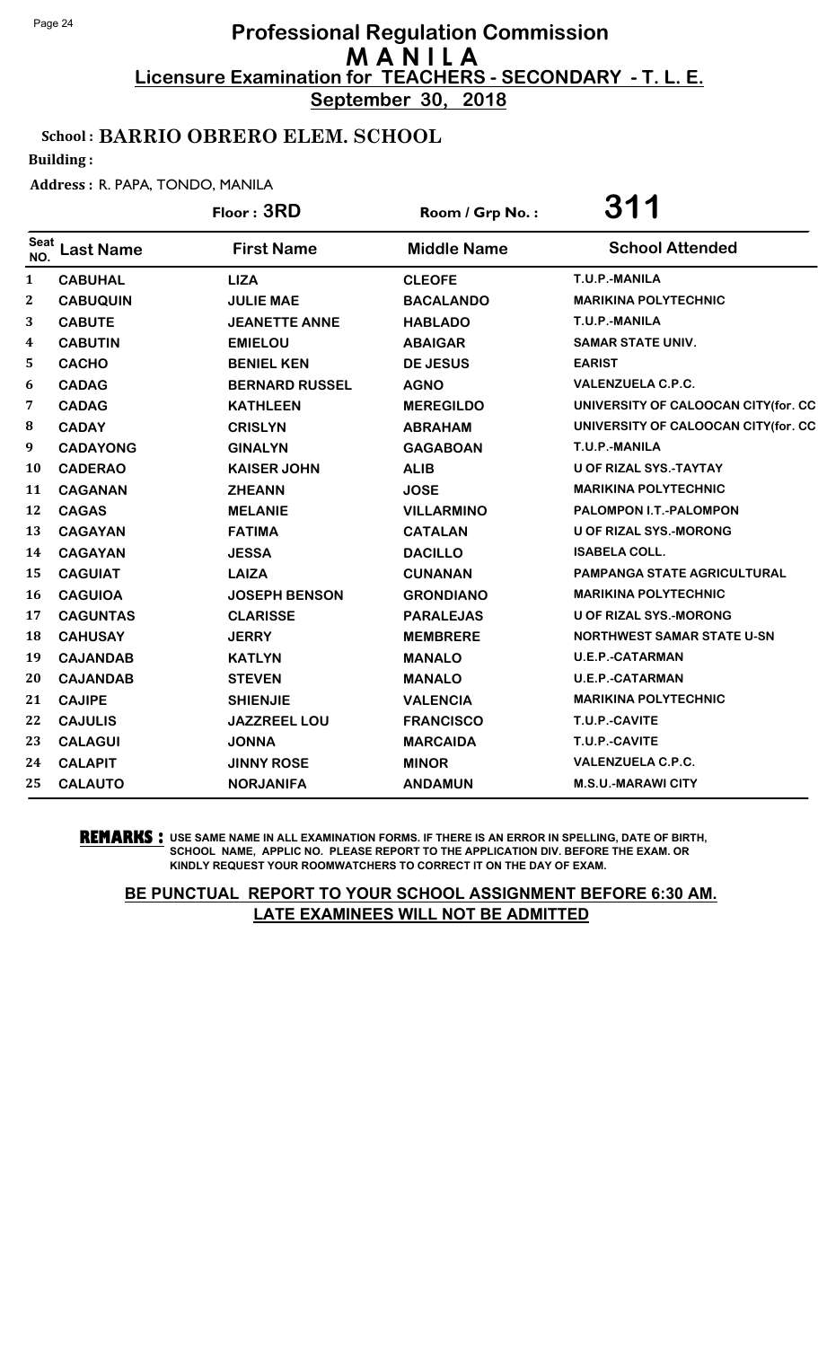# Professional Regulation Commission
# M A N I L A
## Licensure Examination for TEACHERS - SECONDARY - T. L. E.
**September 30, 2018**

**School : BARRIO OBRERO ELEM. SCHOOL**

**Building :**

**Address :** R. PAPA, TONDO, MANILA

**Floor : 3RD** **Room / Grp No. : 311**

| Seat NO. | Last Name | First Name | Middle Name | School Attended |
|---|---|---|---|---|
| 1 | CABUHAL | LIZA | CLEOFE | T.U.P.-MANILA |
| 2 | CABUQUIN | JULIE MAE | BACALANDO | MARIKINA POLYTECHNIC |
| 3 | CABUTE | JEANETTE ANNE | HABLADO | T.U.P.-MANILA |
| 4 | CABUTIN | EMIELOU | ABAIGAR | SAMAR STATE UNIV. |
| 5 | CACHO | BENIEL KEN | DE JESUS | EARIST |
| 6 | CADAG | BERNARD RUSSEL | AGNO | VALENZUELA C.P.C. |
| 7 | CADAG | KATHLEEN | MEREGILDO | UNIVERSITY OF CALOOCAN CITY(for. CC |
| 8 | CADAY | CRISLYN | ABRAHAM | UNIVERSITY OF CALOOCAN CITY(for. CC |
| 9 | CADAYONG | GINALYN | GAGABOAN | T.U.P.-MANILA |
| 10 | CADERAO | KAISER JOHN | ALIB | U OF RIZAL SYS.-TAYTAY |
| 11 | CAGANAN | ZHEANN | JOSE | MARIKINA POLYTECHNIC |
| 12 | CAGAS | MELANIE | VILLARMINO | PALOMPON I.T.-PALOMPON |
| 13 | CAGAYAN | FATIMA | CATALAN | U OF RIZAL SYS.-MORONG |
| 14 | CAGAYAN | JESSA | DACILLO | ISABELA COLL. |
| 15 | CAGUIAT | LAIZA | CUNANAN | PAMPANGA STATE AGRICULTURAL |
| 16 | CAGUIOA | JOSEPH BENSON | GRONDIANO | MARIKINA POLYTECHNIC |
| 17 | CAGUNTAS | CLARISSE | PARALEJAS | U OF RIZAL SYS.-MORONG |
| 18 | CAHUSAY | JERRY | MEMBRERE | NORTHWEST SAMAR STATE U-SN |
| 19 | CAJANDAB | KATLYN | MANALO | U.E.P.-CATARMAN |
| 20 | CAJANDAB | STEVEN | MANALO | U.E.P.-CATARMAN |
| 21 | CAJIPE | SHIENJIE | VALENCIA | MARIKINA POLYTECHNIC |
| 22 | CAJULIS | JAZZREEL LOU | FRANCISCO | T.U.P.-CAVITE |
| 23 | CALAGUI | JONNA | MARCAIDA | T.U.P.-CAVITE |
| 24 | CALAPIT | JINNY ROSE | MINOR | VALENZUELA C.P.C. |
| 25 | CALAUTO | NORJANIFA | ANDAMUN | M.S.U.-MARAWI CITY |

**REMARKS :** USE SAME NAME IN ALL EXAMINATION FORMS. IF THERE IS AN ERROR IN SPELLING, DATE OF BIRTH, SCHOOL NAME, APPLIC NO. PLEASE REPORT TO THE APPLICATION DIV. BEFORE THE EXAM. OR KINDLY REQUEST YOUR ROOMWATCHERS TO CORRECT IT ON THE DAY OF EXAM.

**BE PUNCTUAL REPORT TO YOUR SCHOOL ASSIGNMENT BEFORE 6:30 AM. LATE EXAMINEES WILL NOT BE ADMITTED**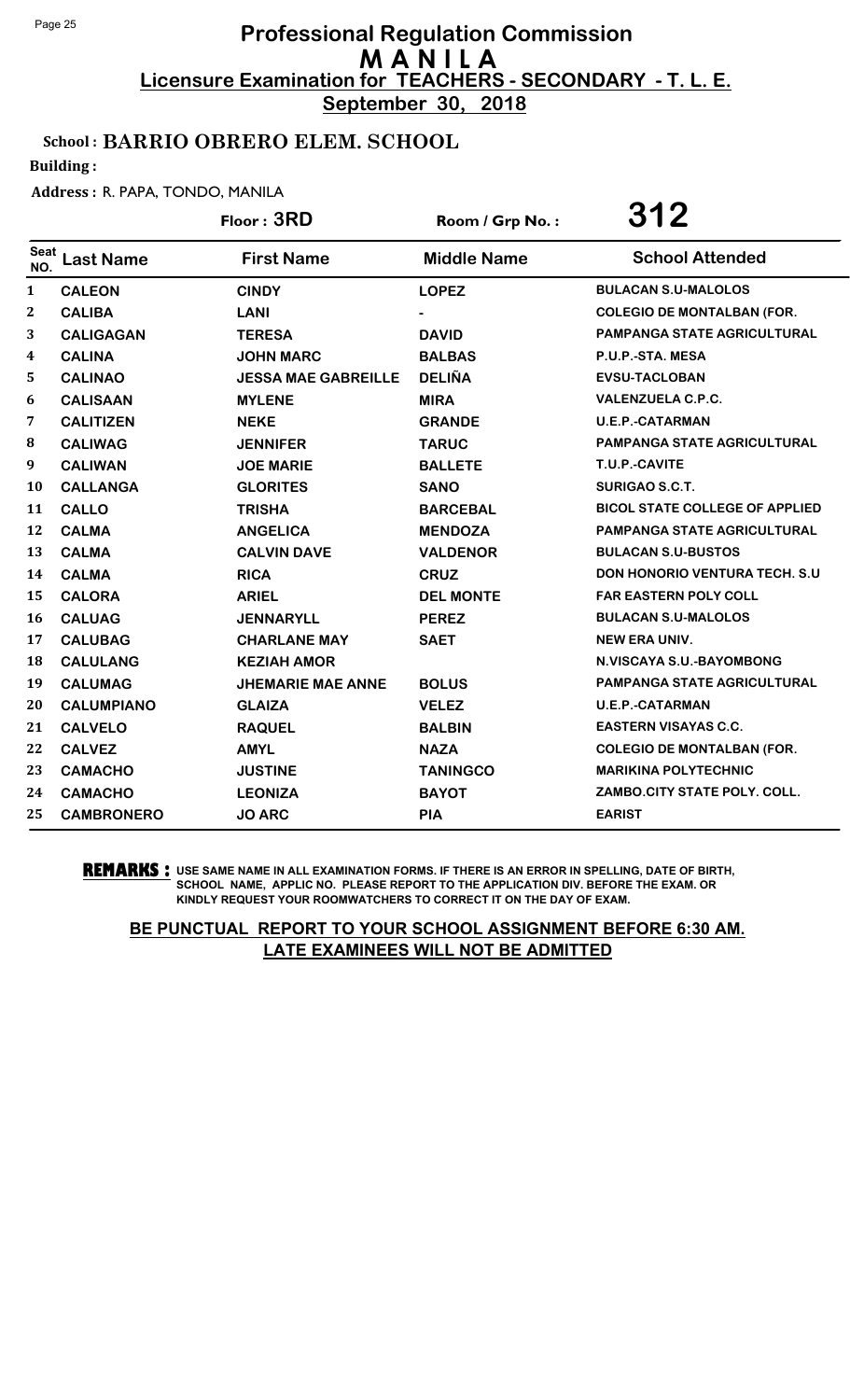# Professional Regulation Commission
## M A N I L A
**Licensure Examination for TEACHERS - SECONDARY - T. L. E.**

**September 30, 2018**

**School : BARRIO OBRERO ELEM. SCHOOL**

**Building :**

**Address :** R. PAPA, TONDO, MANILA

**Floor : 3RD** Room / Grp No. : **312**

| Seat NO. | Last Name | First Name | Middle Name | School Attended |
|---|---|---|---|---|
| 1 | CALEON | CINDY | LOPEZ | BULACAN S.U-MALOLOS |
| 2 | CALIBA | LANI | - | COLEGIO DE MONTALBAN (FOR. |
| 3 | CALIGAGAN | TERESA | DAVID | PAMPANGA STATE AGRICULTURAL |
| 4 | CALINA | JOHN MARC | BALBAS | P.U.P.-STA. MESA |
| 5 | CALINAO | JESSA MAE GABREILLE | DELIÑA | EVSU-TACLOBAN |
| 6 | CALISAAN | MYLENE | MIRA | VALENZUELA C.P.C. |
| 7 | CALITIZEN | NEKE | GRANDE | U.E.P.-CATARMAN |
| 8 | CALIWAG | JENNIFER | TARUC | PAMPANGA STATE AGRICULTURAL |
| 9 | CALIWAN | JOE MARIE | BALLETE | T.U.P.-CAVITE |
| 10 | CALLANGA | GLORITES | SANO | SURIGAO S.C.T. |
| 11 | CALLO | TRISHA | BARCEBAL | BICOL STATE COLLEGE OF APPLIED |
| 12 | CALMA | ANGELICA | MENDOZA | PAMPANGA STATE AGRICULTURAL |
| 13 | CALMA | CALVIN DAVE | VALDENOR | BULACAN S.U-BUSTOS |
| 14 | CALMA | RICA | CRUZ | DON HONORIO VENTURA TECH. S.U |
| 15 | CALORA | ARIEL | DEL MONTE | FAR EASTERN POLY COLL |
| 16 | CALUAG | JENNARYLL | PEREZ | BULACAN S.U-MALOLOS |
| 17 | CALUBAG | CHARLANE MAY | SAET | NEW ERA UNIV. |
| 18 | CALULANG | KEZIAH AMOR | | N.VISCAYA S.U.-BAYOMBONG |
| 19 | CALUMAG | JHEMARIE MAE ANNE | BOLUS | PAMPANGA STATE AGRICULTURAL |
| 20 | CALUMPIANO | GLAIZA | VELEZ | U.E.P.-CATARMAN |
| 21 | CALVELO | RAQUEL | BALBIN | EASTERN VISAYAS C.C. |
| 22 | CALVEZ | AMYL | NAZA | COLEGIO DE MONTALBAN (FOR. |
| 23 | CAMACHO | JUSTINE | TANINGCO | MARIKINA POLYTECHNIC |
| 24 | CAMACHO | LEONIZA | BAYOT | ZAMBO.CITY STATE POLY. COLL. |
| 25 | CAMBRONERO | JO ARC | PIA | EARIST |

**REMARKS :** USE SAME NAME IN ALL EXAMINATION FORMS. IF THERE IS AN ERROR IN SPELLING, DATE OF BIRTH, SCHOOL NAME, APPLIC NO. PLEASE REPORT TO THE APPLICATION DIV. BEFORE THE EXAM. OR KINDLY REQUEST YOUR ROOMWATCHERS TO CORRECT IT ON THE DAY OF EXAM.

**BE PUNCTUAL REPORT TO YOUR SCHOOL ASSIGNMENT BEFORE 6:30 AM. LATE EXAMINEES WILL NOT BE ADMITTED**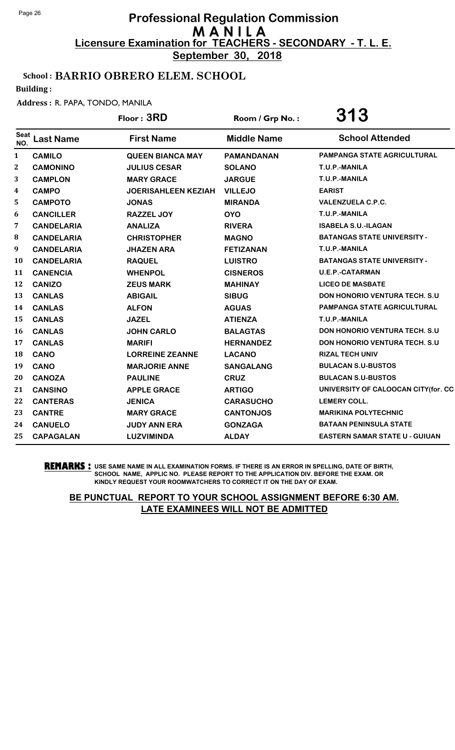# Professional Regulation Commission
## M A N I L A
### Licensure Examination for TEACHERS - SECONDARY - T. L. E.

**September 30, 2018**

**School : BARRIO OBRERO ELEM. SCHOOL**

**Building :**

**Address :** R. PAPA, TONDO, MANILA

**Floor : 3RD** **Room / Grp No. : 313**

| Seat NO. | Last Name | First Name | Middle Name | School Attended |
|---|---|---|---|---|
| 1 | CAMILO | QUEEN BIANCA MAY | PAMANDANAN | PAMPANGA STATE AGRICULTURAL |
| 2 | CAMONINO | JULIUS CESAR | SOLANO | T.U.P.-MANILA |
| 3 | CAMPLON | MARY GRACE | JARGUE | T.U.P.-MANILA |
| 4 | CAMPO | JOERISAHLEEN KEZIAH | VILLEJO | EARIST |
| 5 | CAMPOTO | JONAS | MIRANDA | VALENZUELA C.P.C. |
| 6 | CANCILLER | RAZZEL JOY | OYO | T.U.P.-MANILA |
| 7 | CANDELARIA | ANALIZA | RIVERA | ISABELA S.U.-ILAGAN |
| 8 | CANDELARIA | CHRISTOPHER | MAGNO | BATANGAS STATE UNIVERSITY - |
| 9 | CANDELARIA | JHAZEN ARA | FETIZANAN | T.U.P.-MANILA |
| 10 | CANDELARIA | RAQUEL | LUISTRO | BATANGAS STATE UNIVERSITY - |
| 11 | CANENCIA | WHENPOL | CISNEROS | U.E.P.-CATARMAN |
| 12 | CANIZO | ZEUS MARK | MAHINAY | LICEO DE MASBATE |
| 13 | CANLAS | ABIGAIL | SIBUG | DON HONORIO VENTURA TECH. S.U |
| 14 | CANLAS | ALFON | AGUAS | PAMPANGA STATE AGRICULTURAL |
| 15 | CANLAS | JAZEL | ATIENZA | T.U.P.-MANILA |
| 16 | CANLAS | JOHN CARLO | BALAGTAS | DON HONORIO VENTURA TECH. S.U |
| 17 | CANLAS | MARIFI | HERNANDEZ | DON HONORIO VENTURA TECH. S.U |
| 18 | CANO | LORREINE ZEANNE | LACANO | RIZAL TECH UNIV |
| 19 | CANO | MARJORIE ANNE | SANGALANG | BULACAN S.U-BUSTOS |
| 20 | CANOZA | PAULINE | CRUZ | BULACAN S.U-BUSTOS |
| 21 | CANSINO | APPLE GRACE | ARTIGO | UNIVERSITY OF CALOOCAN CITY(for. CC |
| 22 | CANTERAS | JENICA | CARASUCHO | LEMERY COLL. |
| 23 | CANTRE | MARY GRACE | CANTONJOS | MARIKINA POLYTECHNIC |
| 24 | CANUELO | JUDY ANN ERA | GONZAGA | BATAAN PENINSULA STATE |
| 25 | CAPAGALAN | LUZVIMINDA | ALDAY | EASTERN SAMAR STATE U - GUIUAN |

**REMARKS :** USE SAME NAME IN ALL EXAMINATION FORMS. IF THERE IS AN ERROR IN SPELLING, DATE OF BIRTH, SCHOOL NAME, APPLIC NO. PLEASE REPORT TO THE APPLICATION DIV. BEFORE THE EXAM. OR KINDLY REQUEST YOUR ROOMWATCHERS TO CORRECT IT ON THE DAY OF EXAM.

**BE PUNCTUAL REPORT TO YOUR SCHOOL ASSIGNMENT BEFORE 6:30 AM. LATE EXAMINEES WILL NOT BE ADMITTED**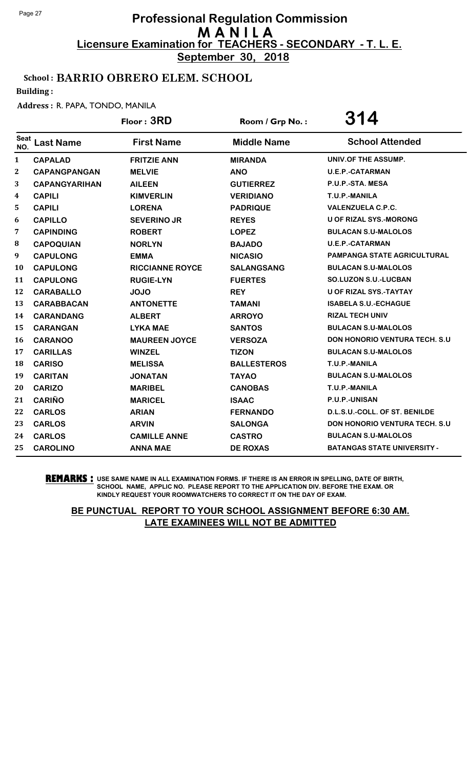# Professional Regulation Commission
## M A N I L A
### Licensure Examination for TEACHERS - SECONDARY - T. L. E.
### September 30, 2018

**School : BARRIO OBRERO ELEM. SCHOOL**

**Building :**

**Address :** R. PAPA, TONDO, MANILA

**Floor : 3RD** | **Room / Grp No. : 314**

| Seat NO. | Last Name | First Name | Middle Name | School Attended |
|---|---|---|---|---|
| 1 | CAPALAD | FRITZIE ANN | MIRANDA | UNIV.OF THE ASSUMP. |
| 2 | CAPANGPANGAN | MELVIE | ANO | U.E.P.-CATARMAN |
| 3 | CAPANGYARIHAN | AILEEN | GUTIERREZ | P.U.P.-STA. MESA |
| 4 | CAPILI | KIMVERLIN | VERIDIANO | T.U.P.-MANILA |
| 5 | CAPILI | LORENA | PADRIQUE | VALENZUELA C.P.C. |
| 6 | CAPILLO | SEVERINO JR | REYES | U OF RIZAL SYS.-MORONG |
| 7 | CAPINDING | ROBERT | LOPEZ | BULACAN S.U-MALOLOS |
| 8 | CAPOQUIAN | NORLYN | BAJADO | U.E.P.-CATARMAN |
| 9 | CAPULONG | EMMA | NICASIO | PAMPANGA STATE AGRICULTURAL |
| 10 | CAPULONG | RICCIANNE ROYCE | SALANGSANG | BULACAN S.U-MALOLOS |
| 11 | CAPULONG | RUGIE-LYN | FUERTES | SO.LUZON S.U.-LUCBAN |
| 12 | CARABALLO | JOJO | REY | U OF RIZAL SYS.-TAYTAY |
| 13 | CARABBACAN | ANTONETTE | TAMANI | ISABELA S.U.-ECHAGUE |
| 14 | CARANDANG | ALBERT | ARROYO | RIZAL TECH UNIV |
| 15 | CARANGAN | LYKA MAE | SANTOS | BULACAN S.U-MALOLOS |
| 16 | CARANOO | MAUREEN JOYCE | VERSOZA | DON HONORIO VENTURA TECH. S.U |
| 17 | CARILLAS | WINZEL | TIZON | BULACAN S.U-MALOLOS |
| 18 | CARISO | MELISSA | BALLESTEROS | T.U.P.-MANILA |
| 19 | CARITAN | JONATAN | TAYAO | BULACAN S.U-MALOLOS |
| 20 | CARIZO | MARIBEL | CANOBAS | T.U.P.-MANILA |
| 21 | CARIÑO | MARICEL | ISAAC | P.U.P.-UNISAN |
| 22 | CARLOS | ARIAN | FERNANDO | D.L.S.U.-COLL. OF ST. BENILDE |
| 23 | CARLOS | ARVIN | SALONGA | DON HONORIO VENTURA TECH. S.U |
| 24 | CARLOS | CAMILLE ANNE | CASTRO | BULACAN S.U-MALOLOS |
| 25 | CAROLINO | ANNA MAE | DE ROXAS | BATANGAS STATE UNIVERSITY - |

**REMARKS :** USE SAME NAME IN ALL EXAMINATION FORMS. IF THERE IS AN ERROR IN SPELLING, DATE OF BIRTH, SCHOOL NAME, APPLIC NO. PLEASE REPORT TO THE APPLICATION DIV. BEFORE THE EXAM. OR KINDLY REQUEST YOUR ROOMWATCHERS TO CORRECT IT ON THE DAY OF EXAM.

**BE PUNCTUAL REPORT TO YOUR SCHOOL ASSIGNMENT BEFORE 6:30 AM. LATE EXAMINEES WILL NOT BE ADMITTED**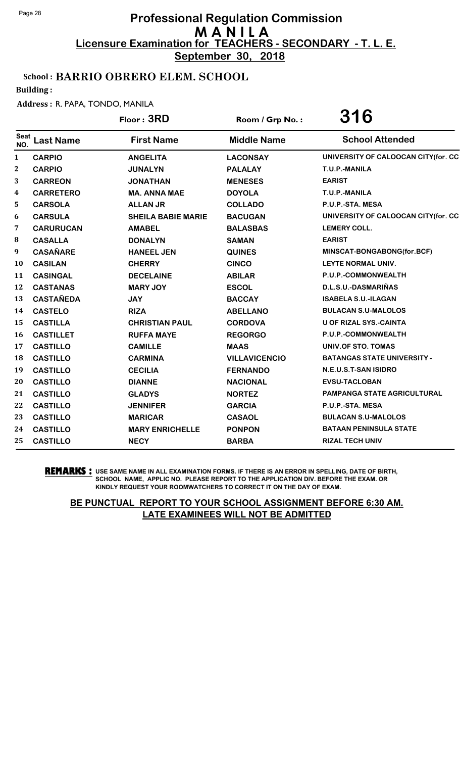# Professional Regulation Commission
# MANILA
## Licensure Examination for TEACHERS - SECONDARY - T. L. E.
**September 30, 2018**

**School : BARRIO OBRERO ELEM. SCHOOL**

**Building :**

**Address :** R. PAPA, TONDO, MANILA

**Floor : 3RD** | **Room / Grp No. : 316**

| Seat NO. | Last Name | First Name | Middle Name | School Attended |
|---|---|---|---|---|
| 1 | CARPIO | ANGELITA | LACONSAY | UNIVERSITY OF CALOOCAN CITY(for. CC |
| 2 | CARPIO | JUNALYN | PALALAY | T.U.P.-MANILA |
| 3 | CARREON | JONATHAN | MENESES | EARIST |
| 4 | CARRETERO | MA. ANNA MAE | DOYOLA | T.U.P.-MANILA |
| 5 | CARSOLA | ALLAN JR | COLLADO | P.U.P.-STA. MESA |
| 6 | CARSULA | SHEILA BABIE MARIE | BACUGAN | UNIVERSITY OF CALOOCAN CITY(for. CC |
| 7 | CARURUCAN | AMABEL | BALASBAS | LEMERY COLL. |
| 8 | CASALLA | DONALYN | SAMAN | EARIST |
| 9 | CASAÑARE | HANEEL JEN | QUINES | MINSCAT-BONGABONG(for.BCF) |
| 10 | CASILAN | CHERRY | CINCO | LEYTE NORMAL UNIV. |
| 11 | CASINGAL | DECELAINE | ABILAR | P.U.P.-COMMONWEALTH |
| 12 | CASTANAS | MARY JOY | ESCOL | D.L.S.U.-DASMARIÑAS |
| 13 | CASTAÑEDA | JAY | BACCAY | ISABELA S.U.-ILAGAN |
| 14 | CASTELO | RIZA | ABELLANO | BULACAN S.U-MALOLOS |
| 15 | CASTILLA | CHRISTIAN PAUL | CORDOVA | U OF RIZAL SYS.-CAINTA |
| 16 | CASTILLET | RUFFA MAYE | REGORGO | P.U.P.-COMMONWEALTH |
| 17 | CASTILLO | CAMILLE | MAAS | UNIV.OF STO. TOMAS |
| 18 | CASTILLO | CARMINA | VILLAVICENCIO | BATANGAS STATE UNIVERSITY - |
| 19 | CASTILLO | CECILIA | FERNANDO | N.E.U.S.T-SAN ISIDRO |
| 20 | CASTILLO | DIANNE | NACIONAL | EVSU-TACLOBAN |
| 21 | CASTILLO | GLADYS | NORTEZ | PAMPANGA STATE AGRICULTURAL |
| 22 | CASTILLO | JENNIFER | GARCIA | P.U.P.-STA. MESA |
| 23 | CASTILLO | MARICAR | CASAOL | BULACAN S.U-MALOLOS |
| 24 | CASTILLO | MARY ENRICHELLE | PONPON | BATAAN PENINSULA STATE |
| 25 | CASTILLO | NECY | BARBA | RIZAL TECH UNIV |

**REMARKS :** USE SAME NAME IN ALL EXAMINATION FORMS. IF THERE IS AN ERROR IN SPELLING, DATE OF BIRTH, SCHOOL NAME, APPLIC NO. PLEASE REPORT TO THE APPLICATION DIV. BEFORE THE EXAM. OR KINDLY REQUEST YOUR ROOMWATCHERS TO CORRECT IT ON THE DAY OF EXAM.

**BE PUNCTUAL REPORT TO YOUR SCHOOL ASSIGNMENT BEFORE 6:30 AM. LATE EXAMINEES WILL NOT BE ADMITTED**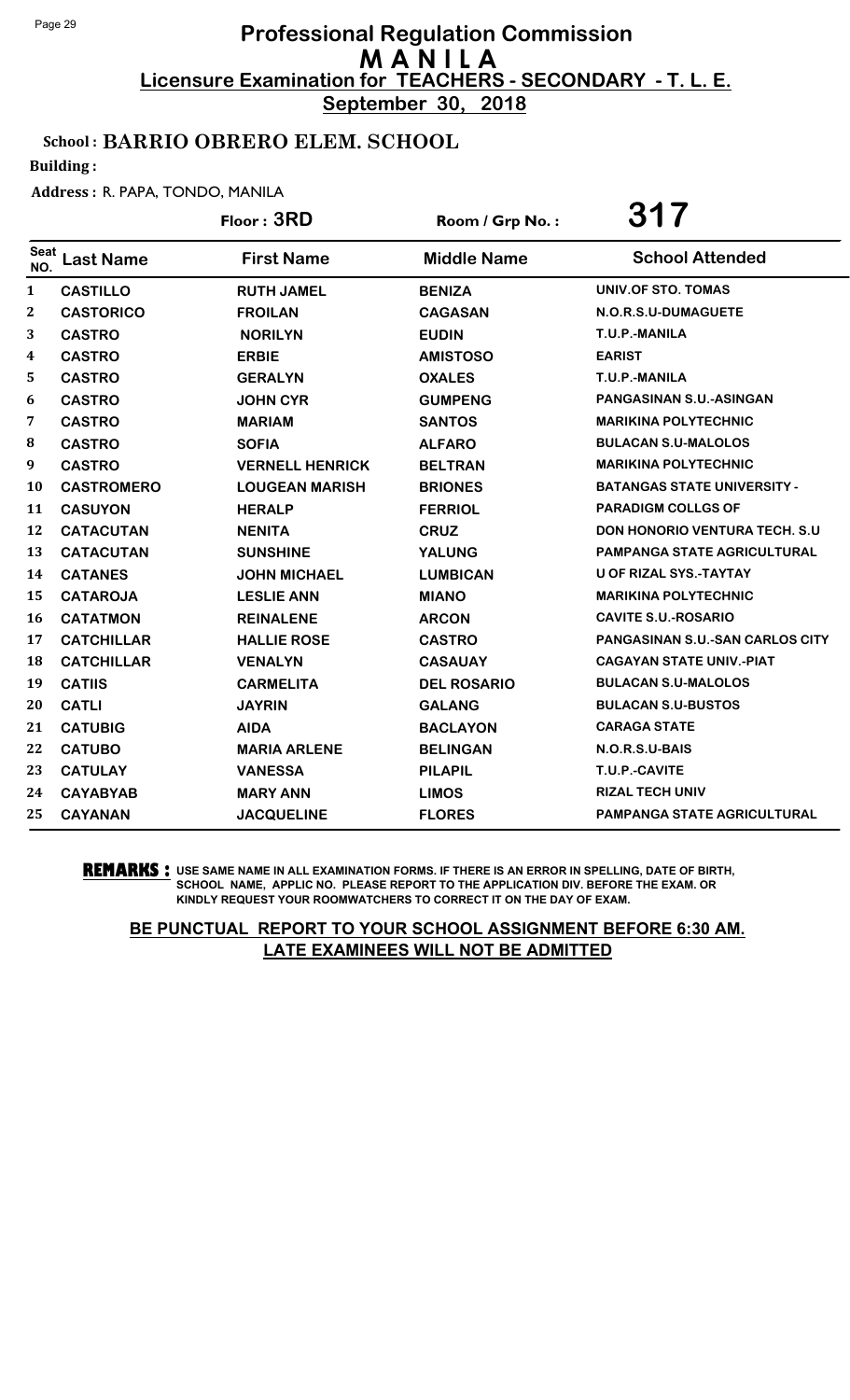# Professional Regulation Commission
## M A N I L A
### Licensure Examination for TEACHERS - SECONDARY - T. L. E.
**September 30, 2018**

**School : BARRIO OBRERO ELEM. SCHOOL**

**Building :**

**Address :** R. PAPA, TONDO, MANILA

**Floor : 3RD** | **Room / Grp No. : 317**

| Seat NO. | Last Name | First Name | Middle Name | School Attended |
|---|---|---|---|---|
| 1 | CASTILLO | RUTH JAMEL | BENIZA | UNIV.OF STO. TOMAS |
| 2 | CASTORICO | FROILAN | CAGASAN | N.O.R.S.U-DUMAGUETE |
| 3 | CASTRO | NORILYN | EUDIN | T.U.P.-MANILA |
| 4 | CASTRO | ERBIE | AMISTOSO | EARIST |
| 5 | CASTRO | GERALYN | OXALES | T.U.P.-MANILA |
| 6 | CASTRO | JOHN CYR | GUMPENG | PANGASINAN S.U.-ASINGAN |
| 7 | CASTRO | MARIAM | SANTOS | MARIKINA POLYTECHNIC |
| 8 | CASTRO | SOFIA | ALFARO | BULACAN S.U-MALOLOS |
| 9 | CASTRO | VERNELL HENRICK | BELTRAN | MARIKINA POLYTECHNIC |
| 10 | CASTROMERO | LOUGEAN MARISH | BRIONES | BATANGAS STATE UNIVERSITY - |
| 11 | CASUYON | HERALP | FERRIOL | PARADIGM COLLGS OF |
| 12 | CATACUTAN | NENITA | CRUZ | DON HONORIO VENTURA TECH. S.U |
| 13 | CATACUTAN | SUNSHINE | YALUNG | PAMPANGA STATE AGRICULTURAL |
| 14 | CATANES | JOHN MICHAEL | LUMBICAN | U OF RIZAL SYS.-TAYTAY |
| 15 | CATAROJA | LESLIE ANN | MIANO | MARIKINA POLYTECHNIC |
| 16 | CATATMON | REINALENE | ARCON | CAVITE S.U.-ROSARIO |
| 17 | CATCHILLAR | HALLIE ROSE | CASTRO | PANGASINAN S.U.-SAN CARLOS CITY |
| 18 | CATCHILLAR | VENALYN | CASAUAY | CAGAYAN STATE UNIV.-PIAT |
| 19 | CATIIS | CARMELITA | DEL ROSARIO | BULACAN S.U-MALOLOS |
| 20 | CATLI | JAYRIN | GALANG | BULACAN S.U-BUSTOS |
| 21 | CATUBIG | AIDA | BACLAYON | CARAGA STATE |
| 22 | CATUBO | MARIA ARLENE | BELINGAN | N.O.R.S.U-BAIS |
| 23 | CATULAY | VANESSA | PILAPIL | T.U.P.-CAVITE |
| 24 | CAYABYAB | MARY ANN | LIMOS | RIZAL TECH UNIV |
| 25 | CAYANAN | JACQUELINE | FLORES | PAMPANGA STATE AGRICULTURAL |

**REMARKS :** USE SAME NAME IN ALL EXAMINATION FORMS. IF THERE IS AN ERROR IN SPELLING, DATE OF BIRTH, SCHOOL NAME, APPLIC NO. PLEASE REPORT TO THE APPLICATION DIV. BEFORE THE EXAM. OR KINDLY REQUEST YOUR ROOMWATCHERS TO CORRECT IT ON THE DAY OF EXAM.

**BE PUNCTUAL REPORT TO YOUR SCHOOL ASSIGNMENT BEFORE 6:30 AM. LATE EXAMINEES WILL NOT BE ADMITTED**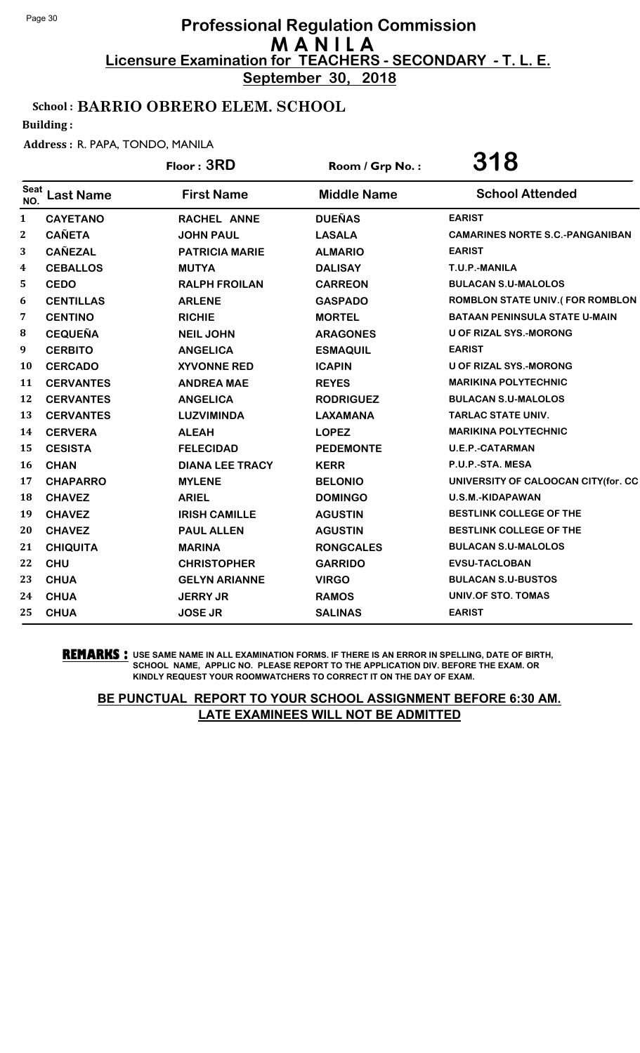# Professional Regulation Commission
## M A N I L A
### Licensure Examination for TEACHERS - SECONDARY - T. L. E.
**September 30, 2018**

**School : BARRIO OBRERO ELEM. SCHOOL**

**Building :**

**Address :** R. PAPA, TONDO, MANILA

**Floor : 3RD** | **Room / Grp No. : 318**

| Seat NO. | Last Name | First Name | Middle Name | School Attended |
|---|---|---|---|---|
| 1 | CAYETANO | RACHEL ANNE | DUEÑAS | EARIST |
| 2 | CAÑETA | JOHN PAUL | LASALA | CAMARINES NORTE S.C.-PANGANIBAN |
| 3 | CAÑEZAL | PATRICIA MARIE | ALMARIO | EARIST |
| 4 | CEBALLOS | MUTYA | DALISAY | T.U.P.-MANILA |
| 5 | CEDO | RALPH FROILAN | CARREON | BULACAN S.U-MALOLOS |
| 6 | CENTILLAS | ARLENE | GASPADO | ROMBLON STATE UNIV.( FOR ROMBLON |
| 7 | CENTINO | RICHIE | MORTEL | BATAAN PENINSULA STATE U-MAIN |
| 8 | CEQUEÑA | NEIL JOHN | ARAGONES | U OF RIZAL SYS.-MORONG |
| 9 | CERBITO | ANGELICA | ESMAQUIL | EARIST |
| 10 | CERCADO | XYVONNE RED | ICAPIN | U OF RIZAL SYS.-MORONG |
| 11 | CERVANTES | ANDREA MAE | REYES | MARIKINA POLYTECHNIC |
| 12 | CERVANTES | ANGELICA | RODRIGUEZ | BULACAN S.U-MALOLOS |
| 13 | CERVANTES | LUZVIMINDA | LAXAMANA | TARLAC STATE UNIV. |
| 14 | CERVERA | ALEAH | LOPEZ | MARIKINA POLYTECHNIC |
| 15 | CESISTA | FELECIDAD | PEDEMONTE | U.E.P.-CATARMAN |
| 16 | CHAN | DIANA LEE TRACY | KERR | P.U.P.-STA. MESA |
| 17 | CHAPARRO | MYLENE | BELONIO | UNIVERSITY OF CALOOCAN CITY(for. CC |
| 18 | CHAVEZ | ARIEL | DOMINGO | U.S.M.-KIDAPAWAN |
| 19 | CHAVEZ | IRISH CAMILLE | AGUSTIN | BESTLINK COLLEGE OF THE |
| 20 | CHAVEZ | PAUL ALLEN | AGUSTIN | BESTLINK COLLEGE OF THE |
| 21 | CHIQUITA | MARINA | RONGCALES | BULACAN S.U-MALOLOS |
| 22 | CHU | CHRISTOPHER | GARRIDO | EVSU-TACLOBAN |
| 23 | CHUA | GELYN ARIANNE | VIRGO | BULACAN S.U-BUSTOS |
| 24 | CHUA | JERRY JR | RAMOS | UNIV.OF STO. TOMAS |
| 25 | CHUA | JOSE JR | SALINAS | EARIST |

**REMARKS :** USE SAME NAME IN ALL EXAMINATION FORMS. IF THERE IS AN ERROR IN SPELLING, DATE OF BIRTH, SCHOOL NAME, APPLIC NO. PLEASE REPORT TO THE APPLICATION DIV. BEFORE THE EXAM. OR KINDLY REQUEST YOUR ROOMWATCHERS TO CORRECT IT ON THE DAY OF EXAM.

**BE PUNCTUAL REPORT TO YOUR SCHOOL ASSIGNMENT BEFORE 6:30 AM. LATE EXAMINEES WILL NOT BE ADMITTED**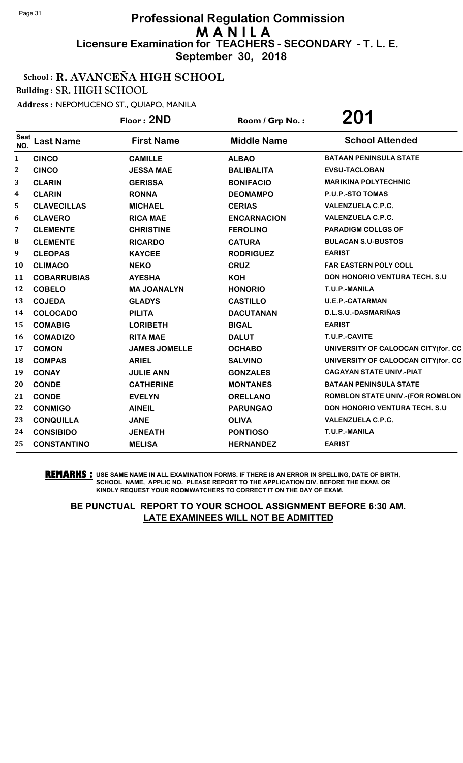# Professional Regulation Commission
## M A N I L A
### Licensure Examination for TEACHERS - SECONDARY - T. L. E.
**September 30, 2018**

**School : R. AVANCEÑA HIGH SCHOOL**
**Building : SR. HIGH SCHOOL**

**Address :** NEPOMUCENO ST., QUIAPO, MANILA

**Floor : 2ND** | **Room / Grp No. : 201**

| Seat NO. | Last Name | First Name | Middle Name | School Attended |
|---|---|---|---|---|
| 1 | CINCO | CAMILLE | ALBAO | BATAAN PENINSULA STATE |
| 2 | CINCO | JESSA MAE | BALIBALITA | EVSU-TACLOBAN |
| 3 | CLARIN | GERISSA | BONIFACIO | MARIKINA POLYTECHNIC |
| 4 | CLARIN | RONNA | DEOMAMPO | P.U.P.-STO TOMAS |
| 5 | CLAVECILLAS | MICHAEL | CERIAS | VALENZUELA C.P.C. |
| 6 | CLAVERO | RICA MAE | ENCARNACION | VALENZUELA C.P.C. |
| 7 | CLEMENTE | CHRISTINE | FEROLINO | PARADIGM COLLGS OF |
| 8 | CLEMENTE | RICARDO | CATURA | BULACAN S.U-BUSTOS |
| 9 | CLEOPAS | KAYCEE | RODRIGUEZ | EARIST |
| 10 | CLIMACO | NEKO | CRUZ | FAR EASTERN POLY COLL |
| 11 | COBARRUBIAS | AYESHA | KOH | DON HONORIO VENTURA TECH. S.U |
| 12 | COBELO | MA JOANALYN | HONORIO | T.U.P.-MANILA |
| 13 | COJEDA | GLADYS | CASTILLO | U.E.P.-CATARMAN |
| 14 | COLOCADO | PILITA | DACUTANAN | D.L.S.U.-DASMARIÑAS |
| 15 | COMABIG | LORIBETH | BIGAL | EARIST |
| 16 | COMADIZO | RITA MAE | DALUT | T.U.P.-CAVITE |
| 17 | COMON | JAMES JOMELLE | OCHABO | UNIVERSITY OF CALOOCAN CITY(for. CC |
| 18 | COMPAS | ARIEL | SALVINO | UNIVERSITY OF CALOOCAN CITY(for. CC |
| 19 | CONAY | JULIE ANN | GONZALES | CAGAYAN STATE UNIV.-PIAT |
| 20 | CONDE | CATHERINE | MONTANES | BATAAN PENINSULA STATE |
| 21 | CONDE | EVELYN | ORELLANO | ROMBLON STATE UNIV.-(FOR ROMBLON |
| 22 | CONMIGO | AINEIL | PARUNGAO | DON HONORIO VENTURA TECH. S.U |
| 23 | CONQUILLA | JANE | OLIVA | VALENZUELA C.P.C. |
| 24 | CONSIBIDO | JENEATH | PONTIOSO | T.U.P.-MANILA |
| 25 | CONSTANTINO | MELISA | HERNANDEZ | EARIST |

**REMARKS :** USE SAME NAME IN ALL EXAMINATION FORMS. IF THERE IS AN ERROR IN SPELLING, DATE OF BIRTH, SCHOOL NAME, APPLIC NO. PLEASE REPORT TO THE APPLICATION DIV. BEFORE THE EXAM. OR KINDLY REQUEST YOUR ROOMWATCHERS TO CORRECT IT ON THE DAY OF EXAM.

**BE PUNCTUAL REPORT TO YOUR SCHOOL ASSIGNMENT BEFORE 6:30 AM. LATE EXAMINEES WILL NOT BE ADMITTED**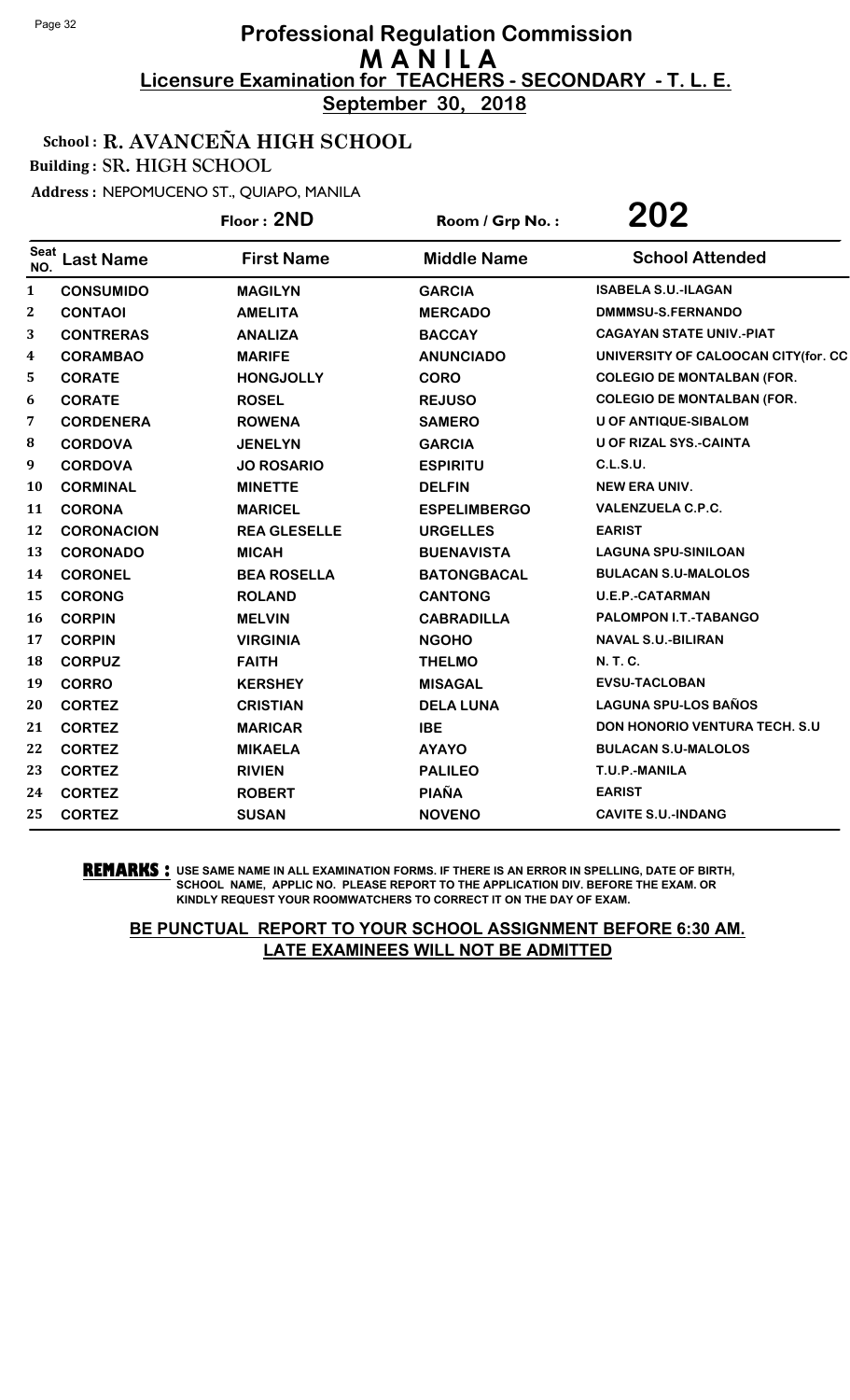# Professional Regulation Commission
## M A N I L A
### Licensure Examination for TEACHERS - SECONDARY - T. L. E.
**September 30, 2018**

**School : R. AVANCEÑA HIGH SCHOOL**
**Building : SR. HIGH SCHOOL**
**Address : NEPOMUCENO ST., QUIAPO, MANILA**

**Floor : 2ND** | **Room / Grp No. : 202**

| Seat NO. | Last Name | First Name | Middle Name | School Attended |
|---|---|---|---|---|
| 1 | CONSUMIDO | MAGILYN | GARCIA | ISABELA S.U.-ILAGAN |
| 2 | CONTAOI | AMELITA | MERCADO | DMMMSU-S.FERNANDO |
| 3 | CONTRERAS | ANALIZA | BACCAY | CAGAYAN STATE UNIV.-PIAT |
| 4 | CORAMBAO | MARIFE | ANUNCIADO | UNIVERSITY OF CALOOCAN CITY(for. CC |
| 5 | CORATE | HONGJOLLY | CORO | COLEGIO DE MONTALBAN (FOR. |
| 6 | CORATE | ROSEL | REJUSO | COLEGIO DE MONTALBAN (FOR. |
| 7 | CORDENERA | ROWENA | SAMERO | U OF ANTIQUE-SIBALOM |
| 8 | CORDOVA | JENELYN | GARCIA | U OF RIZAL SYS.-CAINTA |
| 9 | CORDOVA | JO ROSARIO | ESPIRITU | C.L.S.U. |
| 10 | CORMINAL | MINETTE | DELFIN | NEW ERA UNIV. |
| 11 | CORONA | MARICEL | ESPELIMBERGO | VALENZUELA C.P.C. |
| 12 | CORONACION | REA GLESELLE | URGELLES | EARIST |
| 13 | CORONADO | MICAH | BUENAVISTA | LAGUNA SPU-SINILOAN |
| 14 | CORONEL | BEA ROSELLA | BATONGBACAL | BULACAN S.U-MALOLOS |
| 15 | CORONG | ROLAND | CANTONG | U.E.P.-CATARMAN |
| 16 | CORPIN | MELVIN | CABRADILLA | PALOMPON I.T.-TABANGO |
| 17 | CORPIN | VIRGINIA | NGOHO | NAVAL S.U.-BILIRAN |
| 18 | CORPUZ | FAITH | THELMO | N. T. C. |
| 19 | CORRO | KERSHEY | MISAGAL | EVSU-TACLOBAN |
| 20 | CORTEZ | CRISTIAN | DELA LUNA | LAGUNA SPU-LOS BAÑOS |
| 21 | CORTEZ | MARICAR | IBE | DON HONORIO VENTURA TECH. S.U |
| 22 | CORTEZ | MIKAELA | AYAYO | BULACAN S.U-MALOLOS |
| 23 | CORTEZ | RIVIEN | PALILEO | T.U.P.-MANILA |
| 24 | CORTEZ | ROBERT | PIAÑA | EARIST |
| 25 | CORTEZ | SUSAN | NOVENO | CAVITE S.U.-INDANG |

**REMARKS :** USE SAME NAME IN ALL EXAMINATION FORMS. IF THERE IS AN ERROR IN SPELLING, DATE OF BIRTH, SCHOOL NAME, APPLIC NO. PLEASE REPORT TO THE APPLICATION DIV. BEFORE THE EXAM. OR KINDLY REQUEST YOUR ROOMWATCHERS TO CORRECT IT ON THE DAY OF EXAM.

**BE PUNCTUAL REPORT TO YOUR SCHOOL ASSIGNMENT BEFORE 6:30 AM. LATE EXAMINEES WILL NOT BE ADMITTED**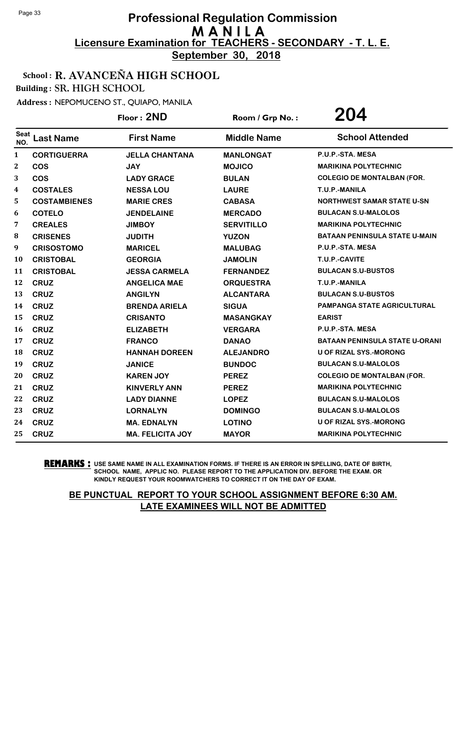# Professional Regulation Commission
## M A N I L A
### Licensure Examination for TEACHERS - SECONDARY - T. L. E.
**September 30, 2018**

**School : R. AVANCEÑA HIGH SCHOOL**

**Building : SR. HIGH SCHOOL**

**Address : NEPOMUCENO ST., QUIAPO, MANILA**

**Floor : 2ND** | **Room / Grp No. : 204**

| Seat NO. | Last Name | First Name | Middle Name | School Attended |
|---|---|---|---|---|
| 1 | CORTIGUERRA | JELLA CHANTANA | MANLONGAT | P.U.P.-STA. MESA |
| 2 | COS | JAY | MOJICO | MARIKINA POLYTECHNIC |
| 3 | COS | LADY GRACE | BULAN | COLEGIO DE MONTALBAN (FOR. |
| 4 | COSTALES | NESSA LOU | LAURE | T.U.P.-MANILA |
| 5 | COSTAMBIENES | MARIE CRES | CABASA | NORTHWEST SAMAR STATE U-SN |
| 6 | COTELO | JENDELAINE | MERCADO | BULACAN S.U-MALOLOS |
| 7 | CREALES | JIMBOY | SERVITILLO | MARIKINA POLYTECHNIC |
| 8 | CRISENES | JUDITH | YUZON | BATAAN PENINSULA STATE U-MAIN |
| 9 | CRISOSTOMO | MARICEL | MALUBAG | P.U.P.-STA. MESA |
| 10 | CRISTOBAL | GEORGIA | JAMOLIN | T.U.P.-CAVITE |
| 11 | CRISTOBAL | JESSA CARMELA | FERNANDEZ | BULACAN S.U-BUSTOS |
| 12 | CRUZ | ANGELICA MAE | ORQUESTRA | T.U.P.-MANILA |
| 13 | CRUZ | ANGILYN | ALCANTARA | BULACAN S.U-BUSTOS |
| 14 | CRUZ | BRENDA ARIELA | SIGUA | PAMPANGA STATE AGRICULTURAL |
| 15 | CRUZ | CRISANTO | MASANGKAY | EARIST |
| 16 | CRUZ | ELIZABETH | VERGARA | P.U.P.-STA. MESA |
| 17 | CRUZ | FRANCO | DANAO | BATAAN PENINSULA STATE U-ORANI |
| 18 | CRUZ | HANNAH DOREEN | ALEJANDRO | U OF RIZAL SYS.-MORONG |
| 19 | CRUZ | JANICE | BUNDOC | BULACAN S.U-MALOLOS |
| 20 | CRUZ | KAREN JOY | PEREZ | COLEGIO DE MONTALBAN (FOR. |
| 21 | CRUZ | KINVERLY ANN | PEREZ | MARIKINA POLYTECHNIC |
| 22 | CRUZ | LADY DIANNE | LOPEZ | BULACAN S.U-MALOLOS |
| 23 | CRUZ | LORNALYN | DOMINGO | BULACAN S.U-MALOLOS |
| 24 | CRUZ | MA. EDNALYN | LOTINO | U OF RIZAL SYS.-MORONG |
| 25 | CRUZ | MA. FELICITA JOY | MAYOR | MARIKINA POLYTECHNIC |

**REMARKS :** USE SAME NAME IN ALL EXAMINATION FORMS. IF THERE IS AN ERROR IN SPELLING, DATE OF BIRTH, SCHOOL NAME, APPLIC NO. PLEASE REPORT TO THE APPLICATION DIV. BEFORE THE EXAM. OR KINDLY REQUEST YOUR ROOMWATCHERS TO CORRECT IT ON THE DAY OF EXAM.

**BE PUNCTUAL REPORT TO YOUR SCHOOL ASSIGNMENT BEFORE 6:30 AM. LATE EXAMINEES WILL NOT BE ADMITTED**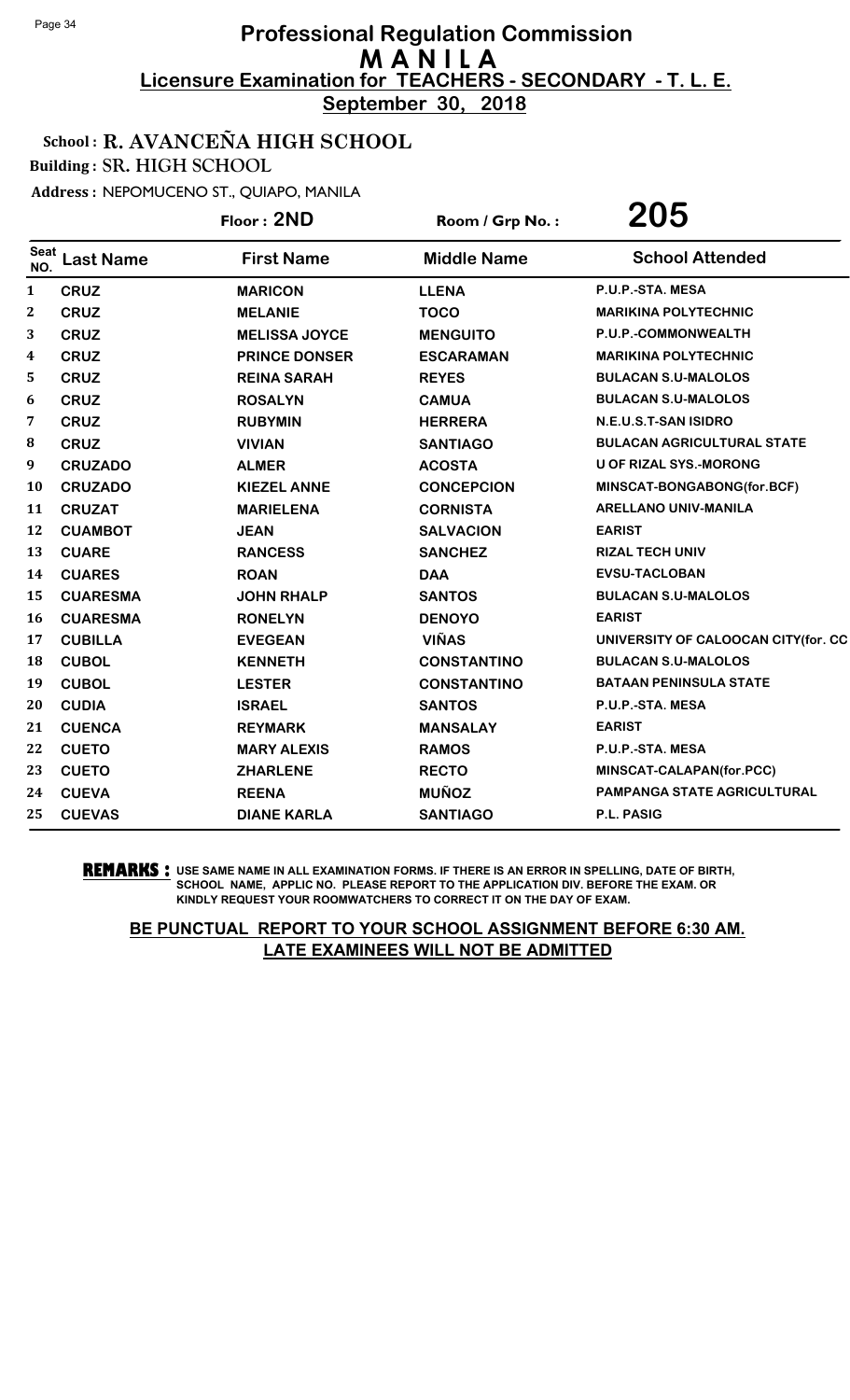# Professional Regulation Commission
## M A N I L A
### Licensure Examination for TEACHERS - SECONDARY - T. L. E.
**September 30, 2018**

**School : R. AVANCEÑA HIGH SCHOOL**

**Building : SR. HIGH SCHOOL**

**Address : NEPOMUCENO ST., QUIAPO, MANILA**

**Floor : 2ND** | **Room / Grp No. :** **205**

| Seat NO. | Last Name | First Name | Middle Name | School Attended |
|---|---|---|---|---|
| 1 | CRUZ | MARICON | LLENA | P.U.P.-STA. MESA |
| 2 | CRUZ | MELANIE | TOCO | MARIKINA POLYTECHNIC |
| 3 | CRUZ | MELISSA JOYCE | MENGUITO | P.U.P.-COMMONWEALTH |
| 4 | CRUZ | PRINCE DONSER | ESCARAMAN | MARIKINA POLYTECHNIC |
| 5 | CRUZ | REINA SARAH | REYES | BULACAN S.U-MALOLOS |
| 6 | CRUZ | ROSALYN | CAMUA | BULACAN S.U-MALOLOS |
| 7 | CRUZ | RUBYMIN | HERRERA | N.E.U.S.T-SAN ISIDRO |
| 8 | CRUZ | VIVIAN | SANTIAGO | BULACAN AGRICULTURAL STATE |
| 9 | CRUZADO | ALMER | ACOSTA | U OF RIZAL SYS.-MORONG |
| 10 | CRUZADO | KIEZEL ANNE | CONCEPCION | MINSCAT-BONGABONG(for.BCF) |
| 11 | CRUZAT | MARIELENA | CORNISTA | ARELLANO UNIV-MANILA |
| 12 | CUAMBOT | JEAN | SALVACION | EARIST |
| 13 | CUARE | RANCESS | SANCHEZ | RIZAL TECH UNIV |
| 14 | CUARES | ROAN | DAA | EVSU-TACLOBAN |
| 15 | CUARESMA | JOHN RHALP | SANTOS | BULACAN S.U-MALOLOS |
| 16 | CUARESMA | RONELYN | DENOYO | EARIST |
| 17 | CUBILLA | EVEGEAN | VIÑAS | UNIVERSITY OF CALOOCAN CITY(for. CC |
| 18 | CUBOL | KENNETH | CONSTANTINO | BULACAN S.U-MALOLOS |
| 19 | CUBOL | LESTER | CONSTANTINO | BATAAN PENINSULA STATE |
| 20 | CUDIA | ISRAEL | SANTOS | P.U.P.-STA. MESA |
| 21 | CUENCA | REYMARK | MANSALAY | EARIST |
| 22 | CUETO | MARY ALEXIS | RAMOS | P.U.P.-STA. MESA |
| 23 | CUETO | ZHARLENE | RECTO | MINSCAT-CALAPAN(for.PCC) |
| 24 | CUEVA | REENA | MUÑOZ | PAMPANGA STATE AGRICULTURAL |
| 25 | CUEVAS | DIANE KARLA | SANTIAGO | P.L. PASIG |

**REMARKS :** USE SAME NAME IN ALL EXAMINATION FORMS. IF THERE IS AN ERROR IN SPELLING, DATE OF BIRTH, SCHOOL NAME, APPLIC NO. PLEASE REPORT TO THE APPLICATION DIV. BEFORE THE EXAM. OR KINDLY REQUEST YOUR ROOMWATCHERS TO CORRECT IT ON THE DAY OF EXAM.

**BE PUNCTUAL REPORT TO YOUR SCHOOL ASSIGNMENT BEFORE 6:30 AM. LATE EXAMINEES WILL NOT BE ADMITTED**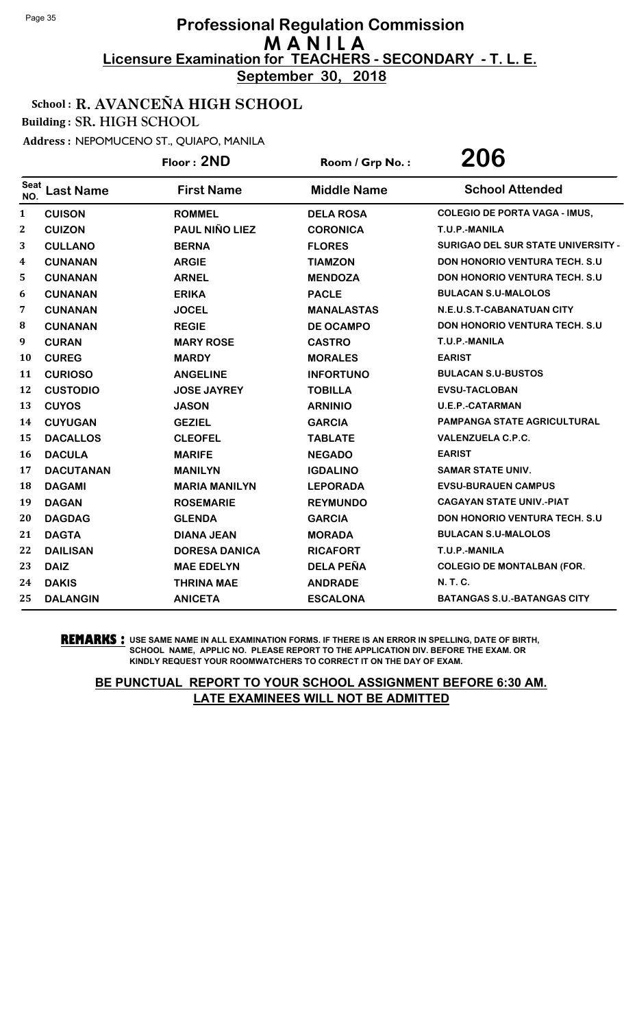# Professional Regulation Commission
## M A N I L A
### Licensure Examination for TEACHERS - SECONDARY - T. L. E.
**September 30, 2018**

**School : R. AVANCEÑA HIGH SCHOOL**

**Building : SR. HIGH SCHOOL**

**Address : NEPOMUCENO ST., QUIAPO, MANILA**

**Floor : 2ND** | **Room / Grp No. : 206**

| Seat NO. | Last Name | First Name | Middle Name | School Attended |
|---|---|---|---|---|
| 1 | CUISON | ROMMEL | DELA ROSA | COLEGIO DE PORTA VAGA - IMUS, |
| 2 | CUIZON | PAUL NIÑO LIEZ | CORONICA | T.U.P.-MANILA |
| 3 | CULLANO | BERNA | FLORES | SURIGAO DEL SUR STATE UNIVERSITY - |
| 4 | CUNANAN | ARGIE | TIAMZON | DON HONORIO VENTURA TECH. S.U |
| 5 | CUNANAN | ARNEL | MENDOZA | DON HONORIO VENTURA TECH. S.U |
| 6 | CUNANAN | ERIKA | PACLE | BULACAN S.U-MALOLOS |
| 7 | CUNANAN | JOCEL | MANALASTAS | N.E.U.S.T-CABANATUAN CITY |
| 8 | CUNANAN | REGIE | DE OCAMPO | DON HONORIO VENTURA TECH. S.U |
| 9 | CURAN | MARY ROSE | CASTRO | T.U.P.-MANILA |
| 10 | CUREG | MARDY | MORALES | EARIST |
| 11 | CURIOSO | ANGELINE | INFORTUNO | BULACAN S.U-BUSTOS |
| 12 | CUSTODIO | JOSE JAYREY | TOBILLA | EVSU-TACLOBAN |
| 13 | CUYOS | JASON | ARNINIO | U.E.P.-CATARMAN |
| 14 | CUYUGAN | GEZIEL | GARCIA | PAMPANGA STATE AGRICULTURAL |
| 15 | DACALLOS | CLEOFEL | TABLATE | VALENZUELA C.P.C. |
| 16 | DACULA | MARIFE | NEGADO | EARIST |
| 17 | DACUTANAN | MANILYN | IGDALINO | SAMAR STATE UNIV. |
| 18 | DAGAMI | MARIA MANILYN | LEPORADA | EVSU-BURAUEN CAMPUS |
| 19 | DAGAN | ROSEMARIE | REYMUNDO | CAGAYAN STATE UNIV.-PIAT |
| 20 | DAGDAG | GLENDA | GARCIA | DON HONORIO VENTURA TECH. S.U |
| 21 | DAGTA | DIANA JEAN | MORADA | BULACAN S.U-MALOLOS |
| 22 | DAILISAN | DORESA DANICA | RICAFORT | T.U.P.-MANILA |
| 23 | DAIZ | MAE EDELYN | DELA PEÑA | COLEGIO DE MONTALBAN (FOR. |
| 24 | DAKIS | THRINA MAE | ANDRADE | N. T. C. |
| 25 | DALANGIN | ANICETA | ESCALONA | BATANGAS S.U.-BATANGAS CITY |

**REMARKS :** USE SAME NAME IN ALL EXAMINATION FORMS. IF THERE IS AN ERROR IN SPELLING, DATE OF BIRTH, SCHOOL NAME, APPLIC NO. PLEASE REPORT TO THE APPLICATION DIV. BEFORE THE EXAM. OR KINDLY REQUEST YOUR ROOMWATCHERS TO CORRECT IT ON THE DAY OF EXAM.

**BE PUNCTUAL REPORT TO YOUR SCHOOL ASSIGNMENT BEFORE 6:30 AM. LATE EXAMINEES WILL NOT BE ADMITTED**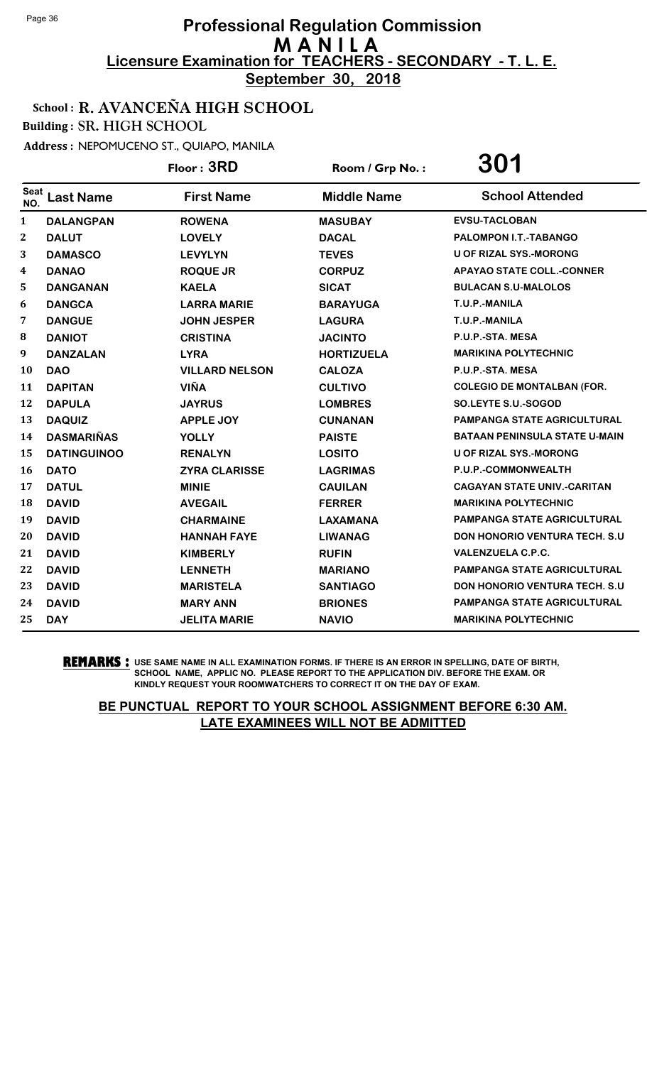# Professional Regulation Commission
## MANILA
### Licensure Examination for TEACHERS - SECONDARY - T. L. E.
**September 30, 2018**

**School : R. AVANCEÑA HIGH SCHOOL**
**Building : SR. HIGH SCHOOL**
**Address : NEPOMUCENO ST., QUIAPO, MANILA**

**Floor : 3RD** | **Room / Grp No. : 301**

| Seat NO. | Last Name | First Name | Middle Name | School Attended |
|---|---|---|---|---|
| 1 | DALANGPAN | ROWENA | MASUBAY | EVSU-TACLOBAN |
| 2 | DALUT | LOVELY | DACAL | PALOMPON I.T.-TABANGO |
| 3 | DAMASCO | LEVYLYN | TEVES | U OF RIZAL SYS.-MORONG |
| 4 | DANAO | ROQUE JR | CORPUZ | APAYAO STATE COLL.-CONNER |
| 5 | DANGANAN | KAELA | SICAT | BULACAN S.U-MALOLOS |
| 6 | DANGCA | LARRA MARIE | BARAYUGA | T.U.P.-MANILA |
| 7 | DANGUE | JOHN JESPER | LAGURA | T.U.P.-MANILA |
| 8 | DANIOT | CRISTINA | JACINTO | P.U.P.-STA. MESA |
| 9 | DANZALAN | LYRA | HORTIZUELA | MARIKINA POLYTECHNIC |
| 10 | DAO | VILLARD NELSON | CALOZA | P.U.P.-STA. MESA |
| 11 | DAPITAN | VIÑA | CULTIVO | COLEGIO DE MONTALBAN (FOR. |
| 12 | DAPULA | JAYRUS | LOMBRES | SO.LEYTE S.U.-SOGOD |
| 13 | DAQUIZ | APPLE JOY | CUNANAN | PAMPANGA STATE AGRICULTURAL |
| 14 | DASMARIÑAS | YOLLY | PAISTE | BATAAN PENINSULA STATE U-MAIN |
| 15 | DATINGUINOO | RENALYN | LOSITO | U OF RIZAL SYS.-MORONG |
| 16 | DATO | ZYRA CLARISSE | LAGRIMAS | P.U.P.-COMMONWEALTH |
| 17 | DATUL | MINIE | CAUILAN | CAGAYAN STATE UNIV.-CARITAN |
| 18 | DAVID | AVEGAIL | FERRER | MARIKINA POLYTECHNIC |
| 19 | DAVID | CHARMAINE | LAXAMANA | PAMPANGA STATE AGRICULTURAL |
| 20 | DAVID | HANNAH FAYE | LIWANAG | DON HONORIO VENTURA TECH. S.U |
| 21 | DAVID | KIMBERLY | RUFIN | VALENZUELA C.P.C. |
| 22 | DAVID | LENNETH | MARIANO | PAMPANGA STATE AGRICULTURAL |
| 23 | DAVID | MARISTELA | SANTIAGO | DON HONORIO VENTURA TECH. S.U |
| 24 | DAVID | MARY ANN | BRIONES | PAMPANGA STATE AGRICULTURAL |
| 25 | DAY | JELITA MARIE | NAVIO | MARIKINA POLYTECHNIC |

**REMARKS :** USE SAME NAME IN ALL EXAMINATION FORMS. IF THERE IS AN ERROR IN SPELLING, DATE OF BIRTH, SCHOOL NAME, APPLIC NO. PLEASE REPORT TO THE APPLICATION DIV. BEFORE THE EXAM. OR KINDLY REQUEST YOUR ROOMWATCHERS TO CORRECT IT ON THE DAY OF EXAM.

**BE PUNCTUAL REPORT TO YOUR SCHOOL ASSIGNMENT BEFORE 6:30 AM. LATE EXAMINEES WILL NOT BE ADMITTED**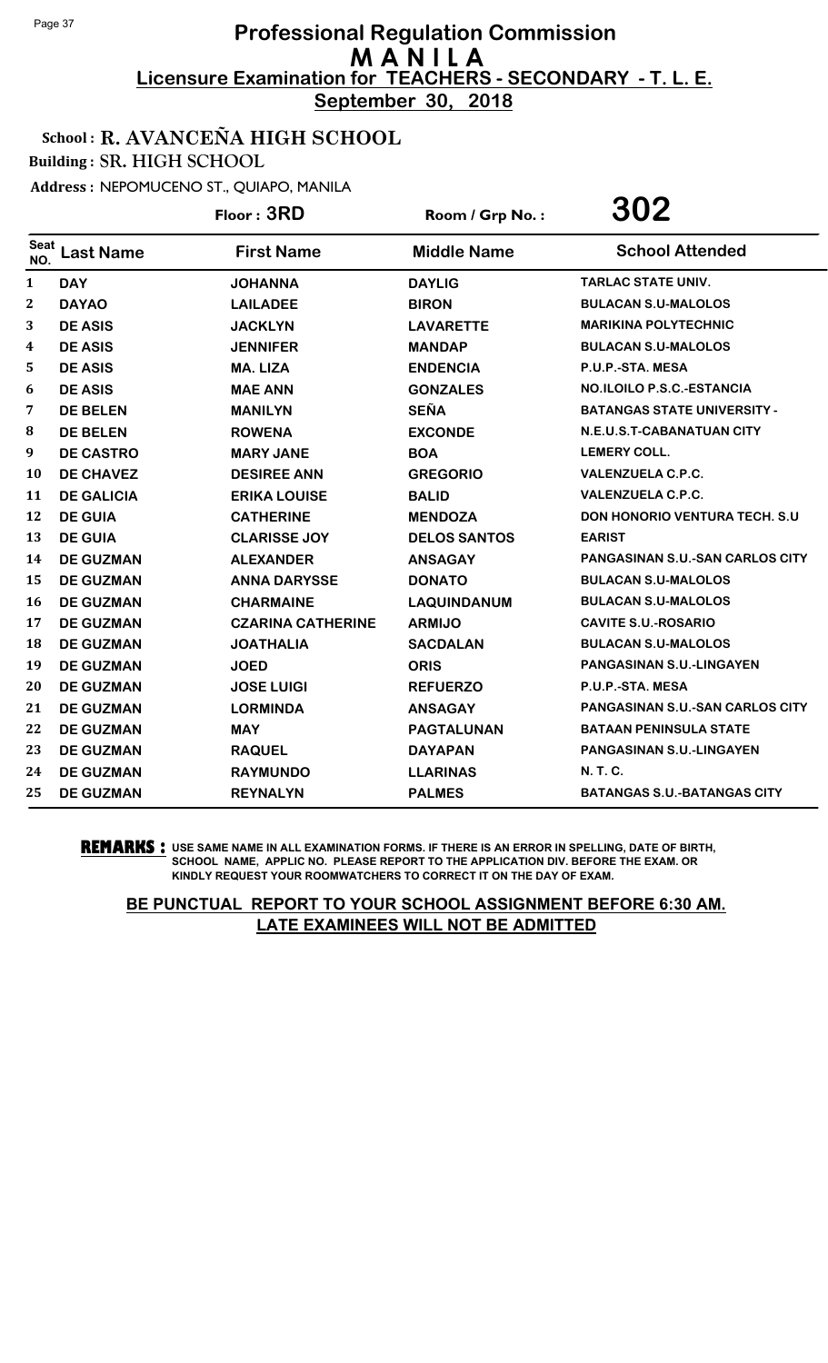# Professional Regulation Commission
## M A N I L A
### Licensure Examination for TEACHERS - SECONDARY - T. L. E.
**September 30, 2018**

**School : R. AVANCEÑA HIGH SCHOOL**

**Building : SR. HIGH SCHOOL**

**Address :** NEPOMUCENO ST., QUIAPO, MANILA

**Floor : 3RD** | **Room / Grp No. : 302**

| Seat NO. | Last Name | First Name | Middle Name | School Attended |
|---|---|---|---|---|
| 1 | DAY | JOHANNA | DAYLIG | TARLAC STATE UNIV. |
| 2 | DAYAO | LAILADEE | BIRON | BULACAN S.U-MALOLOS |
| 3 | DE ASIS | JACKLYN | LAVARETTE | MARIKINA POLYTECHNIC |
| 4 | DE ASIS | JENNIFER | MANDAP | BULACAN S.U-MALOLOS |
| 5 | DE ASIS | MA. LIZA | ENDENCIA | P.U.P.-STA. MESA |
| 6 | DE ASIS | MAE ANN | GONZALES | NO.ILOILO P.S.C.-ESTANCIA |
| 7 | DE BELEN | MANILYN | SEÑA | BATANGAS STATE UNIVERSITY - |
| 8 | DE BELEN | ROWENA | EXCONDE | N.E.U.S.T-CABANATUAN CITY |
| 9 | DE CASTRO | MARY JANE | BOA | LEMERY COLL. |
| 10 | DE CHAVEZ | DESIREE ANN | GREGORIO | VALENZUELA C.P.C. |
| 11 | DE GALICIA | ERIKA LOUISE | BALID | VALENZUELA C.P.C. |
| 12 | DE GUIA | CATHERINE | MENDOZA | DON HONORIO VENTURA TECH. S.U |
| 13 | DE GUIA | CLARISSE JOY | DELOS SANTOS | EARIST |
| 14 | DE GUZMAN | ALEXANDER | ANSAGAY | PANGASINAN S.U.-SAN CARLOS CITY |
| 15 | DE GUZMAN | ANNA DARYSSE | DONATO | BULACAN S.U-MALOLOS |
| 16 | DE GUZMAN | CHARMAINE | LAQUINDANUM | BULACAN S.U-MALOLOS |
| 17 | DE GUZMAN | CZARINA CATHERINE | ARMIJO | CAVITE S.U.-ROSARIO |
| 18 | DE GUZMAN | JOATHALIA | SACDALAN | BULACAN S.U-MALOLOS |
| 19 | DE GUZMAN | JOED | ORIS | PANGASINAN S.U.-LINGAYEN |
| 20 | DE GUZMAN | JOSE LUIGI | REFUERZO | P.U.P.-STA. MESA |
| 21 | DE GUZMAN | LORMINDA | ANSAGAY | PANGASINAN S.U.-SAN CARLOS CITY |
| 22 | DE GUZMAN | MAY | PAGTALUNAN | BATAAN PENINSULA STATE |
| 23 | DE GUZMAN | RAQUEL | DAYAPAN | PANGASINAN S.U.-LINGAYEN |
| 24 | DE GUZMAN | RAYMUNDO | LLARINAS | N. T. C. |
| 25 | DE GUZMAN | REYNALYN | PALMES | BATANGAS S.U.-BATANGAS CITY |

**REMARKS :** USE SAME NAME IN ALL EXAMINATION FORMS. IF THERE IS AN ERROR IN SPELLING, DATE OF BIRTH, SCHOOL NAME, APPLIC NO. PLEASE REPORT TO THE APPLICATION DIV. BEFORE THE EXAM. OR KINDLY REQUEST YOUR ROOMWATCHERS TO CORRECT IT ON THE DAY OF EXAM.

**BE PUNCTUAL REPORT TO YOUR SCHOOL ASSIGNMENT BEFORE 6:30 AM. LATE EXAMINEES WILL NOT BE ADMITTED**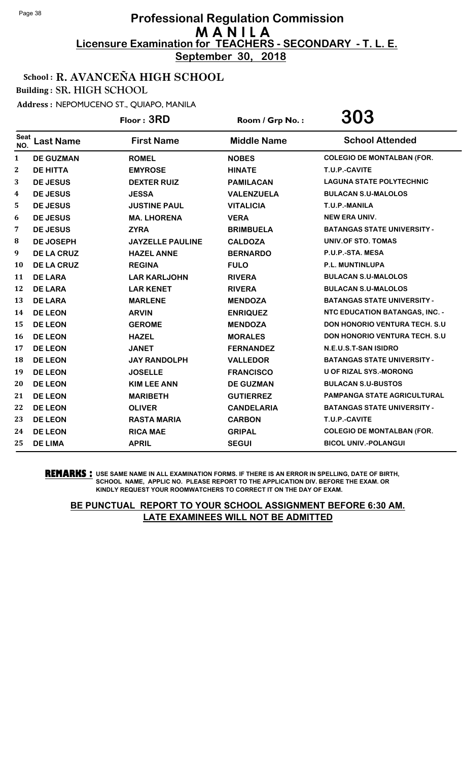# Professional Regulation Commission
## MANILA
### Licensure Examination for TEACHERS - SECONDARY - T. L. E.
**September 30, 2018**

**School : R. AVANCEÑA HIGH SCHOOL**

**Building : SR. HIGH SCHOOL**

**Address : NEPOMUCENO ST., QUIAPO, MANILA**

**Floor : 3RD** Room / Grp No. : **303**

| Seat NO. | Last Name | First Name | Middle Name | School Attended |
|---|---|---|---|---|
| 1 | DE GUZMAN | ROMEL | NOBES | COLEGIO DE MONTALBAN (FOR. |
| 2 | DE HITTA | EMYROSE | HINATE | T.U.P.-CAVITE |
| 3 | DE JESUS | DEXTER RUIZ | PAMILACAN | LAGUNA STATE POLYTECHNIC |
| 4 | DE JESUS | JESSA | VALENZUELA | BULACAN S.U-MALOLOS |
| 5 | DE JESUS | JUSTINE PAUL | VITALICIA | T.U.P.-MANILA |
| 6 | DE JESUS | MA. LHORENA | VERA | NEW ERA UNIV. |
| 7 | DE JESUS | ZYRA | BRIMBUELA | BATANGAS STATE UNIVERSITY - |
| 8 | DE JOSEPH | JAYZELLE PAULINE | CALDOZA | UNIV.OF STO. TOMAS |
| 9 | DE LA CRUZ | HAZEL ANNE | BERNARDO | P.U.P.-STA. MESA |
| 10 | DE LA CRUZ | REGINA | FULO | P.L. MUNTINLUPA |
| 11 | DE LARA | LAR KARLJOHN | RIVERA | BULACAN S.U-MALOLOS |
| 12 | DE LARA | LAR KENET | RIVERA | BULACAN S.U-MALOLOS |
| 13 | DE LARA | MARLENE | MENDOZA | BATANGAS STATE UNIVERSITY - |
| 14 | DE LEON | ARVIN | ENRIQUEZ | NTC EDUCATION BATANGAS, INC. - |
| 15 | DE LEON | GEROME | MENDOZA | DON HONORIO VENTURA TECH. S.U |
| 16 | DE LEON | HAZEL | MORALES | DON HONORIO VENTURA TECH. S.U |
| 17 | DE LEON | JANET | FERNANDEZ | N.E.U.S.T-SAN ISIDRO |
| 18 | DE LEON | JAY RANDOLPH | VALLEDOR | BATANGAS STATE UNIVERSITY - |
| 19 | DE LEON | JOSELLE | FRANCISCO | U OF RIZAL SYS.-MORONG |
| 20 | DE LEON | KIM LEE ANN | DE GUZMAN | BULACAN S.U-BUSTOS |
| 21 | DE LEON | MARIBETH | GUTIERREZ | PAMPANGA STATE AGRICULTURAL |
| 22 | DE LEON | OLIVER | CANDELARIA | BATANGAS STATE UNIVERSITY - |
| 23 | DE LEON | RASTA MARIA | CARBON | T.U.P.-CAVITE |
| 24 | DE LEON | RICA MAE | GRIPAL | COLEGIO DE MONTALBAN (FOR. |
| 25 | DE LIMA | APRIL | SEGUI | BICOL UNIV.-POLANGUI |

**REMARKS :** USE SAME NAME IN ALL EXAMINATION FORMS. IF THERE IS AN ERROR IN SPELLING, DATE OF BIRTH, SCHOOL NAME, APPLIC NO. PLEASE REPORT TO THE APPLICATION DIV. BEFORE THE EXAM. OR KINDLY REQUEST YOUR ROOMWATCHERS TO CORRECT IT ON THE DAY OF EXAM.

**BE PUNCTUAL REPORT TO YOUR SCHOOL ASSIGNMENT BEFORE 6:30 AM. LATE EXAMINEES WILL NOT BE ADMITTED**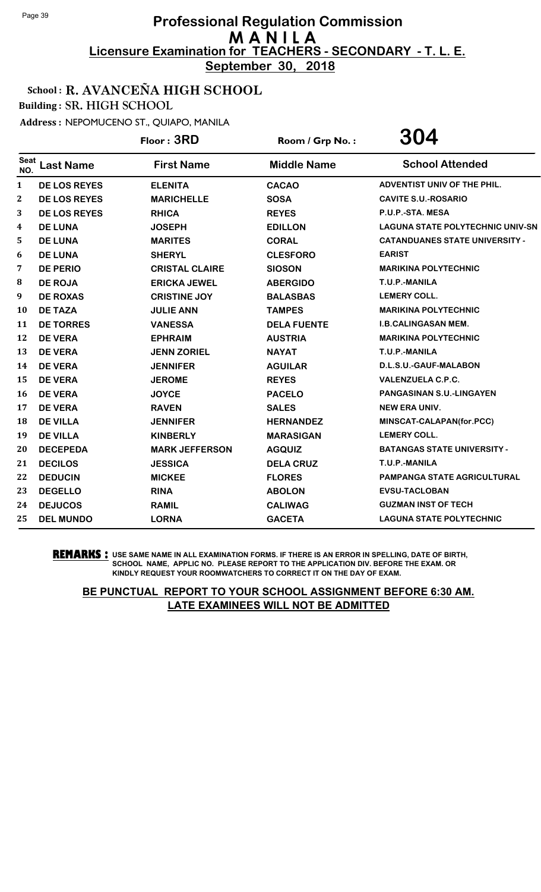# Professional Regulation Commission
## M A N I L A
### Licensure Examination for TEACHERS - SECONDARY - T. L. E.
**September 30, 2018**

**School : R. AVANCEÑA HIGH SCHOOL**

**Building : SR. HIGH SCHOOL**

**Address : NEPOMUCENO ST., QUIAPO, MANILA**

**Floor : 3RD** Room / Grp No. : **304**

| Seat NO. | Last Name | First Name | Middle Name | School Attended |
|---|---|---|---|---|
| 1 | DE LOS REYES | ELENITA | CACAO | ADVENTIST UNIV OF THE PHIL. |
| 2 | DE LOS REYES | MARICHELLE | SOSA | CAVITE S.U.-ROSARIO |
| 3 | DE LOS REYES | RHICA | REYES | P.U.P.-STA. MESA |
| 4 | DE LUNA | JOSEPH | EDILLON | LAGUNA STATE POLYTECHNIC UNIV-SN |
| 5 | DE LUNA | MARITES | CORAL | CATANDUANES STATE UNIVERSITY - |
| 6 | DE LUNA | SHERYL | CLESFORO | EARIST |
| 7 | DE PERIO | CRISTAL CLAIRE | SIOSON | MARIKINA POLYTECHNIC |
| 8 | DE ROJA | ERICKA JEWEL | ABERGIDO | T.U.P.-MANILA |
| 9 | DE ROXAS | CRISTINE JOY | BALASBAS | LEMERY COLL. |
| 10 | DE TAZA | JULIE ANN | TAMPES | MARIKINA POLYTECHNIC |
| 11 | DE TORRES | VANESSA | DELA FUENTE | I.B.CALINGASAN MEM. |
| 12 | DE VERA | EPHRAIM | AUSTRIA | MARIKINA POLYTECHNIC |
| 13 | DE VERA | JENN ZORIEL | NAYAT | T.U.P.-MANILA |
| 14 | DE VERA | JENNIFER | AGUILAR | D.L.S.U.-GAUF-MALABON |
| 15 | DE VERA | JEROME | REYES | VALENZUELA C.P.C. |
| 16 | DE VERA | JOYCE | PACELO | PANGASINAN S.U.-LINGAYEN |
| 17 | DE VERA | RAVEN | SALES | NEW ERA UNIV. |
| 18 | DE VILLA | JENNIFER | HERNANDEZ | MINSCAT-CALAPAN(for.PCC) |
| 19 | DE VILLA | KINBERLY | MARASIGAN | LEMERY COLL. |
| 20 | DECEPEDA | MARK JEFFERSON | AGQUIZ | BATANGAS STATE UNIVERSITY - |
| 21 | DECILOS | JESSICA | DELA CRUZ | T.U.P.-MANILA |
| 22 | DEDUCIN | MICKEE | FLORES | PAMPANGA STATE AGRICULTURAL |
| 23 | DEGELLO | RINA | ABOLON | EVSU-TACLOBAN |
| 24 | DEJUCOS | RAMIL | CALIWAG | GUZMAN INST OF TECH |
| 25 | DEL MUNDO | LORNA | GACETA | LAGUNA STATE POLYTECHNIC |

**REMARKS :** USE SAME NAME IN ALL EXAMINATION FORMS. IF THERE IS AN ERROR IN SPELLING, DATE OF BIRTH, SCHOOL NAME, APPLIC NO. PLEASE REPORT TO THE APPLICATION DIV. BEFORE THE EXAM. OR KINDLY REQUEST YOUR ROOMWATCHERS TO CORRECT IT ON THE DAY OF EXAM.

**BE PUNCTUAL REPORT TO YOUR SCHOOL ASSIGNMENT BEFORE 6:30 AM. LATE EXAMINEES WILL NOT BE ADMITTED**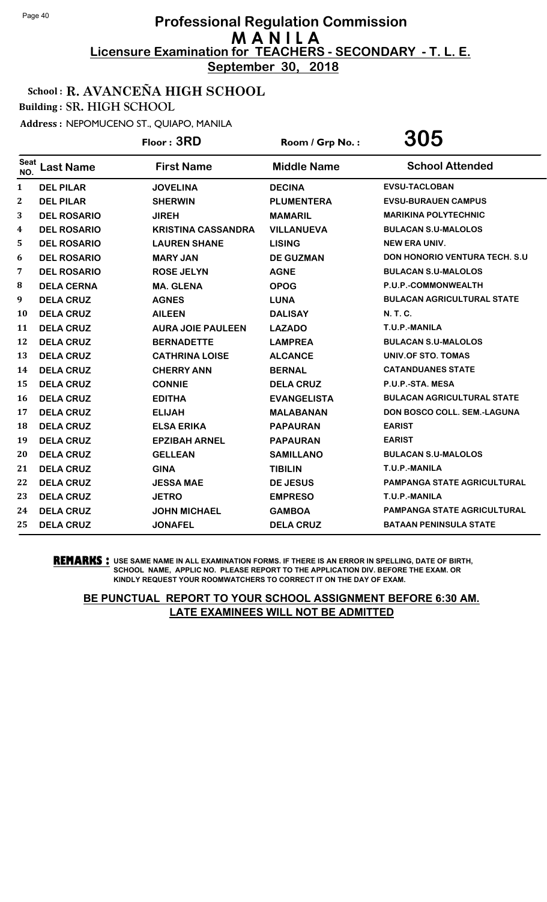# Professional Regulation Commission
## MANILA
### Licensure Examination for TEACHERS - SECONDARY - T. L. E.
**September 30, 2018**

School : R. AVANCEÑA HIGH SCHOOL

Building : SR. HIGH SCHOOL

Address : NEPOMUCENO ST., QUIAPO, MANILA

Floor : 3RD  Room / Grp No. : 305

| Seat NO. | Last Name | First Name | Middle Name | School Attended |
|---|---|---|---|---|
| 1 | DEL PILAR | JOVELINA | DECINA | EVSU-TACLOBAN |
| 2 | DEL PILAR | SHERWIN | PLUMENTERA | EVSU-BURAUEN CAMPUS |
| 3 | DEL ROSARIO | JIREH | MAMARIL | MARIKINA POLYTECHNIC |
| 4 | DEL ROSARIO | KRISTINA CASSANDRA | VILLANUEVA | BULACAN S.U-MALOLOS |
| 5 | DEL ROSARIO | LAUREN SHANE | LISING | NEW ERA UNIV. |
| 6 | DEL ROSARIO | MARY JAN | DE GUZMAN | DON HONORIO VENTURA TECH. S.U |
| 7 | DEL ROSARIO | ROSE JELYN | AGNE | BULACAN S.U-MALOLOS |
| 8 | DELA CERNA | MA. GLENA | OPOG | P.U.P.-COMMONWEALTH |
| 9 | DELA CRUZ | AGNES | LUNA | BULACAN AGRICULTURAL STATE |
| 10 | DELA CRUZ | AILEEN | DALISAY | N. T. C. |
| 11 | DELA CRUZ | AURA JOIE PAULEEN | LAZADO | T.U.P.-MANILA |
| 12 | DELA CRUZ | BERNADETTE | LAMPREA | BULACAN S.U-MALOLOS |
| 13 | DELA CRUZ | CATHRINA LOISE | ALCANCE | UNIV.OF STO. TOMAS |
| 14 | DELA CRUZ | CHERRY ANN | BERNAL | CATANDUANES STATE |
| 15 | DELA CRUZ | CONNIE | DELA CRUZ | P.U.P.-STA. MESA |
| 16 | DELA CRUZ | EDITHA | EVANGELISTA | BULACAN AGRICULTURAL STATE |
| 17 | DELA CRUZ | ELIJAH | MALABANAN | DON BOSCO COLL. SEM.-LAGUNA |
| 18 | DELA CRUZ | ELSA ERIKA | PAPAURAN | EARIST |
| 19 | DELA CRUZ | EPZIBAH ARNEL | PAPAURAN | EARIST |
| 20 | DELA CRUZ | GELLEAN | SAMILLANO | BULACAN S.U-MALOLOS |
| 21 | DELA CRUZ | GINA | TIBILIN | T.U.P.-MANILA |
| 22 | DELA CRUZ | JESSA MAE | DE JESUS | PAMPANGA STATE AGRICULTURAL |
| 23 | DELA CRUZ | JETRO | EMPRESO | T.U.P.-MANILA |
| 24 | DELA CRUZ | JOHN MICHAEL | GAMBOA | PAMPANGA STATE AGRICULTURAL |
| 25 | DELA CRUZ | JONAFEL | DELA CRUZ | BATAAN PENINSULA STATE |

**REMARKS :** USE SAME NAME IN ALL EXAMINATION FORMS. IF THERE IS AN ERROR IN SPELLING, DATE OF BIRTH, SCHOOL NAME, APPLIC NO. PLEASE REPORT TO THE APPLICATION DIV. BEFORE THE EXAM. OR KINDLY REQUEST YOUR ROOMWATCHERS TO CORRECT IT ON THE DAY OF EXAM.

**BE PUNCTUAL REPORT TO YOUR SCHOOL ASSIGNMENT BEFORE 6:30 AM. LATE EXAMINEES WILL NOT BE ADMITTED**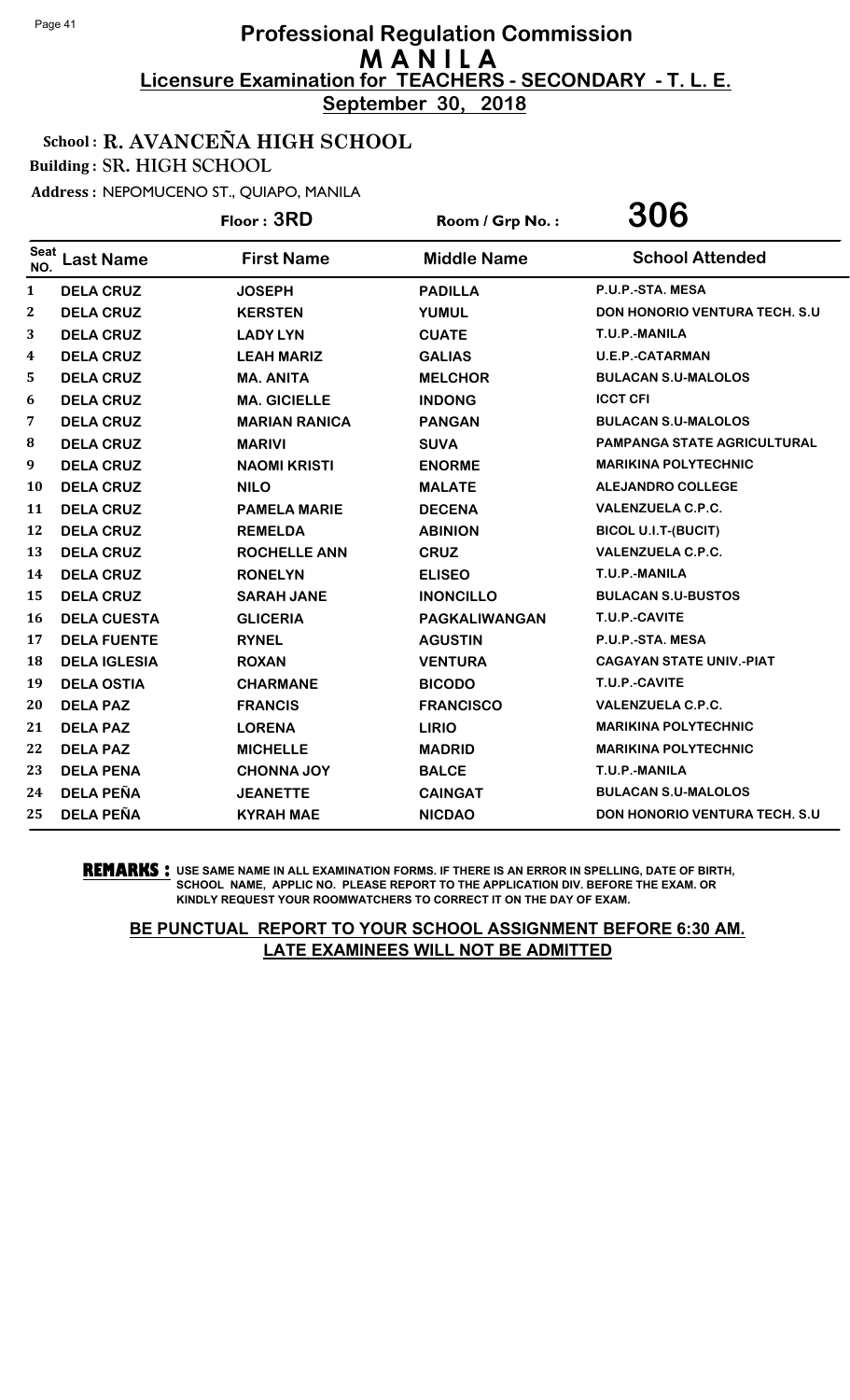# Professional Regulation Commission
## MANILA
## Licensure Examination for TEACHERS - SECONDARY - T. L. E.
**September 30, 2018**

**School : R. AVANCEÑA HIGH SCHOOL**
**Building : SR. HIGH SCHOOL**
**Address : NEPOMUCENO ST., QUIAPO, MANILA**

**Floor : 3RD** | **Room / Grp No. : 306**

| Seat NO. | Last Name | First Name | Middle Name | School Attended |
|---|---|---|---|---|
| 1 | DELA CRUZ | JOSEPH | PADILLA | P.U.P.-STA. MESA |
| 2 | DELA CRUZ | KERSTEN | YUMUL | DON HONORIO VENTURA TECH. S.U |
| 3 | DELA CRUZ | LADY LYN | CUATE | T.U.P.-MANILA |
| 4 | DELA CRUZ | LEAH MARIZ | GALIAS | U.E.P.-CATARMAN |
| 5 | DELA CRUZ | MA. ANITA | MELCHOR | BULACAN S.U-MALOLOS |
| 6 | DELA CRUZ | MA. GICIELLE | INDONG | ICCT CFI |
| 7 | DELA CRUZ | MARIAN RANICA | PANGAN | BULACAN S.U-MALOLOS |
| 8 | DELA CRUZ | MARIVI | SUVA | PAMPANGA STATE AGRICULTURAL |
| 9 | DELA CRUZ | NAOMI KRISTI | ENORME | MARIKINA POLYTECHNIC |
| 10 | DELA CRUZ | NILO | MALATE | ALEJANDRO COLLEGE |
| 11 | DELA CRUZ | PAMELA MARIE | DECENA | VALENZUELA C.P.C. |
| 12 | DELA CRUZ | REMELDA | ABINION | BICOL U.I.T-(BUCIT) |
| 13 | DELA CRUZ | ROCHELLE ANN | CRUZ | VALENZUELA C.P.C. |
| 14 | DELA CRUZ | RONELYN | ELISEO | T.U.P.-MANILA |
| 15 | DELA CRUZ | SARAH JANE | INONCILLO | BULACAN S.U-BUSTOS |
| 16 | DELA CUESTA | GLICERIA | PAGKALIWANGAN | T.U.P.-CAVITE |
| 17 | DELA FUENTE | RYNEL | AGUSTIN | P.U.P.-STA. MESA |
| 18 | DELA IGLESIA | ROXAN | VENTURA | CAGAYAN STATE UNIV.-PIAT |
| 19 | DELA OSTIA | CHARMANE | BICODO | T.U.P.-CAVITE |
| 20 | DELA PAZ | FRANCIS | FRANCISCO | VALENZUELA C.P.C. |
| 21 | DELA PAZ | LORENA | LIRIO | MARIKINA POLYTECHNIC |
| 22 | DELA PAZ | MICHELLE | MADRID | MARIKINA POLYTECHNIC |
| 23 | DELA PENA | CHONNA JOY | BALCE | T.U.P.-MANILA |
| 24 | DELA PEÑA | JEANETTE | CAINGAT | BULACAN S.U-MALOLOS |
| 25 | DELA PEÑA | KYRAH MAE | NICDAO | DON HONORIO VENTURA TECH. S.U |

**REMARKS :** USE SAME NAME IN ALL EXAMINATION FORMS. IF THERE IS AN ERROR IN SPELLING, DATE OF BIRTH, SCHOOL NAME, APPLIC NO. PLEASE REPORT TO THE APPLICATION DIV. BEFORE THE EXAM. OR KINDLY REQUEST YOUR ROOMWATCHERS TO CORRECT IT ON THE DAY OF EXAM.

**BE PUNCTUAL REPORT TO YOUR SCHOOL ASSIGNMENT BEFORE 6:30 AM. LATE EXAMINEES WILL NOT BE ADMITTED**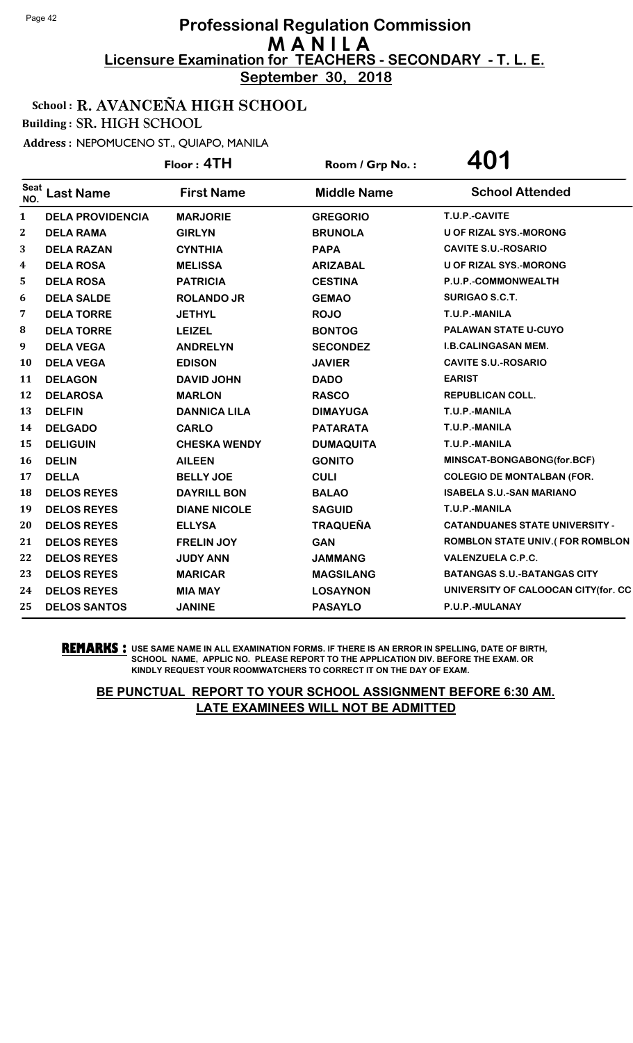# Professional Regulation Commission
## M A N I L A
### Licensure Examination for TEACHERS - SECONDARY - T. L. E.
**September 30, 2018**

**School : R. AVANCEÑA HIGH SCHOOL**

**Building : SR. HIGH SCHOOL**

**Address : NEPOMUCENO ST., QUIAPO, MANILA**

**Floor : 4TH** | **Room / Grp No. : 401**

| Seat NO. | Last Name | First Name | Middle Name | School Attended |
|---|---|---|---|---|
| 1 | DELA PROVIDENCIA | MARJORIE | GREGORIO | T.U.P.-CAVITE |
| 2 | DELA RAMA | GIRLYN | BRUNOLA | U OF RIZAL SYS.-MORONG |
| 3 | DELA RAZAN | CYNTHIA | PAPA | CAVITE S.U.-ROSARIO |
| 4 | DELA ROSA | MELISSA | ARIZABAL | U OF RIZAL SYS.-MORONG |
| 5 | DELA ROSA | PATRICIA | CESTINA | P.U.P.-COMMONWEALTH |
| 6 | DELA SALDE | ROLANDO JR | GEMAO | SURIGAO S.C.T. |
| 7 | DELA TORRE | JETHYL | ROJO | T.U.P.-MANILA |
| 8 | DELA TORRE | LEIZEL | BONTOG | PALAWAN STATE U-CUYO |
| 9 | DELA VEGA | ANDRELYN | SECONDEZ | I.B.CALINGASAN MEM. |
| 10 | DELA VEGA | EDISON | JAVIER | CAVITE S.U.-ROSARIO |
| 11 | DELAGON | DAVID JOHN | DADO | EARIST |
| 12 | DELAROSA | MARLON | RASCO | REPUBLICAN COLL. |
| 13 | DELFIN | DANNICA LILA | DIMAYUGA | T.U.P.-MANILA |
| 14 | DELGADO | CARLO | PATARATA | T.U.P.-MANILA |
| 15 | DELIGUIN | CHESKA WENDY | DUMAQUITA | T.U.P.-MANILA |
| 16 | DELIN | AILEEN | GONITO | MINSCAT-BONGABONG(for.BCF) |
| 17 | DELLA | BELLY JOE | CULI | COLEGIO DE MONTALBAN (FOR. |
| 18 | DELOS REYES | DAYRILL BON | BALAO | ISABELA S.U.-SAN MARIANO |
| 19 | DELOS REYES | DIANE NICOLE | SAGUID | T.U.P.-MANILA |
| 20 | DELOS REYES | ELLYSA | TRAQUEÑA | CATANDUANES STATE UNIVERSITY - |
| 21 | DELOS REYES | FRELIN JOY | GAN | ROMBLON STATE UNIV.( FOR ROMBLON |
| 22 | DELOS REYES | JUDY ANN | JAMMANG | VALENZUELA C.P.C. |
| 23 | DELOS REYES | MARICAR | MAGSILANG | BATANGAS S.U.-BATANGAS CITY |
| 24 | DELOS REYES | MIA MAY | LOSAYNON | UNIVERSITY OF CALOOCAN CITY(for. CC |
| 25 | DELOS SANTOS | JANINE | PASAYLO | P.U.P.-MULANAY |

**REMARKS :** USE SAME NAME IN ALL EXAMINATION FORMS. IF THERE IS AN ERROR IN SPELLING, DATE OF BIRTH, SCHOOL NAME, APPLIC NO. PLEASE REPORT TO THE APPLICATION DIV. BEFORE THE EXAM. OR KINDLY REQUEST YOUR ROOMWATCHERS TO CORRECT IT ON THE DAY OF EXAM.

**BE PUNCTUAL REPORT TO YOUR SCHOOL ASSIGNMENT BEFORE 6:30 AM. LATE EXAMINEES WILL NOT BE ADMITTED**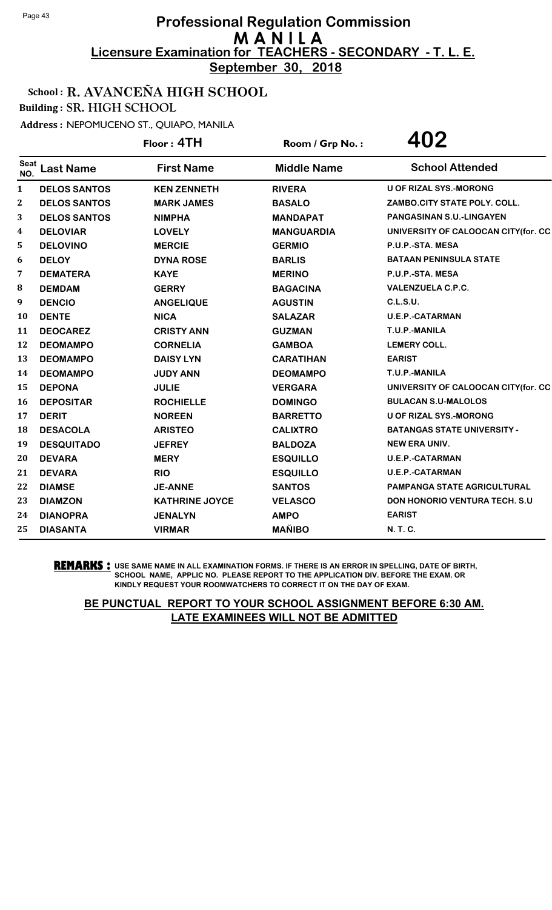# Professional Regulation Commission
## M A N I L A
### Licensure Examination for TEACHERS - SECONDARY - T. L. E.
**September 30, 2018**

School : R. AVANCEÑA HIGH SCHOOL

Building : SR. HIGH SCHOOL

Address : NEPOMUCENO ST., QUIAPO, MANILA

Floor : 4TH　　Room / Grp No. : 402

| Seat NO. | Last Name | First Name | Middle Name | School Attended |
|---|---|---|---|---|
| 1 | DELOS SANTOS | KEN ZENNETH | RIVERA | U OF RIZAL SYS.-MORONG |
| 2 | DELOS SANTOS | MARK JAMES | BASALO | ZAMBO.CITY STATE POLY. COLL. |
| 3 | DELOS SANTOS | NIMPHA | MANDAPAT | PANGASINAN S.U.-LINGAYEN |
| 4 | DELOVIAR | LOVELY | MANGUARDIA | UNIVERSITY OF CALOOCAN CITY(for. CC |
| 5 | DELOVINO | MERCIE | GERMIO | P.U.P.-STA. MESA |
| 6 | DELOY | DYNA ROSE | BARLIS | BATAAN PENINSULA STATE |
| 7 | DEMATERA | KAYE | MERINO | P.U.P.-STA. MESA |
| 8 | DEMDAM | GERRY | BAGACINA | VALENZUELA C.P.C. |
| 9 | DENCIO | ANGELIQUE | AGUSTIN | C.L.S.U. |
| 10 | DENTE | NICA | SALAZAR | U.E.P.-CATARMAN |
| 11 | DEOCAREZ | CRISTY ANN | GUZMAN | T.U.P.-MANILA |
| 12 | DEOMAMPO | CORNELIA | GAMBOA | LEMERY COLL. |
| 13 | DEOMAMPO | DAISY LYN | CARATIHAN | EARIST |
| 14 | DEOMAMPO | JUDY ANN | DEOMAMPO | T.U.P.-MANILA |
| 15 | DEPONA | JULIE | VERGARA | UNIVERSITY OF CALOOCAN CITY(for. CC |
| 16 | DEPOSITAR | ROCHIELLE | DOMINGO | BULACAN S.U-MALOLOS |
| 17 | DERIT | NOREEN | BARRETTO | U OF RIZAL SYS.-MORONG |
| 18 | DESACOLA | ARISTEO | CALIXTRO | BATANGAS STATE UNIVERSITY - |
| 19 | DESQUITADO | JEFREY | BALDOZA | NEW ERA UNIV. |
| 20 | DEVARA | MERY | ESQUILLO | U.E.P.-CATARMAN |
| 21 | DEVARA | RIO | ESQUILLO | U.E.P.-CATARMAN |
| 22 | DIAMSE | JE-ANNE | SANTOS | PAMPANGA STATE AGRICULTURAL |
| 23 | DIAMZON | KATHRINE JOYCE | VELASCO | DON HONORIO VENTURA TECH. S.U |
| 24 | DIANOPRA | JENALYN | AMPO | EARIST |
| 25 | DIASANTA | VIRMAR | MAÑIBO | N. T. C. |

**REMARKS :** USE SAME NAME IN ALL EXAMINATION FORMS. IF THERE IS AN ERROR IN SPELLING, DATE OF BIRTH, SCHOOL NAME, APPLIC NO. PLEASE REPORT TO THE APPLICATION DIV. BEFORE THE EXAM. OR KINDLY REQUEST YOUR ROOMWATCHERS TO CORRECT IT ON THE DAY OF EXAM.

**BE PUNCTUAL REPORT TO YOUR SCHOOL ASSIGNMENT BEFORE 6:30 AM. LATE EXAMINEES WILL NOT BE ADMITTED**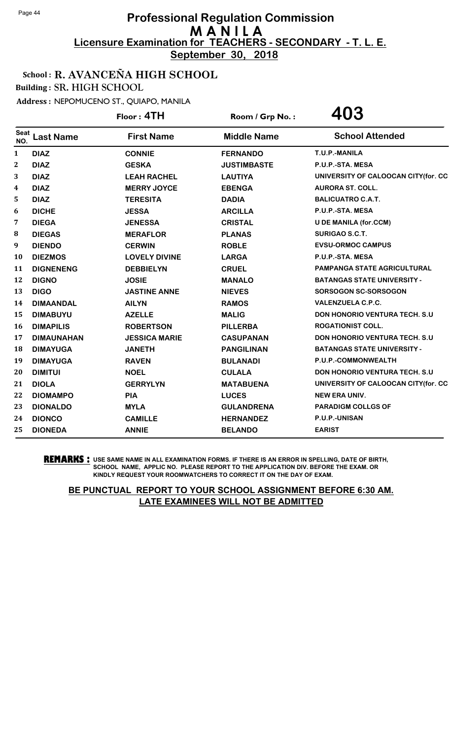# Professional Regulation Commission
## MANILA
### Licensure Examination for TEACHERS - SECONDARY - T. L. E.
**September 30, 2018**

**School : R. AVANCEÑA HIGH SCHOOL**

**Building : SR. HIGH SCHOOL**

**Address : NEPOMUCENO ST., QUIAPO, MANILA**

**Floor : 4TH** | **Room / Grp No. : 403**

| Seat NO. | Last Name | First Name | Middle Name | School Attended |
|---|---|---|---|---|
| 1 | DIAZ | CONNIE | FERNANDO | T.U.P.-MANILA |
| 2 | DIAZ | GESKA | JUSTIMBASTE | P.U.P.-STA. MESA |
| 3 | DIAZ | LEAH RACHEL | LAUTIYA | UNIVERSITY OF CALOOCAN CITY(for. CC |
| 4 | DIAZ | MERRY JOYCE | EBENGA | AURORA ST. COLL. |
| 5 | DIAZ | TERESITA | DADIA | BALICUATRO C.A.T. |
| 6 | DICHE | JESSA | ARCILLA | P.U.P.-STA. MESA |
| 7 | DIEGA | JENESSA | CRISTAL | U DE MANILA (for.CCM) |
| 8 | DIEGAS | MERAFLOR | PLANAS | SURIGAO S.C.T. |
| 9 | DIENDO | CERWIN | ROBLE | EVSU-ORMOC CAMPUS |
| 10 | DIEZMOS | LOVELY DIVINE | LARGA | P.U.P.-STA. MESA |
| 11 | DIGNENENG | DEBBIELYN | CRUEL | PAMPANGA STATE AGRICULTURAL |
| 12 | DIGNO | JOSIE | MANALO | BATANGAS STATE UNIVERSITY - |
| 13 | DIGO | JASTINE ANNE | NIEVES | SORSOGON SC-SORSOGON |
| 14 | DIMAANDAL | AILYN | RAMOS | VALENZUELA C.P.C. |
| 15 | DIMABUYU | AZELLE | MALIG | DON HONORIO VENTURA TECH. S.U |
| 16 | DIMAPILIS | ROBERTSON | PILLERBA | ROGATIONIST COLL. |
| 17 | DIMAUNAHAN | JESSICA MARIE | CASUPANAN | DON HONORIO VENTURA TECH. S.U |
| 18 | DIMAYUGA | JANETH | PANGILINAN | BATANGAS STATE UNIVERSITY - |
| 19 | DIMAYUGA | RAVEN | BULANADI | P.U.P.-COMMONWEALTH |
| 20 | DIMITUI | NOEL | CULALA | DON HONORIO VENTURA TECH. S.U |
| 21 | DIOLA | GERRYLYN | MATABUENA | UNIVERSITY OF CALOOCAN CITY(for. CC |
| 22 | DIOMAMPO | PIA | LUCES | NEW ERA UNIV. |
| 23 | DIONALDO | MYLA | GULANDRENA | PARADIGM COLLGS OF |
| 24 | DIONCO | CAMILLE | HERNANDEZ | P.U.P.-UNISAN |
| 25 | DIONEDA | ANNIE | BELANDO | EARIST |

**REMARKS :** USE SAME NAME IN ALL EXAMINATION FORMS. IF THERE IS AN ERROR IN SPELLING, DATE OF BIRTH, SCHOOL NAME, APPLIC NO. PLEASE REPORT TO THE APPLICATION DIV. BEFORE THE EXAM. OR KINDLY REQUEST YOUR ROOMWATCHERS TO CORRECT IT ON THE DAY OF EXAM.

**BE PUNCTUAL REPORT TO YOUR SCHOOL ASSIGNMENT BEFORE 6:30 AM. LATE EXAMINEES WILL NOT BE ADMITTED**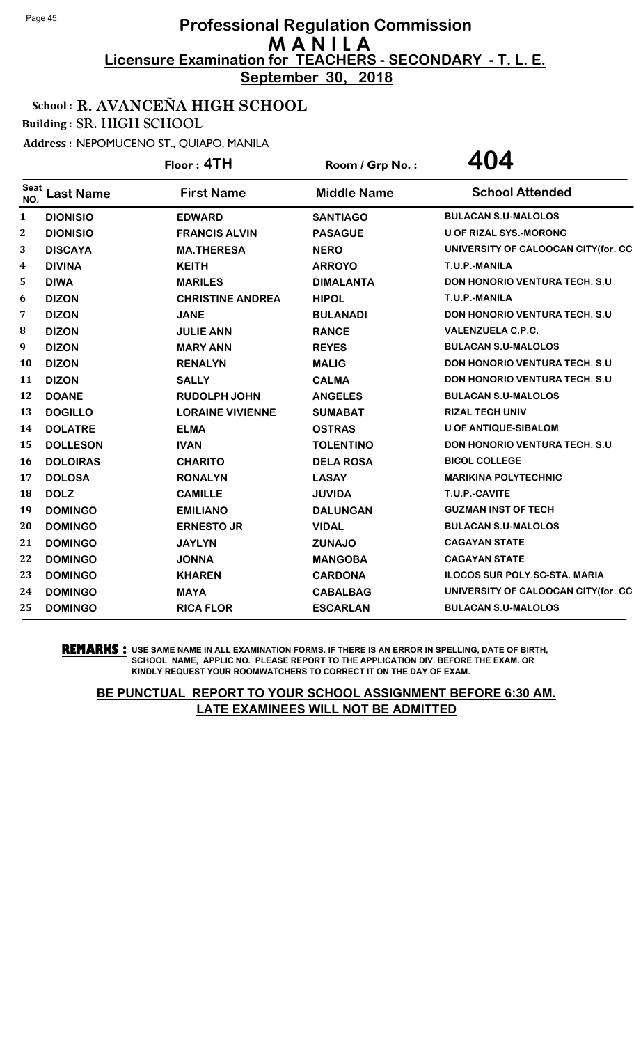# Professional Regulation Commission
## M A N I L A
### Licensure Examination for TEACHERS - SECONDARY - T. L. E.
**September 30, 2018**

School : **R. AVANCEÑA HIGH SCHOOL**

Building : **SR. HIGH SCHOOL**

Address : NEPOMUCENO ST., QUIAPO, MANILA

Floor : **4TH** Room / Grp No. : **404**

| Seat NO. | Last Name | First Name | Middle Name | School Attended |
|---|---|---|---|---|
| 1 | DIONISIO | EDWARD | SANTIAGO | BULACAN S.U-MALOLOS |
| 2 | DIONISIO | FRANCIS ALVIN | PASAGUE | U OF RIZAL SYS.-MORONG |
| 3 | DISCAYA | MA.THERESA | NERO | UNIVERSITY OF CALOOCAN CITY(for. CC |
| 4 | DIVINA | KEITH | ARROYO | T.U.P.-MANILA |
| 5 | DIWA | MARILES | DIMALANTA | DON HONORIO VENTURA TECH. S.U |
| 6 | DIZON | CHRISTINE ANDREA | HIPOL | T.U.P.-MANILA |
| 7 | DIZON | JANE | BULANADI | DON HONORIO VENTURA TECH. S.U |
| 8 | DIZON | JULIE ANN | RANCE | VALENZUELA C.P.C. |
| 9 | DIZON | MARY ANN | REYES | BULACAN S.U-MALOLOS |
| 10 | DIZON | RENALYN | MALIG | DON HONORIO VENTURA TECH. S.U |
| 11 | DIZON | SALLY | CALMA | DON HONORIO VENTURA TECH. S.U |
| 12 | DOANE | RUDOLPH JOHN | ANGELES | BULACAN S.U-MALOLOS |
| 13 | DOGILLO | LORAINE VIVIENNE | SUMABAT | RIZAL TECH UNIV |
| 14 | DOLATRE | ELMA | OSTRAS | U OF ANTIQUE-SIBALOM |
| 15 | DOLLESON | IVAN | TOLENTINO | DON HONORIO VENTURA TECH. S.U |
| 16 | DOLOIRAS | CHARITO | DELA ROSA | BICOL COLLEGE |
| 17 | DOLOSA | RONALYN | LASAY | MARIKINA POLYTECHNIC |
| 18 | DOLZ | CAMILLE | JUVIDA | T.U.P.-CAVITE |
| 19 | DOMINGO | EMILIANO | DALUNGAN | GUZMAN INST OF TECH |
| 20 | DOMINGO | ERNESTO JR | VIDAL | BULACAN S.U-MALOLOS |
| 21 | DOMINGO | JAYLYN | ZUNAJO | CAGAYAN STATE |
| 22 | DOMINGO | JONNA | MANGOBA | CAGAYAN STATE |
| 23 | DOMINGO | KHAREN | CARDONA | ILOCOS SUR POLY.SC-STA. MARIA |
| 24 | DOMINGO | MAYA | CABALBAG | UNIVERSITY OF CALOOCAN CITY(for. CC |
| 25 | DOMINGO | RICA FLOR | ESCARLAN | BULACAN S.U-MALOLOS |

**REMARKS :** USE SAME NAME IN ALL EXAMINATION FORMS. IF THERE IS AN ERROR IN SPELLING, DATE OF BIRTH, SCHOOL NAME, APPLIC NO. PLEASE REPORT TO THE APPLICATION DIV. BEFORE THE EXAM. OR KINDLY REQUEST YOUR ROOMWATCHERS TO CORRECT IT ON THE DAY OF EXAM.

**BE PUNCTUAL REPORT TO YOUR SCHOOL ASSIGNMENT BEFORE 6:30 AM.**
**LATE EXAMINEES WILL NOT BE ADMITTED**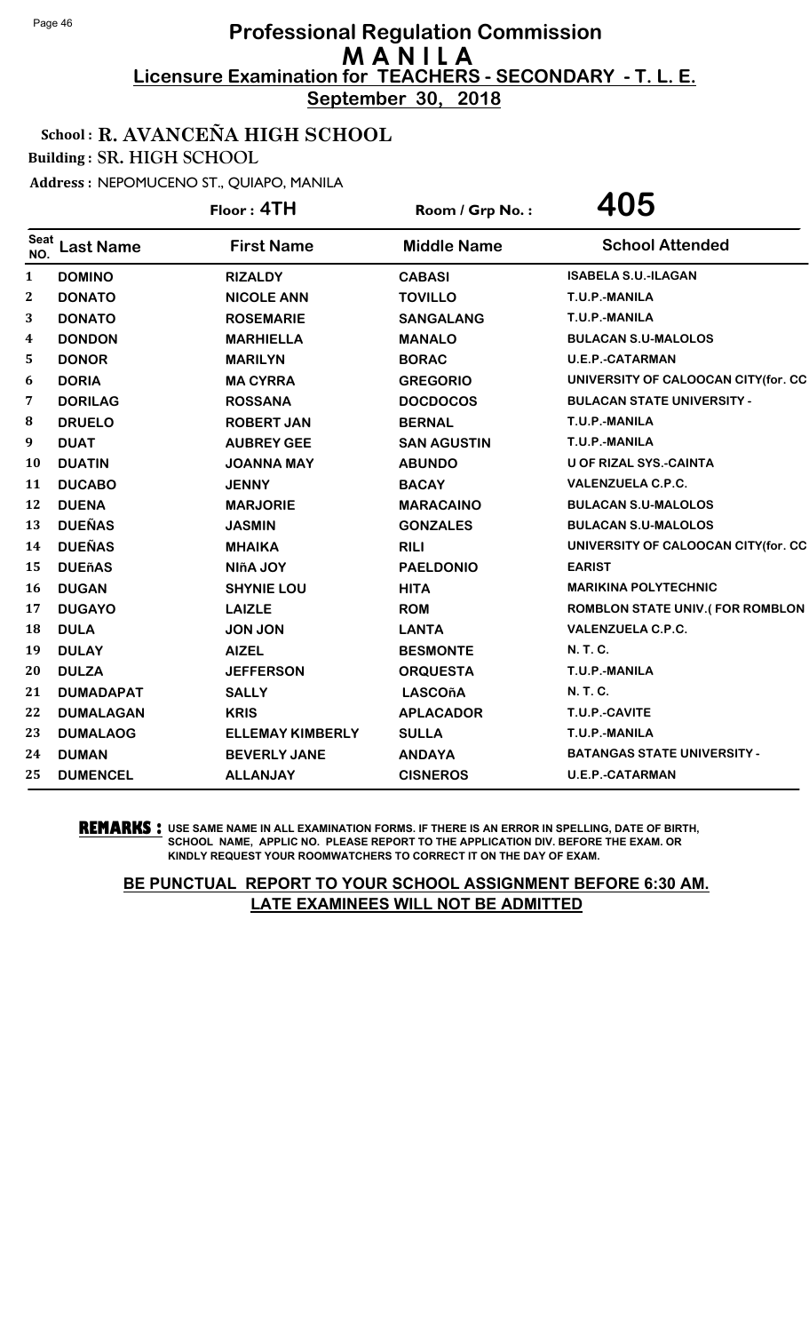# Professional Regulation Commission
## M A N I L A
### Licensure Examination for TEACHERS - SECONDARY - T. L. E.
**September 30, 2018**

**School : R. AVANCEÑA HIGH SCHOOL**
**Building : SR. HIGH SCHOOL**
**Address : NEPOMUCENO ST., QUIAPO, MANILA**

**Floor : 4TH** | **Room / Grp No. : 405**

| Seat NO. | Last Name | First Name | Middle Name | School Attended |
|---|---|---|---|---|
| 1 | DOMINO | RIZALDY | CABASI | ISABELA S.U.-ILAGAN |
| 2 | DONATO | NICOLE ANN | TOVILLO | T.U.P.-MANILA |
| 3 | DONATO | ROSEMARIE | SANGALANG | T.U.P.-MANILA |
| 4 | DONDON | MARHIELLA | MANALO | BULACAN S.U-MALOLOS |
| 5 | DONOR | MARILYN | BORAC | U.E.P.-CATARMAN |
| 6 | DORIA | MA CYRRA | GREGORIO | UNIVERSITY OF CALOOCAN CITY(for. CC |
| 7 | DORILAG | ROSSANA | DOCDOCOS | BULACAN STATE UNIVERSITY - |
| 8 | DRUELO | ROBERT JAN | BERNAL | T.U.P.-MANILA |
| 9 | DUAT | AUBREY GEE | SAN AGUSTIN | T.U.P.-MANILA |
| 10 | DUATIN | JOANNA MAY | ABUNDO | U OF RIZAL SYS.-CAINTA |
| 11 | DUCABO | JENNY | BACAY | VALENZUELA C.P.C. |
| 12 | DUENA | MARJORIE | MARACAINO | BULACAN S.U-MALOLOS |
| 13 | DUEÑAS | JASMIN | GONZALES | BULACAN S.U-MALOLOS |
| 14 | DUEÑAS | MHAIKA | RILI | UNIVERSITY OF CALOOCAN CITY(for. CC |
| 15 | DUEñAS | NIñA JOY | PAELDONIO | EARIST |
| 16 | DUGAN | SHYNIE LOU | HITA | MARIKINA POLYTECHNIC |
| 17 | DUGAYO | LAIZLE | ROM | ROMBLON STATE UNIV.( FOR ROMBLON |
| 18 | DULA | JON JON | LANTA | VALENZUELA C.P.C. |
| 19 | DULAY | AIZEL | BESMONTE | N. T. C. |
| 20 | DULZA | JEFFERSON | ORQUESTA | T.U.P.-MANILA |
| 21 | DUMADAPAT | SALLY | LASCOñA | N. T. C. |
| 22 | DUMALAGAN | KRIS | APLACADOR | T.U.P.-CAVITE |
| 23 | DUMALAOG | ELLEMAY KIMBERLY | SULLA | T.U.P.-MANILA |
| 24 | DUMAN | BEVERLY JANE | ANDAYA | BATANGAS STATE UNIVERSITY - |
| 25 | DUMENCEL | ALLANJAY | CISNEROS | U.E.P.-CATARMAN |

**REMARKS :** USE SAME NAME IN ALL EXAMINATION FORMS. IF THERE IS AN ERROR IN SPELLING, DATE OF BIRTH, SCHOOL NAME, APPLIC NO. PLEASE REPORT TO THE APPLICATION DIV. BEFORE THE EXAM. OR KINDLY REQUEST YOUR ROOMWATCHERS TO CORRECT IT ON THE DAY OF EXAM.

**BE PUNCTUAL REPORT TO YOUR SCHOOL ASSIGNMENT BEFORE 6:30 AM. LATE EXAMINEES WILL NOT BE ADMITTED**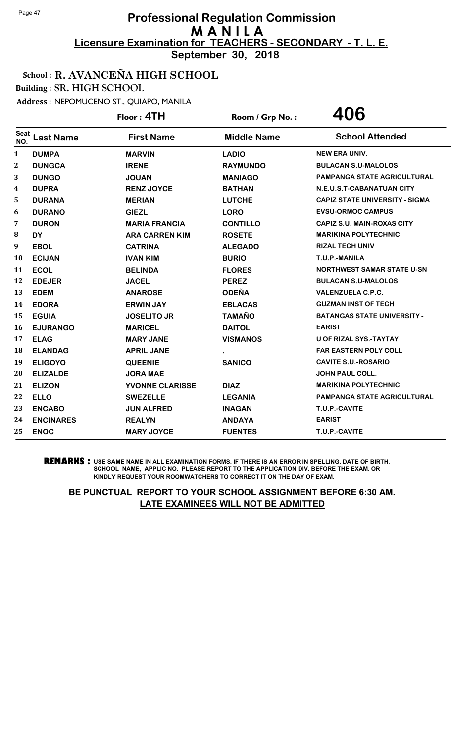# Professional Regulation Commission
## M A N I L A
## Licensure Examination for TEACHERS - SECONDARY - T. L. E.
## September 30, 2018

**School : R. AVANCEÑA HIGH SCHOOL**

**Building : SR. HIGH SCHOOL**

**Address : NEPOMUCENO ST., QUIAPO, MANILA**

**Floor : 4TH** | **Room / Grp No. : 406**

| Seat NO. | Last Name | First Name | Middle Name | School Attended |
|---|---|---|---|---|
| 1 | DUMPA | MARVIN | LADIO | NEW ERA UNIV. |
| 2 | DUNGCA | IRENE | RAYMUNDO | BULACAN S.U-MALOLOS |
| 3 | DUNGO | JOUAN | MANIAGO | PAMPANGA STATE AGRICULTURAL |
| 4 | DUPRA | RENZ JOYCE | BATHAN | N.E.U.S.T-CABANATUAN CITY |
| 5 | DURANA | MERIAN | LUTCHE | CAPIZ STATE UNIVERSITY - SIGMA |
| 6 | DURANO | GIEZL | LORO | EVSU-ORMOC CAMPUS |
| 7 | DURON | MARIA FRANCIA | CONTILLO | CAPIZ S.U. MAIN-ROXAS CITY |
| 8 | DY | ARA CARREN KIM | ROSETE | MARIKINA POLYTECHNIC |
| 9 | EBOL | CATRINA | ALEGADO | RIZAL TECH UNIV |
| 10 | ECIJAN | IVAN KIM | BURIO | T.U.P.-MANILA |
| 11 | ECOL | BELINDA | FLORES | NORTHWEST SAMAR STATE U-SN |
| 12 | EDEJER | JACEL | PEREZ | BULACAN S.U-MALOLOS |
| 13 | EDEM | ANAROSE | ODEÑA | VALENZUELA C.P.C. |
| 14 | EDORA | ERWIN JAY | EBLACAS | GUZMAN INST OF TECH |
| 15 | EGUIA | JOSELITO JR | TAMAÑO | BATANGAS STATE UNIVERSITY - |
| 16 | EJURANGO | MARICEL | DAITOL | EARIST |
| 17 | ELAG | MARY JANE | VISMANOS | U OF RIZAL SYS.-TAYTAY |
| 18 | ELANDAG | APRIL JANE | . | FAR EASTERN POLY COLL |
| 19 | ELIGOYO | QUEENIE | SANICO | CAVITE S.U.-ROSARIO |
| 20 | ELIZALDE | JORA MAE | | JOHN PAUL COLL. |
| 21 | ELIZON | YVONNE CLARISSE | DIAZ | MARIKINA POLYTECHNIC |
| 22 | ELLO | SWEZELLE | LEGANIA | PAMPANGA STATE AGRICULTURAL |
| 23 | ENCABO | JUN ALFRED | INAGAN | T.U.P.-CAVITE |
| 24 | ENCINARES | REALYN | ANDAYA | EARIST |
| 25 | ENOC | MARY JOYCE | FUENTES | T.U.P.-CAVITE |

**REMARKS :** USE SAME NAME IN ALL EXAMINATION FORMS. IF THERE IS AN ERROR IN SPELLING, DATE OF BIRTH, SCHOOL NAME, APPLIC NO. PLEASE REPORT TO THE APPLICATION DIV. BEFORE THE EXAM. OR KINDLY REQUEST YOUR ROOMWATCHERS TO CORRECT IT ON THE DAY OF EXAM.

**BE PUNCTUAL REPORT TO YOUR SCHOOL ASSIGNMENT BEFORE 6:30 AM. LATE EXAMINEES WILL NOT BE ADMITTED**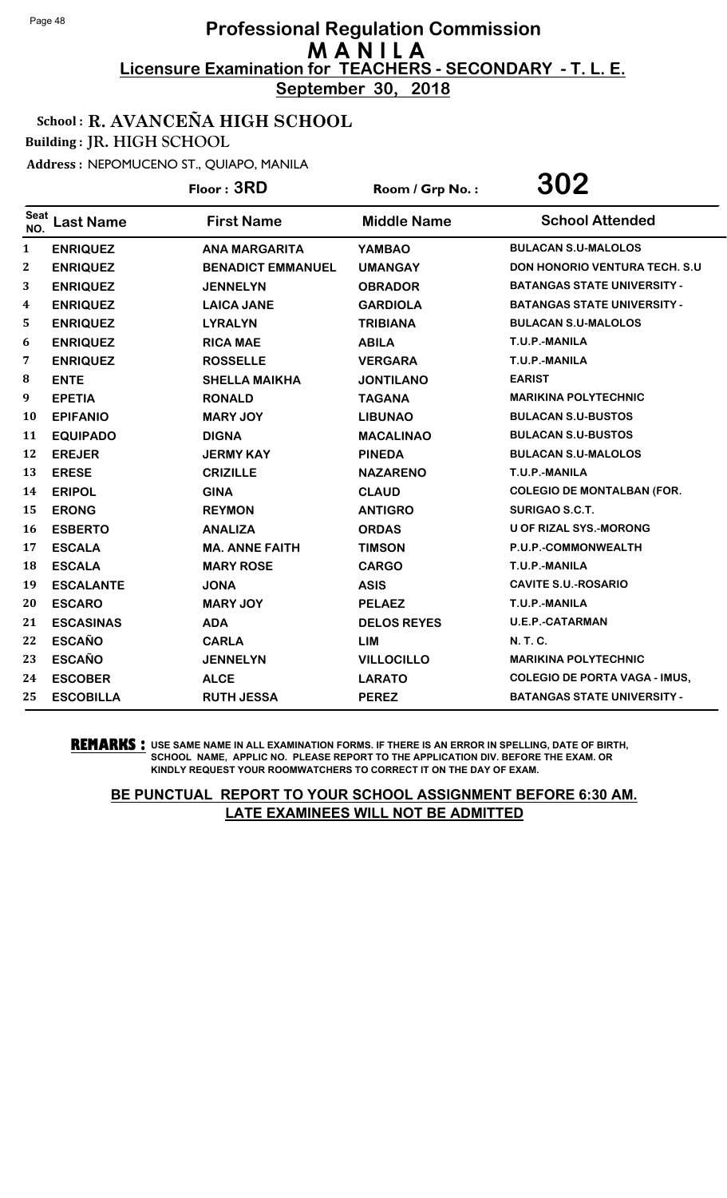# Professional Regulation Commission
## M A N I L A
### Licensure Examination for TEACHERS - SECONDARY - T. L. E.
**September 30, 2018**

**School : R. AVANCEÑA HIGH SCHOOL**
**Building : JR. HIGH SCHOOL**
**Address : NEPOMUCENO ST., QUIAPO, MANILA**

**Floor : 3RD** Room / Grp No. : **302**

| Seat NO. | Last Name | First Name | Middle Name | School Attended |
|---|---|---|---|---|
| 1 | ENRIQUEZ | ANA MARGARITA | YAMBAO | BULACAN S.U-MALOLOS |
| 2 | ENRIQUEZ | BENADICT EMMANUEL | UMANGAY | DON HONORIO VENTURA TECH. S.U |
| 3 | ENRIQUEZ | JENNELYN | OBRADOR | BATANGAS STATE UNIVERSITY - |
| 4 | ENRIQUEZ | LAICA JANE | GARDIOLA | BATANGAS STATE UNIVERSITY - |
| 5 | ENRIQUEZ | LYRALYN | TRIBIANA | BULACAN S.U-MALOLOS |
| 6 | ENRIQUEZ | RICA MAE | ABILA | T.U.P.-MANILA |
| 7 | ENRIQUEZ | ROSSELLE | VERGARA | T.U.P.-MANILA |
| 8 | ENTE | SHELLA MAIKHA | JONTILANO | EARIST |
| 9 | EPETIA | RONALD | TAGANA | MARIKINA POLYTECHNIC |
| 10 | EPIFANIO | MARY JOY | LIBUNAO | BULACAN S.U-BUSTOS |
| 11 | EQUIPADO | DIGNA | MACALINAO | BULACAN S.U-BUSTOS |
| 12 | EREJER | JERMY KAY | PINEDA | BULACAN S.U-MALOLOS |
| 13 | ERESE | CRIZILLE | NAZARENO | T.U.P.-MANILA |
| 14 | ERIPOL | GINA | CLAUD | COLEGIO DE MONTALBAN (FOR. |
| 15 | ERONG | REYMON | ANTIGRO | SURIGAO S.C.T. |
| 16 | ESBERTO | ANALIZA | ORDAS | U OF RIZAL SYS.-MORONG |
| 17 | ESCALA | MA. ANNE FAITH | TIMSON | P.U.P.-COMMONWEALTH |
| 18 | ESCALA | MARY ROSE | CARGO | T.U.P.-MANILA |
| 19 | ESCALANTE | JONA | ASIS | CAVITE S.U.-ROSARIO |
| 20 | ESCARO | MARY JOY | PELAEZ | T.U.P.-MANILA |
| 21 | ESCASINAS | ADA | DELOS REYES | U.E.P.-CATARMAN |
| 22 | ESCAÑO | CARLA | LIM | N. T. C. |
| 23 | ESCAÑO | JENNELYN | VILLOCILLO | MARIKINA POLYTECHNIC |
| 24 | ESCOBER | ALCE | LARATO | COLEGIO DE PORTA VAGA - IMUS, |
| 25 | ESCOBILLA | RUTH JESSA | PEREZ | BATANGAS STATE UNIVERSITY - |

**REMARKS :** USE SAME NAME IN ALL EXAMINATION FORMS. IF THERE IS AN ERROR IN SPELLING, DATE OF BIRTH, SCHOOL NAME, APPLIC NO. PLEASE REPORT TO THE APPLICATION DIV. BEFORE THE EXAM. OR KINDLY REQUEST YOUR ROOMWATCHERS TO CORRECT IT ON THE DAY OF EXAM.

**BE PUNCTUAL REPORT TO YOUR SCHOOL ASSIGNMENT BEFORE 6:30 AM. LATE EXAMINEES WILL NOT BE ADMITTED**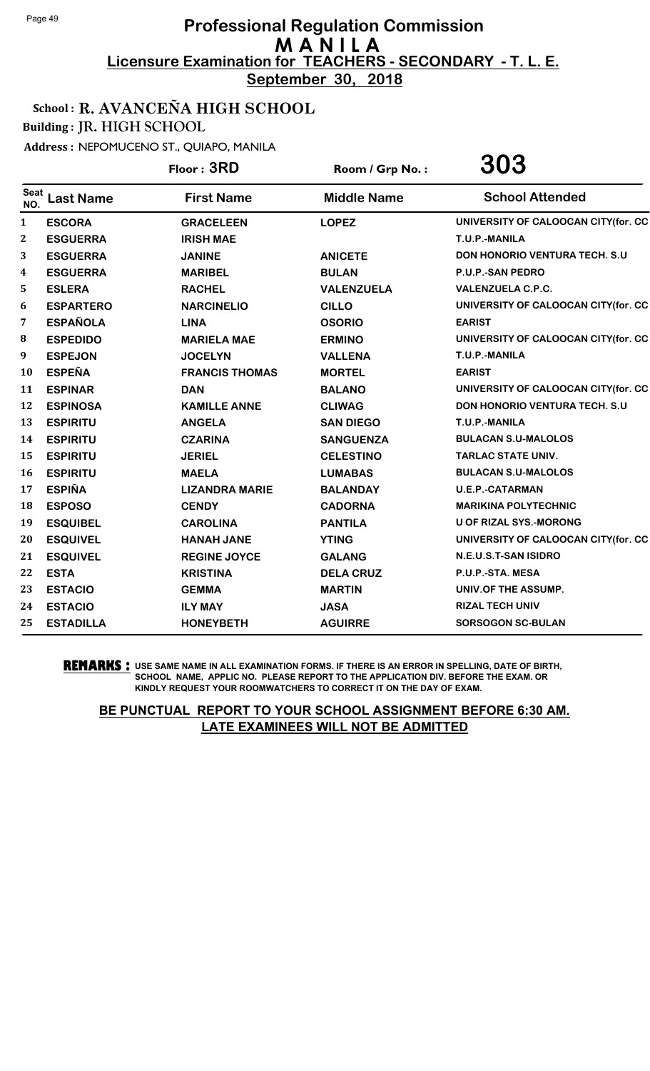# Professional Regulation Commission
## M A N I L A
### Licensure Examination for TEACHERS - SECONDARY - T. L. E.
**September 30, 2018**

**School : R. AVANCEÑA HIGH SCHOOL**
**Building : JR. HIGH SCHOOL**
**Address :** NEPOMUCENO ST., QUIAPO, MANILA

**Floor : 3RD** | **Room / Grp No. :** **303**

| Seat NO. | Last Name | First Name | Middle Name | School Attended |
|---|---|---|---|---|
| 1 | ESCORA | GRACELEEN | LOPEZ | UNIVERSITY OF CALOOCAN CITY(for. CC |
| 2 | ESGUERRA | IRISH MAE | | T.U.P.-MANILA |
| 3 | ESGUERRA | JANINE | ANICETE | DON HONORIO VENTURA TECH. S.U |
| 4 | ESGUERRA | MARIBEL | BULAN | P.U.P.-SAN PEDRO |
| 5 | ESLERA | RACHEL | VALENZUELA | VALENZUELA C.P.C. |
| 6 | ESPARTERO | NARCINELIO | CILLO | UNIVERSITY OF CALOOCAN CITY(for. CC |
| 7 | ESPAÑOLA | LINA | OSORIO | EARIST |
| 8 | ESPEDIDO | MARIELA MAE | ERMINO | UNIVERSITY OF CALOOCAN CITY(for. CC |
| 9 | ESPEJON | JOCELYN | VALLENA | T.U.P.-MANILA |
| 10 | ESPEÑA | FRANCIS THOMAS | MORTEL | EARIST |
| 11 | ESPINAR | DAN | BALANO | UNIVERSITY OF CALOOCAN CITY(for. CC |
| 12 | ESPINOSA | KAMILLE ANNE | CLIWAG | DON HONORIO VENTURA TECH. S.U |
| 13 | ESPIRITU | ANGELA | SAN DIEGO | T.U.P.-MANILA |
| 14 | ESPIRITU | CZARINA | SANGUENZA | BULACAN S.U-MALOLOS |
| 15 | ESPIRITU | JERIEL | CELESTINO | TARLAC STATE UNIV. |
| 16 | ESPIRITU | MAELA | LUMABAS | BULACAN S.U-MALOLOS |
| 17 | ESPIÑA | LIZANDRA MARIE | BALANDAY | U.E.P.-CATARMAN |
| 18 | ESPOSO | CENDY | CADORNA | MARIKINA POLYTECHNIC |
| 19 | ESQUIBEL | CAROLINA | PANTILA | U OF RIZAL SYS.-MORONG |
| 20 | ESQUIVEL | HANAH JANE | YTING | UNIVERSITY OF CALOOCAN CITY(for. CC |
| 21 | ESQUIVEL | REGINE JOYCE | GALANG | N.E.U.S.T-SAN ISIDRO |
| 22 | ESTA | KRISTINA | DELA CRUZ | P.U.P.-STA. MESA |
| 23 | ESTACIO | GEMMA | MARTIN | UNIV.OF THE ASSUMP. |
| 24 | ESTACIO | ILY MAY | JASA | RIZAL TECH UNIV |
| 25 | ESTADILLA | HONEYBETH | AGUIRRE | SORSOGON SC-BULAN |

**REMARKS :** USE SAME NAME IN ALL EXAMINATION FORMS. IF THERE IS AN ERROR IN SPELLING, DATE OF BIRTH, SCHOOL NAME, APPLIC NO. PLEASE REPORT TO THE APPLICATION DIV. BEFORE THE EXAM. OR KINDLY REQUEST YOUR ROOMWATCHERS TO CORRECT IT ON THE DAY OF EXAM.

**BE PUNCTUAL REPORT TO YOUR SCHOOL ASSIGNMENT BEFORE 6:30 AM. LATE EXAMINEES WILL NOT BE ADMITTED**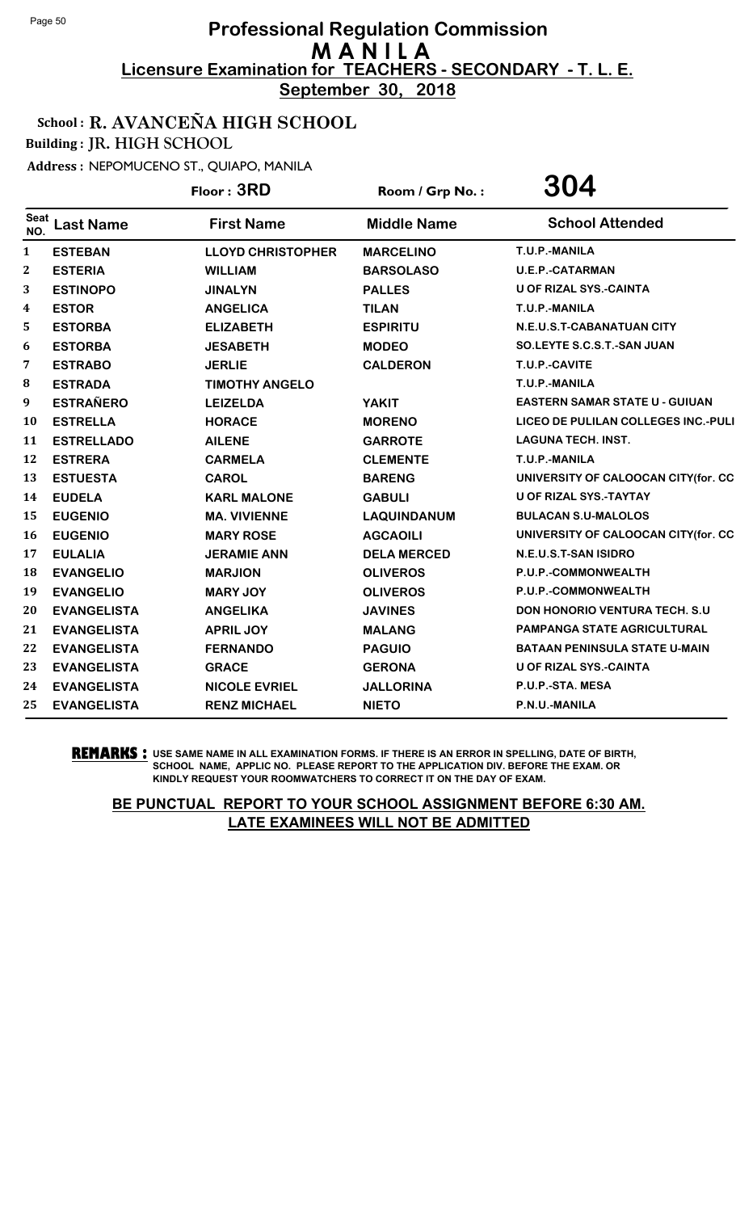# Professional Regulation Commission
## M A N I L A
### Licensure Examination for TEACHERS - SECONDARY - T. L. E.
**September 30, 2018**

**School : R. AVANCEÑA HIGH SCHOOL**

**Building : JR. HIGH SCHOOL**

**Address : NEPOMUCENO ST., QUIAPO, MANILA**

**Floor : 3RD** &nbsp;&nbsp;&nbsp; **Room / Grp No. : 304**

| Seat NO. | Last Name | First Name | Middle Name | School Attended |
|---|---|---|---|---|
| 1 | ESTEBAN | LLOYD CHRISTOPHER | MARCELINO | T.U.P.-MANILA |
| 2 | ESTERIA | WILLIAM | BARSOLASO | U.E.P.-CATARMAN |
| 3 | ESTINOPO | JINALYN | PALLES | U OF RIZAL SYS.-CAINTA |
| 4 | ESTOR | ANGELICA | TILAN | T.U.P.-MANILA |
| 5 | ESTORBA | ELIZABETH | ESPIRITU | N.E.U.S.T-CABANATUAN CITY |
| 6 | ESTORBA | JESABETH | MODEO | SO.LEYTE S.C.S.T.-SAN JUAN |
| 7 | ESTRABO | JERLIE | CALDERON | T.U.P.-CAVITE |
| 8 | ESTRADA | TIMOTHY ANGELO | | T.U.P.-MANILA |
| 9 | ESTRAÑERO | LEIZELDA | YAKIT | EASTERN SAMAR STATE U - GUIUAN |
| 10 | ESTRELLA | HORACE | MORENO | LICEO DE PULILAN COLLEGES INC.-PULI |
| 11 | ESTRELLADO | AILENE | GARROTE | LAGUNA TECH. INST. |
| 12 | ESTRERA | CARMELA | CLEMENTE | T.U.P.-MANILA |
| 13 | ESTUESTA | CAROL | BARENG | UNIVERSITY OF CALOOCAN CITY(for. CC |
| 14 | EUDELA | KARL MALONE | GABULI | U OF RIZAL SYS.-TAYTAY |
| 15 | EUGENIO | MA. VIVIENNE | LAQUINDANUM | BULACAN S.U-MALOLOS |
| 16 | EUGENIO | MARY ROSE | AGCAOILI | UNIVERSITY OF CALOOCAN CITY(for. CC |
| 17 | EULALIA | JERAMIE ANN | DELA MERCED | N.E.U.S.T-SAN ISIDRO |
| 18 | EVANGELIO | MARJION | OLIVEROS | P.U.P.-COMMONWEALTH |
| 19 | EVANGELIO | MARY JOY | OLIVEROS | P.U.P.-COMMONWEALTH |
| 20 | EVANGELISTA | ANGELIKA | JAVINES | DON HONORIO VENTURA TECH. S.U |
| 21 | EVANGELISTA | APRIL JOY | MALANG | PAMPANGA STATE AGRICULTURAL |
| 22 | EVANGELISTA | FERNANDO | PAGUIO | BATAAN PENINSULA STATE U-MAIN |
| 23 | EVANGELISTA | GRACE | GERONA | U OF RIZAL SYS.-CAINTA |
| 24 | EVANGELISTA | NICOLE EVRIEL | JALLORINA | P.U.P.-STA. MESA |
| 25 | EVANGELISTA | RENZ MICHAEL | NIETO | P.N.U.-MANILA |

**REMARKS :** USE SAME NAME IN ALL EXAMINATION FORMS. IF THERE IS AN ERROR IN SPELLING, DATE OF BIRTH, SCHOOL NAME, APPLIC NO. PLEASE REPORT TO THE APPLICATION DIV. BEFORE THE EXAM. OR KINDLY REQUEST YOUR ROOMWATCHERS TO CORRECT IT ON THE DAY OF EXAM.

**BE PUNCTUAL REPORT TO YOUR SCHOOL ASSIGNMENT BEFORE 6:30 AM.**
**LATE EXAMINEES WILL NOT BE ADMITTED**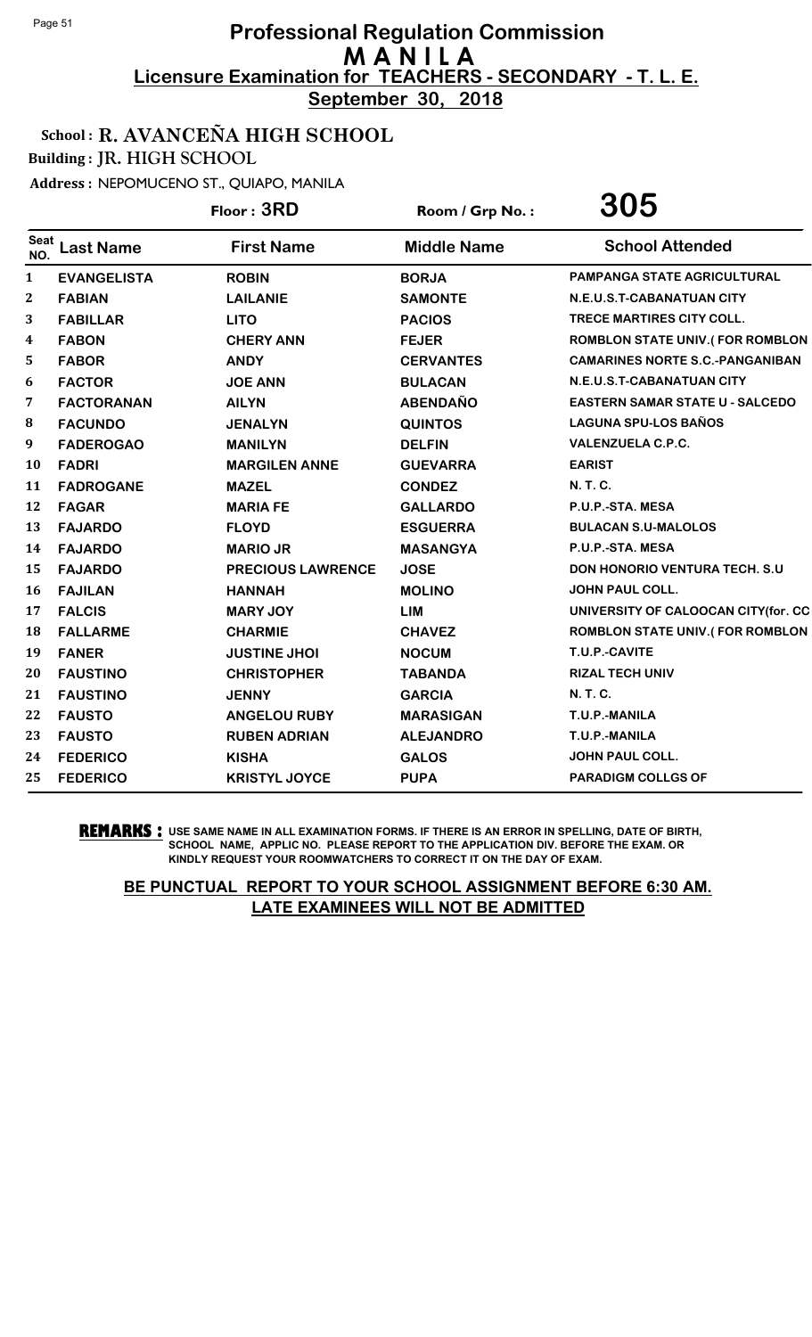# Professional Regulation Commission

## M A N I L A

### Licensure Examination for TEACHERS - SECONDARY - T. L. E.

**September 30, 2018**

**School : R. AVANCEÑA HIGH SCHOOL**

**Building : JR. HIGH SCHOOL**

**Address : NEPOMUCENO ST., QUIAPO, MANILA**

**Floor : 3RD** | **Room / Grp No. : 305**

| Seat NO. | Last Name | First Name | Middle Name | School Attended |
|---|---|---|---|---|
| 1 | EVANGELISTA | ROBIN | BORJA | PAMPANGA STATE AGRICULTURAL |
| 2 | FABIAN | LAILANIE | SAMONTE | N.E.U.S.T-CABANATUAN CITY |
| 3 | FABILLAR | LITO | PACIOS | TRECE MARTIRES CITY COLL. |
| 4 | FABON | CHERY ANN | FEJER | ROMBLON STATE UNIV.( FOR ROMBLON |
| 5 | FABOR | ANDY | CERVANTES | CAMARINES NORTE S.C.-PANGANIBAN |
| 6 | FACTOR | JOE ANN | BULACAN | N.E.U.S.T-CABANATUAN CITY |
| 7 | FACTORANAN | AILYN | ABENDAÑO | EASTERN SAMAR STATE U - SALCEDO |
| 8 | FACUNDO | JENALYN | QUINTOS | LAGUNA SPU-LOS BAÑOS |
| 9 | FADEROGAO | MANILYN | DELFIN | VALENZUELA C.P.C. |
| 10 | FADRI | MARGILEN ANNE | GUEVARRA | EARIST |
| 11 | FADROGANE | MAZEL | CONDEZ | N. T. C. |
| 12 | FAGAR | MARIA FE | GALLARDO | P.U.P.-STA. MESA |
| 13 | FAJARDO | FLOYD | ESGUERRA | BULACAN S.U-MALOLOS |
| 14 | FAJARDO | MARIO JR | MASANGYA | P.U.P.-STA. MESA |
| 15 | FAJARDO | PRECIOUS LAWRENCE | JOSE | DON HONORIO VENTURA TECH. S.U |
| 16 | FAJILAN | HANNAH | MOLINO | JOHN PAUL COLL. |
| 17 | FALCIS | MARY JOY | LIM | UNIVERSITY OF CALOOCAN CITY(for. CC |
| 18 | FALLARME | CHARMIE | CHAVEZ | ROMBLON STATE UNIV.( FOR ROMBLON |
| 19 | FANER | JUSTINE JHOI | NOCUM | T.U.P.-CAVITE |
| 20 | FAUSTINO | CHRISTOPHER | TABANDA | RIZAL TECH UNIV |
| 21 | FAUSTINO | JENNY | GARCIA | N. T. C. |
| 22 | FAUSTO | ANGELOU RUBY | MARASIGAN | T.U.P.-MANILA |
| 23 | FAUSTO | RUBEN ADRIAN | ALEJANDRO | T.U.P.-MANILA |
| 24 | FEDERICO | KISHA | GALOS | JOHN PAUL COLL. |
| 25 | FEDERICO | KRISTYL JOYCE | PUPA | PARADIGM COLLGS OF |

**REMARKS :** USE SAME NAME IN ALL EXAMINATION FORMS. IF THERE IS AN ERROR IN SPELLING, DATE OF BIRTH, SCHOOL NAME, APPLIC NO. PLEASE REPORT TO THE APPLICATION DIV. BEFORE THE EXAM. OR KINDLY REQUEST YOUR ROOMWATCHERS TO CORRECT IT ON THE DAY OF EXAM.

**BE PUNCTUAL REPORT TO YOUR SCHOOL ASSIGNMENT BEFORE 6:30 AM. LATE EXAMINEES WILL NOT BE ADMITTED**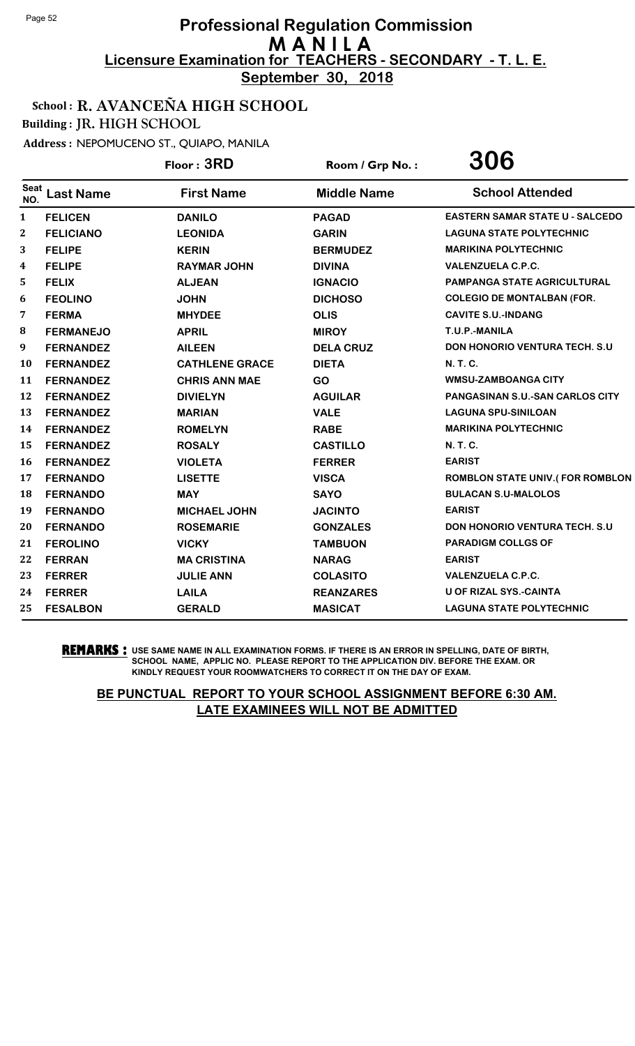# Professional Regulation Commission
## MANILA
### Licensure Examination for TEACHERS - SECONDARY - T. L. E.
**September 30, 2018**

**School : R. AVANCEÑA HIGH SCHOOL**
**Building : JR. HIGH SCHOOL**
**Address :** NEPOMUCENO ST., QUIAPO, MANILA

**Floor : 3RD** **Room / Grp No. : 306**

| Seat NO. | Last Name | First Name | Middle Name | School Attended |
|---|---|---|---|---|
| 1 | FELICEN | DANILO | PAGAD | EASTERN SAMAR STATE U - SALCEDO |
| 2 | FELICIANO | LEONIDA | GARIN | LAGUNA STATE POLYTECHNIC |
| 3 | FELIPE | KERIN | BERMUDEZ | MARIKINA POLYTECHNIC |
| 4 | FELIPE | RAYMAR JOHN | DIVINA | VALENZUELA C.P.C. |
| 5 | FELIX | ALJEAN | IGNACIO | PAMPANGA STATE AGRICULTURAL |
| 6 | FEOLINO | JOHN | DICHOSO | COLEGIO DE MONTALBAN (FOR. |
| 7 | FERMA | MHYDEE | OLIS | CAVITE S.U.-INDANG |
| 8 | FERMANEJO | APRIL | MIROY | T.U.P.-MANILA |
| 9 | FERNANDEZ | AILEEN | DELA CRUZ | DON HONORIO VENTURA TECH. S.U |
| 10 | FERNANDEZ | CATHLENE GRACE | DIETA | N. T. C. |
| 11 | FERNANDEZ | CHRIS ANN MAE | GO | WMSU-ZAMBOANGA CITY |
| 12 | FERNANDEZ | DIVIELYN | AGUILAR | PANGASINAN S.U.-SAN CARLOS CITY |
| 13 | FERNANDEZ | MARIAN | VALE | LAGUNA SPU-SINILOAN |
| 14 | FERNANDEZ | ROMELYN | RABE | MARIKINA POLYTECHNIC |
| 15 | FERNANDEZ | ROSALY | CASTILLO | N. T. C. |
| 16 | FERNANDEZ | VIOLETA | FERRER | EARIST |
| 17 | FERNANDO | LISETTE | VISCA | ROMBLON STATE UNIV.( FOR ROMBLON |
| 18 | FERNANDO | MAY | SAYO | BULACAN S.U-MALOLOS |
| 19 | FERNANDO | MICHAEL JOHN | JACINTO | EARIST |
| 20 | FERNANDO | ROSEMARIE | GONZALES | DON HONORIO VENTURA TECH. S.U |
| 21 | FEROLINO | VICKY | TAMBUON | PARADIGM COLLGS OF |
| 22 | FERRAN | MA CRISTINA | NARAG | EARIST |
| 23 | FERRER | JULIE ANN | COLASITO | VALENZUELA C.P.C. |
| 24 | FERRER | LAILA | REANZARES | U OF RIZAL SYS.-CAINTA |
| 25 | FESALBON | GERALD | MASICAT | LAGUNA STATE POLYTECHNIC |

**REMARKS :** USE SAME NAME IN ALL EXAMINATION FORMS. IF THERE IS AN ERROR IN SPELLING, DATE OF BIRTH, SCHOOL NAME, APPLIC NO. PLEASE REPORT TO THE APPLICATION DIV. BEFORE THE EXAM. OR KINDLY REQUEST YOUR ROOMWATCHERS TO CORRECT IT ON THE DAY OF EXAM.

**BE PUNCTUAL REPORT TO YOUR SCHOOL ASSIGNMENT BEFORE 6:30 AM.**
**LATE EXAMINEES WILL NOT BE ADMITTED**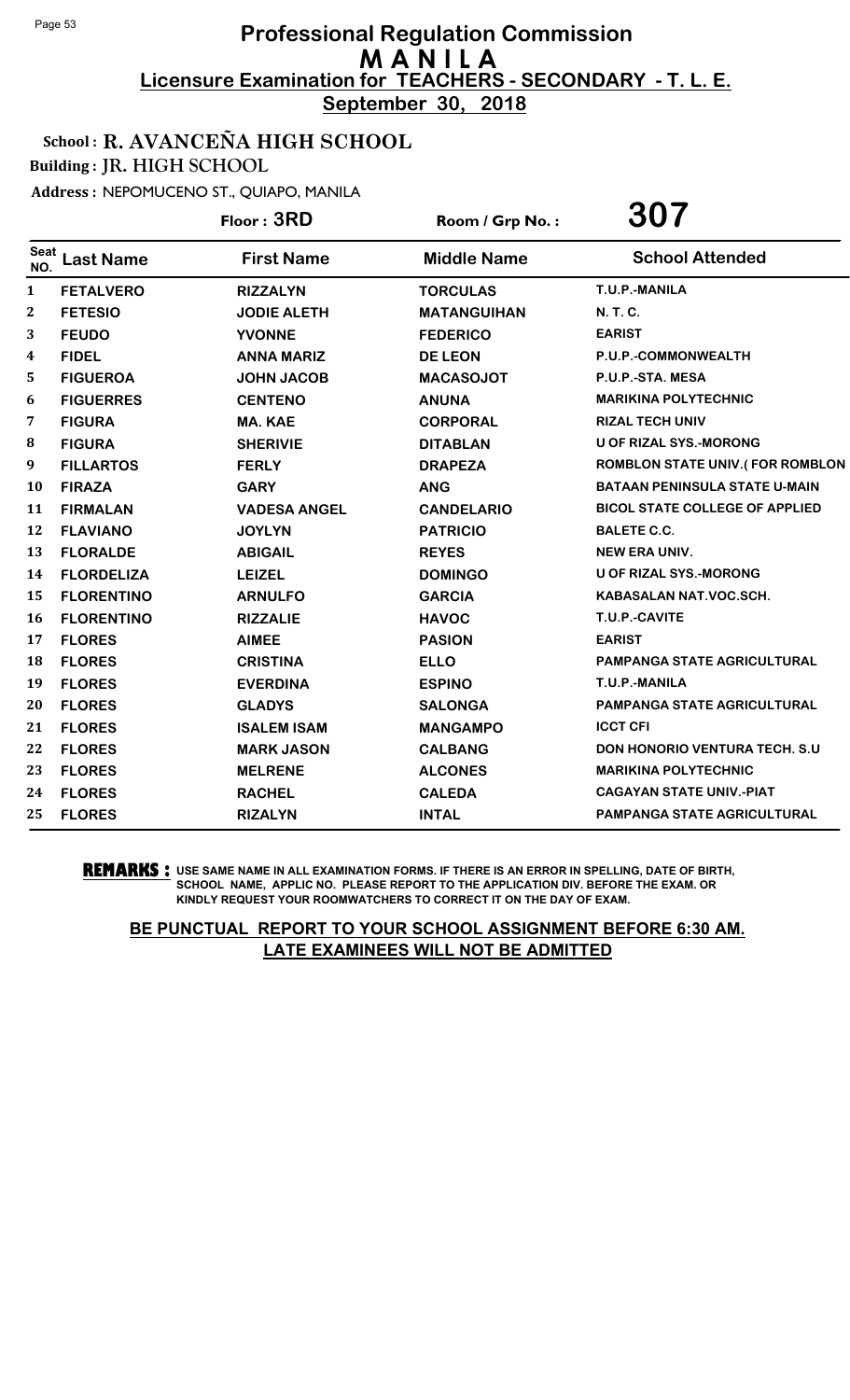# Professional Regulation Commission
# M A N I L A
## Licensure Examination for TEACHERS - SECONDARY - T. L. E.
**September 30, 2018**

**School : R. AVANCEÑA HIGH SCHOOL**
**Building : JR. HIGH SCHOOL**
**Address : NEPOMUCENO ST., QUIAPO, MANILA**

**Floor : 3RD** Room / Grp No. : **307**

| Seat NO. | Last Name | First Name | Middle Name | School Attended |
|---|---|---|---|---|
| 1 | FETALVERO | RIZZALYN | TORCULAS | T.U.P.-MANILA |
| 2 | FETESIO | JODIE ALETH | MATANGUIHAN | N. T. C. |
| 3 | FEUDO | YVONNE | FEDERICO | EARIST |
| 4 | FIDEL | ANNA MARIZ | DE LEON | P.U.P.-COMMONWEALTH |
| 5 | FIGUEROA | JOHN JACOB | MACASOJOT | P.U.P.-STA. MESA |
| 6 | FIGUERRES | CENTENO | ANUNA | MARIKINA POLYTECHNIC |
| 7 | FIGURA | MA. KAE | CORPORAL | RIZAL TECH UNIV |
| 8 | FIGURA | SHERIVIE | DITABLAN | U OF RIZAL SYS.-MORONG |
| 9 | FILLARTOS | FERLY | DRAPEZA | ROMBLON STATE UNIV.( FOR ROMBLON |
| 10 | FIRAZA | GARY | ANG | BATAAN PENINSULA STATE U-MAIN |
| 11 | FIRMALAN | VADESA ANGEL | CANDELARIO | BICOL STATE COLLEGE OF APPLIED |
| 12 | FLAVIANO | JOYLYN | PATRICIO | BALETE C.C. |
| 13 | FLORALDE | ABIGAIL | REYES | NEW ERA UNIV. |
| 14 | FLORDELIZA | LEIZEL | DOMINGO | U OF RIZAL SYS.-MORONG |
| 15 | FLORENTINO | ARNULFO | GARCIA | KABASALAN NAT.VOC.SCH. |
| 16 | FLORENTINO | RIZZALIE | HAVOC | T.U.P.-CAVITE |
| 17 | FLORES | AIMEE | PASION | EARIST |
| 18 | FLORES | CRISTINA | ELLO | PAMPANGA STATE AGRICULTURAL |
| 19 | FLORES | EVERDINA | ESPINO | T.U.P.-MANILA |
| 20 | FLORES | GLADYS | SALONGA | PAMPANGA STATE AGRICULTURAL |
| 21 | FLORES | ISALEM ISAM | MANGAMPO | ICCT CFI |
| 22 | FLORES | MARK JASON | CALBANG | DON HONORIO VENTURA TECH. S.U |
| 23 | FLORES | MELRENE | ALCONES | MARIKINA POLYTECHNIC |
| 24 | FLORES | RACHEL | CALEDA | CAGAYAN STATE UNIV.-PIAT |
| 25 | FLORES | RIZALYN | INTAL | PAMPANGA STATE AGRICULTURAL |

**REMARKS :** USE SAME NAME IN ALL EXAMINATION FORMS. IF THERE IS AN ERROR IN SPELLING, DATE OF BIRTH, SCHOOL NAME, APPLIC NO. PLEASE REPORT TO THE APPLICATION DIV. BEFORE THE EXAM. OR KINDLY REQUEST YOUR ROOMWATCHERS TO CORRECT IT ON THE DAY OF EXAM.

**BE PUNCTUAL REPORT TO YOUR SCHOOL ASSIGNMENT BEFORE 6:30 AM.**
**LATE EXAMINEES WILL NOT BE ADMITTED**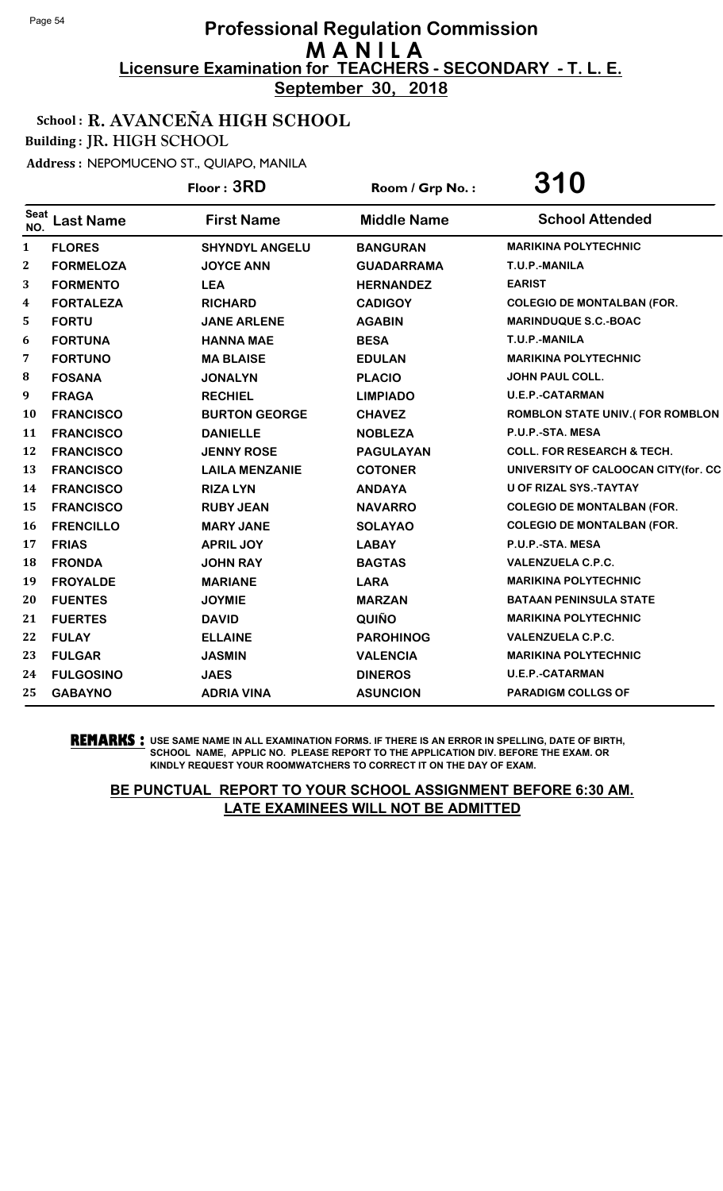# Professional Regulation Commission
## MANILA
### Licensure Examination for TEACHERS - SECONDARY - T. L. E.
**September 30, 2018**

**School : R. AVANCEÑA HIGH SCHOOL**
**Building : JR. HIGH SCHOOL**
**Address : NEPOMUCENO ST., QUIAPO, MANILA**

**Floor : 3RD** Room / Grp No. : **310**

| Seat NO. | Last Name | First Name | Middle Name | School Attended |
|---|---|---|---|---|
| 1 | FLORES | SHYNDYL ANGELU | BANGURAN | MARIKINA POLYTECHNIC |
| 2 | FORMELOZA | JOYCE ANN | GUADARRAMA | T.U.P.-MANILA |
| 3 | FORMENTO | LEA | HERNANDEZ | EARIST |
| 4 | FORTALEZA | RICHARD | CADIGOY | COLEGIO DE MONTALBAN (FOR. |
| 5 | FORTU | JANE ARLENE | AGABIN | MARINDUQUE S.C.-BOAC |
| 6 | FORTUNA | HANNA MAE | BESA | T.U.P.-MANILA |
| 7 | FORTUNO | MA BLAISE | EDULAN | MARIKINA POLYTECHNIC |
| 8 | FOSANA | JONALYN | PLACIO | JOHN PAUL COLL. |
| 9 | FRAGA | RECHIEL | LIMPIADO | U.E.P.-CATARMAN |
| 10 | FRANCISCO | BURTON GEORGE | CHAVEZ | ROMBLON STATE UNIV.( FOR ROMBLON |
| 11 | FRANCISCO | DANIELLE | NOBLEZA | P.U.P.-STA. MESA |
| 12 | FRANCISCO | JENNY ROSE | PAGULAYAN | COLL. FOR RESEARCH & TECH. |
| 13 | FRANCISCO | LAILA MENZANIE | COTONER | UNIVERSITY OF CALOOCAN CITY(for. CC |
| 14 | FRANCISCO | RIZA LYN | ANDAYA | U OF RIZAL SYS.-TAYTAY |
| 15 | FRANCISCO | RUBY JEAN | NAVARRO | COLEGIO DE MONTALBAN (FOR. |
| 16 | FRENCILLO | MARY JANE | SOLAYAO | COLEGIO DE MONTALBAN (FOR. |
| 17 | FRIAS | APRIL JOY | LABAY | P.U.P.-STA. MESA |
| 18 | FRONDA | JOHN RAY | BAGTAS | VALENZUELA C.P.C. |
| 19 | FROYALDE | MARIANE | LARA | MARIKINA POLYTECHNIC |
| 20 | FUENTES | JOYMIE | MARZAN | BATAAN PENINSULA STATE |
| 21 | FUERTES | DAVID | QUIÑO | MARIKINA POLYTECHNIC |
| 22 | FULAY | ELLAINE | PAROHINOG | VALENZUELA C.P.C. |
| 23 | FULGAR | JASMIN | VALENCIA | MARIKINA POLYTECHNIC |
| 24 | FULGOSINO | JAES | DINEROS | U.E.P.-CATARMAN |
| 25 | GABAYNO | ADRIA VINA | ASUNCION | PARADIGM COLLGS OF |

**REMARKS :** USE SAME NAME IN ALL EXAMINATION FORMS. IF THERE IS AN ERROR IN SPELLING, DATE OF BIRTH, SCHOOL NAME, APPLIC NO. PLEASE REPORT TO THE APPLICATION DIV. BEFORE THE EXAM. OR KINDLY REQUEST YOUR ROOMWATCHERS TO CORRECT IT ON THE DAY OF EXAM.

**BE PUNCTUAL REPORT TO YOUR SCHOOL ASSIGNMENT BEFORE 6:30 AM. LATE EXAMINEES WILL NOT BE ADMITTED**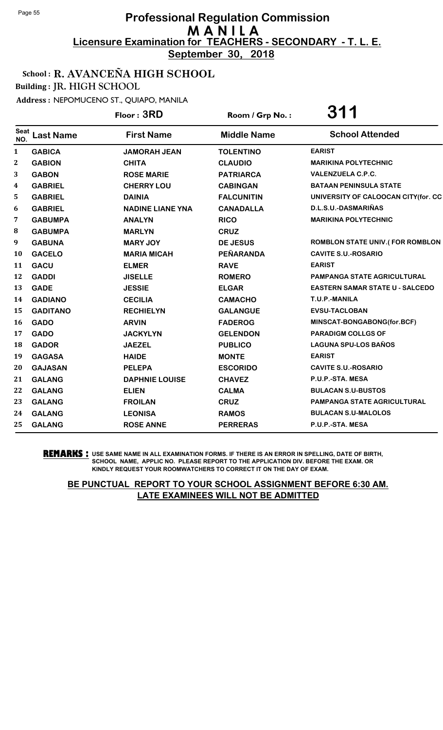# Professional Regulation Commission
# MANILA
## Licensure Examination for TEACHERS - SECONDARY - T. L. E.
**September 30, 2018**

**School : R. AVANCEÑA HIGH SCHOOL**
**Building : JR. HIGH SCHOOL**
**Address : NEPOMUCENO ST., QUIAPO, MANILA**

**Floor : 3RD** | **Room / Grp No. : 311**

| Seat NO. | Last Name | First Name | Middle Name | School Attended |
|---|---|---|---|---|
| 1 | GABICA | JAMORAH JEAN | TOLENTINO | EARIST |
| 2 | GABION | CHITA | CLAUDIO | MARIKINA POLYTECHNIC |
| 3 | GABON | ROSE MARIE | PATRIARCA | VALENZUELA C.P.C. |
| 4 | GABRIEL | CHERRY LOU | CABINGAN | BATAAN PENINSULA STATE |
| 5 | GABRIEL | DAINIA | FALCUNITIN | UNIVERSITY OF CALOOCAN CITY(for. CC |
| 6 | GABRIEL | NADINE LIANE YNA | CANADALLA | D.L.S.U.-DASMARIÑAS |
| 7 | GABUMPA | ANALYN | RICO | MARIKINA POLYTECHNIC |
| 8 | GABUMPA | MARLYN | CRUZ | |
| 9 | GABUNA | MARY JOY | DE JESUS | ROMBLON STATE UNIV.( FOR ROMBLON |
| 10 | GACELO | MARIA MICAH | PEÑARANDA | CAVITE S.U.-ROSARIO |
| 11 | GACU | ELMER | RAVE | EARIST |
| 12 | GADDI | JISELLE | ROMERO | PAMPANGA STATE AGRICULTURAL |
| 13 | GADE | JESSIE | ELGAR | EASTERN SAMAR STATE U - SALCEDO |
| 14 | GADIANO | CECILIA | CAMACHO | T.U.P.-MANILA |
| 15 | GADITANO | RECHIELYN | GALANGUE | EVSU-TACLOBAN |
| 16 | GADO | ARVIN | FADEROG | MINSCAT-BONGABONG(for.BCF) |
| 17 | GADO | JACKYLYN | GELENDON | PARADIGM COLLGS OF |
| 18 | GADOR | JAEZEL | PUBLICO | LAGUNA SPU-LOS BAÑOS |
| 19 | GAGASA | HAIDE | MONTE | EARIST |
| 20 | GAJASAN | PELEPA | ESCORIDO | CAVITE S.U.-ROSARIO |
| 21 | GALANG | DAPHNIE LOUISE | CHAVEZ | P.U.P.-STA. MESA |
| 22 | GALANG | ELIEN | CALMA | BULACAN S.U-BUSTOS |
| 23 | GALANG | FROILAN | CRUZ | PAMPANGA STATE AGRICULTURAL |
| 24 | GALANG | LEONISA | RAMOS | BULACAN S.U-MALOLOS |
| 25 | GALANG | ROSE ANNE | PERRERAS | P.U.P.-STA. MESA |

**REMARKS :** USE SAME NAME IN ALL EXAMINATION FORMS. IF THERE IS AN ERROR IN SPELLING, DATE OF BIRTH, SCHOOL NAME, APPLIC NO. PLEASE REPORT TO THE APPLICATION DIV. BEFORE THE EXAM. OR KINDLY REQUEST YOUR ROOMWATCHERS TO CORRECT IT ON THE DAY OF EXAM.

**BE PUNCTUAL REPORT TO YOUR SCHOOL ASSIGNMENT BEFORE 6:30 AM. LATE EXAMINEES WILL NOT BE ADMITTED**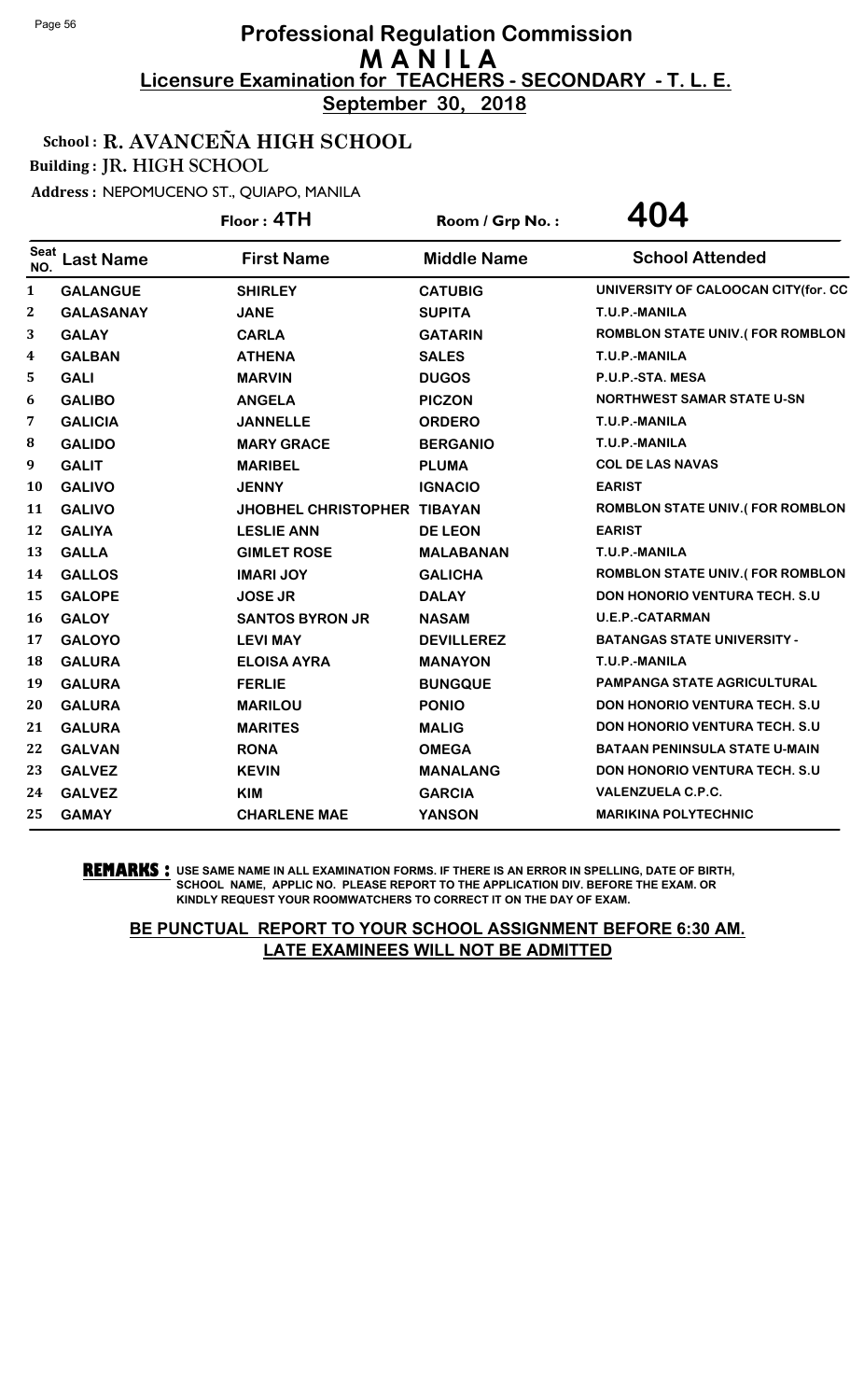# Professional Regulation Commission
## M A N I L A
### Licensure Examination for TEACHERS - SECONDARY - T. L. E.
**September 30, 2018**

**School : R. AVANCEÑA HIGH SCHOOL**

**Building : JR. HIGH SCHOOL**

**Address : NEPOMUCENO ST., QUIAPO, MANILA**

**Floor : 4TH** | **Room / Grp No. : 404**

| Seat NO. | Last Name | First Name | Middle Name | School Attended |
|---|---|---|---|---|
| 1 | GALANGUE | SHIRLEY | CATUBIG | UNIVERSITY OF CALOOCAN CITY(for. CC |
| 2 | GALASANAY | JANE | SUPITA | T.U.P.-MANILA |
| 3 | GALAY | CARLA | GATARIN | ROMBLON STATE UNIV.( FOR ROMBLON |
| 4 | GALBAN | ATHENA | SALES | T.U.P.-MANILA |
| 5 | GALI | MARVIN | DUGOS | P.U.P.-STA. MESA |
| 6 | GALIBO | ANGELA | PICZON | NORTHWEST SAMAR STATE U-SN |
| 7 | GALICIA | JANNELLE | ORDERO | T.U.P.-MANILA |
| 8 | GALIDO | MARY GRACE | BERGANIO | T.U.P.-MANILA |
| 9 | GALIT | MARIBEL | PLUMA | COL DE LAS NAVAS |
| 10 | GALIVO | JENNY | IGNACIO | EARIST |
| 11 | GALIVO | JHOBHEL CHRISTOPHER | TIBAYAN | ROMBLON STATE UNIV.( FOR ROMBLON |
| 12 | GALIYA | LESLIE ANN | DE LEON | EARIST |
| 13 | GALLA | GIMLET ROSE | MALABANAN | T.U.P.-MANILA |
| 14 | GALLOS | IMARI JOY | GALICHA | ROMBLON STATE UNIV.( FOR ROMBLON |
| 15 | GALOPE | JOSE JR | DALAY | DON HONORIO VENTURA TECH. S.U |
| 16 | GALOY | SANTOS BYRON JR | NASAM | U.E.P.-CATARMAN |
| 17 | GALOYO | LEVI MAY | DEVILLEREZ | BATANGAS STATE UNIVERSITY - |
| 18 | GALURA | ELOISA AYRA | MANAYON | T.U.P.-MANILA |
| 19 | GALURA | FERLIE | BUNGQUE | PAMPANGA STATE AGRICULTURAL |
| 20 | GALURA | MARILOU | PONIO | DON HONORIO VENTURA TECH. S.U |
| 21 | GALURA | MARITES | MALIG | DON HONORIO VENTURA TECH. S.U |
| 22 | GALVAN | RONA | OMEGA | BATAAN PENINSULA STATE U-MAIN |
| 23 | GALVEZ | KEVIN | MANALANG | DON HONORIO VENTURA TECH. S.U |
| 24 | GALVEZ | KIM | GARCIA | VALENZUELA C.P.C. |
| 25 | GAMAY | CHARLENE MAE | YANSON | MARIKINA POLYTECHNIC |

**REMARKS :** USE SAME NAME IN ALL EXAMINATION FORMS. IF THERE IS AN ERROR IN SPELLING, DATE OF BIRTH, SCHOOL NAME, APPLIC NO. PLEASE REPORT TO THE APPLICATION DIV. BEFORE THE EXAM. OR KINDLY REQUEST YOUR ROOMWATCHERS TO CORRECT IT ON THE DAY OF EXAM.

**BE PUNCTUAL REPORT TO YOUR SCHOOL ASSIGNMENT BEFORE 6:30 AM. LATE EXAMINEES WILL NOT BE ADMITTED**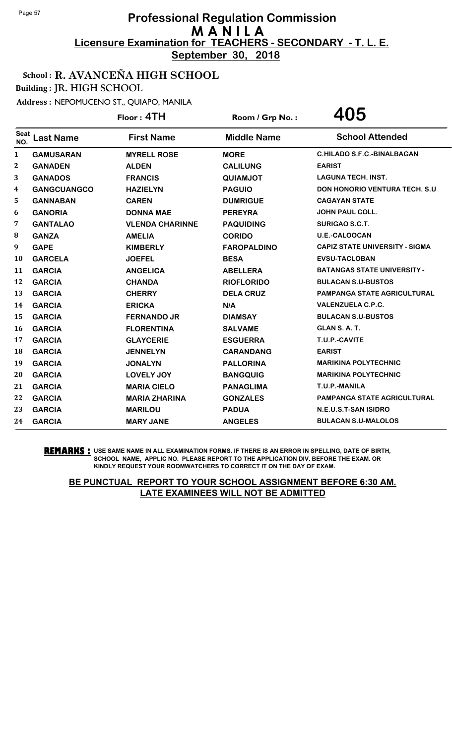# Professional Regulation Commission
# MANILA
## Licensure Examination for TEACHERS - SECONDARY - T. L. E.
**September 30, 2018**

**School : R. AVANCEÑA HIGH SCHOOL**
**Building : JR. HIGH SCHOOL**
**Address : NEPOMUCENO ST., QUIAPO, MANILA**

Floor : 4TH    Room / Grp No. : 405

| Seat NO. | Last Name | First Name | Middle Name | School Attended |
|---|---|---|---|---|
| 1 | GAMUSARAN | MYRELL ROSE | MORE | C.HILADO S.F.C.-BINALBAGAN |
| 2 | GANADEN | ALDEN | CALILUNG | EARIST |
| 3 | GANADOS | FRANCIS | QUIAMJOT | LAGUNA TECH. INST. |
| 4 | GANGCUANGCO | HAZIELYN | PAGUIO | DON HONORIO VENTURA TECH. S.U |
| 5 | GANNABAN | CAREN | DUMRIGUE | CAGAYAN STATE |
| 6 | GANORIA | DONNA MAE | PEREYRA | JOHN PAUL COLL. |
| 7 | GANTALAO | VLENDA CHARINNE | PAQUIDING | SURIGAO S.C.T. |
| 8 | GANZA | AMELIA | CORIDO | U.E.-CALOOCAN |
| 9 | GAPE | KIMBERLY | FAROPALDINO | CAPIZ STATE UNIVERSITY - SIGMA |
| 10 | GARCELA | JOEFEL | BESA | EVSU-TACLOBAN |
| 11 | GARCIA | ANGELICA | ABELLERA | BATANGAS STATE UNIVERSITY - |
| 12 | GARCIA | CHANDA | RIOFLORIDO | BULACAN S.U-BUSTOS |
| 13 | GARCIA | CHERRY | DELA CRUZ | PAMPANGA STATE AGRICULTURAL |
| 14 | GARCIA | ERICKA | N/A | VALENZUELA C.P.C. |
| 15 | GARCIA | FERNANDO JR | DIAMSAY | BULACAN S.U-BUSTOS |
| 16 | GARCIA | FLORENTINA | SALVAME | GLAN S. A. T. |
| 17 | GARCIA | GLAYCERIE | ESGUERRA | T.U.P.-CAVITE |
| 18 | GARCIA | JENNELYN | CARANDANG | EARIST |
| 19 | GARCIA | JONALYN | PALLORINA | MARIKINA POLYTECHNIC |
| 20 | GARCIA | LOVELY JOY | BANGQUIG | MARIKINA POLYTECHNIC |
| 21 | GARCIA | MARIA CIELO | PANAGLIMA | T.U.P.-MANILA |
| 22 | GARCIA | MARIA ZHARINA | GONZALES | PAMPANGA STATE AGRICULTURAL |
| 23 | GARCIA | MARILOU | PADUA | N.E.U.S.T-SAN ISIDRO |
| 24 | GARCIA | MARY JANE | ANGELES | BULACAN S.U-MALOLOS |

**REMARKS :** USE SAME NAME IN ALL EXAMINATION FORMS. IF THERE IS AN ERROR IN SPELLING, DATE OF BIRTH, SCHOOL NAME, APPLIC NO. PLEASE REPORT TO THE APPLICATION DIV. BEFORE THE EXAM. OR KINDLY REQUEST YOUR ROOMWATCHERS TO CORRECT IT ON THE DAY OF EXAM.

**BE PUNCTUAL REPORT TO YOUR SCHOOL ASSIGNMENT BEFORE 6:30 AM. LATE EXAMINEES WILL NOT BE ADMITTED**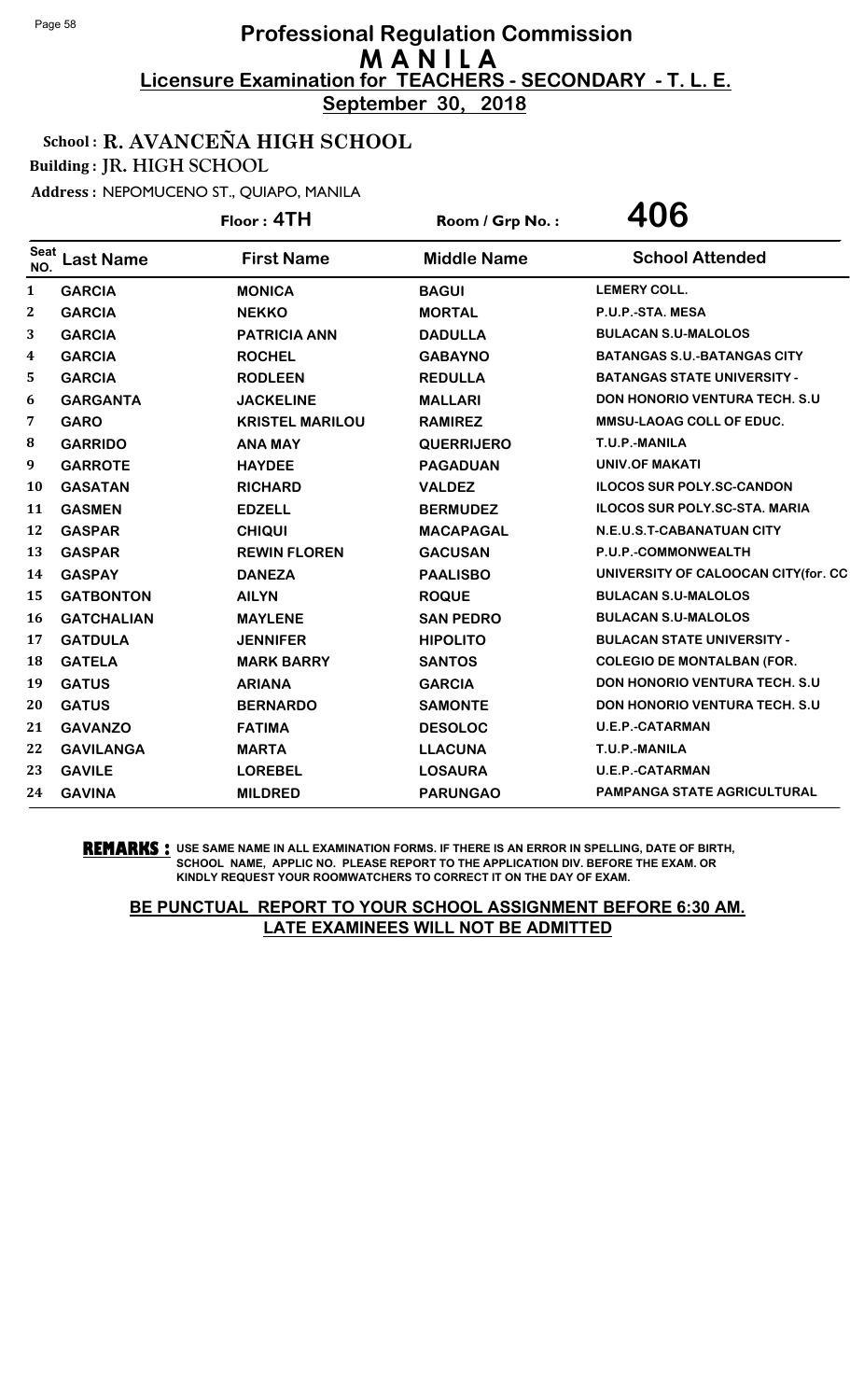# Professional Regulation Commission
## M A N I L A
### Licensure Examination for TEACHERS - SECONDARY - T. L. E.
**September 30, 2018**

**School : R. AVANCEÑA HIGH SCHOOL**
**Building : JR. HIGH SCHOOL**
**Address :** NEPOMUCENO ST., QUIAPO, MANILA

**Floor : 4TH** | **Room / Grp No. : 406**

| Seat NO. | Last Name | First Name | Middle Name | School Attended |
|---|---|---|---|---|
| 1 | GARCIA | MONICA | BAGUI | LEMERY COLL. |
| 2 | GARCIA | NEKKO | MORTAL | P.U.P.-STA. MESA |
| 3 | GARCIA | PATRICIA ANN | DADULLA | BULACAN S.U-MALOLOS |
| 4 | GARCIA | ROCHEL | GABAYNO | BATANGAS S.U.-BATANGAS CITY |
| 5 | GARCIA | RODLEEN | REDULLA | BATANGAS STATE UNIVERSITY - |
| 6 | GARGANTA | JACKELINE | MALLARI | DON HONORIO VENTURA TECH. S.U |
| 7 | GARO | KRISTEL MARILOU | RAMIREZ | MMSU-LAOAG COLL OF EDUC. |
| 8 | GARRIDO | ANA MAY | QUERRIJERO | T.U.P.-MANILA |
| 9 | GARROTE | HAYDEE | PAGADUAN | UNIV.OF MAKATI |
| 10 | GASATAN | RICHARD | VALDEZ | ILOCOS SUR POLY.SC-CANDON |
| 11 | GASMEN | EDZELL | BERMUDEZ | ILOCOS SUR POLY.SC-STA. MARIA |
| 12 | GASPAR | CHIQUI | MACAPAGAL | N.E.U.S.T-CABANATUAN CITY |
| 13 | GASPAR | REWIN FLOREN | GACUSAN | P.U.P.-COMMONWEALTH |
| 14 | GASPAY | DANEZA | PAALISBO | UNIVERSITY OF CALOOCAN CITY(for. CC |
| 15 | GATBONTON | AILYN | ROQUE | BULACAN S.U-MALOLOS |
| 16 | GATCHALIAN | MAYLENE | SAN PEDRO | BULACAN S.U-MALOLOS |
| 17 | GATDULA | JENNIFER | HIPOLITO | BULACAN STATE UNIVERSITY - |
| 18 | GATELA | MARK BARRY | SANTOS | COLEGIO DE MONTALBAN (FOR. |
| 19 | GATUS | ARIANA | GARCIA | DON HONORIO VENTURA TECH. S.U |
| 20 | GATUS | BERNARDO | SAMONTE | DON HONORIO VENTURA TECH. S.U |
| 21 | GAVANZO | FATIMA | DESOLOC | U.E.P.-CATARMAN |
| 22 | GAVILANGA | MARTA | LLACUNA | T.U.P.-MANILA |
| 23 | GAVILE | LOREBEL | LOSAURA | U.E.P.-CATARMAN |
| 24 | GAVINA | MILDRED | PARUNGAO | PAMPANGA STATE AGRICULTURAL |

**REMARKS :** USE SAME NAME IN ALL EXAMINATION FORMS. IF THERE IS AN ERROR IN SPELLING, DATE OF BIRTH, SCHOOL NAME, APPLIC NO. PLEASE REPORT TO THE APPLICATION DIV. BEFORE THE EXAM. OR KINDLY REQUEST YOUR ROOMWATCHERS TO CORRECT IT ON THE DAY OF EXAM.

**BE PUNCTUAL REPORT TO YOUR SCHOOL ASSIGNMENT BEFORE 6:30 AM. LATE EXAMINEES WILL NOT BE ADMITTED**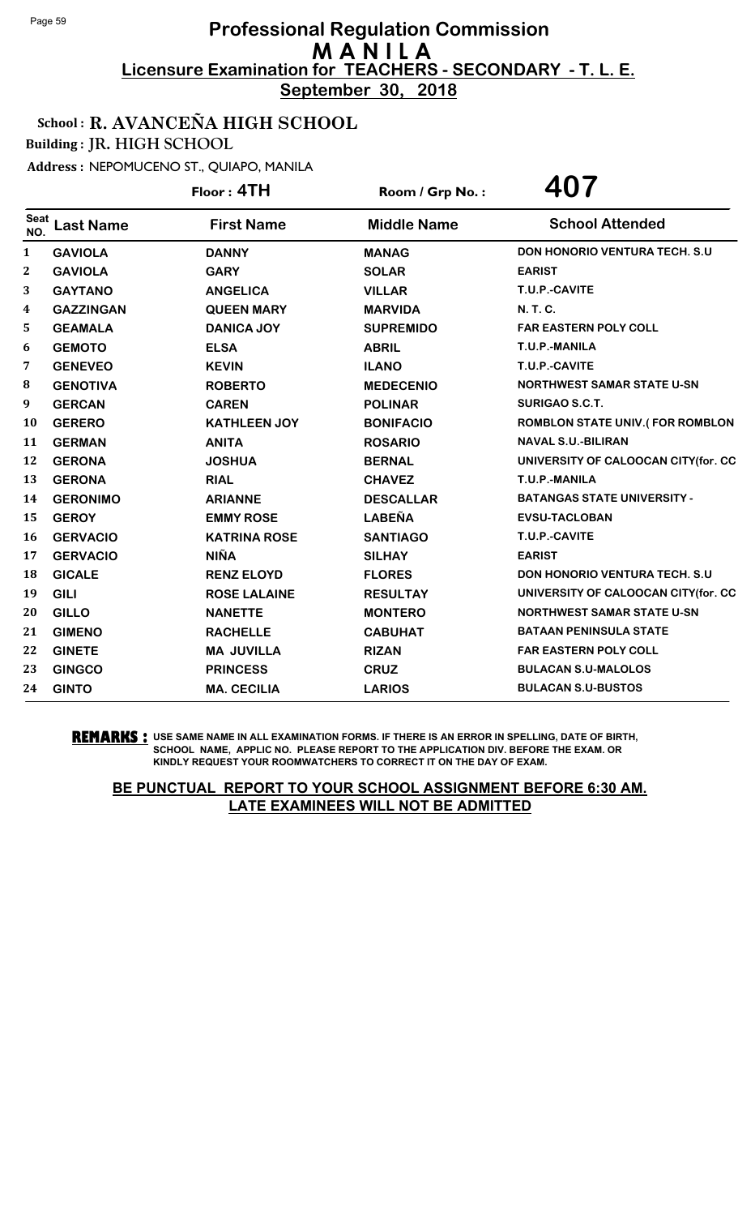# Professional Regulation Commission
# M A N I L A
## Licensure Examination for TEACHERS - SECONDARY - T. L. E.
**September 30, 2018**

**School : R. AVANCEÑA HIGH SCHOOL**
**Building : JR. HIGH SCHOOL**
**Address :** NEPOMUCENO ST., QUIAPO, MANILA

**Floor : 4TH** Room / Grp No. : **407**

| Seat NO. | Last Name | First Name | Middle Name | School Attended |
|---|---|---|---|---|
| 1 | GAVIOLA | DANNY | MANAG | DON HONORIO VENTURA TECH. S.U |
| 2 | GAVIOLA | GARY | SOLAR | EARIST |
| 3 | GAYTANO | ANGELICA | VILLAR | T.U.P.-CAVITE |
| 4 | GAZZINGAN | QUEEN MARY | MARVIDA | N. T. C. |
| 5 | GEAMALA | DANICA JOY | SUPREMIDO | FAR EASTERN POLY COLL |
| 6 | GEMOTO | ELSA | ABRIL | T.U.P.-MANILA |
| 7 | GENEVEO | KEVIN | ILANO | T.U.P.-CAVITE |
| 8 | GENOTIVA | ROBERTO | MEDECENIO | NORTHWEST SAMAR STATE U-SN |
| 9 | GERCAN | CAREN | POLINAR | SURIGAO S.C.T. |
| 10 | GERERO | KATHLEEN JOY | BONIFACIO | ROMBLON STATE UNIV.( FOR ROMBLON |
| 11 | GERMAN | ANITA | ROSARIO | NAVAL S.U.-BILIRAN |
| 12 | GERONA | JOSHUA | BERNAL | UNIVERSITY OF CALOOCAN CITY(for. CC |
| 13 | GERONA | RIAL | CHAVEZ | T.U.P.-MANILA |
| 14 | GERONIMO | ARIANNE | DESCALLAR | BATANGAS STATE UNIVERSITY - |
| 15 | GEROY | EMMY ROSE | LABEÑA | EVSU-TACLOBAN |
| 16 | GERVACIO | KATRINA ROSE | SANTIAGO | T.U.P.-CAVITE |
| 17 | GERVACIO | NIÑA | SILHAY | EARIST |
| 18 | GICALE | RENZ ELOYD | FLORES | DON HONORIO VENTURA TECH. S.U |
| 19 | GILI | ROSE LALAINE | RESULTAY | UNIVERSITY OF CALOOCAN CITY(for. CC |
| 20 | GILLO | NANETTE | MONTERO | NORTHWEST SAMAR STATE U-SN |
| 21 | GIMENO | RACHELLE | CABUHAT | BATAAN PENINSULA STATE |
| 22 | GINETE | MA JUVILLA | RIZAN | FAR EASTERN POLY COLL |
| 23 | GINGCO | PRINCESS | CRUZ | BULACAN S.U-MALOLOS |
| 24 | GINTO | MA. CECILIA | LARIOS | BULACAN S.U-BUSTOS |

**REMARKS :** USE SAME NAME IN ALL EXAMINATION FORMS. IF THERE IS AN ERROR IN SPELLING, DATE OF BIRTH, SCHOOL NAME, APPLIC NO. PLEASE REPORT TO THE APPLICATION DIV. BEFORE THE EXAM. OR KINDLY REQUEST YOUR ROOMWATCHERS TO CORRECT IT ON THE DAY OF EXAM.

**BE PUNCTUAL REPORT TO YOUR SCHOOL ASSIGNMENT BEFORE 6:30 AM. LATE EXAMINEES WILL NOT BE ADMITTED**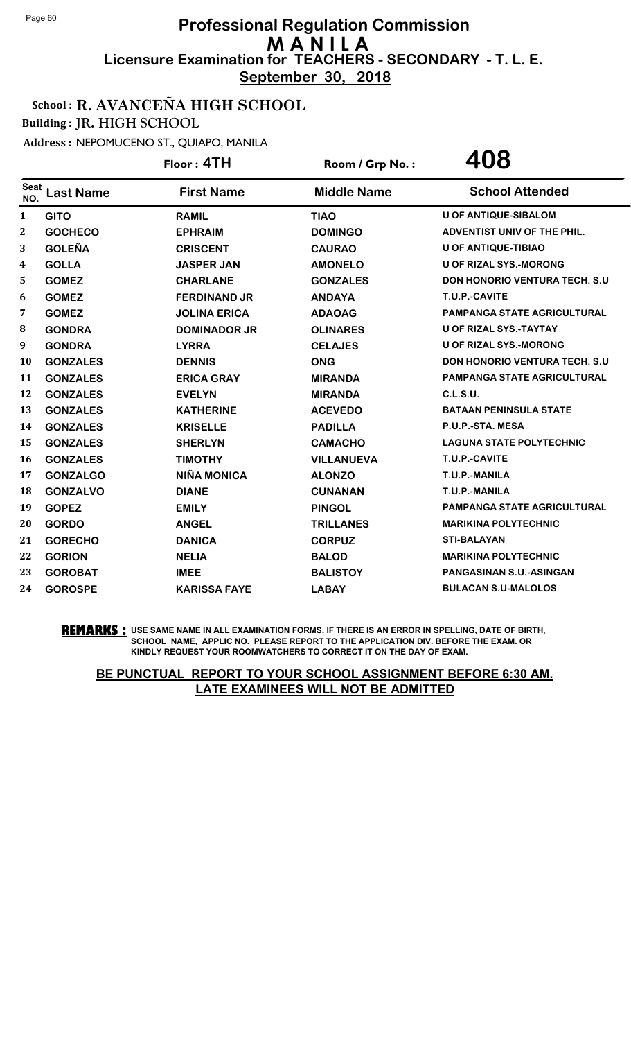# Professional Regulation Commission
## MANILA
### Licensure Examination for TEACHERS - SECONDARY - T. L. E.
**September 30, 2018**

**School : R. AVANCEÑA HIGH SCHOOL**
**Building : JR. HIGH SCHOOL**
**Address :** NEPOMUCENO ST., QUIAPO, MANILA

**Floor : 4TH** | **Room / Grp No. : 408**

| Seat NO. | Last Name | First Name | Middle Name | School Attended |
|---|---|---|---|---|
| 1 | GITO | RAMIL | TIAO | U OF ANTIQUE-SIBALOM |
| 2 | GOCHECO | EPHRAIM | DOMINGO | ADVENTIST UNIV OF THE PHIL. |
| 3 | GOLEÑA | CRISCENT | CAURAO | U OF ANTIQUE-TIBIAO |
| 4 | GOLLA | JASPER JAN | AMONELO | U OF RIZAL SYS.-MORONG |
| 5 | GOMEZ | CHARLANE | GONZALES | DON HONORIO VENTURA TECH. S.U |
| 6 | GOMEZ | FERDINAND JR | ANDAYA | T.U.P.-CAVITE |
| 7 | GOMEZ | JOLINA ERICA | ADAOAG | PAMPANGA STATE AGRICULTURAL |
| 8 | GONDRA | DOMINADOR JR | OLINARES | U OF RIZAL SYS.-TAYTAY |
| 9 | GONDRA | LYRRA | CELAJES | U OF RIZAL SYS.-MORONG |
| 10 | GONZALES | DENNIS | ONG | DON HONORIO VENTURA TECH. S.U |
| 11 | GONZALES | ERICA GRAY | MIRANDA | PAMPANGA STATE AGRICULTURAL |
| 12 | GONZALES | EVELYN | MIRANDA | C.L.S.U. |
| 13 | GONZALES | KATHERINE | ACEVEDO | BATAAN PENINSULA STATE |
| 14 | GONZALES | KRISELLE | PADILLA | P.U.P.-STA. MESA |
| 15 | GONZALES | SHERLYN | CAMACHO | LAGUNA STATE POLYTECHNIC |
| 16 | GONZALES | TIMOTHY | VILLANUEVA | T.U.P.-CAVITE |
| 17 | GONZALGO | NIÑA MONICA | ALONZO | T.U.P.-MANILA |
| 18 | GONZALVO | DIANE | CUNANAN | T.U.P.-MANILA |
| 19 | GOPEZ | EMILY | PINGOL | PAMPANGA STATE AGRICULTURAL |
| 20 | GORDO | ANGEL | TRILLANES | MARIKINA POLYTECHNIC |
| 21 | GORECHO | DANICA | CORPUZ | STI-BALAYAN |
| 22 | GORION | NELIA | BALOD | MARIKINA POLYTECHNIC |
| 23 | GOROBAT | IMEE | BALISTOY | PANGASINAN S.U.-ASINGAN |
| 24 | GOROSPE | KARISSA FAYE | LABAY | BULACAN S.U-MALOLOS |

**REMARKS :** USE SAME NAME IN ALL EXAMINATION FORMS. IF THERE IS AN ERROR IN SPELLING, DATE OF BIRTH, SCHOOL NAME, APPLIC NO. PLEASE REPORT TO THE APPLICATION DIV. BEFORE THE EXAM. OR KINDLY REQUEST YOUR ROOMWATCHERS TO CORRECT IT ON THE DAY OF EXAM.

**BE PUNCTUAL REPORT TO YOUR SCHOOL ASSIGNMENT BEFORE 6:30 AM. LATE EXAMINEES WILL NOT BE ADMITTED**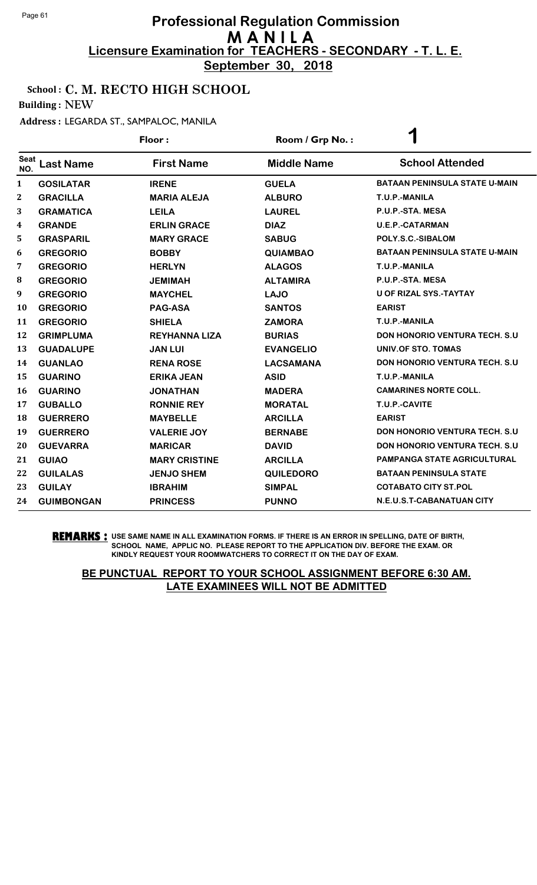# Professional Regulation Commission
## M A N I L A
### Licensure Examination for TEACHERS - SECONDARY - T. L. E.
**September 30, 2018**

**School : C. M. RECTO HIGH SCHOOL**

**Building : NEW**

**Address : LEGARDA ST., SAMPALOC, MANILA**

**Floor :** &nbsp;&nbsp;&nbsp;&nbsp; **Room / Grp No. : 1**

| Seat NO. | Last Name | First Name | Middle Name | School Attended |
|---|---|---|---|---|
| 1 | GOSILATAR | IRENE | GUELA | BATAAN PENINSULA STATE U-MAIN |
| 2 | GRACILLA | MARIA ALEJA | ALBURO | T.U.P.-MANILA |
| 3 | GRAMATICA | LEILA | LAUREL | P.U.P.-STA. MESA |
| 4 | GRANDE | ERLIN GRACE | DIAZ | U.E.P.-CATARMAN |
| 5 | GRASPARIL | MARY GRACE | SABUG | POLY.S.C.-SIBALOM |
| 6 | GREGORIO | BOBBY | QUIAMBAO | BATAAN PENINSULA STATE U-MAIN |
| 7 | GREGORIO | HERLYN | ALAGOS | T.U.P.-MANILA |
| 8 | GREGORIO | JEMIMAH | ALTAMIRA | P.U.P.-STA. MESA |
| 9 | GREGORIO | MAYCHEL | LAJO | U OF RIZAL SYS.-TAYTAY |
| 10 | GREGORIO | PAG-ASA | SANTOS | EARIST |
| 11 | GREGORIO | SHIELA | ZAMORA | T.U.P.-MANILA |
| 12 | GRIMPLUMA | REYHANNA LIZA | BURIAS | DON HONORIO VENTURA TECH. S.U |
| 13 | GUADALUPE | JAN LUI | EVANGELIO | UNIV.OF STO. TOMAS |
| 14 | GUANLAO | RENA ROSE | LACSAMANA | DON HONORIO VENTURA TECH. S.U |
| 15 | GUARINO | ERIKA JEAN | ASID | T.U.P.-MANILA |
| 16 | GUARINO | JONATHAN | MADERA | CAMARINES NORTE COLL. |
| 17 | GUBALLO | RONNIE REY | MORATAL | T.U.P.-CAVITE |
| 18 | GUERRERO | MAYBELLE | ARCILLA | EARIST |
| 19 | GUERRERO | VALERIE JOY | BERNABE | DON HONORIO VENTURA TECH. S.U |
| 20 | GUEVARRA | MARICAR | DAVID | DON HONORIO VENTURA TECH. S.U |
| 21 | GUIAO | MARY CRISTINE | ARCILLA | PAMPANGA STATE AGRICULTURAL |
| 22 | GUILALAS | JENJO SHEM | QUILEDORO | BATAAN PENINSULA STATE |
| 23 | GUILAY | IBRAHIM | SIMPAL | COTABATO CITY ST.POL |
| 24 | GUIMBONGAN | PRINCESS | PUNNO | N.E.U.S.T-CABANATUAN CITY |

**REMARKS :** USE SAME NAME IN ALL EXAMINATION FORMS. IF THERE IS AN ERROR IN SPELLING, DATE OF BIRTH, SCHOOL NAME, APPLIC NO. PLEASE REPORT TO THE APPLICATION DIV. BEFORE THE EXAM. OR KINDLY REQUEST YOUR ROOMWATCHERS TO CORRECT IT ON THE DAY OF EXAM.

**BE PUNCTUAL REPORT TO YOUR SCHOOL ASSIGNMENT BEFORE 6:30 AM. LATE EXAMINEES WILL NOT BE ADMITTED**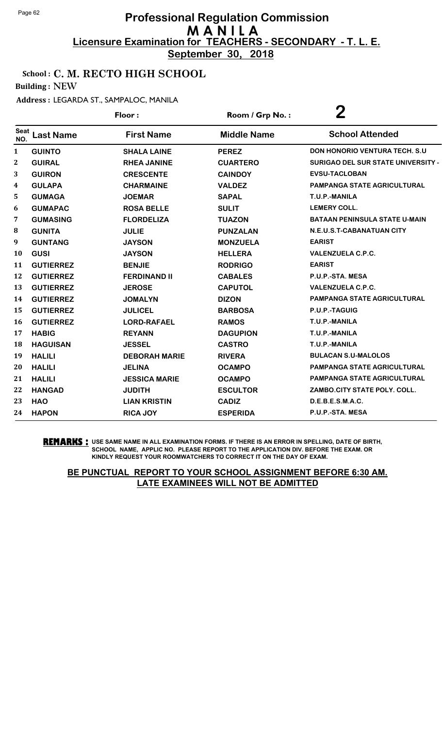# Professional Regulation Commission
## MANILA
### Licensure Examination for TEACHERS - SECONDARY - T. L. E.
**September 30, 2018**

**School : C. M. RECTO HIGH SCHOOL**

**Building : NEW**

**Address : LEGARDA ST., SAMPALOC, MANILA**

**Floor :** **Room / Grp No. : 2**

| Seat NO. | Last Name | First Name | Middle Name | School Attended |
|---|---|---|---|---|
| 1 | GUINTO | SHALA LAINE | PEREZ | DON HONORIO VENTURA TECH. S.U |
| 2 | GUIRAL | RHEA JANINE | CUARTERO | SURIGAO DEL SUR STATE UNIVERSITY - |
| 3 | GUIRON | CRESCENTE | CAINDOY | EVSU-TACLOBAN |
| 4 | GULAPA | CHARMAINE | VALDEZ | PAMPANGA STATE AGRICULTURAL |
| 5 | GUMAGA | JOEMAR | SAPAL | T.U.P.-MANILA |
| 6 | GUMAPAC | ROSA BELLE | SULIT | LEMERY COLL. |
| 7 | GUMASING | FLORDELIZA | TUAZON | BATAAN PENINSULA STATE U-MAIN |
| 8 | GUNITA | JULIE | PUNZALAN | N.E.U.S.T-CABANATUAN CITY |
| 9 | GUNTANG | JAYSON | MONZUELA | EARIST |
| 10 | GUSI | JAYSON | HELLERA | VALENZUELA C.P.C. |
| 11 | GUTIERREZ | BENJIE | RODRIGO | EARIST |
| 12 | GUTIERREZ | FERDINAND II | CABALES | P.U.P.-STA. MESA |
| 13 | GUTIERREZ | JEROSE | CAPUTOL | VALENZUELA C.P.C. |
| 14 | GUTIERREZ | JOMALYN | DIZON | PAMPANGA STATE AGRICULTURAL |
| 15 | GUTIERREZ | JULICEL | BARBOSA | P.U.P.-TAGUIG |
| 16 | GUTIERREZ | LORD-RAFAEL | RAMOS | T.U.P.-MANILA |
| 17 | HABIG | REYANN | DAGUPION | T.U.P.-MANILA |
| 18 | HAGUISAN | JESSEL | CASTRO | T.U.P.-MANILA |
| 19 | HALILI | DEBORAH MARIE | RIVERA | BULACAN S.U-MALOLOS |
| 20 | HALILI | JELINA | OCAMPO | PAMPANGA STATE AGRICULTURAL |
| 21 | HALILI | JESSICA MARIE | OCAMPO | PAMPANGA STATE AGRICULTURAL |
| 22 | HANGAD | JUDITH | ESCULTOR | ZAMBO.CITY STATE POLY. COLL. |
| 23 | HAO | LIAN KRISTIN | CADIZ | D.E.B.E.S.M.A.C. |
| 24 | HAPON | RICA JOY | ESPERIDA | P.U.P.-STA. MESA |

**REMARKS :** USE SAME NAME IN ALL EXAMINATION FORMS. IF THERE IS AN ERROR IN SPELLING, DATE OF BIRTH, SCHOOL NAME, APPLIC NO. PLEASE REPORT TO THE APPLICATION DIV. BEFORE THE EXAM. OR KINDLY REQUEST YOUR ROOMWATCHERS TO CORRECT IT ON THE DAY OF EXAM.

**BE PUNCTUAL REPORT TO YOUR SCHOOL ASSIGNMENT BEFORE 6:30 AM. LATE EXAMINEES WILL NOT BE ADMITTED**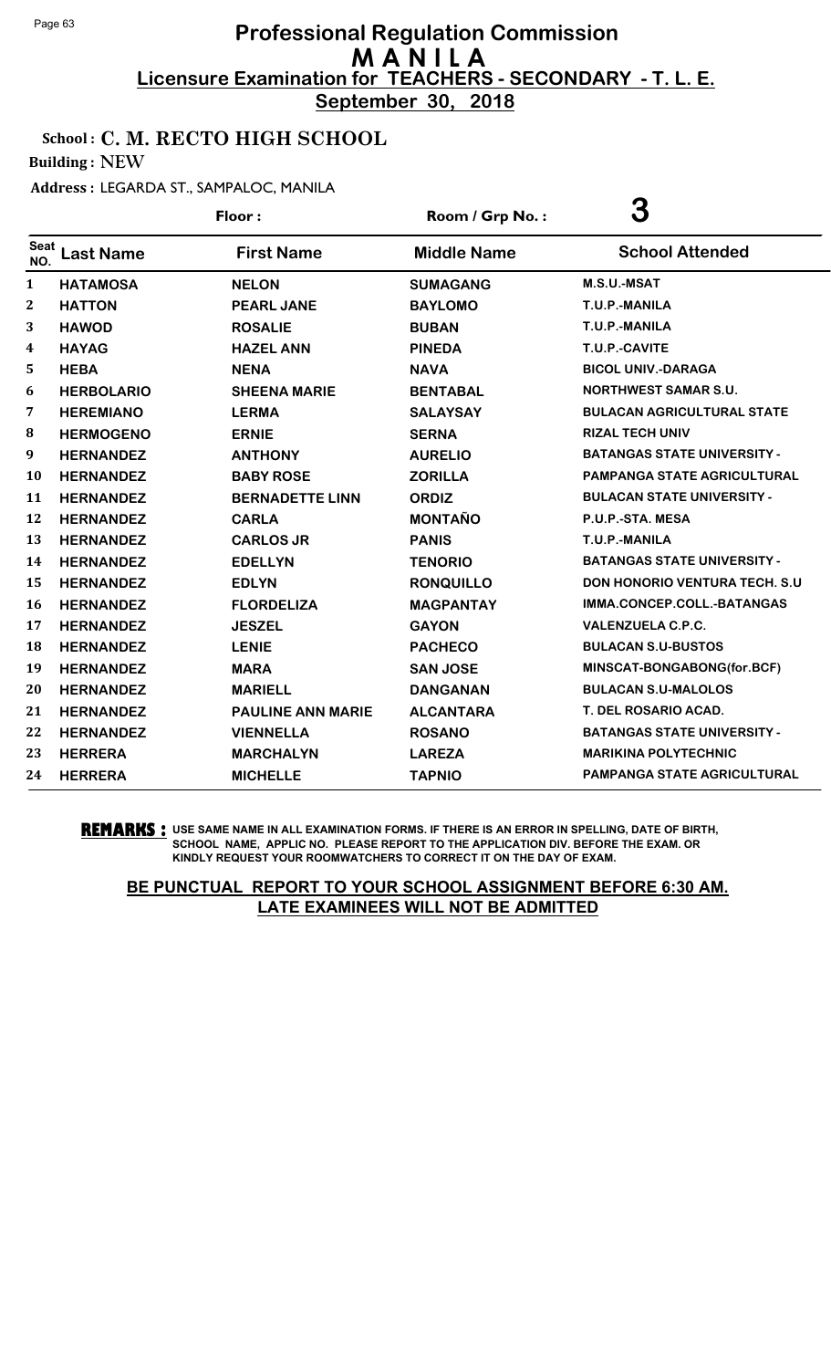# Professional Regulation Commission
# MANILA
## Licensure Examination for TEACHERS - SECONDARY - T. L. E.
**September 30, 2018**

**School : C. M. RECTO HIGH SCHOOL**

**Building : NEW**

**Address : LEGARDA ST., SAMPALOC, MANILA**

**Floor :** &nbsp;&nbsp;&nbsp;&nbsp; **Room / Grp No. : 3**

| Seat NO. | Last Name | First Name | Middle Name | School Attended |
|---|---|---|---|---|
| 1 | HATAMOSA | NELON | SUMAGANG | M.S.U.-MSAT |
| 2 | HATTON | PEARL JANE | BAYLOMO | T.U.P.-MANILA |
| 3 | HAWOD | ROSALIE | BUBAN | T.U.P.-MANILA |
| 4 | HAYAG | HAZEL ANN | PINEDA | T.U.P.-CAVITE |
| 5 | HEBA | NENA | NAVA | BICOL UNIV.-DARAGA |
| 6 | HERBOLARIO | SHEENA MARIE | BENTABAL | NORTHWEST SAMAR S.U. |
| 7 | HEREMIANO | LERMA | SALAYSAY | BULACAN AGRICULTURAL STATE |
| 8 | HERMOGENO | ERNIE | SERNA | RIZAL TECH UNIV |
| 9 | HERNANDEZ | ANTHONY | AURELIO | BATANGAS STATE UNIVERSITY - |
| 10 | HERNANDEZ | BABY ROSE | ZORILLA | PAMPANGA STATE AGRICULTURAL |
| 11 | HERNANDEZ | BERNADETTE LINN | ORDIZ | BULACAN STATE UNIVERSITY - |
| 12 | HERNANDEZ | CARLA | MONTAÑO | P.U.P.-STA. MESA |
| 13 | HERNANDEZ | CARLOS JR | PANIS | T.U.P.-MANILA |
| 14 | HERNANDEZ | EDELLYN | TENORIO | BATANGAS STATE UNIVERSITY - |
| 15 | HERNANDEZ | EDLYN | RONQUILLO | DON HONORIO VENTURA TECH. S.U |
| 16 | HERNANDEZ | FLORDELIZA | MAGPANTAY | IMMA.CONCEP.COLL.-BATANGAS |
| 17 | HERNANDEZ | JESZEL | GAYON | VALENZUELA C.P.C. |
| 18 | HERNANDEZ | LENIE | PACHECO | BULACAN S.U-BUSTOS |
| 19 | HERNANDEZ | MARA | SAN JOSE | MINSCAT-BONGABONG(for.BCF) |
| 20 | HERNANDEZ | MARIELL | DANGANAN | BULACAN S.U-MALOLOS |
| 21 | HERNANDEZ | PAULINE ANN MARIE | ALCANTARA | T. DEL ROSARIO ACAD. |
| 22 | HERNANDEZ | VIENNELLA | ROSANO | BATANGAS STATE UNIVERSITY - |
| 23 | HERRERA | MARCHALYN | LAREZA | MARIKINA POLYTECHNIC |
| 24 | HERRERA | MICHELLE | TAPNIO | PAMPANGA STATE AGRICULTURAL |

**REMARKS :** USE SAME NAME IN ALL EXAMINATION FORMS. IF THERE IS AN ERROR IN SPELLING, DATE OF BIRTH, SCHOOL NAME, APPLIC NO. PLEASE REPORT TO THE APPLICATION DIV. BEFORE THE EXAM. OR KINDLY REQUEST YOUR ROOMWATCHERS TO CORRECT IT ON THE DAY OF EXAM.

**BE PUNCTUAL REPORT TO YOUR SCHOOL ASSIGNMENT BEFORE 6:30 AM. LATE EXAMINEES WILL NOT BE ADMITTED**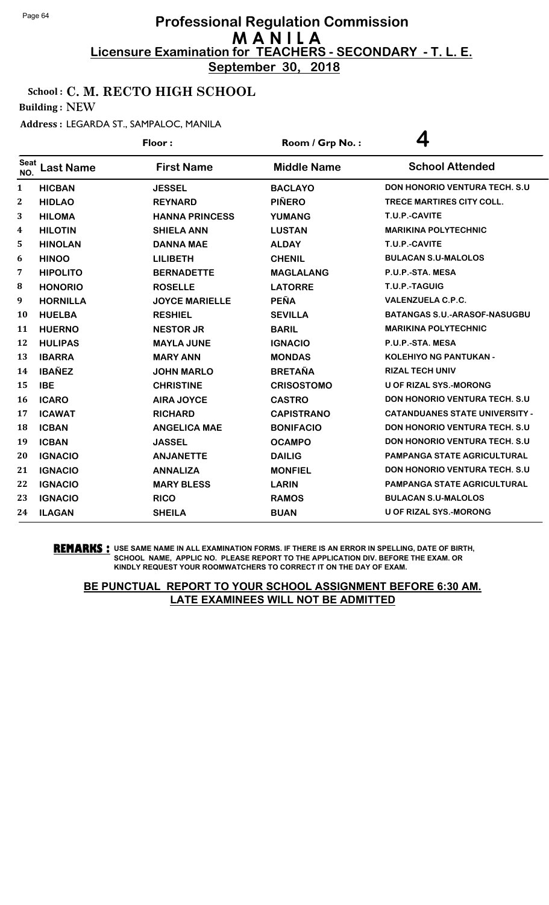# Professional Regulation Commission
## M A N I L A
### Licensure Examination for TEACHERS - SECONDARY - T. L. E.
**September 30, 2018**

**School : C. M. RECTO HIGH SCHOOL**

**Building : NEW**

**Address : LEGARDA ST., SAMPALOC, MANILA**

**Floor :** &nbsp;&nbsp;&nbsp;&nbsp; **Room / Grp No. : 4**

| Seat NO. | Last Name | First Name | Middle Name | School Attended |
|---|---|---|---|---|
| 1 | HICBAN | JESSEL | BACLAYO | DON HONORIO VENTURA TECH. S.U |
| 2 | HIDLAO | REYNARD | PIÑERO | TRECE MARTIRES CITY COLL. |
| 3 | HILOMA | HANNA PRINCESS | YUMANG | T.U.P.-CAVITE |
| 4 | HILOTIN | SHIELA ANN | LUSTAN | MARIKINA POLYTECHNIC |
| 5 | HINOLAN | DANNA MAE | ALDAY | T.U.P.-CAVITE |
| 6 | HINOO | LILIBETH | CHENIL | BULACAN S.U-MALOLOS |
| 7 | HIPOLITO | BERNADETTE | MAGLALANG | P.U.P.-STA. MESA |
| 8 | HONORIO | ROSELLE | LATORRE | T.U.P.-TAGUIG |
| 9 | HORNILLA | JOYCE MARIELLE | PEÑA | VALENZUELA C.P.C. |
| 10 | HUELBA | RESHIEL | SEVILLA | BATANGAS S.U.-ARASOF-NASUGBU |
| 11 | HUERNO | NESTOR JR | BARIL | MARIKINA POLYTECHNIC |
| 12 | HULIPAS | MAYLA JUNE | IGNACIO | P.U.P.-STA. MESA |
| 13 | IBARRA | MARY ANN | MONDAS | KOLEHIYO NG PANTUKAN - |
| 14 | IBAÑEZ | JOHN MARLO | BRETAÑA | RIZAL TECH UNIV |
| 15 | IBE | CHRISTINE | CRISOSTOMO | U OF RIZAL SYS.-MORONG |
| 16 | ICARO | AIRA JOYCE | CASTRO | DON HONORIO VENTURA TECH. S.U |
| 17 | ICAWAT | RICHARD | CAPISTRANO | CATANDUANES STATE UNIVERSITY - |
| 18 | ICBAN | ANGELICA MAE | BONIFACIO | DON HONORIO VENTURA TECH. S.U |
| 19 | ICBAN | JASSEL | OCAMPO | DON HONORIO VENTURA TECH. S.U |
| 20 | IGNACIO | ANJANETTE | DAILIG | PAMPANGA STATE AGRICULTURAL |
| 21 | IGNACIO | ANNALIZA | MONFIEL | DON HONORIO VENTURA TECH. S.U |
| 22 | IGNACIO | MARY BLESS | LARIN | PAMPANGA STATE AGRICULTURAL |
| 23 | IGNACIO | RICO | RAMOS | BULACAN S.U-MALOLOS |
| 24 | ILAGAN | SHEILA | BUAN | U OF RIZAL SYS.-MORONG |

**REMARKS :** USE SAME NAME IN ALL EXAMINATION FORMS. IF THERE IS AN ERROR IN SPELLING, DATE OF BIRTH, SCHOOL NAME, APPLIC NO. PLEASE REPORT TO THE APPLICATION DIV. BEFORE THE EXAM. OR KINDLY REQUEST YOUR ROOMWATCHERS TO CORRECT IT ON THE DAY OF EXAM.

**BE PUNCTUAL REPORT TO YOUR SCHOOL ASSIGNMENT BEFORE 6:30 AM. LATE EXAMINEES WILL NOT BE ADMITTED**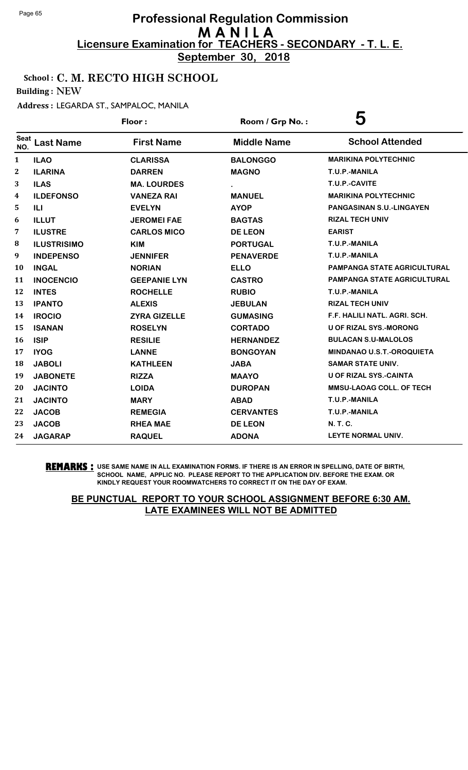# Professional Regulation Commission
## MANILA
## Licensure Examination for TEACHERS - SECONDARY - T. L. E.
**September 30, 2018**

**School : C. M. RECTO HIGH SCHOOL**

**Building : NEW**

**Address : LEGARDA ST., SAMPALOC, MANILA**

Floor : Room / Grp No. : **5**

| Seat NO. | Last Name | First Name | Middle Name | School Attended |
|---|---|---|---|---|
| 1 | ILAO | CLARISSA | BALONGGO | MARIKINA POLYTECHNIC |
| 2 | ILARINA | DARREN | MAGNO | T.U.P.-MANILA |
| 3 | ILAS | MA. LOURDES | . | T.U.P.-CAVITE |
| 4 | ILDEFONSO | VANEZA RAI | MANUEL | MARIKINA POLYTECHNIC |
| 5 | ILI | EVELYN | AYOP | PANGASINAN S.U.-LINGAYEN |
| 6 | ILLUT | JEROMEI FAE | BAGTAS | RIZAL TECH UNIV |
| 7 | ILUSTRE | CARLOS MICO | DE LEON | EARIST |
| 8 | ILUSTRISIMO | KIM | PORTUGAL | T.U.P.-MANILA |
| 9 | INDEPENSO | JENNIFER | PENAVERDE | T.U.P.-MANILA |
| 10 | INGAL | NORIAN | ELLO | PAMPANGA STATE AGRICULTURAL |
| 11 | INOCENCIO | GEEPANIE LYN | CASTRO | PAMPANGA STATE AGRICULTURAL |
| 12 | INTES | ROCHELLE | RUBIO | T.U.P.-MANILA |
| 13 | IPANTO | ALEXIS | JEBULAN | RIZAL TECH UNIV |
| 14 | IROCIO | ZYRA GIZELLE | GUMASING | F.F. HALILI NATL. AGRI. SCH. |
| 15 | ISANAN | ROSELYN | CORTADO | U OF RIZAL SYS.-MORONG |
| 16 | ISIP | RESILIE | HERNANDEZ | BULACAN S.U-MALOLOS |
| 17 | IYOG | LANNE | BONGOYAN | MINDANAO U.S.T.-OROQUIETA |
| 18 | JABOLI | KATHLEEN | JABA | SAMAR STATE UNIV. |
| 19 | JABONETE | RIZZA | MAAYO | U OF RIZAL SYS.-CAINTA |
| 20 | JACINTO | LOIDA | DUROPAN | MMSU-LAOAG COLL. OF TECH |
| 21 | JACINTO | MARY | ABAD | T.U.P.-MANILA |
| 22 | JACOB | REMEGIA | CERVANTES | T.U.P.-MANILA |
| 23 | JACOB | RHEA MAE | DE LEON | N. T. C. |
| 24 | JAGARAP | RAQUEL | ADONA | LEYTE NORMAL UNIV. |

**REMARKS :** USE SAME NAME IN ALL EXAMINATION FORMS. IF THERE IS AN ERROR IN SPELLING, DATE OF BIRTH, SCHOOL NAME, APPLIC NO. PLEASE REPORT TO THE APPLICATION DIV. BEFORE THE EXAM. OR KINDLY REQUEST YOUR ROOMWATCHERS TO CORRECT IT ON THE DAY OF EXAM.

**BE PUNCTUAL REPORT TO YOUR SCHOOL ASSIGNMENT BEFORE 6:30 AM. LATE EXAMINEES WILL NOT BE ADMITTED**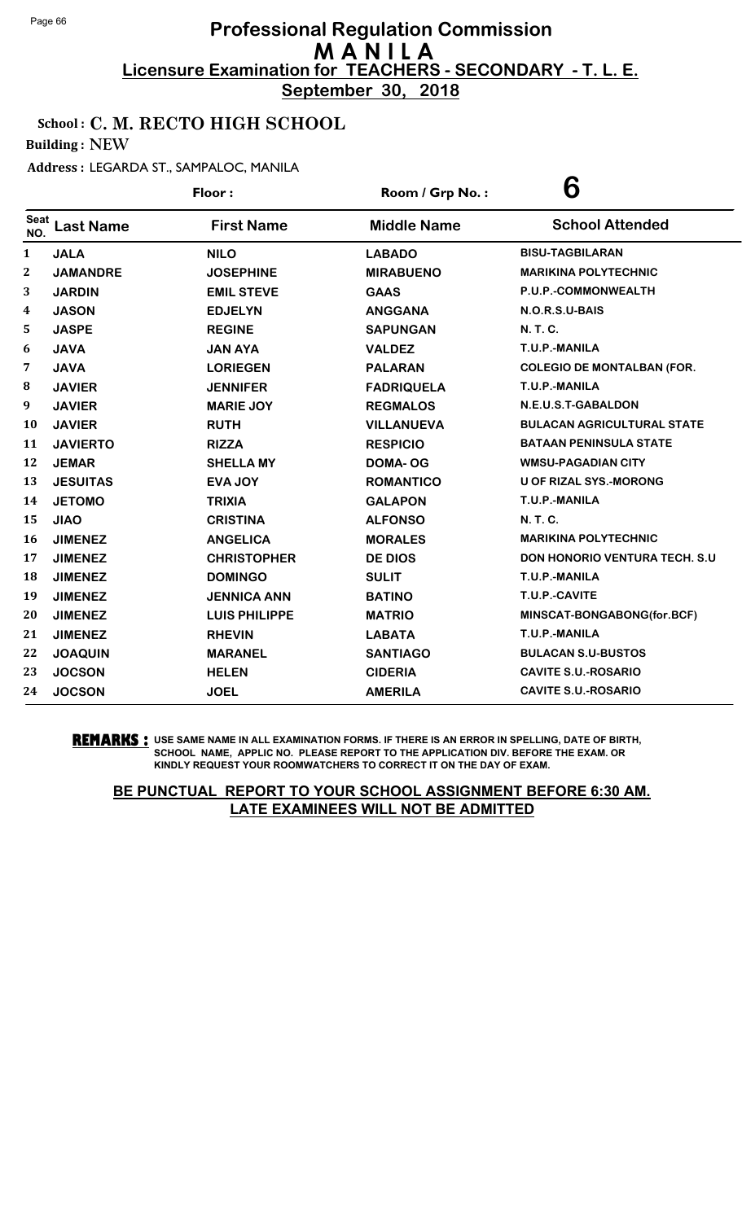# Professional Regulation Commission
## MANILA
### Licensure Examination for TEACHERS - SECONDARY - T. L. E.
### September 30, 2018

**School : C. M. RECTO HIGH SCHOOL**

**Building : NEW**

**Address : LEGARDA ST., SAMPALOC, MANILA**

**Floor :** | **Room / Grp No. : 6**

| Seat NO. | Last Name | First Name | Middle Name | School Attended |
|---|---|---|---|---|
| 1 | JALA | NILO | LABADO | BISU-TAGBILARAN |
| 2 | JAMANDRE | JOSEPHINE | MIRABUENO | MARIKINA POLYTECHNIC |
| 3 | JARDIN | EMIL STEVE | GAAS | P.U.P.-COMMONWEALTH |
| 4 | JASON | EDJELYN | ANGGANA | N.O.R.S.U-BAIS |
| 5 | JASPE | REGINE | SAPUNGAN | N. T. C. |
| 6 | JAVA | JAN AYA | VALDEZ | T.U.P.-MANILA |
| 7 | JAVA | LORIEGEN | PALARAN | COLEGIO DE MONTALBAN (FOR. |
| 8 | JAVIER | JENNIFER | FADRIQUELA | T.U.P.-MANILA |
| 9 | JAVIER | MARIE JOY | REGMALOS | N.E.U.S.T-GABALDON |
| 10 | JAVIER | RUTH | VILLANUEVA | BULACAN AGRICULTURAL STATE |
| 11 | JAVIERTO | RIZZA | RESPICIO | BATAAN PENINSULA STATE |
| 12 | JEMAR | SHELLA MY | DOMA- OG | WMSU-PAGADIAN CITY |
| 13 | JESUITAS | EVA JOY | ROMANTICO | U OF RIZAL SYS.-MORONG |
| 14 | JETOMO | TRIXIA | GALAPON | T.U.P.-MANILA |
| 15 | JIAO | CRISTINA | ALFONSO | N. T. C. |
| 16 | JIMENEZ | ANGELICA | MORALES | MARIKINA POLYTECHNIC |
| 17 | JIMENEZ | CHRISTOPHER | DE DIOS | DON HONORIO VENTURA TECH. S.U |
| 18 | JIMENEZ | DOMINGO | SULIT | T.U.P.-MANILA |
| 19 | JIMENEZ | JENNICA ANN | BATINO | T.U.P.-CAVITE |
| 20 | JIMENEZ | LUIS PHILIPPE | MATRIO | MINSCAT-BONGABONG(for.BCF) |
| 21 | JIMENEZ | RHEVIN | LABATA | T.U.P.-MANILA |
| 22 | JOAQUIN | MARANEL | SANTIAGO | BULACAN S.U-BUSTOS |
| 23 | JOCSON | HELEN | CIDERIA | CAVITE S.U.-ROSARIO |
| 24 | JOCSON | JOEL | AMERILA | CAVITE S.U.-ROSARIO |

**REMARKS :** USE SAME NAME IN ALL EXAMINATION FORMS. IF THERE IS AN ERROR IN SPELLING, DATE OF BIRTH, SCHOOL NAME, APPLIC NO. PLEASE REPORT TO THE APPLICATION DIV. BEFORE THE EXAM. OR KINDLY REQUEST YOUR ROOMWATCHERS TO CORRECT IT ON THE DAY OF EXAM.

**BE PUNCTUAL REPORT TO YOUR SCHOOL ASSIGNMENT BEFORE 6:30 AM. LATE EXAMINEES WILL NOT BE ADMITTED**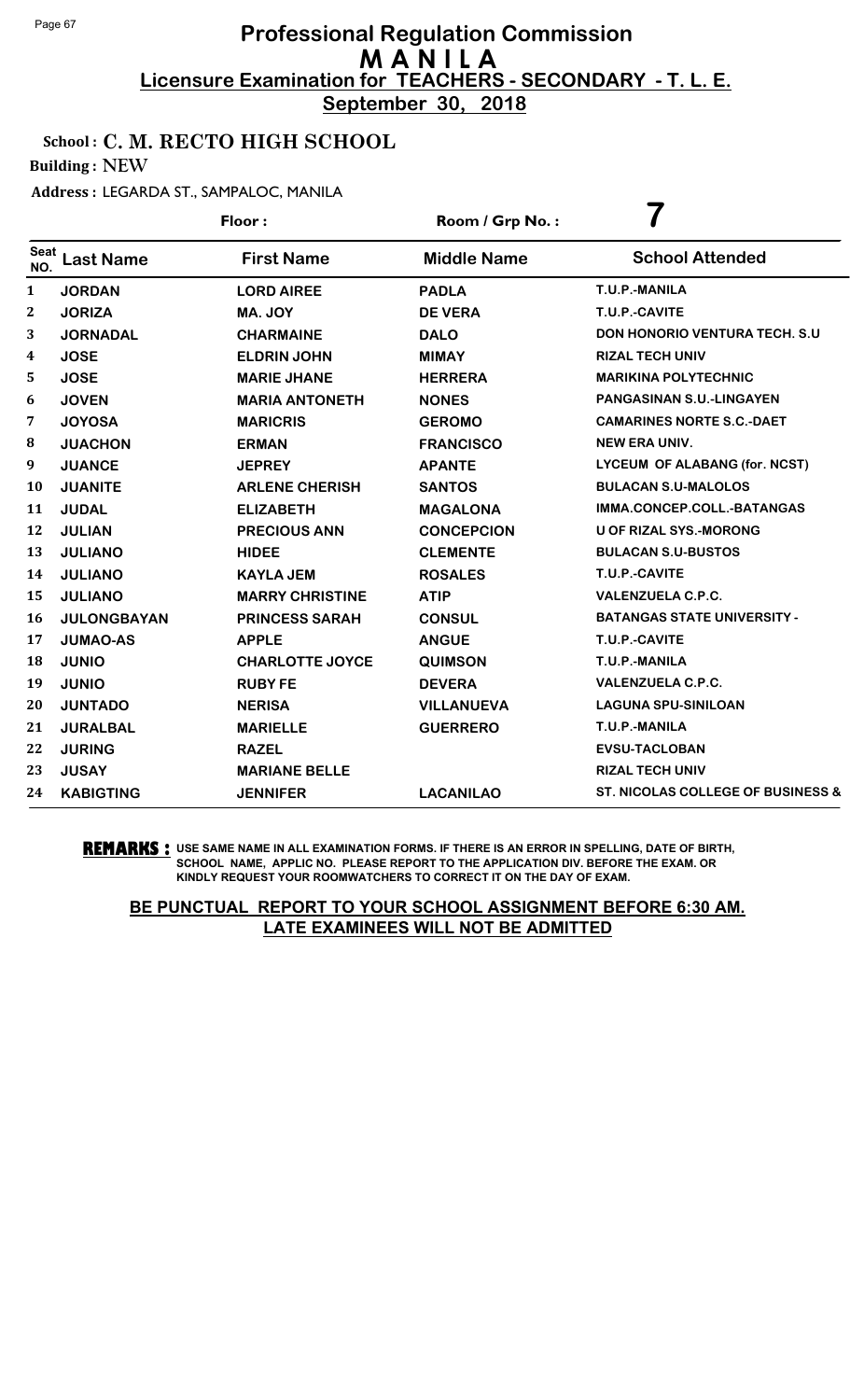# Professional Regulation Commission
## M A N I L A
### Licensure Examination for TEACHERS - SECONDARY - T. L. E.
### September 30, 2018

**School : C. M. RECTO HIGH SCHOOL**

**Building : NEW**

**Address : LEGARDA ST., SAMPALOC, MANILA**

Floor : Room / Grp No. : **7**

| Seat NO. | Last Name | First Name | Middle Name | School Attended |
|---|---|---|---|---|
| 1 | JORDAN | LORD AIREE | PADLA | T.U.P.-MANILA |
| 2 | JORIZA | MA. JOY | DE VERA | T.U.P.-CAVITE |
| 3 | JORNADAL | CHARMAINE | DALO | DON HONORIO VENTURA TECH. S.U |
| 4 | JOSE | ELDRIN JOHN | MIMAY | RIZAL TECH UNIV |
| 5 | JOSE | MARIE JHANE | HERRERA | MARIKINA POLYTECHNIC |
| 6 | JOVEN | MARIA ANTONETH | NONES | PANGASINAN S.U.-LINGAYEN |
| 7 | JOYOSA | MARICRIS | GEROMO | CAMARINES NORTE S.C.-DAET |
| 8 | JUACHON | ERMAN | FRANCISCO | NEW ERA UNIV. |
| 9 | JUANCE | JEPREY | APANTE | LYCEUM OF ALABANG (for. NCST) |
| 10 | JUANITE | ARLENE CHERISH | SANTOS | BULACAN S.U-MALOLOS |
| 11 | JUDAL | ELIZABETH | MAGALONA | IMMA.CONCEP.COLL.-BATANGAS |
| 12 | JULIAN | PRECIOUS ANN | CONCEPCION | U OF RIZAL SYS.-MORONG |
| 13 | JULIANO | HIDEE | CLEMENTE | BULACAN S.U-BUSTOS |
| 14 | JULIANO | KAYLA JEM | ROSALES | T.U.P.-CAVITE |
| 15 | JULIANO | MARRY CHRISTINE | ATIP | VALENZUELA C.P.C. |
| 16 | JULONGBAYAN | PRINCESS SARAH | CONSUL | BATANGAS STATE UNIVERSITY - |
| 17 | JUMAO-AS | APPLE | ANGUE | T.U.P.-CAVITE |
| 18 | JUNIO | CHARLOTTE JOYCE | QUIMSON | T.U.P.-MANILA |
| 19 | JUNIO | RUBY FE | DEVERA | VALENZUELA C.P.C. |
| 20 | JUNTADO | NERISA | VILLANUEVA | LAGUNA SPU-SINILOAN |
| 21 | JURALBAL | MARIELLE | GUERRERO | T.U.P.-MANILA |
| 22 | JURING | RAZEL | | EVSU-TACLOBAN |
| 23 | JUSAY | MARIANE BELLE | | RIZAL TECH UNIV |
| 24 | KABIGTING | JENNIFER | LACANILAO | ST. NICOLAS COLLEGE OF BUSINESS & |

**REMARKS :** USE SAME NAME IN ALL EXAMINATION FORMS. IF THERE IS AN ERROR IN SPELLING, DATE OF BIRTH, SCHOOL NAME, APPLIC NO. PLEASE REPORT TO THE APPLICATION DIV. BEFORE THE EXAM. OR KINDLY REQUEST YOUR ROOMWATCHERS TO CORRECT IT ON THE DAY OF EXAM.

**BE PUNCTUAL REPORT TO YOUR SCHOOL ASSIGNMENT BEFORE 6:30 AM. LATE EXAMINEES WILL NOT BE ADMITTED**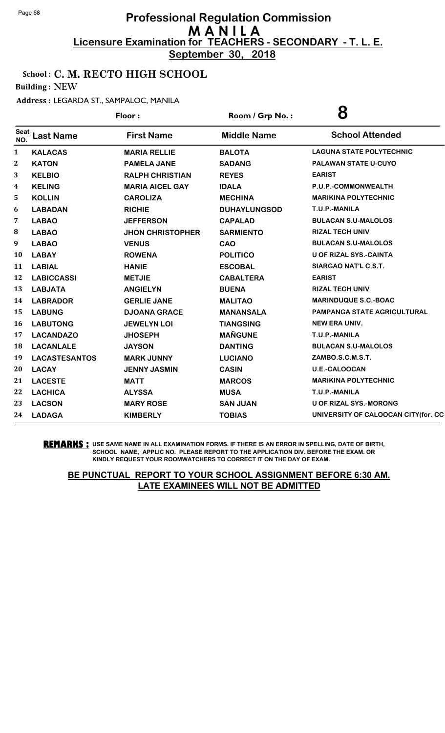# Professional Regulation Commission
# MANILA
## Licensure Examination for TEACHERS - SECONDARY - T. L. E.
## September 30, 2018

**School : C. M. RECTO HIGH SCHOOL**

**Building : NEW**

**Address : LEGARDA ST., SAMPALOC, MANILA**

**Floor :** **Room / Grp No. : 8**

| Seat NO. | Last Name | First Name | Middle Name | School Attended |
|---|---|---|---|---|
| 1 | KALACAS | MARIA RELLIE | BALOTA | LAGUNA STATE POLYTECHNIC |
| 2 | KATON | PAMELA JANE | SADANG | PALAWAN STATE U-CUYO |
| 3 | KELBIO | RALPH CHRISTIAN | REYES | EARIST |
| 4 | KELING | MARIA AICEL GAY | IDALA | P.U.P.-COMMONWEALTH |
| 5 | KOLLIN | CAROLIZA | MECHINA | MARIKINA POLYTECHNIC |
| 6 | LABADAN | RICHIE | DUHAYLUNGSOD | T.U.P.-MANILA |
| 7 | LABAO | JEFFERSON | CAPALAD | BULACAN S.U-MALOLOS |
| 8 | LABAO | JHON CHRISTOPHER | SARMIENTO | RIZAL TECH UNIV |
| 9 | LABAO | VENUS | CAO | BULACAN S.U-MALOLOS |
| 10 | LABAY | ROWENA | POLITICO | U OF RIZAL SYS.-CAINTA |
| 11 | LABIAL | HANIE | ESCOBAL | SIARGAO NAT'L C.S.T. |
| 12 | LABICCASSI | METJIE | CABALTERA | EARIST |
| 13 | LABJATA | ANGIELYN | BUENA | RIZAL TECH UNIV |
| 14 | LABRADOR | GERLIE JANE | MALITAO | MARINDUQUE S.C.-BOAC |
| 15 | LABUNG | DJOANA GRACE | MANANSALA | PAMPANGA STATE AGRICULTURAL |
| 16 | LABUTONG | JEWELYN LOI | TIANGSING | NEW ERA UNIV. |
| 17 | LACANDAZO | JHOSEPH | MAÑGUNE | T.U.P.-MANILA |
| 18 | LACANLALE | JAYSON | DANTING | BULACAN S.U-MALOLOS |
| 19 | LACASTESANTOS | MARK JUNNY | LUCIANO | ZAMBO.S.C.M.S.T. |
| 20 | LACAY | JENNY JASMIN | CASIN | U.E.-CALOOCAN |
| 21 | LACESTE | MATT | MARCOS | MARIKINA POLYTECHNIC |
| 22 | LACHICA | ALYSSA | MUSA | T.U.P.-MANILA |
| 23 | LACSON | MARY ROSE | SAN JUAN | U OF RIZAL SYS.-MORONG |
| 24 | LADAGA | KIMBERLY | TOBIAS | UNIVERSITY OF CALOOCAN CITY(for. CC |

**REMARKS :** USE SAME NAME IN ALL EXAMINATION FORMS. IF THERE IS AN ERROR IN SPELLING, DATE OF BIRTH, SCHOOL NAME, APPLIC NO. PLEASE REPORT TO THE APPLICATION DIV. BEFORE THE EXAM. OR KINDLY REQUEST YOUR ROOMWATCHERS TO CORRECT IT ON THE DAY OF EXAM.

**BE PUNCTUAL REPORT TO YOUR SCHOOL ASSIGNMENT BEFORE 6:30 AM. LATE EXAMINEES WILL NOT BE ADMITTED**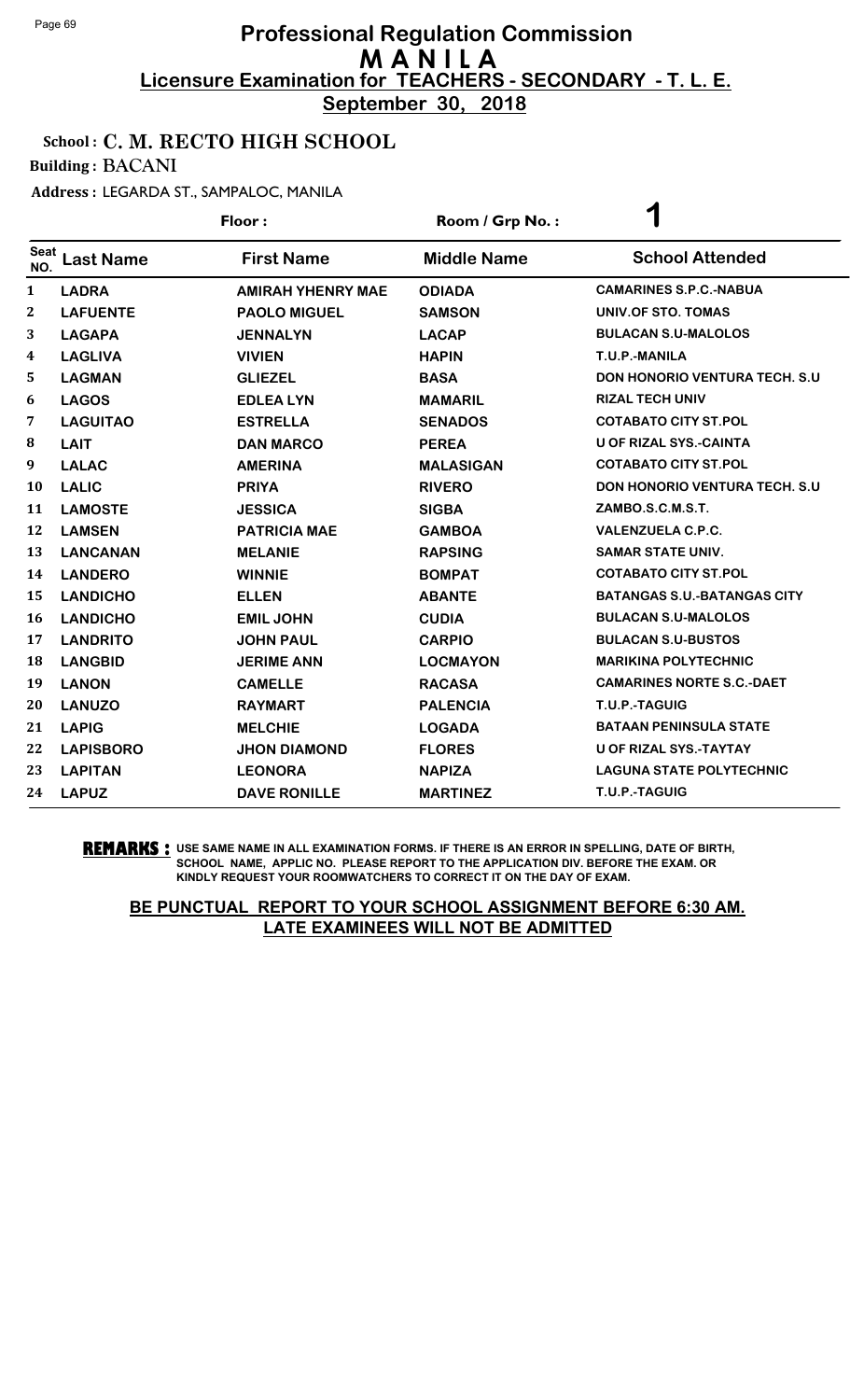# Professional Regulation Commission
## M A N I L A
## Licensure Examination for TEACHERS - SECONDARY - T. L. E.
**September 30, 2018**

**School : C. M. RECTO HIGH SCHOOL**

**Building : BACANI**

**Address : LEGARDA ST., SAMPALOC, MANILA**

**Floor :** **Room / Grp No. :** **1**

| Seat NO. | Last Name | First Name | Middle Name | School Attended |
|---|---|---|---|---|
| 1 | LADRA | AMIRAH YHENRY MAE | ODIADA | CAMARINES S.P.C.-NABUA |
| 2 | LAFUENTE | PAOLO MIGUEL | SAMSON | UNIV.OF STO. TOMAS |
| 3 | LAGAPA | JENNALYN | LACAP | BULACAN S.U-MALOLOS |
| 4 | LAGLIVA | VIVIEN | HAPIN | T.U.P.-MANILA |
| 5 | LAGMAN | GLIEZEL | BASA | DON HONORIO VENTURA TECH. S.U |
| 6 | LAGOS | EDLEA LYN | MAMARIL | RIZAL TECH UNIV |
| 7 | LAGUITAO | ESTRELLA | SENADOS | COTABATO CITY ST.POL |
| 8 | LAIT | DAN MARCO | PEREA | U OF RIZAL SYS.-CAINTA |
| 9 | LALAC | AMERINA | MALASIGAN | COTABATO CITY ST.POL |
| 10 | LALIC | PRIYA | RIVERO | DON HONORIO VENTURA TECH. S.U |
| 11 | LAMOSTE | JESSICA | SIGBA | ZAMBO.S.C.M.S.T. |
| 12 | LAMSEN | PATRICIA MAE | GAMBOA | VALENZUELA C.P.C. |
| 13 | LANCANAN | MELANIE | RAPSING | SAMAR STATE UNIV. |
| 14 | LANDERO | WINNIE | BOMPAT | COTABATO CITY ST.POL |
| 15 | LANDICHO | ELLEN | ABANTE | BATANGAS S.U.-BATANGAS CITY |
| 16 | LANDICHO | EMIL JOHN | CUDIA | BULACAN S.U-MALOLOS |
| 17 | LANDRITO | JOHN PAUL | CARPIO | BULACAN S.U-BUSTOS |
| 18 | LANGBID | JERIME ANN | LOCMAYON | MARIKINA POLYTECHNIC |
| 19 | LANON | CAMELLE | RACASA | CAMARINES NORTE S.C.-DAET |
| 20 | LANUZO | RAYMART | PALENCIA | T.U.P.-TAGUIG |
| 21 | LAPIG | MELCHIE | LOGADA | BATAAN PENINSULA STATE |
| 22 | LAPISBORO | JHON DIAMOND | FLORES | U OF RIZAL SYS.-TAYTAY |
| 23 | LAPITAN | LEONORA | NAPIZA | LAGUNA STATE POLYTECHNIC |
| 24 | LAPUZ | DAVE RONILLE | MARTINEZ | T.U.P.-TAGUIG |

**REMARKS :** USE SAME NAME IN ALL EXAMINATION FORMS. IF THERE IS AN ERROR IN SPELLING, DATE OF BIRTH, SCHOOL NAME, APPLIC NO. PLEASE REPORT TO THE APPLICATION DIV. BEFORE THE EXAM. OR KINDLY REQUEST YOUR ROOMWATCHERS TO CORRECT IT ON THE DAY OF EXAM.

**BE PUNCTUAL REPORT TO YOUR SCHOOL ASSIGNMENT BEFORE 6:30 AM. LATE EXAMINEES WILL NOT BE ADMITTED**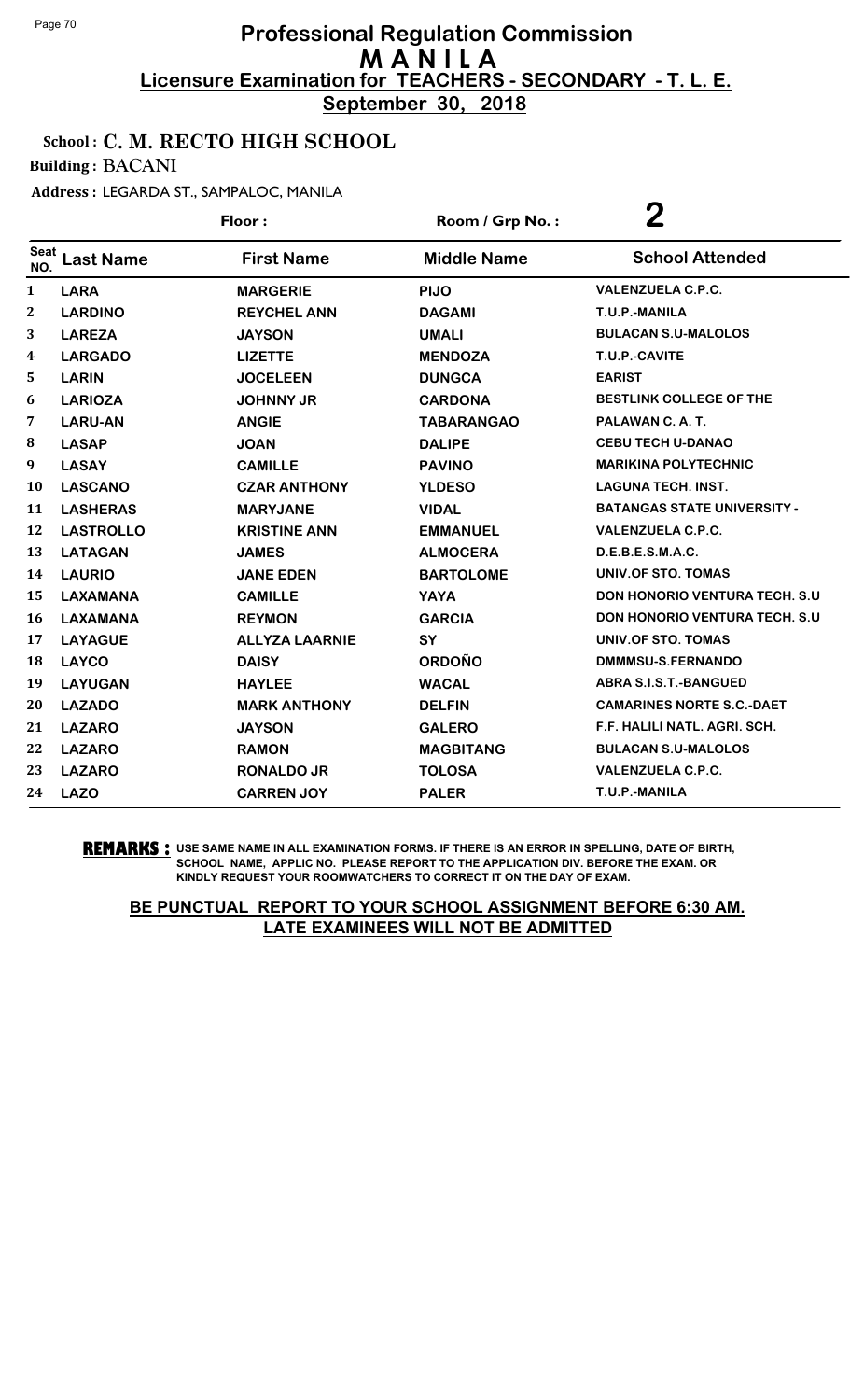# Professional Regulation Commission
## M A N I L A
**Licensure Examination for TEACHERS - SECONDARY - T. L. E.**

**September 30, 2018**

School : **C. M. RECTO HIGH SCHOOL**

Building : **BACANI**

Address : LEGARDA ST., SAMPALOC, MANILA

Floor : Room / Grp No. : **2**

| Seat NO. | Last Name | First Name | Middle Name | School Attended |
|---|---|---|---|---|
| 1 | LARA | MARGERIE | PIJO | VALENZUELA C.P.C. |
| 2 | LARDINO | REYCHEL ANN | DAGAMI | T.U.P.-MANILA |
| 3 | LAREZA | JAYSON | UMALI | BULACAN S.U-MALOLOS |
| 4 | LARGADO | LIZETTE | MENDOZA | T.U.P.-CAVITE |
| 5 | LARIN | JOCELEEN | DUNGCA | EARIST |
| 6 | LARIOZA | JOHNNY JR | CARDONA | BESTLINK COLLEGE OF THE |
| 7 | LARU-AN | ANGIE | TABARANGAO | PALAWAN C. A. T. |
| 8 | LASAP | JOAN | DALIPE | CEBU TECH U-DANAO |
| 9 | LASAY | CAMILLE | PAVINO | MARIKINA POLYTECHNIC |
| 10 | LASCANO | CZAR ANTHONY | YLDESO | LAGUNA TECH. INST. |
| 11 | LASHERAS | MARYJANE | VIDAL | BATANGAS STATE UNIVERSITY - |
| 12 | LASTROLLO | KRISTINE ANN | EMMANUEL | VALENZUELA C.P.C. |
| 13 | LATAGAN | JAMES | ALMOCERA | D.E.B.E.S.M.A.C. |
| 14 | LAURIO | JANE EDEN | BARTOLOME | UNIV.OF STO. TOMAS |
| 15 | LAXAMANA | CAMILLE | YAYA | DON HONORIO VENTURA TECH. S.U |
| 16 | LAXAMANA | REYMON | GARCIA | DON HONORIO VENTURA TECH. S.U |
| 17 | LAYAGUE | ALLYZA LAARNIE | SY | UNIV.OF STO. TOMAS |
| 18 | LAYCO | DAISY | ORDOÑO | DMMMSU-S.FERNANDO |
| 19 | LAYUGAN | HAYLEE | WACAL | ABRA S.I.S.T.-BANGUED |
| 20 | LAZADO | MARK ANTHONY | DELFIN | CAMARINES NORTE S.C.-DAET |
| 21 | LAZARO | JAYSON | GALERO | F.F. HALILI NATL. AGRI. SCH. |
| 22 | LAZARO | RAMON | MAGBITANG | BULACAN S.U-MALOLOS |
| 23 | LAZARO | RONALDO JR | TOLOSA | VALENZUELA C.P.C. |
| 24 | LAZO | CARREN JOY | PALER | T.U.P.-MANILA |

**REMARKS :** USE SAME NAME IN ALL EXAMINATION FORMS. IF THERE IS AN ERROR IN SPELLING, DATE OF BIRTH, SCHOOL NAME, APPLIC NO. PLEASE REPORT TO THE APPLICATION DIV. BEFORE THE EXAM. OR KINDLY REQUEST YOUR ROOMWATCHERS TO CORRECT IT ON THE DAY OF EXAM.

**BE PUNCTUAL REPORT TO YOUR SCHOOL ASSIGNMENT BEFORE 6:30 AM. LATE EXAMINEES WILL NOT BE ADMITTED**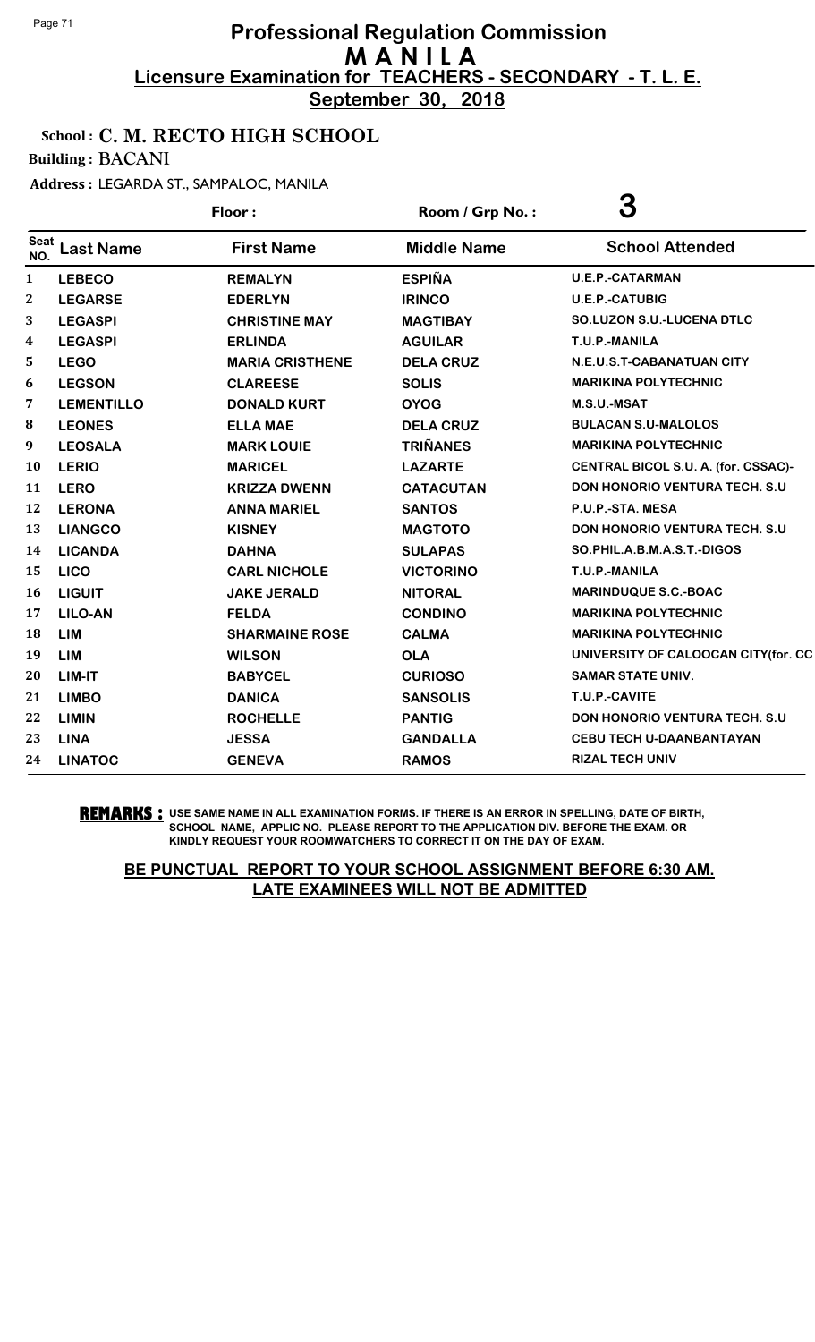# Professional Regulation Commission
# MANILA
## Licensure Examination for TEACHERS - SECONDARY - T. L. E.
**September 30, 2018**

**School : C. M. RECTO HIGH SCHOOL**

**Building : BACANI**

**Address :** LEGARDA ST., SAMPALOC, MANILA

**Floor :** 

**Room / Grp No. :** 3

| Seat NO. | Last Name | First Name | Middle Name | School Attended |
|---|---|---|---|---|
| 1 | LEBECO | REMALYN | ESPIÑA | U.E.P.-CATARMAN |
| 2 | LEGARSE | EDERLYN | IRINCO | U.E.P.-CATUBIG |
| 3 | LEGASPI | CHRISTINE MAY | MAGTIBAY | SO.LUZON S.U.-LUCENA DTLC |
| 4 | LEGASPI | ERLINDA | AGUILAR | T.U.P.-MANILA |
| 5 | LEGO | MARIA CRISTHENE | DELA CRUZ | N.E.U.S.T-CABANATUAN CITY |
| 6 | LEGSON | CLAREESE | SOLIS | MARIKINA POLYTECHNIC |
| 7 | LEMENTILLO | DONALD KURT | OYOG | M.S.U.-MSAT |
| 8 | LEONES | ELLA MAE | DELA CRUZ | BULACAN S.U-MALOLOS |
| 9 | LEOSALA | MARK LOUIE | TRIÑANES | MARIKINA POLYTECHNIC |
| 10 | LERIO | MARICEL | LAZARTE | CENTRAL BICOL S.U. A. (for. CSSAC)- |
| 11 | LERO | KRIZZA DWENN | CATACUTAN | DON HONORIO VENTURA TECH. S.U |
| 12 | LERONA | ANNA MARIEL | SANTOS | P.U.P.-STA. MESA |
| 13 | LIANGCO | KISNEY | MAGTOTO | DON HONORIO VENTURA TECH. S.U |
| 14 | LICANDA | DAHNA | SULAPAS | SO.PHIL.A.B.M.A.S.T.-DIGOS |
| 15 | LICO | CARL NICHOLE | VICTORINO | T.U.P.-MANILA |
| 16 | LIGUIT | JAKE JERALD | NITORAL | MARINDUQUE S.C.-BOAC |
| 17 | LILO-AN | FELDA | CONDINO | MARIKINA POLYTECHNIC |
| 18 | LIM | SHARMAINE ROSE | CALMA | MARIKINA POLYTECHNIC |
| 19 | LIM | WILSON | OLA | UNIVERSITY OF CALOOCAN CITY(for. CC |
| 20 | LIM-IT | BABYCEL | CURIOSO | SAMAR STATE UNIV. |
| 21 | LIMBO | DANICA | SANSOLIS | T.U.P.-CAVITE |
| 22 | LIMIN | ROCHELLE | PANTIG | DON HONORIO VENTURA TECH. S.U |
| 23 | LINA | JESSA | GANDALLA | CEBU TECH U-DAANBANTAYAN |
| 24 | LINATOC | GENEVA | RAMOS | RIZAL TECH UNIV |

**REMARKS :** USE SAME NAME IN ALL EXAMINATION FORMS. IF THERE IS AN ERROR IN SPELLING, DATE OF BIRTH, SCHOOL NAME, APPLIC NO. PLEASE REPORT TO THE APPLICATION DIV. BEFORE THE EXAM. OR KINDLY REQUEST YOUR ROOMWATCHERS TO CORRECT IT ON THE DAY OF EXAM.

**BE PUNCTUAL REPORT TO YOUR SCHOOL ASSIGNMENT BEFORE 6:30 AM. LATE EXAMINEES WILL NOT BE ADMITTED**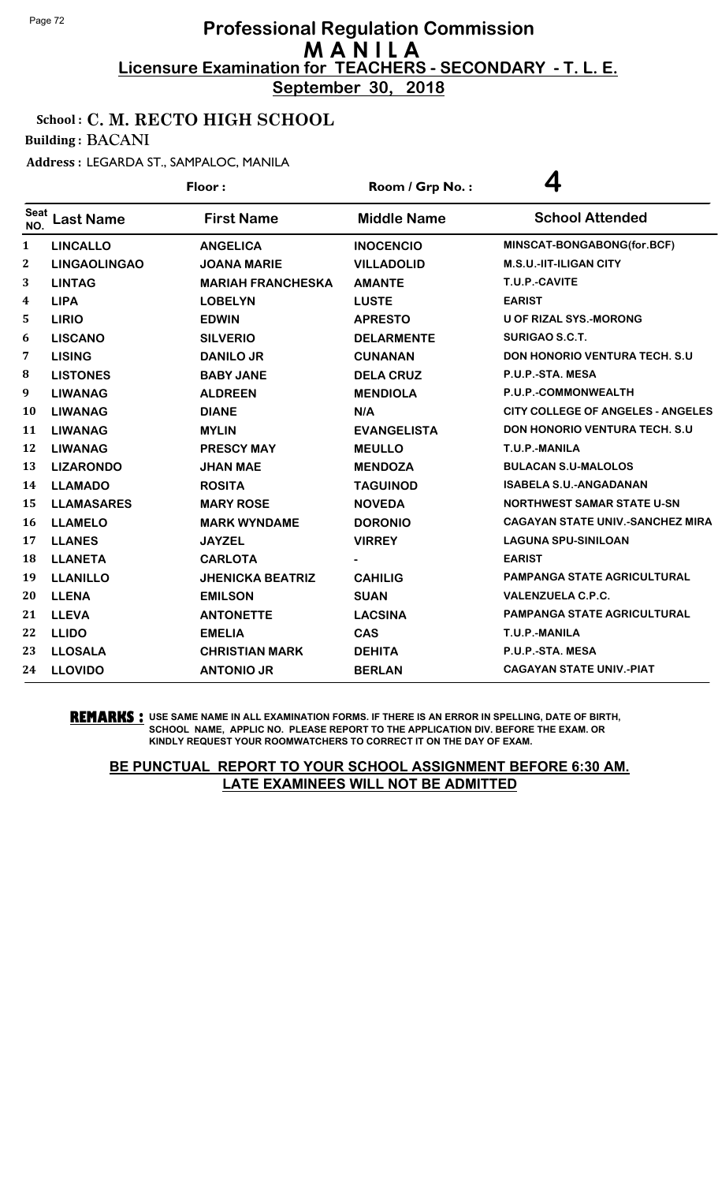# Professional Regulation Commission
# M A N I L A
## Licensure Examination for TEACHERS - SECONDARY - T. L. E.
**September 30, 2018**

**School : C. M. RECTO HIGH SCHOOL**

**Building : BACANI**

**Address : LEGARDA ST., SAMPALOC, MANILA**

Floor : Room / Grp No. : **4**

| Seat NO. | Last Name | First Name | Middle Name | School Attended |
|---|---|---|---|---|
| 1 | LINCALLO | ANGELICA | INOCENCIO | MINSCAT-BONGABONG(for.BCF) |
| 2 | LINGAOLINGAO | JOANA MARIE | VILLADOLID | M.S.U.-IIT-ILIGAN CITY |
| 3 | LINTAG | MARIAH FRANCHESKA | AMANTE | T.U.P.-CAVITE |
| 4 | LIPA | LOBELYN | LUSTE | EARIST |
| 5 | LIRIO | EDWIN | APRESTO | U OF RIZAL SYS.-MORONG |
| 6 | LISCANO | SILVERIO | DELARMENTE | SURIGAO S.C.T. |
| 7 | LISING | DANILO JR | CUNANAN | DON HONORIO VENTURA TECH. S.U |
| 8 | LISTONES | BABY JANE | DELA CRUZ | P.U.P.-STA. MESA |
| 9 | LIWANAG | ALDREEN | MENDIOLA | P.U.P.-COMMONWEALTH |
| 10 | LIWANAG | DIANE | N/A | CITY COLLEGE OF ANGELES - ANGELES |
| 11 | LIWANAG | MYLIN | EVANGELISTA | DON HONORIO VENTURA TECH. S.U |
| 12 | LIWANAG | PRESCY MAY | MEULLO | T.U.P.-MANILA |
| 13 | LIZARONDO | JHAN MAE | MENDOZA | BULACAN S.U-MALOLOS |
| 14 | LLAMADO | ROSITA | TAGUINOD | ISABELA S.U.-ANGADANAN |
| 15 | LLAMASARES | MARY ROSE | NOVEDA | NORTHWEST SAMAR STATE U-SN |
| 16 | LLAMELO | MARK WYNDAME | DORONIO | CAGAYAN STATE UNIV.-SANCHEZ MIRA |
| 17 | LLANES | JAYZEL | VIRREY | LAGUNA SPU-SINILOAN |
| 18 | LLANETA | CARLOTA | - | EARIST |
| 19 | LLANILLO | JHENICKA BEATRIZ | CAHILIG | PAMPANGA STATE AGRICULTURAL |
| 20 | LLENA | EMILSON | SUAN | VALENZUELA C.P.C. |
| 21 | LLEVA | ANTONETTE | LACSINA | PAMPANGA STATE AGRICULTURAL |
| 22 | LLIDO | EMELIA | CAS | T.U.P.-MANILA |
| 23 | LLOSALA | CHRISTIAN MARK | DEHITA | P.U.P.-STA. MESA |
| 24 | LLOVIDO | ANTONIO JR | BERLAN | CAGAYAN STATE UNIV.-PIAT |

**REMARKS :** USE SAME NAME IN ALL EXAMINATION FORMS. IF THERE IS AN ERROR IN SPELLING, DATE OF BIRTH, SCHOOL NAME, APPLIC NO. PLEASE REPORT TO THE APPLICATION DIV. BEFORE THE EXAM. OR KINDLY REQUEST YOUR ROOMWATCHERS TO CORRECT IT ON THE DAY OF EXAM.

**BE PUNCTUAL REPORT TO YOUR SCHOOL ASSIGNMENT BEFORE 6:30 AM. LATE EXAMINEES WILL NOT BE ADMITTED**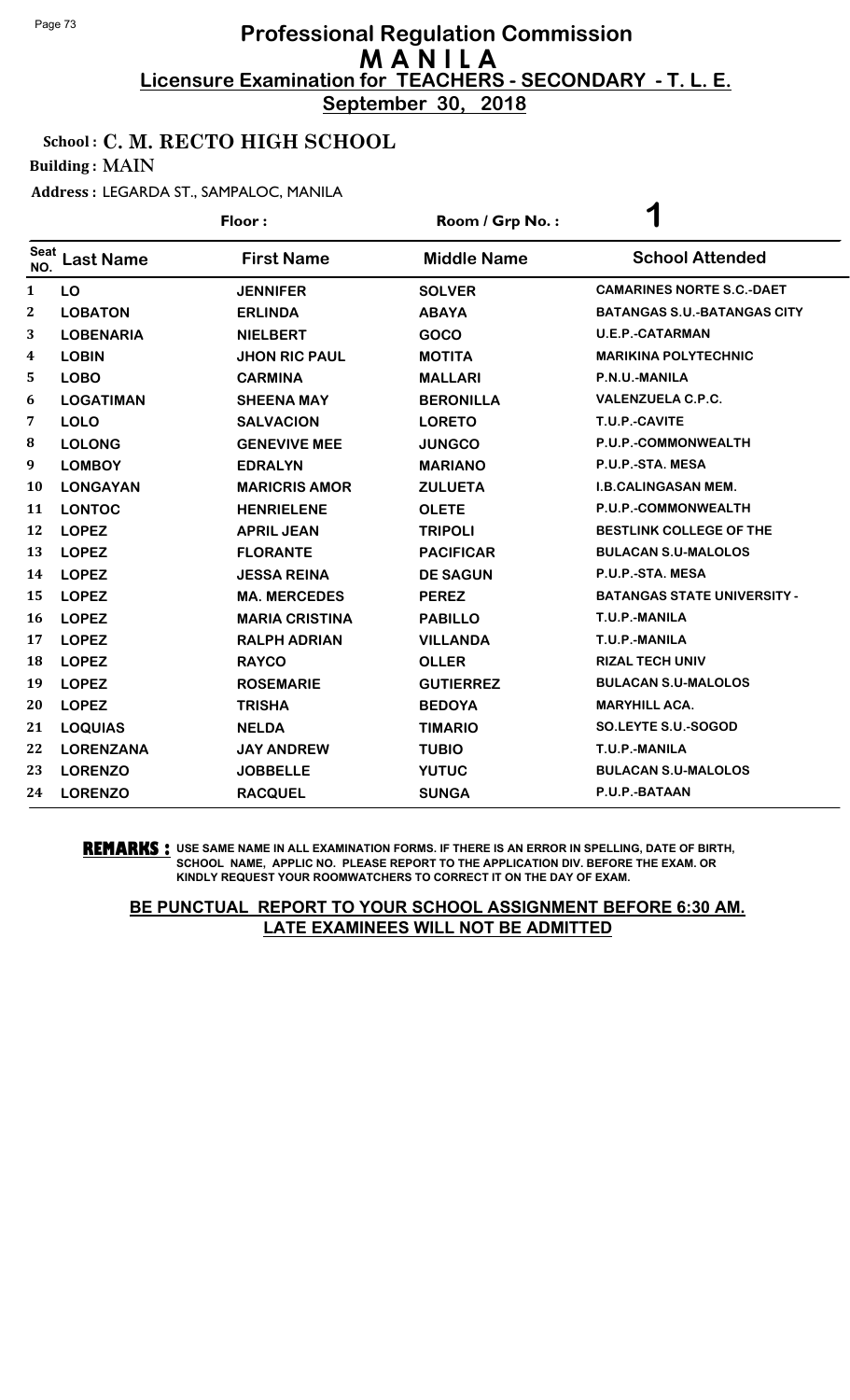# Professional Regulation Commission
## M A N I L A
**Licensure Examination for TEACHERS - SECONDARY - T. L. E.**

**September 30, 2018**

School : **C. M. RECTO HIGH SCHOOL**

Building : **MAIN**

Address : LEGARDA ST., SAMPALOC, MANILA

Floor : Room / Grp No. : **1**

| Seat NO. | Last Name | First Name | Middle Name | School Attended |
|---|---|---|---|---|
| 1 | LO | JENNIFER | SOLVER | CAMARINES NORTE S.C.-DAET |
| 2 | LOBATON | ERLINDA | ABAYA | BATANGAS S.U.-BATANGAS CITY |
| 3 | LOBENARIA | NIELBERT | GOCO | U.E.P.-CATARMAN |
| 4 | LOBIN | JHON RIC PAUL | MOTITA | MARIKINA POLYTECHNIC |
| 5 | LOBO | CARMINA | MALLARI | P.N.U.-MANILA |
| 6 | LOGATIMAN | SHEENA MAY | BERONILLA | VALENZUELA C.P.C. |
| 7 | LOLO | SALVACION | LORETO | T.U.P.-CAVITE |
| 8 | LOLONG | GENEVIVE MEE | JUNGCO | P.U.P.-COMMONWEALTH |
| 9 | LOMBOY | EDRALYN | MARIANO | P.U.P.-STA. MESA |
| 10 | LONGAYAN | MARICRIS AMOR | ZULUETA | I.B.CALINGASAN MEM. |
| 11 | LONTOC | HENRIELENE | OLETE | P.U.P.-COMMONWEALTH |
| 12 | LOPEZ | APRIL JEAN | TRIPOLI | BESTLINK COLLEGE OF THE |
| 13 | LOPEZ | FLORANTE | PACIFICAR | BULACAN S.U-MALOLOS |
| 14 | LOPEZ | JESSA REINA | DE SAGUN | P.U.P.-STA. MESA |
| 15 | LOPEZ | MA. MERCEDES | PEREZ | BATANGAS STATE UNIVERSITY - |
| 16 | LOPEZ | MARIA CRISTINA | PABILLO | T.U.P.-MANILA |
| 17 | LOPEZ | RALPH ADRIAN | VILLANDA | T.U.P.-MANILA |
| 18 | LOPEZ | RAYCO | OLLER | RIZAL TECH UNIV |
| 19 | LOPEZ | ROSEMARIE | GUTIERREZ | BULACAN S.U-MALOLOS |
| 20 | LOPEZ | TRISHA | BEDOYA | MARYHILL ACA. |
| 21 | LOQUIAS | NELDA | TIMARIO | SO.LEYTE S.U.-SOGOD |
| 22 | LORENZANA | JAY ANDREW | TUBIO | T.U.P.-MANILA |
| 23 | LORENZO | JOBBELLE | YUTUC | BULACAN S.U-MALOLOS |
| 24 | LORENZO | RACQUEL | SUNGA | P.U.P.-BATAAN |

**REMARKS :** USE SAME NAME IN ALL EXAMINATION FORMS. IF THERE IS AN ERROR IN SPELLING, DATE OF BIRTH, SCHOOL NAME, APPLIC NO. PLEASE REPORT TO THE APPLICATION DIV. BEFORE THE EXAM. OR KINDLY REQUEST YOUR ROOMWATCHERS TO CORRECT IT ON THE DAY OF EXAM.

**BE PUNCTUAL REPORT TO YOUR SCHOOL ASSIGNMENT BEFORE 6:30 AM. LATE EXAMINEES WILL NOT BE ADMITTED**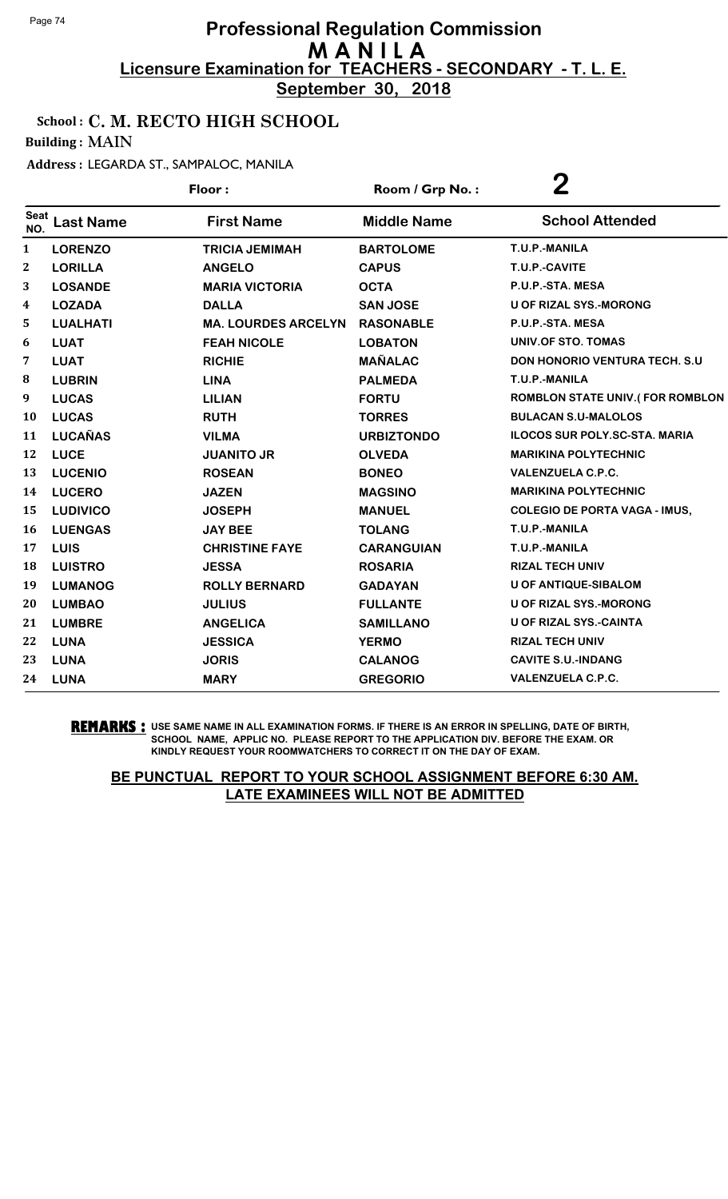# Professional Regulation Commission
## M A N I L A
### Licensure Examination for TEACHERS - SECONDARY - T. L. E.
**September 30, 2018**

**School : C. M. RECTO HIGH SCHOOL**

**Building : MAIN**

**Address :** LEGARDA ST., SAMPALOC, MANILA

**Floor :** | **Room / Grp No. :** 2

| Seat NO. | Last Name | First Name | Middle Name | School Attended |
|---|---|---|---|---|
| 1 | LORENZO | TRICIA JEMIMAH | BARTOLOME | T.U.P.-MANILA |
| 2 | LORILLA | ANGELO | CAPUS | T.U.P.-CAVITE |
| 3 | LOSANDE | MARIA VICTORIA | OCTA | P.U.P.-STA. MESA |
| 4 | LOZADA | DALLA | SAN JOSE | U OF RIZAL SYS.-MORONG |
| 5 | LUALHATI | MA. LOURDES ARCELYN | RASONABLE | P.U.P.-STA. MESA |
| 6 | LUAT | FEAH NICOLE | LOBATON | UNIV.OF STO. TOMAS |
| 7 | LUAT | RICHIE | MAÑALAC | DON HONORIO VENTURA TECH. S.U |
| 8 | LUBRIN | LINA | PALMEDA | T.U.P.-MANILA |
| 9 | LUCAS | LILIAN | FORTU | ROMBLON STATE UNIV.( FOR ROMBLON |
| 10 | LUCAS | RUTH | TORRES | BULACAN S.U-MALOLOS |
| 11 | LUCAÑAS | VILMA | URBIZTONDO | ILOCOS SUR POLY.SC-STA. MARIA |
| 12 | LUCE | JUANITO JR | OLVEDA | MARIKINA POLYTECHNIC |
| 13 | LUCENIO | ROSEAN | BONEO | VALENZUELA C.P.C. |
| 14 | LUCERO | JAZEN | MAGSINO | MARIKINA POLYTECHNIC |
| 15 | LUDIVICO | JOSEPH | MANUEL | COLEGIO DE PORTA VAGA - IMUS, |
| 16 | LUENGAS | JAY BEE | TOLANG | T.U.P.-MANILA |
| 17 | LUIS | CHRISTINE FAYE | CARANGUIAN | T.U.P.-MANILA |
| 18 | LUISTRO | JESSA | ROSARIA | RIZAL TECH UNIV |
| 19 | LUMANOG | ROLLY BERNARD | GADAYAN | U OF ANTIQUE-SIBALOM |
| 20 | LUMBAO | JULIUS | FULLANTE | U OF RIZAL SYS.-MORONG |
| 21 | LUMBRE | ANGELICA | SAMILLANO | U OF RIZAL SYS.-CAINTA |
| 22 | LUNA | JESSICA | YERMO | RIZAL TECH UNIV |
| 23 | LUNA | JORIS | CALANOG | CAVITE S.U.-INDANG |
| 24 | LUNA | MARY | GREGORIO | VALENZUELA C.P.C. |

**REMARKS :** USE SAME NAME IN ALL EXAMINATION FORMS. IF THERE IS AN ERROR IN SPELLING, DATE OF BIRTH, SCHOOL NAME, APPLIC NO. PLEASE REPORT TO THE APPLICATION DIV. BEFORE THE EXAM. OR KINDLY REQUEST YOUR ROOMWATCHERS TO CORRECT IT ON THE DAY OF EXAM.

**BE PUNCTUAL REPORT TO YOUR SCHOOL ASSIGNMENT BEFORE 6:30 AM. LATE EXAMINEES WILL NOT BE ADMITTED**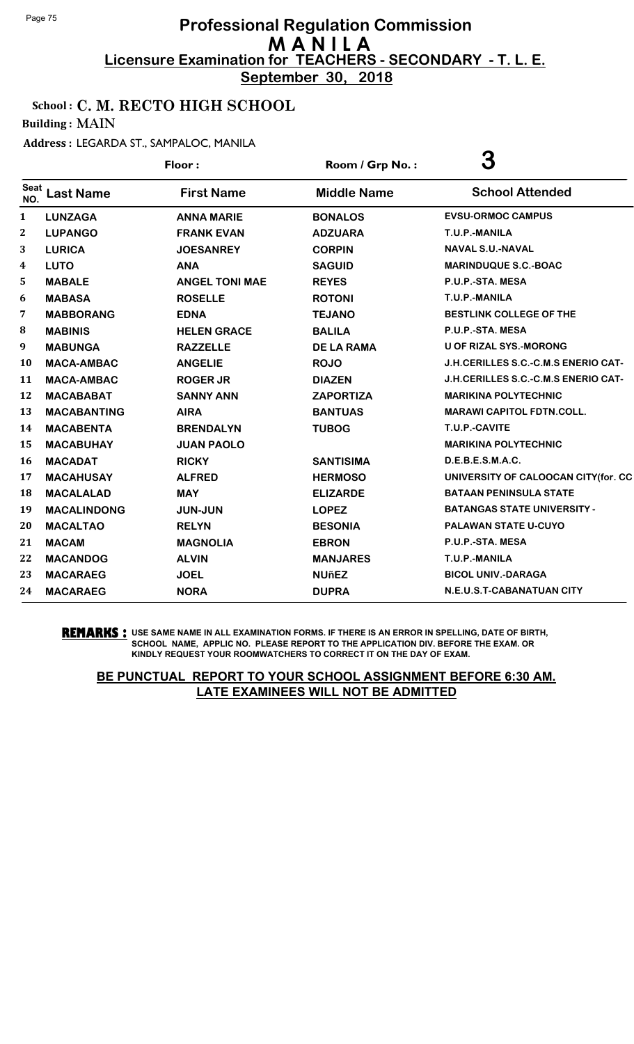# Professional Regulation Commission
## M A N I L A
**Licensure Examination for TEACHERS - SECONDARY - T. L. E.**

**September 30, 2018**

School : **C. M. RECTO HIGH SCHOOL**

Building : **MAIN**

Address : LEGARDA ST., SAMPALOC, MANILA

Floor : &nbsp;&nbsp;&nbsp;&nbsp; Room / Grp No. : **3**

| Seat NO. | Last Name | First Name | Middle Name | School Attended |
|---|---|---|---|---|
| 1 | LUNZAGA | ANNA MARIE | BONALOS | EVSU-ORMOC CAMPUS |
| 2 | LUPANGO | FRANK EVAN | ADZUARA | T.U.P.-MANILA |
| 3 | LURICA | JOESANREY | CORPIN | NAVAL S.U.-NAVAL |
| 4 | LUTO | ANA | SAGUID | MARINDUQUE S.C.-BOAC |
| 5 | MABALE | ANGEL TONI MAE | REYES | P.U.P.-STA. MESA |
| 6 | MABASA | ROSELLE | ROTONI | T.U.P.-MANILA |
| 7 | MABBORANG | EDNA | TEJANO | BESTLINK COLLEGE OF THE |
| 8 | MABINIS | HELEN GRACE | BALILA | P.U.P.-STA. MESA |
| 9 | MABUNGA | RAZZELLE | DE LA RAMA | U OF RIZAL SYS.-MORONG |
| 10 | MACA-AMBAC | ANGELIE | ROJO | J.H.CERILLES S.C.-C.M.S ENERIO CAT- |
| 11 | MACA-AMBAC | ROGER JR | DIAZEN | J.H.CERILLES S.C.-C.M.S ENERIO CAT- |
| 12 | MACABABAT | SANNY ANN | ZAPORTIZA | MARIKINA POLYTECHNIC |
| 13 | MACABANTING | AIRA | BANTUAS | MARAWI CAPITOL FDTN.COLL. |
| 14 | MACABENTA | BRENDALYN | TUBOG | T.U.P.-CAVITE |
| 15 | MACABUHAY | JUAN PAOLO | | MARIKINA POLYTECHNIC |
| 16 | MACADAT | RICKY | SANTISIMA | D.E.B.E.S.M.A.C. |
| 17 | MACAHUSAY | ALFRED | HERMOSO | UNIVERSITY OF CALOOCAN CITY(for. CC |
| 18 | MACALALAD | MAY | ELIZARDE | BATAAN PENINSULA STATE |
| 19 | MACALINDONG | JUN-JUN | LOPEZ | BATANGAS STATE UNIVERSITY - |
| 20 | MACALTAO | RELYN | BESONIA | PALAWAN STATE U-CUYO |
| 21 | MACAM | MAGNOLIA | EBRON | P.U.P.-STA. MESA |
| 22 | MACANDOG | ALVIN | MANJARES | T.U.P.-MANILA |
| 23 | MACARAEG | JOEL | NUñEZ | BICOL UNIV.-DARAGA |
| 24 | MACARAEG | NORA | DUPRA | N.E.U.S.T-CABANATUAN CITY |

**REMARKS :** USE SAME NAME IN ALL EXAMINATION FORMS. IF THERE IS AN ERROR IN SPELLING, DATE OF BIRTH, SCHOOL NAME, APPLIC NO. PLEASE REPORT TO THE APPLICATION DIV. BEFORE THE EXAM. OR KINDLY REQUEST YOUR ROOMWATCHERS TO CORRECT IT ON THE DAY OF EXAM.

**BE PUNCTUAL REPORT TO YOUR SCHOOL ASSIGNMENT BEFORE 6:30 AM. LATE EXAMINEES WILL NOT BE ADMITTED**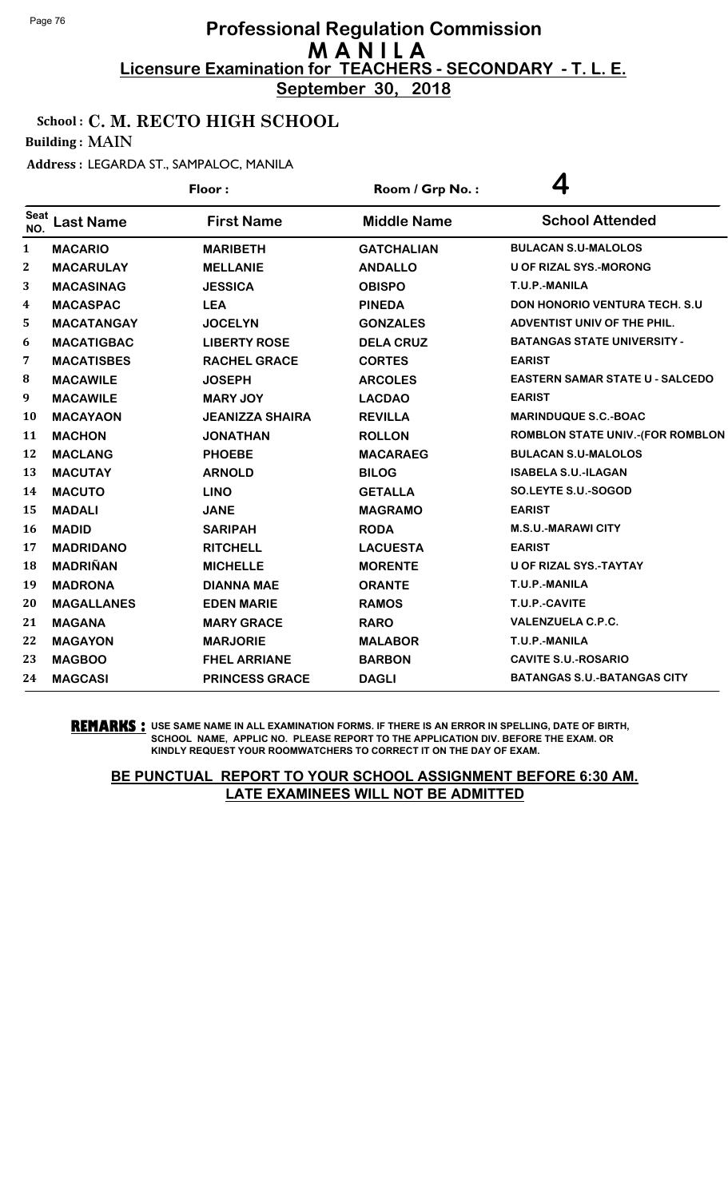# Professional Regulation Commission
# MANILA
## Licensure Examination for TEACHERS - SECONDARY - T. L. E.
**September 30, 2018**

**School : C. M. RECTO HIGH SCHOOL**

**Building : MAIN**

**Address : LEGARDA ST., SAMPALOC, MANILA**

Floor : Room / Grp No. : 4

| Seat NO. | Last Name | First Name | Middle Name | School Attended |
|---|---|---|---|---|
| 1 | MACARIO | MARIBETH | GATCHALIAN | BULACAN S.U-MALOLOS |
| 2 | MACARULAY | MELLANIE | ANDALLO | U OF RIZAL SYS.-MORONG |
| 3 | MACASINAG | JESSICA | OBISPO | T.U.P.-MANILA |
| 4 | MACASPAC | LEA | PINEDA | DON HONORIO VENTURA TECH. S.U |
| 5 | MACATANGAY | JOCELYN | GONZALES | ADVENTIST UNIV OF THE PHIL. |
| 6 | MACATIGBAC | LIBERTY ROSE | DELA CRUZ | BATANGAS STATE UNIVERSITY - |
| 7 | MACATISBES | RACHEL GRACE | CORTES | EARIST |
| 8 | MACAWILE | JOSEPH | ARCOLES | EASTERN SAMAR STATE U - SALCEDO |
| 9 | MACAWILE | MARY JOY | LACDAO | EARIST |
| 10 | MACAYAON | JEANIZZA SHAIRA | REVILLA | MARINDUQUE S.C.-BOAC |
| 11 | MACHON | JONATHAN | ROLLON | ROMBLON STATE UNIV.-(FOR ROMBLON |
| 12 | MACLANG | PHOEBE | MACARAEG | BULACAN S.U-MALOLOS |
| 13 | MACUTAY | ARNOLD | BILOG | ISABELA S.U.-ILAGAN |
| 14 | MACUTO | LINO | GETALLA | SO.LEYTE S.U.-SOGOD |
| 15 | MADALI | JANE | MAGRAMO | EARIST |
| 16 | MADID | SARIPAH | RODA | M.S.U.-MARAWI CITY |
| 17 | MADRIDANO | RITCHELL | LACUESTA | EARIST |
| 18 | MADRIÑAN | MICHELLE | MORENTE | U OF RIZAL SYS.-TAYTAY |
| 19 | MADRONA | DIANNA MAE | ORANTE | T.U.P.-MANILA |
| 20 | MAGALLANES | EDEN MARIE | RAMOS | T.U.P.-CAVITE |
| 21 | MAGANA | MARY GRACE | RARO | VALENZUELA C.P.C. |
| 22 | MAGAYON | MARJORIE | MALABOR | T.U.P.-MANILA |
| 23 | MAGBOO | FHEL ARRIANE | BARBON | CAVITE S.U.-ROSARIO |
| 24 | MAGCASI | PRINCESS GRACE | DAGLI | BATANGAS S.U.-BATANGAS CITY |

**REMARKS :** USE SAME NAME IN ALL EXAMINATION FORMS. IF THERE IS AN ERROR IN SPELLING, DATE OF BIRTH, SCHOOL NAME, APPLIC NO. PLEASE REPORT TO THE APPLICATION DIV. BEFORE THE EXAM. OR KINDLY REQUEST YOUR ROOMWATCHERS TO CORRECT IT ON THE DAY OF EXAM.

**BE PUNCTUAL REPORT TO YOUR SCHOOL ASSIGNMENT BEFORE 6:30 AM. LATE EXAMINEES WILL NOT BE ADMITTED**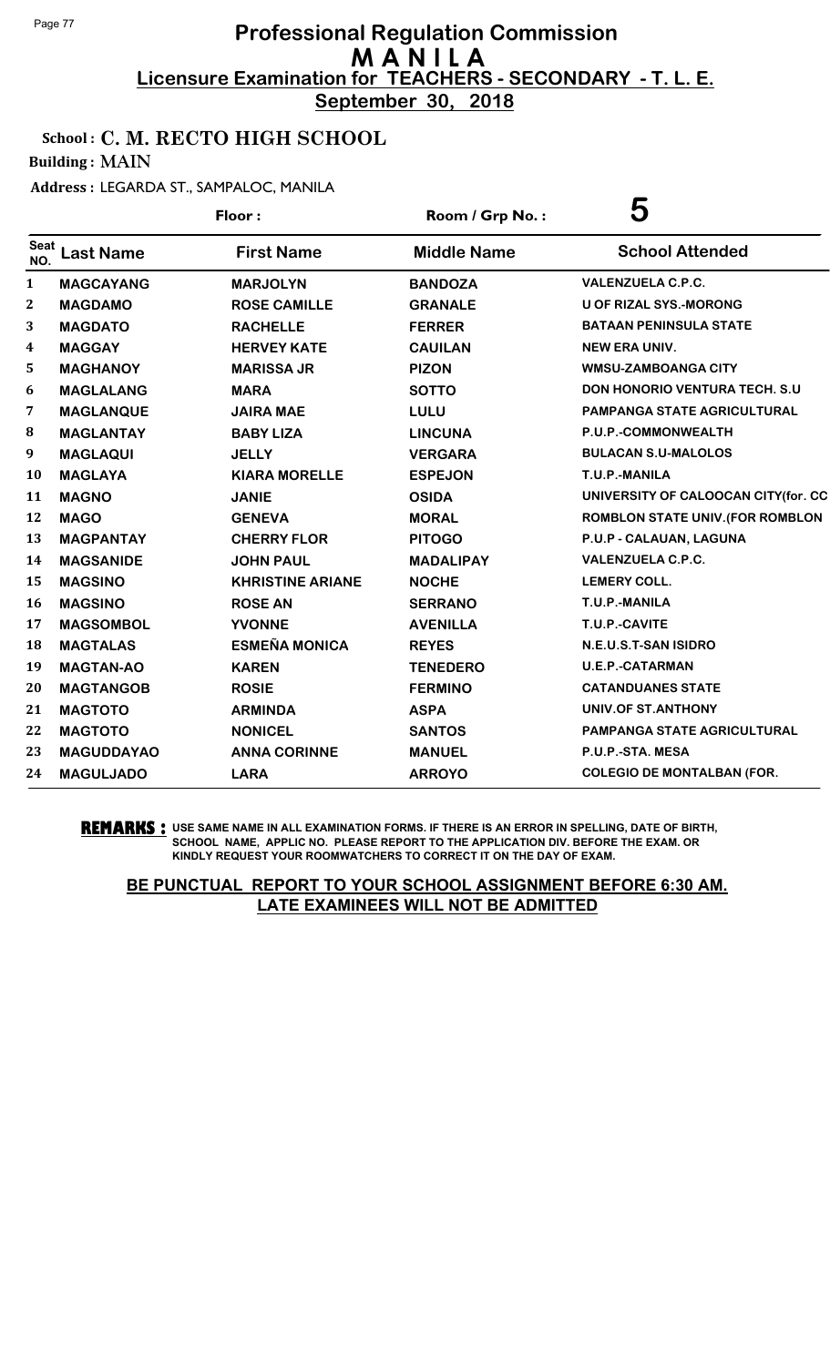# Professional Regulation Commission
# MANILA
## Licensure Examination for TEACHERS - SECONDARY - T. L. E.
**September 30, 2018**

**School : C. M. RECTO HIGH SCHOOL**

**Building : MAIN**

**Address : LEGARDA ST., SAMPALOC, MANILA**

**Floor :** 　　　　**Room / Grp No. :** 5

| Seat NO. | Last Name | First Name | Middle Name | School Attended |
|---|---|---|---|---|
| 1 | MAGCAYANG | MARJOLYN | BANDOZA | VALENZUELA C.P.C. |
| 2 | MAGDAMO | ROSE CAMILLE | GRANALE | U OF RIZAL SYS.-MORONG |
| 3 | MAGDATO | RACHELLE | FERRER | BATAAN PENINSULA STATE |
| 4 | MAGGAY | HERVEY KATE | CAUILAN | NEW ERA UNIV. |
| 5 | MAGHANOY | MARISSA JR | PIZON | WMSU-ZAMBOANGA CITY |
| 6 | MAGLALANG | MARA | SOTTO | DON HONORIO VENTURA TECH. S.U |
| 7 | MAGLANQUE | JAIRA MAE | LULU | PAMPANGA STATE AGRICULTURAL |
| 8 | MAGLANTAY | BABY LIZA | LINCUNA | P.U.P.-COMMONWEALTH |
| 9 | MAGLAQUI | JELLY | VERGARA | BULACAN S.U-MALOLOS |
| 10 | MAGLAYA | KIARA MORELLE | ESPEJON | T.U.P.-MANILA |
| 11 | MAGNO | JANIE | OSIDA | UNIVERSITY OF CALOOCAN CITY(for. CC |
| 12 | MAGO | GENEVA | MORAL | ROMBLON STATE UNIV.(FOR ROMBLON |
| 13 | MAGPANTAY | CHERRY FLOR | PITOGO | P.U.P - CALAUAN, LAGUNA |
| 14 | MAGSANIDE | JOHN PAUL | MADALIPAY | VALENZUELA C.P.C. |
| 15 | MAGSINO | KHRISTINE ARIANE | NOCHE | LEMERY COLL. |
| 16 | MAGSINO | ROSE AN | SERRANO | T.U.P.-MANILA |
| 17 | MAGSOMBOL | YVONNE | AVENILLA | T.U.P.-CAVITE |
| 18 | MAGTALAS | ESMEÑA MONICA | REYES | N.E.U.S.T-SAN ISIDRO |
| 19 | MAGTAN-AO | KAREN | TENEDERO | U.E.P.-CATARMAN |
| 20 | MAGTANGOB | ROSIE | FERMINO | CATANDUANES STATE |
| 21 | MAGTOTO | ARMINDA | ASPA | UNIV.OF ST.ANTHONY |
| 22 | MAGTOTO | NONICEL | SANTOS | PAMPANGA STATE AGRICULTURAL |
| 23 | MAGUDDAYAO | ANNA CORINNE | MANUEL | P.U.P.-STA. MESA |
| 24 | MAGULJADO | LARA | ARROYO | COLEGIO DE MONTALBAN (FOR. |

**REMARKS :** USE SAME NAME IN ALL EXAMINATION FORMS. IF THERE IS AN ERROR IN SPELLING, DATE OF BIRTH, SCHOOL NAME, APPLIC NO. PLEASE REPORT TO THE APPLICATION DIV. BEFORE THE EXAM. OR KINDLY REQUEST YOUR ROOMWATCHERS TO CORRECT IT ON THE DAY OF EXAM.

**BE PUNCTUAL REPORT TO YOUR SCHOOL ASSIGNMENT BEFORE 6:30 AM. LATE EXAMINEES WILL NOT BE ADMITTED**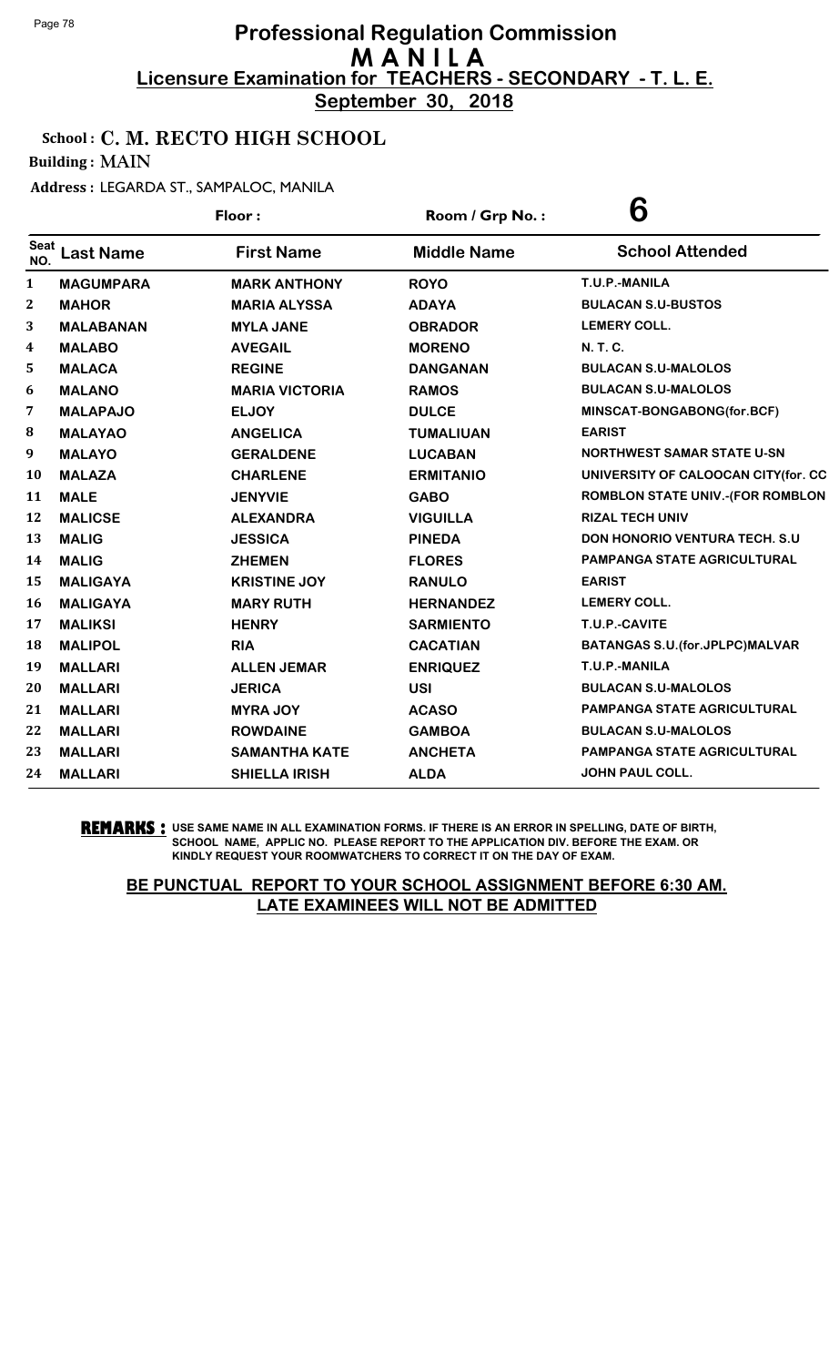# Professional Regulation Commission
## M A N I L A
## Licensure Examination for TEACHERS - SECONDARY - T. L. E.
**September 30, 2018**

**School : C. M. RECTO HIGH SCHOOL**

**Building : MAIN**

**Address : LEGARDA ST., SAMPALOC, MANILA**

**Floor :** **Room / Grp No. : 6**

| Seat NO. | Last Name | First Name | Middle Name | School Attended |
|---|---|---|---|---|
| 1 | MAGUMPARA | MARK ANTHONY | ROYO | T.U.P.-MANILA |
| 2 | MAHOR | MARIA ALYSSA | ADAYA | BULACAN S.U-BUSTOS |
| 3 | MALABANAN | MYLA JANE | OBRADOR | LEMERY COLL. |
| 4 | MALABO | AVEGAIL | MORENO | N. T. C. |
| 5 | MALACA | REGINE | DANGANAN | BULACAN S.U-MALOLOS |
| 6 | MALANO | MARIA VICTORIA | RAMOS | BULACAN S.U-MALOLOS |
| 7 | MALAPAJO | ELJOY | DULCE | MINSCAT-BONGABONG(for.BCF) |
| 8 | MALAYAO | ANGELICA | TUMALIUAN | EARIST |
| 9 | MALAYO | GERALDENE | LUCABAN | NORTHWEST SAMAR STATE U-SN |
| 10 | MALAZA | CHARLENE | ERMITANIO | UNIVERSITY OF CALOOCAN CITY(for. CC |
| 11 | MALE | JENYVIE | GABO | ROMBLON STATE UNIV.-(FOR ROMBLON |
| 12 | MALICSE | ALEXANDRA | VIGUILLA | RIZAL TECH UNIV |
| 13 | MALIG | JESSICA | PINEDA | DON HONORIO VENTURA TECH. S.U |
| 14 | MALIG | ZHEMEN | FLORES | PAMPANGA STATE AGRICULTURAL |
| 15 | MALIGAYA | KRISTINE JOY | RANULO | EARIST |
| 16 | MALIGAYA | MARY RUTH | HERNANDEZ | LEMERY COLL. |
| 17 | MALIKSI | HENRY | SARMIENTO | T.U.P.-CAVITE |
| 18 | MALIPOL | RIA | CACATIAN | BATANGAS S.U.(for.JPLPC)MALVAR |
| 19 | MALLARI | ALLEN JEMAR | ENRIQUEZ | T.U.P.-MANILA |
| 20 | MALLARI | JERICA | USI | BULACAN S.U-MALOLOS |
| 21 | MALLARI | MYRA JOY | ACASO | PAMPANGA STATE AGRICULTURAL |
| 22 | MALLARI | ROWDAINE | GAMBOA | BULACAN S.U-MALOLOS |
| 23 | MALLARI | SAMANTHA KATE | ANCHETA | PAMPANGA STATE AGRICULTURAL |
| 24 | MALLARI | SHIELLA IRISH | ALDA | JOHN PAUL COLL. |

**REMARKS :** USE SAME NAME IN ALL EXAMINATION FORMS. IF THERE IS AN ERROR IN SPELLING, DATE OF BIRTH, SCHOOL NAME, APPLIC NO. PLEASE REPORT TO THE APPLICATION DIV. BEFORE THE EXAM. OR KINDLY REQUEST YOUR ROOMWATCHERS TO CORRECT IT ON THE DAY OF EXAM.

**BE PUNCTUAL REPORT TO YOUR SCHOOL ASSIGNMENT BEFORE 6:30 AM. LATE EXAMINEES WILL NOT BE ADMITTED**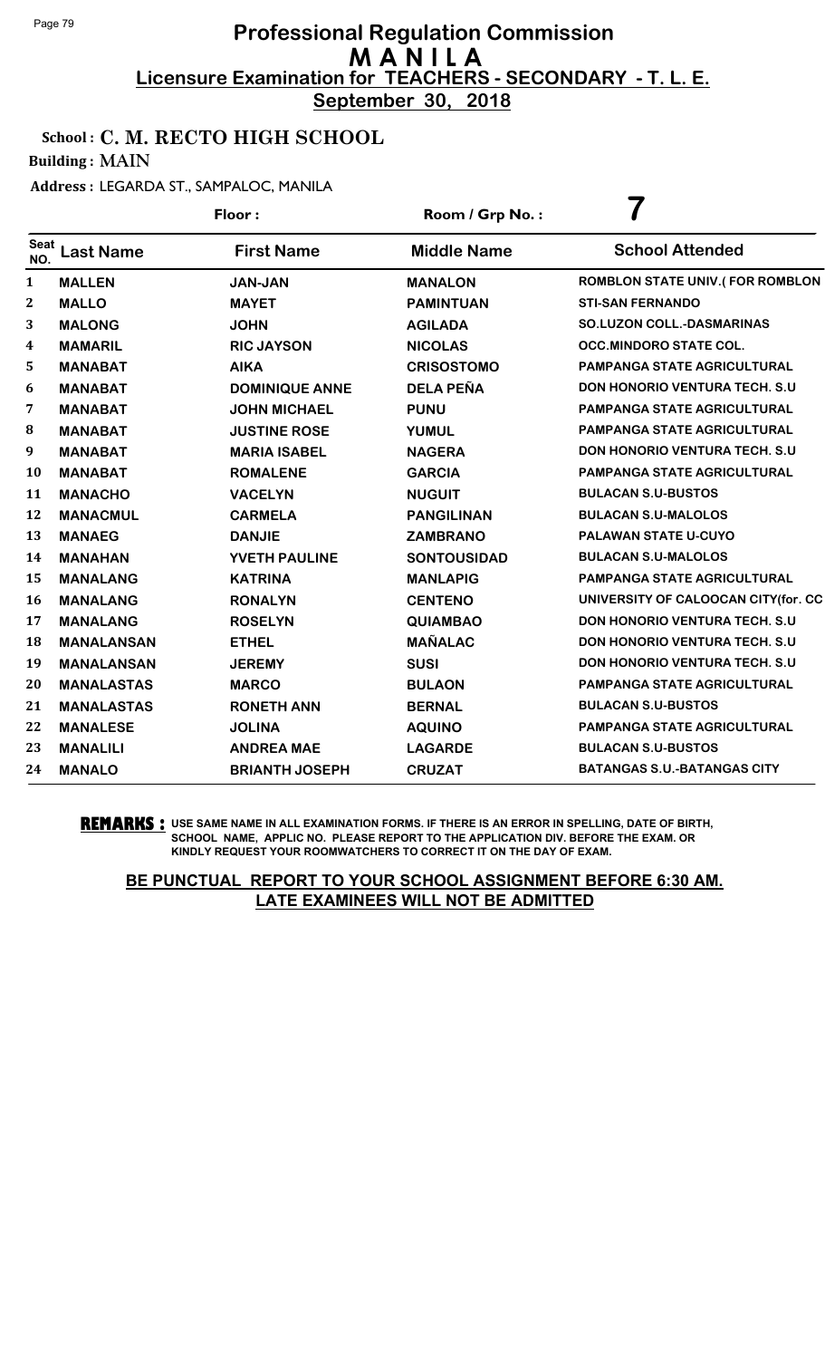# Professional Regulation Commission
## M A N I L A
### Licensure Examination for TEACHERS - SECONDARY - T. L. E.
**September 30, 2018**

**School : C. M. RECTO HIGH SCHOOL**

**Building : MAIN**

**Address : LEGARDA ST., SAMPALOC, MANILA**

**Floor :** &nbsp;&nbsp;&nbsp;&nbsp; **Room / Grp No. : 7**

| Seat NO. | Last Name | First Name | Middle Name | School Attended |
|---|---|---|---|---|
| 1 | MALLEN | JAN-JAN | MANALON | ROMBLON STATE UNIV.( FOR ROMBLON |
| 2 | MALLO | MAYET | PAMINTUAN | STI-SAN FERNANDO |
| 3 | MALONG | JOHN | AGILADA | SO.LUZON COLL.-DASMARINAS |
| 4 | MAMARIL | RIC JAYSON | NICOLAS | OCC.MINDORO STATE COL. |
| 5 | MANABAT | AIKA | CRISOSTOMO | PAMPANGA STATE AGRICULTURAL |
| 6 | MANABAT | DOMINIQUE ANNE | DELA PEÑA | DON HONORIO VENTURA TECH. S.U |
| 7 | MANABAT | JOHN MICHAEL | PUNU | PAMPANGA STATE AGRICULTURAL |
| 8 | MANABAT | JUSTINE ROSE | YUMUL | PAMPANGA STATE AGRICULTURAL |
| 9 | MANABAT | MARIA ISABEL | NAGERA | DON HONORIO VENTURA TECH. S.U |
| 10 | MANABAT | ROMALENE | GARCIA | PAMPANGA STATE AGRICULTURAL |
| 11 | MANACHO | VACELYN | NUGUIT | BULACAN S.U-BUSTOS |
| 12 | MANACMUL | CARMELA | PANGILINAN | BULACAN S.U-MALOLOS |
| 13 | MANAEG | DANJIE | ZAMBRANO | PALAWAN STATE U-CUYO |
| 14 | MANAHAN | YVETH PAULINE | SONTOUSIDAD | BULACAN S.U-MALOLOS |
| 15 | MANALANG | KATRINA | MANLAPIG | PAMPANGA STATE AGRICULTURAL |
| 16 | MANALANG | RONALYN | CENTENO | UNIVERSITY OF CALOOCAN CITY(for. CC |
| 17 | MANALANG | ROSELYN | QUIAMBAO | DON HONORIO VENTURA TECH. S.U |
| 18 | MANALANSAN | ETHEL | MAÑALAC | DON HONORIO VENTURA TECH. S.U |
| 19 | MANALANSAN | JEREMY | SUSI | DON HONORIO VENTURA TECH. S.U |
| 20 | MANALASTAS | MARCO | BULAON | PAMPANGA STATE AGRICULTURAL |
| 21 | MANALASTAS | RONETH ANN | BERNAL | BULACAN S.U-BUSTOS |
| 22 | MANALESE | JOLINA | AQUINO | PAMPANGA STATE AGRICULTURAL |
| 23 | MANALILI | ANDREA MAE | LAGARDE | BULACAN S.U-BUSTOS |
| 24 | MANALO | BRIANTH JOSEPH | CRUZAT | BATANGAS S.U.-BATANGAS CITY |

**REMARKS :** USE SAME NAME IN ALL EXAMINATION FORMS. IF THERE IS AN ERROR IN SPELLING, DATE OF BIRTH, SCHOOL NAME, APPLIC NO. PLEASE REPORT TO THE APPLICATION DIV. BEFORE THE EXAM. OR KINDLY REQUEST YOUR ROOMWATCHERS TO CORRECT IT ON THE DAY OF EXAM.

**BE PUNCTUAL REPORT TO YOUR SCHOOL ASSIGNMENT BEFORE 6:30 AM. LATE EXAMINEES WILL NOT BE ADMITTED**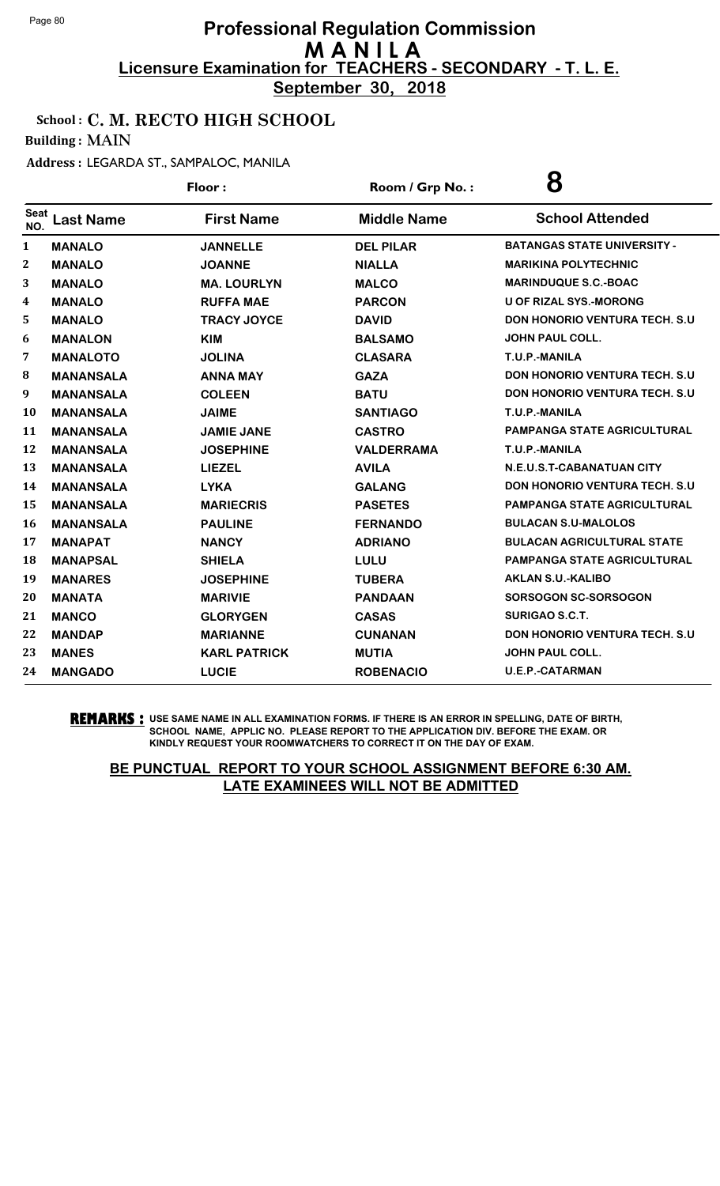# Professional Regulation Commission
## M A N I L A
### Licensure Examination for TEACHERS - SECONDARY - T. L. E.
**September 30, 2018**

**School : C. M. RECTO HIGH SCHOOL**

**Building : MAIN**

**Address : LEGARDA ST., SAMPALOC, MANILA**

**Floor :** | **Room / Grp No. : 8**

| Seat NO. | Last Name | First Name | Middle Name | School Attended |
|---|---|---|---|---|
| 1 | MANALO | JANNELLE | DEL PILAR | BATANGAS STATE UNIVERSITY - |
| 2 | MANALO | JOANNE | NIALLA | MARIKINA POLYTECHNIC |
| 3 | MANALO | MA. LOURLYN | MALCO | MARINDUQUE S.C.-BOAC |
| 4 | MANALO | RUFFA MAE | PARCON | U OF RIZAL SYS.-MORONG |
| 5 | MANALO | TRACY JOYCE | DAVID | DON HONORIO VENTURA TECH. S.U |
| 6 | MANALON | KIM | BALSAMO | JOHN PAUL COLL. |
| 7 | MANALOTO | JOLINA | CLASARA | T.U.P.-MANILA |
| 8 | MANANSALA | ANNA MAY | GAZA | DON HONORIO VENTURA TECH. S.U |
| 9 | MANANSALA | COLEEN | BATU | DON HONORIO VENTURA TECH. S.U |
| 10 | MANANSALA | JAIME | SANTIAGO | T.U.P.-MANILA |
| 11 | MANANSALA | JAMIE JANE | CASTRO | PAMPANGA STATE AGRICULTURAL |
| 12 | MANANSALA | JOSEPHINE | VALDERRAMA | T.U.P.-MANILA |
| 13 | MANANSALA | LIEZEL | AVILA | N.E.U.S.T-CABANATUAN CITY |
| 14 | MANANSALA | LYKA | GALANG | DON HONORIO VENTURA TECH. S.U |
| 15 | MANANSALA | MARIECRIS | PASETES | PAMPANGA STATE AGRICULTURAL |
| 16 | MANANSALA | PAULINE | FERNANDO | BULACAN S.U-MALOLOS |
| 17 | MANAPAT | NANCY | ADRIANO | BULACAN AGRICULTURAL STATE |
| 18 | MANAPSAL | SHIELA | LULU | PAMPANGA STATE AGRICULTURAL |
| 19 | MANARES | JOSEPHINE | TUBERA | AKLAN S.U.-KALIBO |
| 20 | MANATA | MARIVIE | PANDAAN | SORSOGON SC-SORSOGON |
| 21 | MANCO | GLORYGEN | CASAS | SURIGAO S.C.T. |
| 22 | MANDAP | MARIANNE | CUNANAN | DON HONORIO VENTURA TECH. S.U |
| 23 | MANES | KARL PATRICK | MUTIA | JOHN PAUL COLL. |
| 24 | MANGADO | LUCIE | ROBENACIO | U.E.P.-CATARMAN |

**REMARKS :** USE SAME NAME IN ALL EXAMINATION FORMS. IF THERE IS AN ERROR IN SPELLING, DATE OF BIRTH, SCHOOL NAME, APPLIC NO. PLEASE REPORT TO THE APPLICATION DIV. BEFORE THE EXAM. OR KINDLY REQUEST YOUR ROOMWATCHERS TO CORRECT IT ON THE DAY OF EXAM.

**BE PUNCTUAL REPORT TO YOUR SCHOOL ASSIGNMENT BEFORE 6:30 AM. LATE EXAMINEES WILL NOT BE ADMITTED**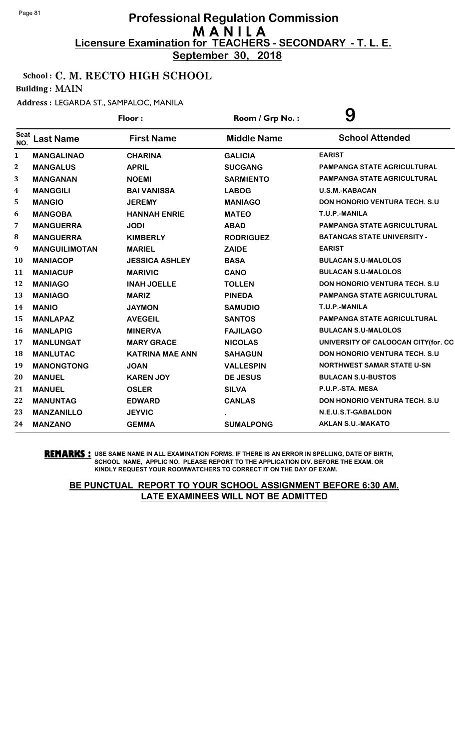# Professional Regulation Commission
## M A N I L A
**Licensure Examination for TEACHERS - SECONDARY - T. L. E.**

**September 30, 2018**

School : **C. M. RECTO HIGH SCHOOL**

Building : **MAIN**

Address : LEGARDA ST., SAMPALOC, MANILA

Floor :  Room / Grp No. : **9**

| Seat NO. | Last Name | First Name | Middle Name | School Attended |
|---|---|---|---|---|
| 1 | MANGALINAO | CHARINA | GALICIA | EARIST |
| 2 | MANGALUS | APRIL | SUCGANG | PAMPANGA STATE AGRICULTURAL |
| 3 | MANGANAN | NOEMI | SARMIENTO | PAMPANGA STATE AGRICULTURAL |
| 4 | MANGGILI | BAI VANISSA | LABOG | U.S.M.-KABACAN |
| 5 | MANGIO | JEREMY | MANIAGO | DON HONORIO VENTURA TECH. S.U |
| 6 | MANGOBA | HANNAH ENRIE | MATEO | T.U.P.-MANILA |
| 7 | MANGUERRA | JODI | ABAD | PAMPANGA STATE AGRICULTURAL |
| 8 | MANGUERRA | KIMBERLY | RODRIGUEZ | BATANGAS STATE UNIVERSITY - |
| 9 | MANGUILIMOTAN | MARIEL | ZAIDE | EARIST |
| 10 | MANIACOP | JESSICA ASHLEY | BASA | BULACAN S.U-MALOLOS |
| 11 | MANIACUP | MARIVIC | CANO | BULACAN S.U-MALOLOS |
| 12 | MANIAGO | INAH JOELLE | TOLLEN | DON HONORIO VENTURA TECH. S.U |
| 13 | MANIAGO | MARIZ | PINEDA | PAMPANGA STATE AGRICULTURAL |
| 14 | MANIO | JAYMON | SAMUDIO | T.U.P.-MANILA |
| 15 | MANLAPAZ | AVEGEIL | SANTOS | PAMPANGA STATE AGRICULTURAL |
| 16 | MANLAPIG | MINERVA | FAJILAGO | BULACAN S.U-MALOLOS |
| 17 | MANLUNGAT | MARY GRACE | NICOLAS | UNIVERSITY OF CALOOCAN CITY(for. CC |
| 18 | MANLUTAC | KATRINA MAE ANN | SAHAGUN | DON HONORIO VENTURA TECH. S.U |
| 19 | MANONGTONG | JOAN | VALLESPIN | NORTHWEST SAMAR STATE U-SN |
| 20 | MANUEL | KAREN JOY | DE JESUS | BULACAN S.U-BUSTOS |
| 21 | MANUEL | OSLER | SILVA | P.U.P.-STA. MESA |
| 22 | MANUNTAG | EDWARD | CANLAS | DON HONORIO VENTURA TECH. S.U |
| 23 | MANZANILLO | JEYVIC | . | N.E.U.S.T-GABALDON |
| 24 | MANZANO | GEMMA | SUMALPONG | AKLAN S.U.-MAKATO |

**REMARKS :** USE SAME NAME IN ALL EXAMINATION FORMS. IF THERE IS AN ERROR IN SPELLING, DATE OF BIRTH, SCHOOL NAME, APPLIC NO. PLEASE REPORT TO THE APPLICATION DIV. BEFORE THE EXAM. OR KINDLY REQUEST YOUR ROOMWATCHERS TO CORRECT IT ON THE DAY OF EXAM.

**BE PUNCTUAL REPORT TO YOUR SCHOOL ASSIGNMENT BEFORE 6:30 AM. LATE EXAMINEES WILL NOT BE ADMITTED**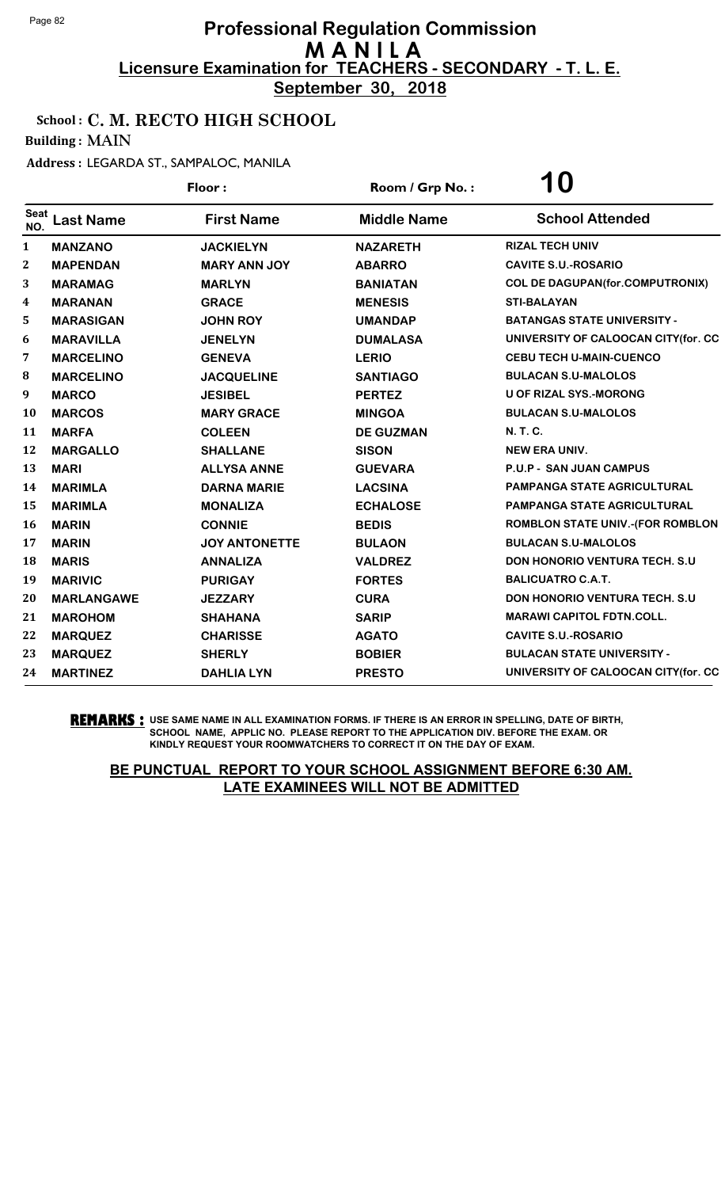# Professional Regulation Commission
# MANILA
## Licensure Examination for TEACHERS - SECONDARY - T. L. E.
## September 30, 2018

**School : C. M. RECTO HIGH SCHOOL**

**Building : MAIN**

**Address : LEGARDA ST., SAMPALOC, MANILA**

**Floor :** &nbsp;&nbsp;&nbsp;&nbsp; **Room / Grp No. : 10**

| Seat NO. | Last Name | First Name | Middle Name | School Attended |
|---|---|---|---|---|
| 1 | MANZANO | JACKIELYN | NAZARETH | RIZAL TECH UNIV |
| 2 | MAPENDAN | MARY ANN JOY | ABARRO | CAVITE S.U.-ROSARIO |
| 3 | MARAMAG | MARLYN | BANIATAN | COL DE DAGUPAN(for.COMPUTRONIX) |
| 4 | MARANAN | GRACE | MENESIS | STI-BALAYAN |
| 5 | MARASIGAN | JOHN ROY | UMANDAP | BATANGAS STATE UNIVERSITY - |
| 6 | MARAVILLA | JENELYN | DUMALASA | UNIVERSITY OF CALOOCAN CITY(for. CC |
| 7 | MARCELINO | GENEVA | LERIO | CEBU TECH U-MAIN-CUENCO |
| 8 | MARCELINO | JACQUELINE | SANTIAGO | BULACAN S.U-MALOLOS |
| 9 | MARCO | JESIBEL | PERTEZ | U OF RIZAL SYS.-MORONG |
| 10 | MARCOS | MARY GRACE | MINGOA | BULACAN S.U-MALOLOS |
| 11 | MARFA | COLEEN | DE GUZMAN | N. T. C. |
| 12 | MARGALLO | SHALLANE | SISON | NEW ERA UNIV. |
| 13 | MARI | ALLYSA ANNE | GUEVARA | P.U.P - SAN JUAN CAMPUS |
| 14 | MARIMLA | DARNA MARIE | LACSINA | PAMPANGA STATE AGRICULTURAL |
| 15 | MARIMLA | MONALIZA | ECHALOSE | PAMPANGA STATE AGRICULTURAL |
| 16 | MARIN | CONNIE | BEDIS | ROMBLON STATE UNIV.-(FOR ROMBLON |
| 17 | MARIN | JOY ANTONETTE | BULAON | BULACAN S.U-MALOLOS |
| 18 | MARIS | ANNALIZA | VALDREZ | DON HONORIO VENTURA TECH. S.U |
| 19 | MARIVIC | PURIGAY | FORTES | BALICUATRO C.A.T. |
| 20 | MARLANGAWE | JEZZARY | CURA | DON HONORIO VENTURA TECH. S.U |
| 21 | MAROHOM | SHAHANA | SARIP | MARAWI CAPITOL FDTN.COLL. |
| 22 | MARQUEZ | CHARISSE | AGATO | CAVITE S.U.-ROSARIO |
| 23 | MARQUEZ | SHERLY | BOBIER | BULACAN STATE UNIVERSITY - |
| 24 | MARTINEZ | DAHLIA LYN | PRESTO | UNIVERSITY OF CALOOCAN CITY(for. CC |

**REMARKS :** USE SAME NAME IN ALL EXAMINATION FORMS. IF THERE IS AN ERROR IN SPELLING, DATE OF BIRTH, SCHOOL NAME, APPLIC NO. PLEASE REPORT TO THE APPLICATION DIV. BEFORE THE EXAM. OR KINDLY REQUEST YOUR ROOMWATCHERS TO CORRECT IT ON THE DAY OF EXAM.

**BE PUNCTUAL REPORT TO YOUR SCHOOL ASSIGNMENT BEFORE 6:30 AM. LATE EXAMINEES WILL NOT BE ADMITTED**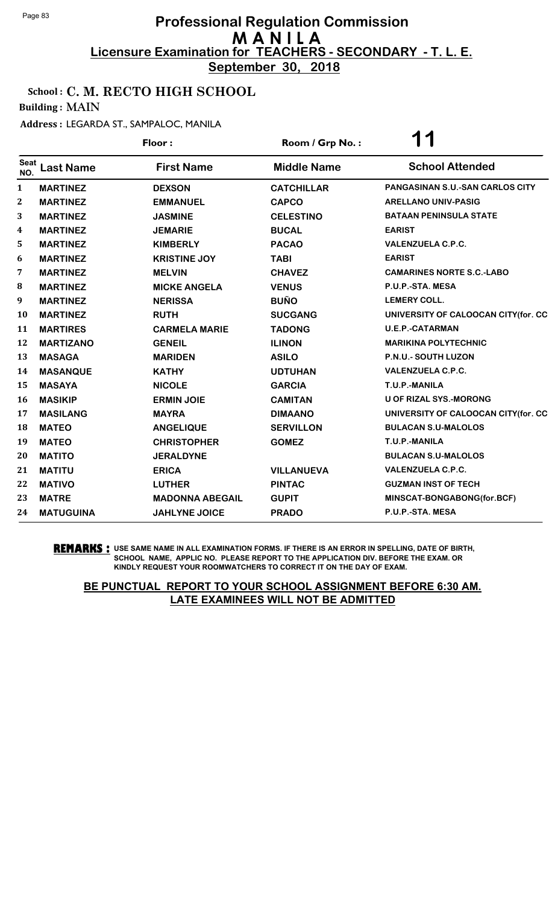# Professional Regulation Commission
## M A N I L A
## Licensure Examination for TEACHERS - SECONDARY - T. L. E.
**September 30, 2018**

**School : C. M. RECTO HIGH SCHOOL**

**Building : MAIN**

**Address : LEGARDA ST., SAMPALOC, MANILA**

**Floor :** &nbsp;&nbsp;&nbsp;&nbsp; **Room / Grp No. : 11**

| Seat NO. | Last Name | First Name | Middle Name | School Attended |
|---|---|---|---|---|
| 1 | MARTINEZ | DEXSON | CATCHILLAR | PANGASINAN S.U.-SAN CARLOS CITY |
| 2 | MARTINEZ | EMMANUEL | CAPCO | ARELLANO UNIV-PASIG |
| 3 | MARTINEZ | JASMINE | CELESTINO | BATAAN PENINSULA STATE |
| 4 | MARTINEZ | JEMARIE | BUCAL | EARIST |
| 5 | MARTINEZ | KIMBERLY | PACAO | VALENZUELA C.P.C. |
| 6 | MARTINEZ | KRISTINE JOY | TABI | EARIST |
| 7 | MARTINEZ | MELVIN | CHAVEZ | CAMARINES NORTE S.C.-LABO |
| 8 | MARTINEZ | MICKE ANGELA | VENUS | P.U.P.-STA. MESA |
| 9 | MARTINEZ | NERISSA | BUÑO | LEMERY COLL. |
| 10 | MARTINEZ | RUTH | SUCGANG | UNIVERSITY OF CALOOCAN CITY(for. CC |
| 11 | MARTIRES | CARMELA MARIE | TADONG | U.E.P.-CATARMAN |
| 12 | MARTIZANO | GENEIL | ILINON | MARIKINA POLYTECHNIC |
| 13 | MASAGA | MARIDEN | ASILO | P.N.U.- SOUTH LUZON |
| 14 | MASANQUE | KATHY | UDTUHAN | VALENZUELA C.P.C. |
| 15 | MASAYA | NICOLE | GARCIA | T.U.P.-MANILA |
| 16 | MASIKIP | ERMIN JOIE | CAMITAN | U OF RIZAL SYS.-MORONG |
| 17 | MASILANG | MAYRA | DIMAANO | UNIVERSITY OF CALOOCAN CITY(for. CC |
| 18 | MATEO | ANGELIQUE | SERVILLON | BULACAN S.U-MALOLOS |
| 19 | MATEO | CHRISTOPHER | GOMEZ | T.U.P.-MANILA |
| 20 | MATITO | JERALDYNE | | BULACAN S.U-MALOLOS |
| 21 | MATITU | ERICA | VILLANUEVA | VALENZUELA C.P.C. |
| 22 | MATIVO | LUTHER | PINTAC | GUZMAN INST OF TECH |
| 23 | MATRE | MADONNA ABEGAIL | GUPIT | MINSCAT-BONGABONG(for.BCF) |
| 24 | MATUGUINA | JAHLYNE JOICE | PRADO | P.U.P.-STA. MESA |

**REMARKS :** USE SAME NAME IN ALL EXAMINATION FORMS. IF THERE IS AN ERROR IN SPELLING, DATE OF BIRTH, SCHOOL NAME, APPLIC NO. PLEASE REPORT TO THE APPLICATION DIV. BEFORE THE EXAM. OR KINDLY REQUEST YOUR ROOMWATCHERS TO CORRECT IT ON THE DAY OF EXAM.

**BE PUNCTUAL REPORT TO YOUR SCHOOL ASSIGNMENT BEFORE 6:30 AM. LATE EXAMINEES WILL NOT BE ADMITTED**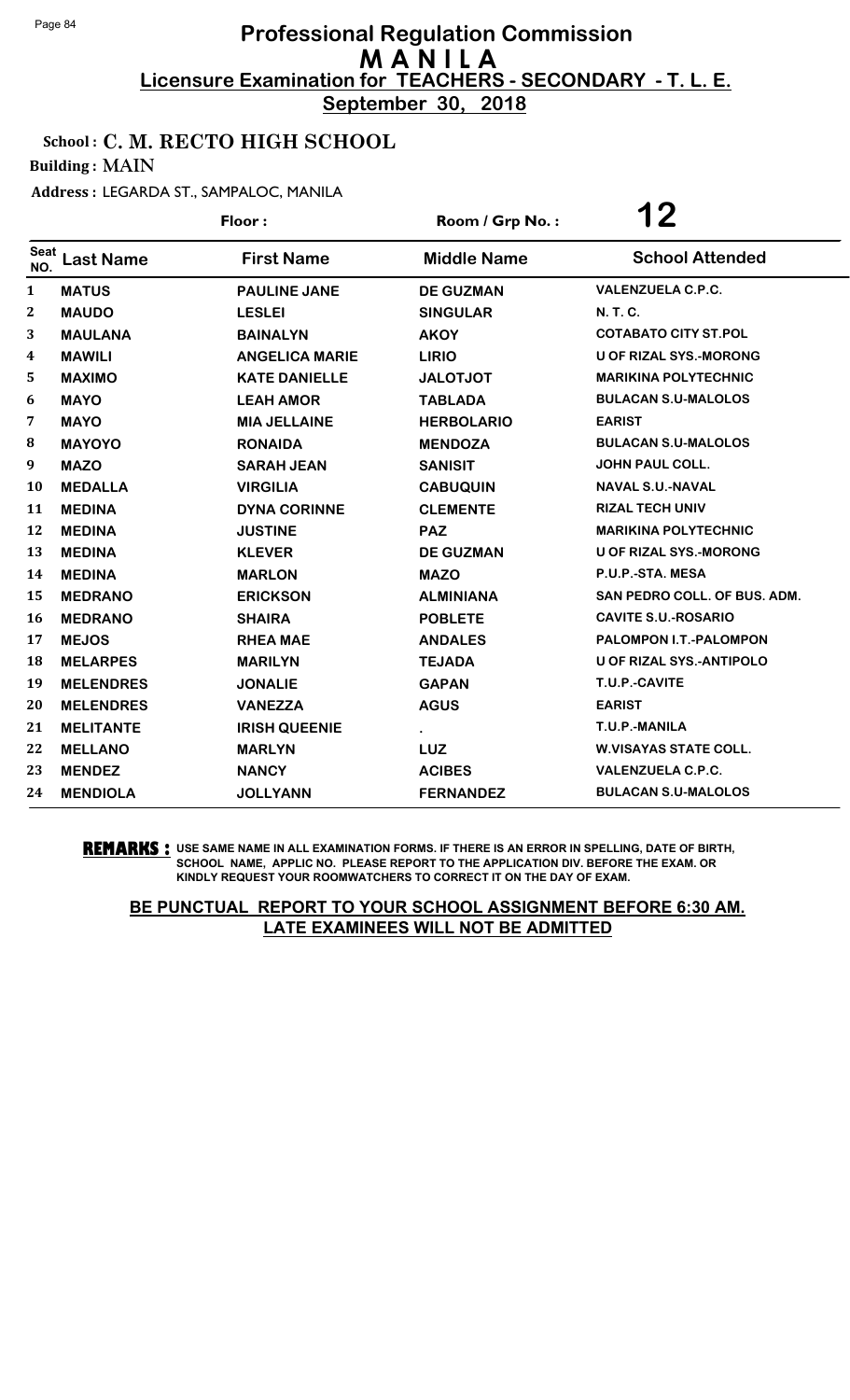# Professional Regulation Commission
## M A N I L A
**Licensure Examination for TEACHERS - SECONDARY - T. L. E.**

**September 30, 2018**

School : **C. M. RECTO HIGH SCHOOL**

Building : **MAIN**

Address : LEGARDA ST., SAMPALOC, MANILA

Floor :  Room / Grp No. : **12**

| Seat NO. | Last Name | First Name | Middle Name | School Attended |
|---|---|---|---|---|
| 1 | MATUS | PAULINE JANE | DE GUZMAN | VALENZUELA C.P.C. |
| 2 | MAUDO | LESLEI | SINGULAR | N. T. C. |
| 3 | MAULANA | BAINALYN | AKOY | COTABATO CITY ST.POL |
| 4 | MAWILI | ANGELICA MARIE | LIRIO | U OF RIZAL SYS.-MORONG |
| 5 | MAXIMO | KATE DANIELLE | JALOTJOT | MARIKINA POLYTECHNIC |
| 6 | MAYO | LEAH AMOR | TABLADA | BULACAN S.U-MALOLOS |
| 7 | MAYO | MIA JELLAINE | HERBOLARIO | EARIST |
| 8 | MAYOYO | RONAIDA | MENDOZA | BULACAN S.U-MALOLOS |
| 9 | MAZO | SARAH JEAN | SANISIT | JOHN PAUL COLL. |
| 10 | MEDALLA | VIRGILIA | CABUQUIN | NAVAL S.U.-NAVAL |
| 11 | MEDINA | DYNA CORINNE | CLEMENTE | RIZAL TECH UNIV |
| 12 | MEDINA | JUSTINE | PAZ | MARIKINA POLYTECHNIC |
| 13 | MEDINA | KLEVER | DE GUZMAN | U OF RIZAL SYS.-MORONG |
| 14 | MEDINA | MARLON | MAZO | P.U.P.-STA. MESA |
| 15 | MEDRANO | ERICKSON | ALMINIANA | SAN PEDRO COLL. OF BUS. ADM. |
| 16 | MEDRANO | SHAIRA | POBLETE | CAVITE S.U.-ROSARIO |
| 17 | MEJOS | RHEA MAE | ANDALES | PALOMPON I.T.-PALOMPON |
| 18 | MELARPES | MARILYN | TEJADA | U OF RIZAL SYS.-ANTIPOLO |
| 19 | MELENDRES | JONALIE | GAPAN | T.U.P.-CAVITE |
| 20 | MELENDRES | VANEZZA | AGUS | EARIST |
| 21 | MELITANTE | IRISH QUEENIE | . | T.U.P.-MANILA |
| 22 | MELLANO | MARLYN | LUZ | W.VISAYAS STATE COLL. |
| 23 | MENDEZ | NANCY | ACIBES | VALENZUELA C.P.C. |
| 24 | MENDIOLA | JOLLYANN | FERNANDEZ | BULACAN S.U-MALOLOS |

**REMARKS :** USE SAME NAME IN ALL EXAMINATION FORMS. IF THERE IS AN ERROR IN SPELLING, DATE OF BIRTH, SCHOOL NAME, APPLIC NO. PLEASE REPORT TO THE APPLICATION DIV. BEFORE THE EXAM. OR KINDLY REQUEST YOUR ROOMWATCHERS TO CORRECT IT ON THE DAY OF EXAM.

**BE PUNCTUAL REPORT TO YOUR SCHOOL ASSIGNMENT BEFORE 6:30 AM. LATE EXAMINEES WILL NOT BE ADMITTED**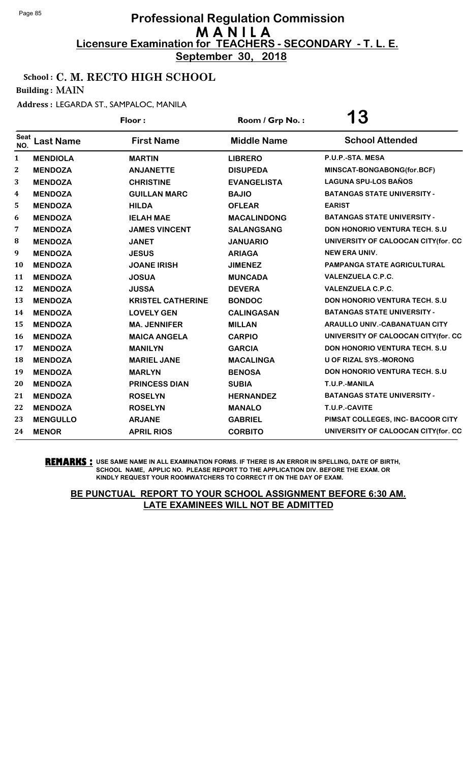# Professional Regulation Commission
# MANILA
## Licensure Examination for TEACHERS - SECONDARY - T. L. E.
**September 30, 2018**

**School : C. M. RECTO HIGH SCHOOL**

**Building : MAIN**

**Address : LEGARDA ST., SAMPALOC, MANILA**

**Floor :** | **Room / Grp No. : 13**

| Seat NO. | Last Name | First Name | Middle Name | School Attended |
|---|---|---|---|---|
| 1 | MENDIOLA | MARTIN | LIBRERO | P.U.P.-STA. MESA |
| 2 | MENDOZA | ANJANETTE | DISUPEDA | MINSCAT-BONGABONG(for.BCF) |
| 3 | MENDOZA | CHRISTINE | EVANGELISTA | LAGUNA SPU-LOS BAÑOS |
| 4 | MENDOZA | GUILLAN MARC | BAJIO | BATANGAS STATE UNIVERSITY - |
| 5 | MENDOZA | HILDA | OFLEAR | EARIST |
| 6 | MENDOZA | IELAH MAE | MACALINDONG | BATANGAS STATE UNIVERSITY - |
| 7 | MENDOZA | JAMES VINCENT | SALANGSANG | DON HONORIO VENTURA TECH. S.U |
| 8 | MENDOZA | JANET | JANUARIO | UNIVERSITY OF CALOOCAN CITY(for. CC |
| 9 | MENDOZA | JESUS | ARIAGA | NEW ERA UNIV. |
| 10 | MENDOZA | JOANE IRISH | JIMENEZ | PAMPANGA STATE AGRICULTURAL |
| 11 | MENDOZA | JOSUA | MUNCADA | VALENZUELA C.P.C. |
| 12 | MENDOZA | JUSSA | DEVERA | VALENZUELA C.P.C. |
| 13 | MENDOZA | KRISTEL CATHERINE | BONDOC | DON HONORIO VENTURA TECH. S.U |
| 14 | MENDOZA | LOVELY GEN | CALINGASAN | BATANGAS STATE UNIVERSITY - |
| 15 | MENDOZA | MA. JENNIFER | MILLAN | ARAULLO UNIV.-CABANATUAN CITY |
| 16 | MENDOZA | MAICA ANGELA | CARPIO | UNIVERSITY OF CALOOCAN CITY(for. CC |
| 17 | MENDOZA | MANILYN | GARCIA | DON HONORIO VENTURA TECH. S.U |
| 18 | MENDOZA | MARIEL JANE | MACALINGA | U OF RIZAL SYS.-MORONG |
| 19 | MENDOZA | MARLYN | BENOSA | DON HONORIO VENTURA TECH. S.U |
| 20 | MENDOZA | PRINCESS DIAN | SUBIA | T.U.P.-MANILA |
| 21 | MENDOZA | ROSELYN | HERNANDEZ | BATANGAS STATE UNIVERSITY - |
| 22 | MENDOZA | ROSELYN | MANALO | T.U.P.-CAVITE |
| 23 | MENGULLO | ARJANE | GABRIEL | PIMSAT COLLEGES, INC- BACOOR CITY |
| 24 | MENOR | APRIL RIOS | CORBITO | UNIVERSITY OF CALOOCAN CITY(for. CC |

**REMARKS :** USE SAME NAME IN ALL EXAMINATION FORMS. IF THERE IS AN ERROR IN SPELLING, DATE OF BIRTH, SCHOOL NAME, APPLIC NO. PLEASE REPORT TO THE APPLICATION DIV. BEFORE THE EXAM. OR KINDLY REQUEST YOUR ROOMWATCHERS TO CORRECT IT ON THE DAY OF EXAM.

**BE PUNCTUAL REPORT TO YOUR SCHOOL ASSIGNMENT BEFORE 6:30 AM. LATE EXAMINEES WILL NOT BE ADMITTED**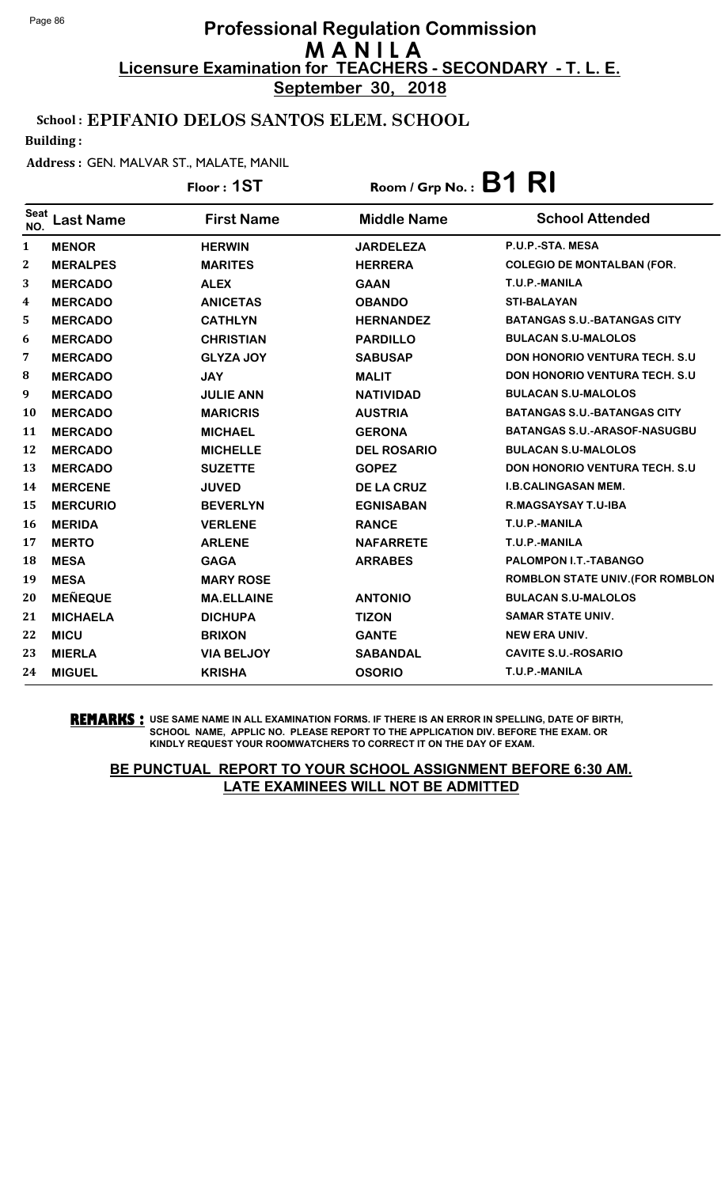# Professional Regulation Commission
## M A N I L A
## Licensure Examination for TEACHERS - SECONDARY - T. L. E.
**September 30, 2018**

**School : EPIFANIO DELOS SANTOS ELEM. SCHOOL**

**Building :**

**Address :** GEN. MALVAR ST., MALATE, MANIL

**Floor : 1ST** Room / Grp No. : **B1 RI**

| Seat NO. | Last Name | First Name | Middle Name | School Attended |
|---|---|---|---|---|
| 1 | MENOR | HERWIN | JARDELEZA | P.U.P.-STA. MESA |
| 2 | MERALPES | MARITES | HERRERA | COLEGIO DE MONTALBAN (FOR. |
| 3 | MERCADO | ALEX | GAAN | T.U.P.-MANILA |
| 4 | MERCADO | ANICETAS | OBANDO | STI-BALAYAN |
| 5 | MERCADO | CATHLYN | HERNANDEZ | BATANGAS S.U.-BATANGAS CITY |
| 6 | MERCADO | CHRISTIAN | PARDILLO | BULACAN S.U-MALOLOS |
| 7 | MERCADO | GLYZA JOY | SABUSAP | DON HONORIO VENTURA TECH. S.U |
| 8 | MERCADO | JAY | MALIT | DON HONORIO VENTURA TECH. S.U |
| 9 | MERCADO | JULIE ANN | NATIVIDAD | BULACAN S.U-MALOLOS |
| 10 | MERCADO | MARICRIS | AUSTRIA | BATANGAS S.U.-BATANGAS CITY |
| 11 | MERCADO | MICHAEL | GERONA | BATANGAS S.U.-ARASOF-NASUGBU |
| 12 | MERCADO | MICHELLE | DEL ROSARIO | BULACAN S.U-MALOLOS |
| 13 | MERCADO | SUZETTE | GOPEZ | DON HONORIO VENTURA TECH. S.U |
| 14 | MERCENE | JUVED | DE LA CRUZ | I.B.CALINGASAN MEM. |
| 15 | MERCURIO | BEVERLYN | EGNISABAN | R.MAGSAYSAY T.U-IBA |
| 16 | MERIDA | VERLENE | RANCE | T.U.P.-MANILA |
| 17 | MERTO | ARLENE | NAFARRETE | T.U.P.-MANILA |
| 18 | MESA | GAGA | ARRABES | PALOMPON I.T.-TABANGO |
| 19 | MESA | MARY ROSE | | ROMBLON STATE UNIV.(FOR ROMBLON |
| 20 | MEÑEQUE | MA.ELLAINE | ANTONIO | BULACAN S.U-MALOLOS |
| 21 | MICHAELA | DICHUPA | TIZON | SAMAR STATE UNIV. |
| 22 | MICU | BRIXON | GANTE | NEW ERA UNIV. |
| 23 | MIERLA | VIA BELJOY | SABANDAL | CAVITE S.U.-ROSARIO |
| 24 | MIGUEL | KRISHA | OSORIO | T.U.P.-MANILA |

**REMARKS :** USE SAME NAME IN ALL EXAMINATION FORMS. IF THERE IS AN ERROR IN SPELLING, DATE OF BIRTH, SCHOOL NAME, APPLIC NO. PLEASE REPORT TO THE APPLICATION DIV. BEFORE THE EXAM. OR KINDLY REQUEST YOUR ROOMWATCHERS TO CORRECT IT ON THE DAY OF EXAM.

**BE PUNCTUAL REPORT TO YOUR SCHOOL ASSIGNMENT BEFORE 6:30 AM. LATE EXAMINEES WILL NOT BE ADMITTED**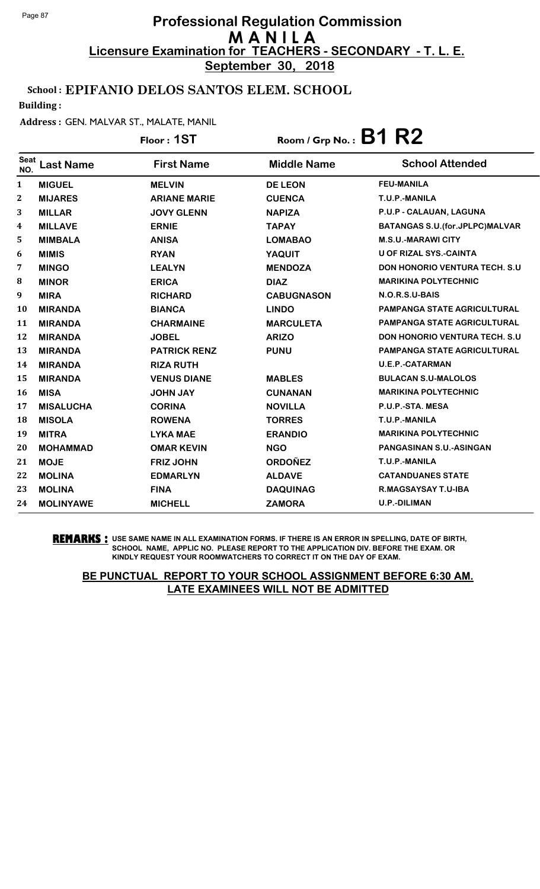# Professional Regulation Commission
## M A N I L A
### Licensure Examination for TEACHERS - SECONDARY - T. L. E.
**September 30, 2018**

**School : EPIFANIO DELOS SANTOS ELEM. SCHOOL**

**Building :**

**Address :** GEN. MALVAR ST., MALATE, MANIL

**Floor : 1ST** **Room / Grp No. : B1 R2**

| Seat NO. | Last Name | First Name | Middle Name | School Attended |
|---|---|---|---|---|
| 1 | MIGUEL | MELVIN | DE LEON | FEU-MANILA |
| 2 | MIJARES | ARIANE MARIE | CUENCA | T.U.P.-MANILA |
| 3 | MILLAR | JOVY GLENN | NAPIZA | P.U.P - CALAUAN, LAGUNA |
| 4 | MILLAVE | ERNIE | TAPAY | BATANGAS S.U.(for.JPLPC)MALVAR |
| 5 | MIMBALA | ANISA | LOMABAO | M.S.U.-MARAWI CITY |
| 6 | MIMIS | RYAN | YAQUIT | U OF RIZAL SYS.-CAINTA |
| 7 | MINGO | LEALYN | MENDOZA | DON HONORIO VENTURA TECH. S.U |
| 8 | MINOR | ERICA | DIAZ | MARIKINA POLYTECHNIC |
| 9 | MIRA | RICHARD | CABUGNASON | N.O.R.S.U-BAIS |
| 10 | MIRANDA | BIANCA | LINDO | PAMPANGA STATE AGRICULTURAL |
| 11 | MIRANDA | CHARMAINE | MARCULETA | PAMPANGA STATE AGRICULTURAL |
| 12 | MIRANDA | JOBEL | ARIZO | DON HONORIO VENTURA TECH. S.U |
| 13 | MIRANDA | PATRICK RENZ | PUNU | PAMPANGA STATE AGRICULTURAL |
| 14 | MIRANDA | RIZA RUTH | | U.E.P.-CATARMAN |
| 15 | MIRANDA | VENUS DIANE | MABLES | BULACAN S.U-MALOLOS |
| 16 | MISA | JOHN JAY | CUNANAN | MARIKINA POLYTECHNIC |
| 17 | MISALUCHA | CORINA | NOVILLA | P.U.P.-STA. MESA |
| 18 | MISOLA | ROWENA | TORRES | T.U.P.-MANILA |
| 19 | MITRA | LYKA MAE | ERANDIO | MARIKINA POLYTECHNIC |
| 20 | MOHAMMAD | OMAR KEVIN | NGO | PANGASINAN S.U.-ASINGAN |
| 21 | MOJE | FRIZ JOHN | ORDOÑEZ | T.U.P.-MANILA |
| 22 | MOLINA | EDMARLYN | ALDAVE | CATANDUANES STATE |
| 23 | MOLINA | FINA | DAQUINAG | R.MAGSAYSAY T.U-IBA |
| 24 | MOLINYAWE | MICHELL | ZAMORA | U.P.-DILIMAN |

**REMARKS :** USE SAME NAME IN ALL EXAMINATION FORMS. IF THERE IS AN ERROR IN SPELLING, DATE OF BIRTH, SCHOOL NAME, APPLIC NO. PLEASE REPORT TO THE APPLICATION DIV. BEFORE THE EXAM. OR KINDLY REQUEST YOUR ROOMWATCHERS TO CORRECT IT ON THE DAY OF EXAM.

**BE PUNCTUAL REPORT TO YOUR SCHOOL ASSIGNMENT BEFORE 6:30 AM. LATE EXAMINEES WILL NOT BE ADMITTED**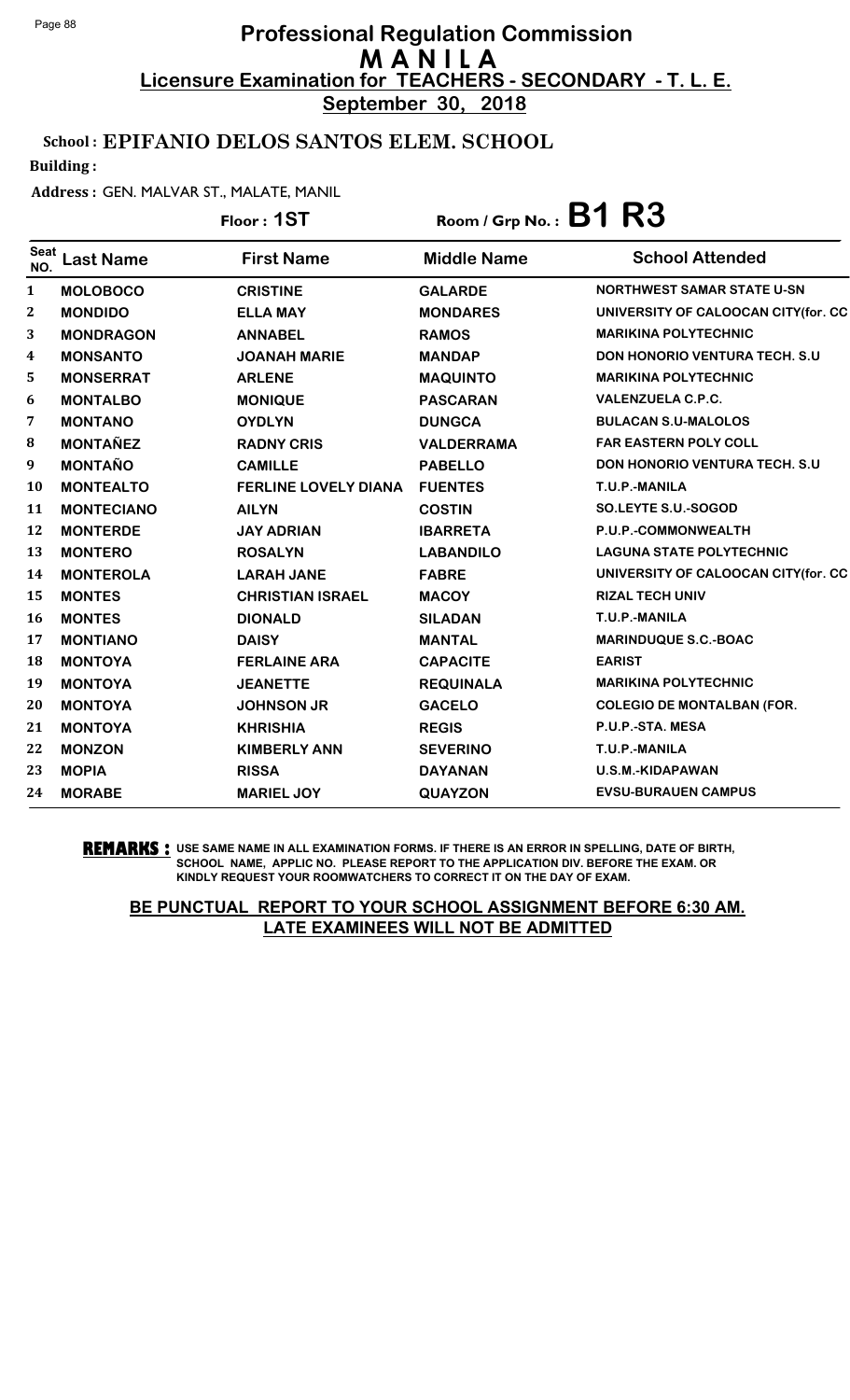# Professional Regulation Commission
## M A N I L A
### Licensure Examination for TEACHERS - SECONDARY - T. L. E.
**September 30, 2018**

**School : EPIFANIO DELOS SANTOS ELEM. SCHOOL**

**Building :**

**Address :** GEN. MALVAR ST., MALATE, MANIL

**Floor : 1ST** **Room / Grp No. : B1 R3**

| Seat NO. | Last Name | First Name | Middle Name | School Attended |
|---|---|---|---|---|
| 1 | MOLOBOCO | CRISTINE | GALARDE | NORTHWEST SAMAR STATE U-SN |
| 2 | MONDIDO | ELLA MAY | MONDARES | UNIVERSITY OF CALOOCAN CITY(for. CC |
| 3 | MONDRAGON | ANNABEL | RAMOS | MARIKINA POLYTECHNIC |
| 4 | MONSANTO | JOANAH MARIE | MANDAP | DON HONORIO VENTURA TECH. S.U |
| 5 | MONSERRAT | ARLENE | MAQUINTO | MARIKINA POLYTECHNIC |
| 6 | MONTALBO | MONIQUE | PASCARAN | VALENZUELA C.P.C. |
| 7 | MONTANO | OYDLYN | DUNGCA | BULACAN S.U-MALOLOS |
| 8 | MONTAÑEZ | RADNY CRIS | VALDERRAMA | FAR EASTERN POLY COLL |
| 9 | MONTAÑO | CAMILLE | PABELLO | DON HONORIO VENTURA TECH. S.U |
| 10 | MONTEALTO | FERLINE LOVELY DIANA | FUENTES | T.U.P.-MANILA |
| 11 | MONTECIANO | AILYN | COSTIN | SO.LEYTE S.U.-SOGOD |
| 12 | MONTERDE | JAY ADRIAN | IBARRETA | P.U.P.-COMMONWEALTH |
| 13 | MONTERO | ROSALYN | LABANDILO | LAGUNA STATE POLYTECHNIC |
| 14 | MONTEROLA | LARAH JANE | FABRE | UNIVERSITY OF CALOOCAN CITY(for. CC |
| 15 | MONTES | CHRISTIAN ISRAEL | MACOY | RIZAL TECH UNIV |
| 16 | MONTES | DIONALD | SILADAN | T.U.P.-MANILA |
| 17 | MONTIANO | DAISY | MANTAL | MARINDUQUE S.C.-BOAC |
| 18 | MONTOYA | FERLAINE ARA | CAPACITE | EARIST |
| 19 | MONTOYA | JEANETTE | REQUINALA | MARIKINA POLYTECHNIC |
| 20 | MONTOYA | JOHNSON JR | GACELO | COLEGIO DE MONTALBAN (FOR. |
| 21 | MONTOYA | KHRISHIA | REGIS | P.U.P.-STA. MESA |
| 22 | MONZON | KIMBERLY ANN | SEVERINO | T.U.P.-MANILA |
| 23 | MOPIA | RISSA | DAYANAN | U.S.M.-KIDAPAWAN |
| 24 | MORABE | MARIEL JOY | QUAYZON | EVSU-BURAUEN CAMPUS |

**REMARKS :** USE SAME NAME IN ALL EXAMINATION FORMS. IF THERE IS AN ERROR IN SPELLING, DATE OF BIRTH, SCHOOL NAME, APPLIC NO. PLEASE REPORT TO THE APPLICATION DIV. BEFORE THE EXAM. OR KINDLY REQUEST YOUR ROOMWATCHERS TO CORRECT IT ON THE DAY OF EXAM.

**BE PUNCTUAL REPORT TO YOUR SCHOOL ASSIGNMENT BEFORE 6:30 AM. LATE EXAMINEES WILL NOT BE ADMITTED**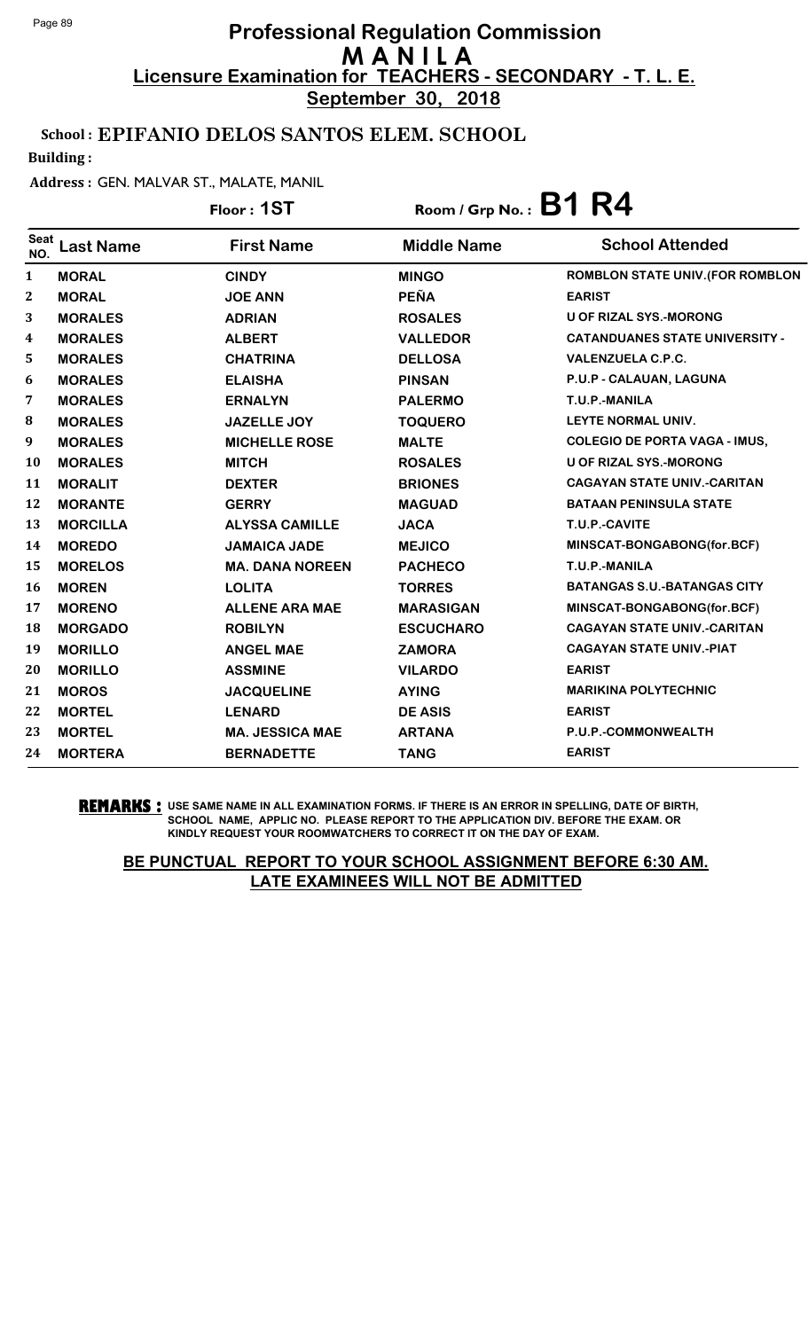# Professional Regulation Commission
# MANILA
## Licensure Examination for TEACHERS - SECONDARY - T. L. E.
**September 30, 2018**

**School : EPIFANIO DELOS SANTOS ELEM. SCHOOL**

**Building :**

**Address :** GEN. MALVAR ST., MALATE, MANIL

**Floor : 1ST** &nbsp;&nbsp;&nbsp; **Room / Grp No. : B1 R4**

| Seat NO. | Last Name | First Name | Middle Name | School Attended |
|---|---|---|---|---|
| 1 | MORAL | CINDY | MINGO | ROMBLON STATE UNIV.(FOR ROMBLON |
| 2 | MORAL | JOE ANN | PEÑA | EARIST |
| 3 | MORALES | ADRIAN | ROSALES | U OF RIZAL SYS.-MORONG |
| 4 | MORALES | ALBERT | VALLEDOR | CATANDUANES STATE UNIVERSITY - |
| 5 | MORALES | CHATRINA | DELLOSA | VALENZUELA C.P.C. |
| 6 | MORALES | ELAISHA | PINSAN | P.U.P - CALAUAN, LAGUNA |
| 7 | MORALES | ERNALYN | PALERMO | T.U.P.-MANILA |
| 8 | MORALES | JAZELLE JOY | TOQUERO | LEYTE NORMAL UNIV. |
| 9 | MORALES | MICHELLE ROSE | MALTE | COLEGIO DE PORTA VAGA - IMUS, |
| 10 | MORALES | MITCH | ROSALES | U OF RIZAL SYS.-MORONG |
| 11 | MORALIT | DEXTER | BRIONES | CAGAYAN STATE UNIV.-CARITAN |
| 12 | MORANTE | GERRY | MAGUAD | BATAAN PENINSULA STATE |
| 13 | MORCILLA | ALYSSA CAMILLE | JACA | T.U.P.-CAVITE |
| 14 | MOREDO | JAMAICA JADE | MEJICO | MINSCAT-BONGABONG(for.BCF) |
| 15 | MORELOS | MA. DANA NOREEN | PACHECO | T.U.P.-MANILA |
| 16 | MOREN | LOLITA | TORRES | BATANGAS S.U.-BATANGAS CITY |
| 17 | MORENO | ALLENE ARA MAE | MARASIGAN | MINSCAT-BONGABONG(for.BCF) |
| 18 | MORGADO | ROBILYN | ESCUCHARO | CAGAYAN STATE UNIV.-CARITAN |
| 19 | MORILLO | ANGEL MAE | ZAMORA | CAGAYAN STATE UNIV.-PIAT |
| 20 | MORILLO | ASSMINE | VILARDO | EARIST |
| 21 | MOROS | JACQUELINE | AYING | MARIKINA POLYTECHNIC |
| 22 | MORTEL | LENARD | DE ASIS | EARIST |
| 23 | MORTEL | MA. JESSICA MAE | ARTANA | P.U.P.-COMMONWEALTH |
| 24 | MORTERA | BERNADETTE | TANG | EARIST |

**REMARKS :** USE SAME NAME IN ALL EXAMINATION FORMS. IF THERE IS AN ERROR IN SPELLING, DATE OF BIRTH, SCHOOL NAME, APPLIC NO. PLEASE REPORT TO THE APPLICATION DIV. BEFORE THE EXAM. OR KINDLY REQUEST YOUR ROOMWATCHERS TO CORRECT IT ON THE DAY OF EXAM.

**BE PUNCTUAL REPORT TO YOUR SCHOOL ASSIGNMENT BEFORE 6:30 AM. LATE EXAMINEES WILL NOT BE ADMITTED**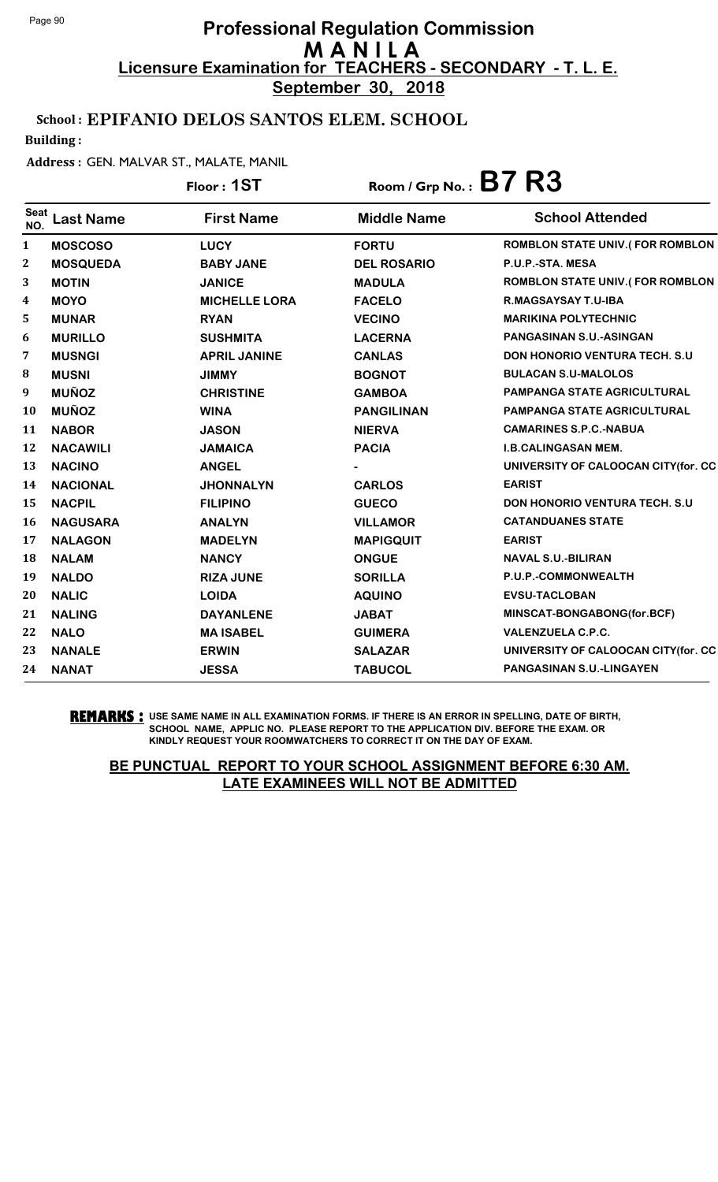# Professional Regulation Commission
# M A N I L A
## Licensure Examination for TEACHERS - SECONDARY - T. L. E.
## September 30, 2018

**School : EPIFANIO DELOS SANTOS ELEM. SCHOOL**

**Building :**

**Address :** GEN. MALVAR ST., MALATE, MANIL

**Floor : 1ST** **Room / Grp No. : B7 R3**

| Seat NO. | Last Name | First Name | Middle Name | School Attended |
|---|---|---|---|---|
| 1 | MOSCOSO | LUCY | FORTU | ROMBLON STATE UNIV.( FOR ROMBLON |
| 2 | MOSQUEDA | BABY JANE | DEL ROSARIO | P.U.P.-STA. MESA |
| 3 | MOTIN | JANICE | MADULA | ROMBLON STATE UNIV.( FOR ROMBLON |
| 4 | MOYO | MICHELLE LORA | FACELO | R.MAGSAYSAY T.U-IBA |
| 5 | MUNAR | RYAN | VECINO | MARIKINA POLYTECHNIC |
| 6 | MURILLO | SUSHMITA | LACERNA | PANGASINAN S.U.-ASINGAN |
| 7 | MUSNGI | APRIL JANINE | CANLAS | DON HONORIO VENTURA TECH. S.U |
| 8 | MUSNI | JIMMY | BOGNOT | BULACAN S.U-MALOLOS |
| 9 | MUÑOZ | CHRISTINE | GAMBOA | PAMPANGA STATE AGRICULTURAL |
| 10 | MUÑOZ | WINA | PANGILINAN | PAMPANGA STATE AGRICULTURAL |
| 11 | NABOR | JASON | NIERVA | CAMARINES S.P.C.-NABUA |
| 12 | NACAWILI | JAMAICA | PACIA | I.B.CALINGASAN MEM. |
| 13 | NACINO | ANGEL | - | UNIVERSITY OF CALOOCAN CITY(for. CC |
| 14 | NACIONAL | JHONNALYN | CARLOS | EARIST |
| 15 | NACPIL | FILIPINO | GUECO | DON HONORIO VENTURA TECH. S.U |
| 16 | NAGUSARA | ANALYN | VILLAMOR | CATANDUANES STATE |
| 17 | NALAGON | MADELYN | MAPIGQUIT | EARIST |
| 18 | NALAM | NANCY | ONGUE | NAVAL S.U.-BILIRAN |
| 19 | NALDO | RIZA JUNE | SORILLA | P.U.P.-COMMONWEALTH |
| 20 | NALIC | LOIDA | AQUINO | EVSU-TACLOBAN |
| 21 | NALING | DAYANLENE | JABAT | MINSCAT-BONGABONG(for.BCF) |
| 22 | NALO | MA ISABEL | GUIMERA | VALENZUELA C.P.C. |
| 23 | NANALE | ERWIN | SALAZAR | UNIVERSITY OF CALOOCAN CITY(for. CC |
| 24 | NANAT | JESSA | TABUCOL | PANGASINAN S.U.-LINGAYEN |

**REMARKS :** USE SAME NAME IN ALL EXAMINATION FORMS. IF THERE IS AN ERROR IN SPELLING, DATE OF BIRTH, SCHOOL NAME, APPLIC NO. PLEASE REPORT TO THE APPLICATION DIV. BEFORE THE EXAM. OR KINDLY REQUEST YOUR ROOMWATCHERS TO CORRECT IT ON THE DAY OF EXAM.

**BE PUNCTUAL REPORT TO YOUR SCHOOL ASSIGNMENT BEFORE 6:30 AM. LATE EXAMINEES WILL NOT BE ADMITTED**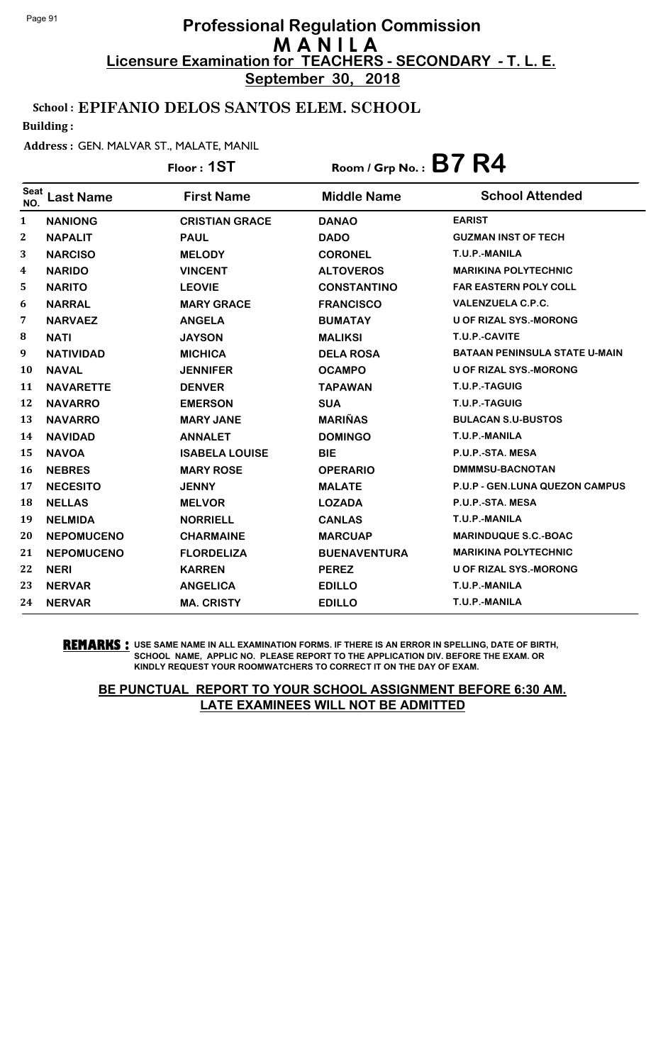# Professional Regulation Commission
# M A N I L A
## Licensure Examination for TEACHERS - SECONDARY - T. L. E.
**September 30, 2018**

**School : EPIFANIO DELOS SANTOS ELEM. SCHOOL**

**Building :**

**Address :** GEN. MALVAR ST., MALATE, MANIL

**Floor : 1ST** | **Room / Grp No. : B7 R4**

| Seat NO. | Last Name | First Name | Middle Name | School Attended |
|---|---|---|---|---|
| 1 | NANIONG | CRISTIAN GRACE | DANAO | EARIST |
| 2 | NAPALIT | PAUL | DADO | GUZMAN INST OF TECH |
| 3 | NARCISO | MELODY | CORONEL | T.U.P.-MANILA |
| 4 | NARIDO | VINCENT | ALTOVEROS | MARIKINA POLYTECHNIC |
| 5 | NARITO | LEOVIE | CONSTANTINO | FAR EASTERN POLY COLL |
| 6 | NARRAL | MARY GRACE | FRANCISCO | VALENZUELA C.P.C. |
| 7 | NARVAEZ | ANGELA | BUMATAY | U OF RIZAL SYS.-MORONG |
| 8 | NATI | JAYSON | MALIKSI | T.U.P.-CAVITE |
| 9 | NATIVIDAD | MICHICA | DELA ROSA | BATAAN PENINSULA STATE U-MAIN |
| 10 | NAVAL | JENNIFER | OCAMPO | U OF RIZAL SYS.-MORONG |
| 11 | NAVARETTE | DENVER | TAPAWAN | T.U.P.-TAGUIG |
| 12 | NAVARRO | EMERSON | SUA | T.U.P.-TAGUIG |
| 13 | NAVARRO | MARY JANE | MARIÑAS | BULACAN S.U-BUSTOS |
| 14 | NAVIDAD | ANNALET | DOMINGO | T.U.P.-MANILA |
| 15 | NAVOA | ISABELA LOUISE | BIE | P.U.P.-STA. MESA |
| 16 | NEBRES | MARY ROSE | OPERARIO | DMMMSU-BACNOTAN |
| 17 | NECESITO | JENNY | MALATE | P.U.P - GEN.LUNA QUEZON CAMPUS |
| 18 | NELLAS | MELVOR | LOZADA | P.U.P.-STA. MESA |
| 19 | NELMIDA | NORRIELL | CANLAS | T.U.P.-MANILA |
| 20 | NEPOMUCENO | CHARMAINE | MARCUAP | MARINDUQUE S.C.-BOAC |
| 21 | NEPOMUCENO | FLORDELIZA | BUENAVENTURA | MARIKINA POLYTECHNIC |
| 22 | NERI | KARREN | PEREZ | U OF RIZAL SYS.-MORONG |
| 23 | NERVAR | ANGELICA | EDILLO | T.U.P.-MANILA |
| 24 | NERVAR | MA. CRISTY | EDILLO | T.U.P.-MANILA |

**REMARKS :** USE SAME NAME IN ALL EXAMINATION FORMS. IF THERE IS AN ERROR IN SPELLING, DATE OF BIRTH, SCHOOL NAME, APPLIC NO. PLEASE REPORT TO THE APPLICATION DIV. BEFORE THE EXAM. OR KINDLY REQUEST YOUR ROOMWATCHERS TO CORRECT IT ON THE DAY OF EXAM.

**BE PUNCTUAL REPORT TO YOUR SCHOOL ASSIGNMENT BEFORE 6:30 AM. LATE EXAMINEES WILL NOT BE ADMITTED**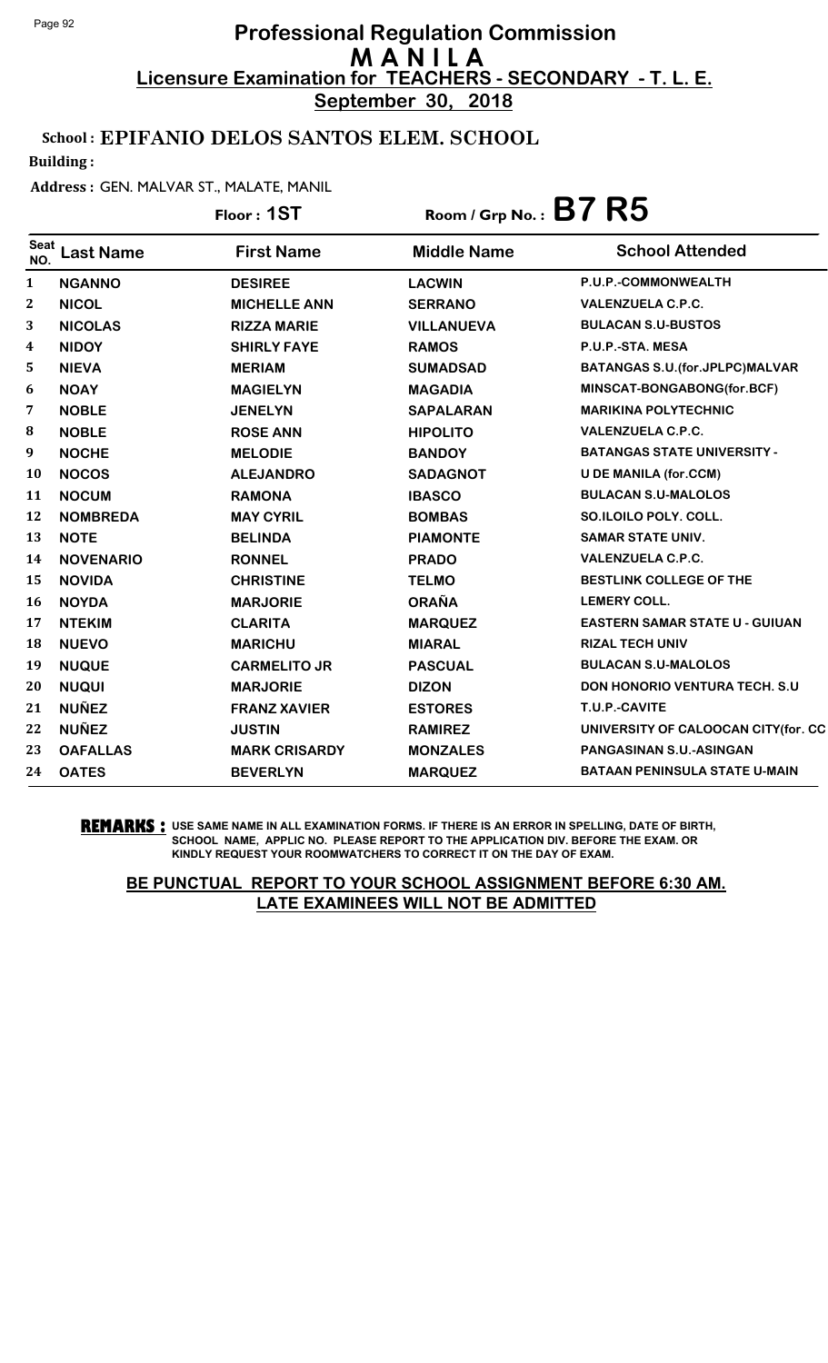# Professional Regulation Commission
# M A N I L A
## Licensure Examination for TEACHERS - SECONDARY - T. L. E.
**September 30, 2018**

**School : EPIFANIO DELOS SANTOS ELEM. SCHOOL**

**Building :**

**Address :** GEN. MALVAR ST., MALATE, MANIL

**Floor : 1ST** Room / Grp No. : **B7 R5**

| Seat NO. | Last Name | First Name | Middle Name | School Attended |
|---|---|---|---|---|
| 1 | NGANNO | DESIREE | LACWIN | P.U.P.-COMMONWEALTH |
| 2 | NICOL | MICHELLE ANN | SERRANO | VALENZUELA C.P.C. |
| 3 | NICOLAS | RIZZA MARIE | VILLANUEVA | BULACAN S.U-BUSTOS |
| 4 | NIDOY | SHIRLY FAYE | RAMOS | P.U.P.-STA. MESA |
| 5 | NIEVA | MERIAM | SUMADSAD | BATANGAS S.U.(for.JPLPC)MALVAR |
| 6 | NOAY | MAGIELYN | MAGADIA | MINSCAT-BONGABONG(for.BCF) |
| 7 | NOBLE | JENELYN | SAPALARAN | MARIKINA POLYTECHNIC |
| 8 | NOBLE | ROSE ANN | HIPOLITO | VALENZUELA C.P.C. |
| 9 | NOCHE | MELODIE | BANDOY | BATANGAS STATE UNIVERSITY - |
| 10 | NOCOS | ALEJANDRO | SADAGNOT | U DE MANILA (for.CCM) |
| 11 | NOCUM | RAMONA | IBASCO | BULACAN S.U-MALOLOS |
| 12 | NOMBREDA | MAY CYRIL | BOMBAS | SO.ILOILO POLY. COLL. |
| 13 | NOTE | BELINDA | PIAMONTE | SAMAR STATE UNIV. |
| 14 | NOVENARIO | RONNEL | PRADO | VALENZUELA C.P.C. |
| 15 | NOVIDA | CHRISTINE | TELMO | BESTLINK COLLEGE OF THE |
| 16 | NOYDA | MARJORIE | ORAÑA | LEMERY COLL. |
| 17 | NTEKIM | CLARITA | MARQUEZ | EASTERN SAMAR STATE U - GUIUAN |
| 18 | NUEVO | MARICHU | MIARAL | RIZAL TECH UNIV |
| 19 | NUQUE | CARMELITO JR | PASCUAL | BULACAN S.U-MALOLOS |
| 20 | NUQUI | MARJORIE | DIZON | DON HONORIO VENTURA TECH. S.U |
| 21 | NUÑEZ | FRANZ XAVIER | ESTORES | T.U.P.-CAVITE |
| 22 | NUÑEZ | JUSTIN | RAMIREZ | UNIVERSITY OF CALOOCAN CITY(for. CC |
| 23 | OAFALLAS | MARK CRISARDY | MONZALES | PANGASINAN S.U.-ASINGAN |
| 24 | OATES | BEVERLYN | MARQUEZ | BATAAN PENINSULA STATE U-MAIN |

**REMARKS :** USE SAME NAME IN ALL EXAMINATION FORMS. IF THERE IS AN ERROR IN SPELLING, DATE OF BIRTH, SCHOOL NAME, APPLIC NO. PLEASE REPORT TO THE APPLICATION DIV. BEFORE THE EXAM. OR KINDLY REQUEST YOUR ROOMWATCHERS TO CORRECT IT ON THE DAY OF EXAM.

**BE PUNCTUAL REPORT TO YOUR SCHOOL ASSIGNMENT BEFORE 6:30 AM. LATE EXAMINEES WILL NOT BE ADMITTED**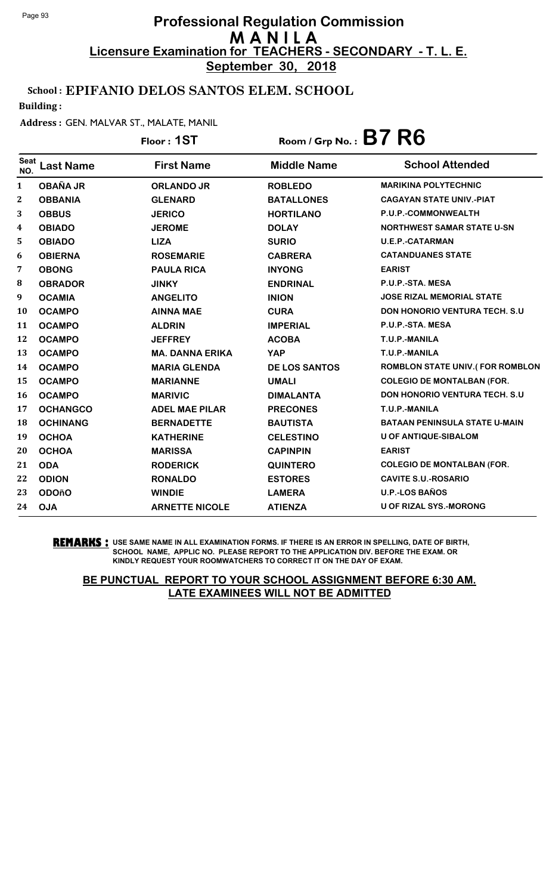# Professional Regulation Commission
## M A N I L A
### Licensure Examination for TEACHERS - SECONDARY - T. L. E.
**September 30, 2018**

**School : EPIFANIO DELOS SANTOS ELEM. SCHOOL**

**Building :**

**Address :** GEN. MALVAR ST., MALATE, MANIL

**Floor : 1ST** Room / Grp No. : **B7 R6**

| Seat NO. | Last Name | First Name | Middle Name | School Attended |
|---|---|---|---|---|
| 1 | OBAÑA JR | ORLANDO JR | ROBLEDO | MARIKINA POLYTECHNIC |
| 2 | OBBANIA | GLENARD | BATALLONES | CAGAYAN STATE UNIV.-PIAT |
| 3 | OBBUS | JERICO | HORTILANO | P.U.P.-COMMONWEALTH |
| 4 | OBIADO | JEROME | DOLAY | NORTHWEST SAMAR STATE U-SN |
| 5 | OBIADO | LIZA | SURIO | U.E.P.-CATARMAN |
| 6 | OBIERNA | ROSEMARIE | CABRERA | CATANDUANES STATE |
| 7 | OBONG | PAULA RICA | INYONG | EARIST |
| 8 | OBRADOR | JINKY | ENDRINAL | P.U.P.-STA. MESA |
| 9 | OCAMIA | ANGELITO | INION | JOSE RIZAL MEMORIAL STATE |
| 10 | OCAMPO | AINNA MAE | CURA | DON HONORIO VENTURA TECH. S.U |
| 11 | OCAMPO | ALDRIN | IMPERIAL | P.U.P.-STA. MESA |
| 12 | OCAMPO | JEFFREY | ACOBA | T.U.P.-MANILA |
| 13 | OCAMPO | MA. DANNA ERIKA | YAP | T.U.P.-MANILA |
| 14 | OCAMPO | MARIA GLENDA | DE LOS SANTOS | ROMBLON STATE UNIV.( FOR ROMBLON |
| 15 | OCAMPO | MARIANNE | UMALI | COLEGIO DE MONTALBAN (FOR. |
| 16 | OCAMPO | MARIVIC | DIMALANTA | DON HONORIO VENTURA TECH. S.U |
| 17 | OCHANGCO | ADEL MAE PILAR | PRECONES | T.U.P.-MANILA |
| 18 | OCHINANG | BERNADETTE | BAUTISTA | BATAAN PENINSULA STATE U-MAIN |
| 19 | OCHOA | KATHERINE | CELESTINO | U OF ANTIQUE-SIBALOM |
| 20 | OCHOA | MARISSA | CAPINPIN | EARIST |
| 21 | ODA | RODERICK | QUINTERO | COLEGIO DE MONTALBAN (FOR. |
| 22 | ODION | RONALDO | ESTORES | CAVITE S.U.-ROSARIO |
| 23 | ODOñO | WINDIE | LAMERA | U.P.-LOS BAÑOS |
| 24 | OJA | ARNETTE NICOLE | ATIENZA | U OF RIZAL SYS.-MORONG |

**REMARKS :** USE SAME NAME IN ALL EXAMINATION FORMS. IF THERE IS AN ERROR IN SPELLING, DATE OF BIRTH, SCHOOL NAME, APPLIC NO. PLEASE REPORT TO THE APPLICATION DIV. BEFORE THE EXAM. OR KINDLY REQUEST YOUR ROOMWATCHERS TO CORRECT IT ON THE DAY OF EXAM.

**BE PUNCTUAL REPORT TO YOUR SCHOOL ASSIGNMENT BEFORE 6:30 AM. LATE EXAMINEES WILL NOT BE ADMITTED**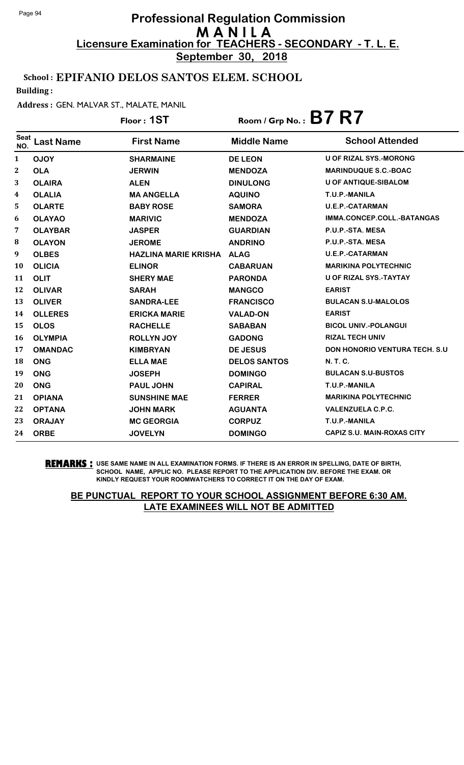# Professional Regulation Commission
## M A N I L A
## Licensure Examination for TEACHERS - SECONDARY - T. L. E.
**September 30, 2018**

**School : EPIFANIO DELOS SANTOS ELEM. SCHOOL**

**Building :**

**Address :** GEN. MALVAR ST., MALATE, MANIL

**Floor : 1ST** Room / Grp No. : **B7 R7**

| Seat NO. | Last Name | First Name | Middle Name | School Attended |
|---|---|---|---|---|
| 1 | OJOY | SHARMAINE | DE LEON | U OF RIZAL SYS.-MORONG |
| 2 | OLA | JERWIN | MENDOZA | MARINDUQUE S.C.-BOAC |
| 3 | OLAIRA | ALEN | DINULONG | U OF ANTIQUE-SIBALOM |
| 4 | OLALIA | MA ANGELLA | AQUINO | T.U.P.-MANILA |
| 5 | OLARTE | BABY ROSE | SAMORA | U.E.P.-CATARMAN |
| 6 | OLAYAO | MARIVIC | MENDOZA | IMMA.CONCEP.COLL.-BATANGAS |
| 7 | OLAYBAR | JASPER | GUARDIAN | P.U.P.-STA. MESA |
| 8 | OLAYON | JEROME | ANDRINO | P.U.P.-STA. MESA |
| 9 | OLBES | HAZLINA MARIE KRISHA | ALAG | U.E.P.-CATARMAN |
| 10 | OLICIA | ELINOR | CABARUAN | MARIKINA POLYTECHNIC |
| 11 | OLIT | SHERY MAE | PARONDA | U OF RIZAL SYS.-TAYTAY |
| 12 | OLIVAR | SARAH | MANGCO | EARIST |
| 13 | OLIVER | SANDRA-LEE | FRANCISCO | BULACAN S.U-MALOLOS |
| 14 | OLLERES | ERICKA MARIE | VALAD-ON | EARIST |
| 15 | OLOS | RACHELLE | SABABAN | BICOL UNIV.-POLANGUI |
| 16 | OLYMPIA | ROLLYN JOY | GADONG | RIZAL TECH UNIV |
| 17 | OMANDAC | KIMBRYAN | DE JESUS | DON HONORIO VENTURA TECH. S.U |
| 18 | ONG | ELLA MAE | DELOS SANTOS | N. T. C. |
| 19 | ONG | JOSEPH | DOMINGO | BULACAN S.U-BUSTOS |
| 20 | ONG | PAUL JOHN | CAPIRAL | T.U.P.-MANILA |
| 21 | OPIANA | SUNSHINE MAE | FERRER | MARIKINA POLYTECHNIC |
| 22 | OPTANA | JOHN MARK | AGUANTA | VALENZUELA C.P.C. |
| 23 | ORAJAY | MC GEORGIA | CORPUZ | T.U.P.-MANILA |
| 24 | ORBE | JOVELYN | DOMINGO | CAPIZ S.U. MAIN-ROXAS CITY |

**REMARKS :** USE SAME NAME IN ALL EXAMINATION FORMS. IF THERE IS AN ERROR IN SPELLING, DATE OF BIRTH, SCHOOL NAME, APPLIC NO. PLEASE REPORT TO THE APPLICATION DIV. BEFORE THE EXAM. OR KINDLY REQUEST YOUR ROOMWATCHERS TO CORRECT IT ON THE DAY OF EXAM.

**BE PUNCTUAL REPORT TO YOUR SCHOOL ASSIGNMENT BEFORE 6:30 AM. LATE EXAMINEES WILL NOT BE ADMITTED**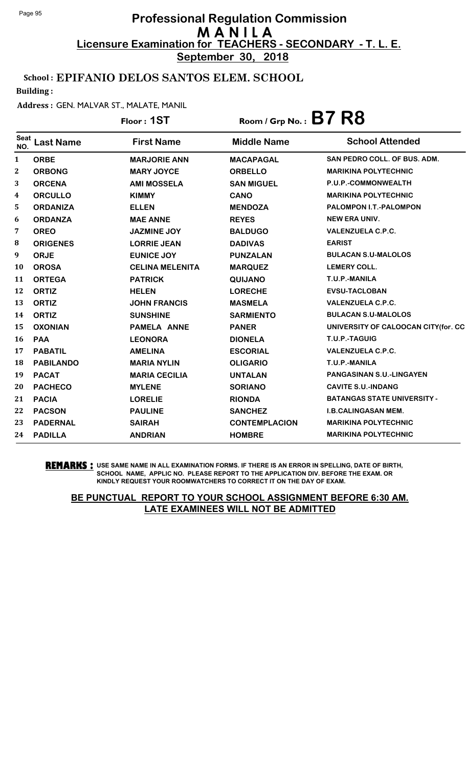# Professional Regulation Commission
## M A N I L A
**Licensure Examination for TEACHERS - SECONDARY - T. L. E.**

**September 30, 2018**

**School : EPIFANIO DELOS SANTOS ELEM. SCHOOL**

**Building :**

**Address :** GEN. MALVAR ST., MALATE, MANIL

**Floor : 1ST** Room / Grp No. : **B7 R8**

| Seat NO. | Last Name | First Name | Middle Name | School Attended |
|---|---|---|---|---|
| 1 | ORBE | MARJORIE ANN | MACAPAGAL | SAN PEDRO COLL. OF BUS. ADM. |
| 2 | ORBONG | MARY JOYCE | ORBELLO | MARIKINA POLYTECHNIC |
| 3 | ORCENA | AMI MOSSELA | SAN MIGUEL | P.U.P.-COMMONWEALTH |
| 4 | ORCULLO | KIMMY | CANO | MARIKINA POLYTECHNIC |
| 5 | ORDANIZA | ELLEN | MENDOZA | PALOMPON I.T.-PALOMPON |
| 6 | ORDANZA | MAE ANNE | REYES | NEW ERA UNIV. |
| 7 | OREO | JAZMINE JOY | BALDUGO | VALENZUELA C.P.C. |
| 8 | ORIGENES | LORRIE JEAN | DADIVAS | EARIST |
| 9 | ORJE | EUNICE JOY | PUNZALAN | BULACAN S.U-MALOLOS |
| 10 | OROSA | CELINA MELENITA | MARQUEZ | LEMERY COLL. |
| 11 | ORTEGA | PATRICK | QUIJANO | T.U.P.-MANILA |
| 12 | ORTIZ | HELEN | LORECHE | EVSU-TACLOBAN |
| 13 | ORTIZ | JOHN FRANCIS | MASMELA | VALENZUELA C.P.C. |
| 14 | ORTIZ | SUNSHINE | SARMIENTO | BULACAN S.U-MALOLOS |
| 15 | OXONIAN | PAMELA ANNE | PANER | UNIVERSITY OF CALOOCAN CITY(for. CC |
| 16 | PAA | LEONORA | DIONELA | T.U.P.-TAGUIG |
| 17 | PABATIL | AMELINA | ESCORIAL | VALENZUELA C.P.C. |
| 18 | PABILANDO | MARIA NYLIN | OLIGARIO | T.U.P.-MANILA |
| 19 | PACAT | MARIA CECILIA | UNTALAN | PANGASINAN S.U.-LINGAYEN |
| 20 | PACHECO | MYLENE | SORIANO | CAVITE S.U.-INDANG |
| 21 | PACIA | LORELIE | RIONDA | BATANGAS STATE UNIVERSITY - |
| 22 | PACSON | PAULINE | SANCHEZ | I.B.CALINGASAN MEM. |
| 23 | PADERNAL | SAIRAH | CONTEMPLACION | MARIKINA POLYTECHNIC |
| 24 | PADILLA | ANDRIAN | HOMBRE | MARIKINA POLYTECHNIC |

**REMARKS :** USE SAME NAME IN ALL EXAMINATION FORMS. IF THERE IS AN ERROR IN SPELLING, DATE OF BIRTH, SCHOOL NAME, APPLIC NO. PLEASE REPORT TO THE APPLICATION DIV. BEFORE THE EXAM. OR KINDLY REQUEST YOUR ROOMWATCHERS TO CORRECT IT ON THE DAY OF EXAM.

**BE PUNCTUAL REPORT TO YOUR SCHOOL ASSIGNMENT BEFORE 6:30 AM. LATE EXAMINEES WILL NOT BE ADMITTED**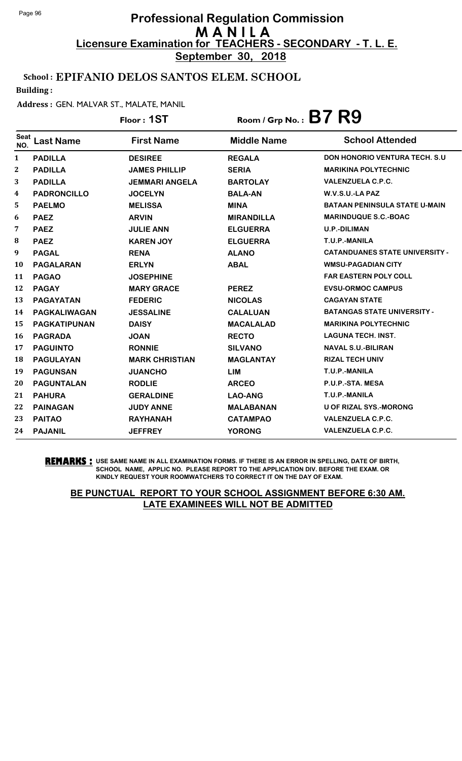# Professional Regulation Commission
# MANILA
## Licensure Examination for TEACHERS - SECONDARY - T. L. E.
**September 30, 2018**

**School : EPIFANIO DELOS SANTOS ELEM. SCHOOL**

**Building :**

**Address :** GEN. MALVAR ST., MALATE, MANIL

**Floor : 1ST** — **Room / Grp No. : B7 R9**

| Seat NO. | Last Name | First Name | Middle Name | School Attended |
|---|---|---|---|---|
| 1 | PADILLA | DESIREE | REGALA | DON HONORIO VENTURA TECH. S.U |
| 2 | PADILLA | JAMES PHILLIP | SERIA | MARIKINA POLYTECHNIC |
| 3 | PADILLA | JEMMARI ANGELA | BARTOLAY | VALENZUELA C.P.C. |
| 4 | PADRONCILLO | JOCELYN | BALA-AN | W.V.S.U.-LA PAZ |
| 5 | PAELMO | MELISSA | MINA | BATAAN PENINSULA STATE U-MAIN |
| 6 | PAEZ | ARVIN | MIRANDILLA | MARINDUQUE S.C.-BOAC |
| 7 | PAEZ | JULIE ANN | ELGUERRA | U.P.-DILIMAN |
| 8 | PAEZ | KAREN JOY | ELGUERRA | T.U.P.-MANILA |
| 9 | PAGAL | RENA | ALANO | CATANDUANES STATE UNIVERSITY - |
| 10 | PAGALARAN | ERLYN | ABAL | WMSU-PAGADIAN CITY |
| 11 | PAGAO | JOSEPHINE | | FAR EASTERN POLY COLL |
| 12 | PAGAY | MARY GRACE | PEREZ | EVSU-ORMOC CAMPUS |
| 13 | PAGAYATAN | FEDERIC | NICOLAS | CAGAYAN STATE |
| 14 | PAGKALIWAGAN | JESSALINE | CALALUAN | BATANGAS STATE UNIVERSITY - |
| 15 | PAGKATIPUNAN | DAISY | MACALALAD | MARIKINA POLYTECHNIC |
| 16 | PAGRADA | JOAN | RECTO | LAGUNA TECH. INST. |
| 17 | PAGUINTO | RONNIE | SILVANO | NAVAL S.U.-BILIRAN |
| 18 | PAGULAYAN | MARK CHRISTIAN | MAGLANTAY | RIZAL TECH UNIV |
| 19 | PAGUNSAN | JUANCHO | LIM | T.U.P.-MANILA |
| 20 | PAGUNTALAN | RODLIE | ARCEO | P.U.P.-STA. MESA |
| 21 | PAHURA | GERALDINE | LAO-ANG | T.U.P.-MANILA |
| 22 | PAINAGAN | JUDY ANNE | MALABANAN | U OF RIZAL SYS.-MORONG |
| 23 | PAITAO | RAYHANAH | CATAMPAO | VALENZUELA C.P.C. |
| 24 | PAJANIL | JEFFREY | YORONG | VALENZUELA C.P.C. |

**REMARKS :** USE SAME NAME IN ALL EXAMINATION FORMS. IF THERE IS AN ERROR IN SPELLING, DATE OF BIRTH, SCHOOL NAME, APPLIC NO. PLEASE REPORT TO THE APPLICATION DIV. BEFORE THE EXAM. OR KINDLY REQUEST YOUR ROOMWATCHERS TO CORRECT IT ON THE DAY OF EXAM.

**BE PUNCTUAL REPORT TO YOUR SCHOOL ASSIGNMENT BEFORE 6:30 AM. LATE EXAMINEES WILL NOT BE ADMITTED**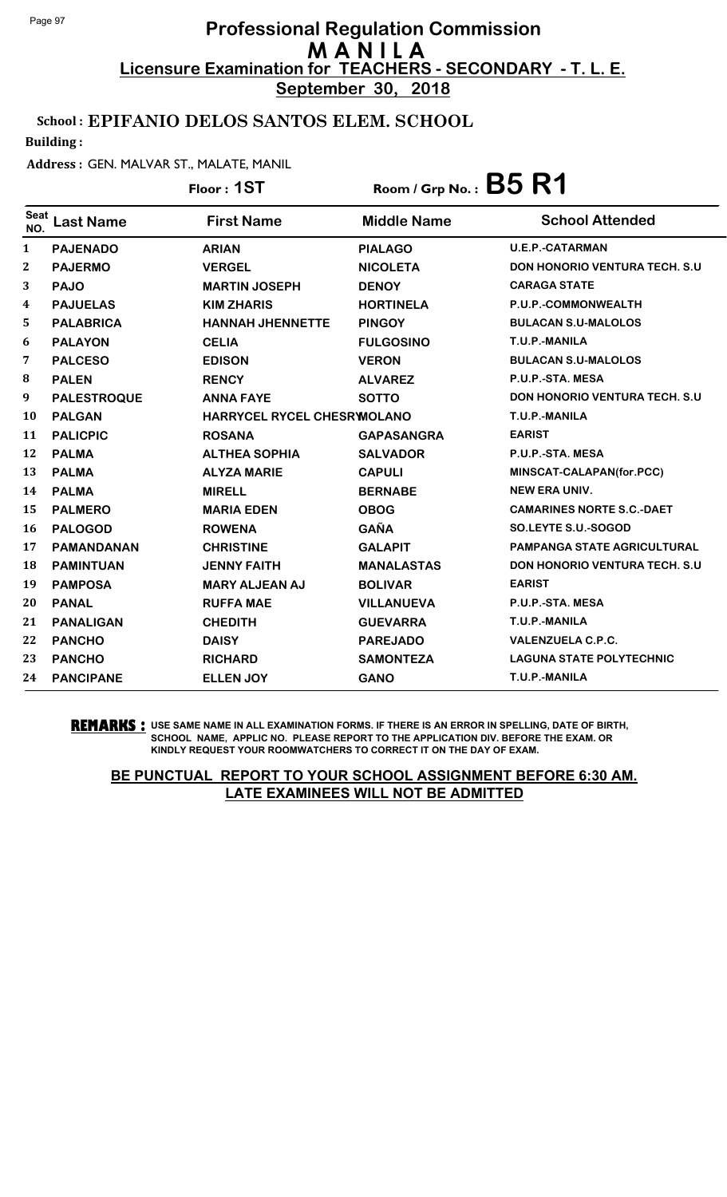# Professional Regulation Commission
## M A N I L A
### Licensure Examination for TEACHERS - SECONDARY - T. L. E.
**September 30, 2018**

**School : EPIFANIO DELOS SANTOS ELEM. SCHOOL**

**Building :**

**Address :** GEN. MALVAR ST., MALATE, MANIL

**Floor : 1ST** **Room / Grp No. : B5 R1**

| Seat NO. | Last Name | First Name | Middle Name | School Attended |
|---|---|---|---|---|
| 1 | PAJENADO | ARIAN | PIALAGO | U.E.P.-CATARMAN |
| 2 | PAJERMO | VERGEL | NICOLETA | DON HONORIO VENTURA TECH. S.U |
| 3 | PAJO | MARTIN JOSEPH | DENOY | CARAGA STATE |
| 4 | PAJUELAS | KIM ZHARIS | HORTINELA | P.U.P.-COMMONWEALTH |
| 5 | PALABRICA | HANNAH JHENNETTE | PINGOY | BULACAN S.U-MALOLOS |
| 6 | PALAYON | CELIA | FULGOSINO | T.U.P.-MANILA |
| 7 | PALCESO | EDISON | VERON | BULACAN S.U-MALOLOS |
| 8 | PALEN | RENCY | ALVAREZ | P.U.P.-STA. MESA |
| 9 | PALESTROQUE | ANNA FAYE | SOTTO | DON HONORIO VENTURA TECH. S.U |
| 10 | PALGAN | HARRYCEL RYCEL CHESRY | MOLANO | T.U.P.-MANILA |
| 11 | PALICPIC | ROSANA | GAPASANGRA | EARIST |
| 12 | PALMA | ALTHEA SOPHIA | SALVADOR | P.U.P.-STA. MESA |
| 13 | PALMA | ALYZA MARIE | CAPULI | MINSCAT-CALAPAN(for.PCC) |
| 14 | PALMA | MIRELL | BERNABE | NEW ERA UNIV. |
| 15 | PALMERO | MARIA EDEN | OBOG | CAMARINES NORTE S.C.-DAET |
| 16 | PALOGOD | ROWENA | GAÑA | SO.LEYTE S.U.-SOGOD |
| 17 | PAMANDANAN | CHRISTINE | GALAPIT | PAMPANGA STATE AGRICULTURAL |
| 18 | PAMINTUAN | JENNY FAITH | MANALASTAS | DON HONORIO VENTURA TECH. S.U |
| 19 | PAMPOSA | MARY ALJEAN AJ | BOLIVAR | EARIST |
| 20 | PANAL | RUFFA MAE | VILLANUEVA | P.U.P.-STA. MESA |
| 21 | PANALIGAN | CHEDITH | GUEVARRA | T.U.P.-MANILA |
| 22 | PANCHO | DAISY | PAREJADO | VALENZUELA C.P.C. |
| 23 | PANCHO | RICHARD | SAMONTEZA | LAGUNA STATE POLYTECHNIC |
| 24 | PANCIPANE | ELLEN JOY | GANO | T.U.P.-MANILA |

**REMARKS :** USE SAME NAME IN ALL EXAMINATION FORMS. IF THERE IS AN ERROR IN SPELLING, DATE OF BIRTH, SCHOOL NAME, APPLIC NO. PLEASE REPORT TO THE APPLICATION DIV. BEFORE THE EXAM. OR KINDLY REQUEST YOUR ROOMWATCHERS TO CORRECT IT ON THE DAY OF EXAM.

**BE PUNCTUAL REPORT TO YOUR SCHOOL ASSIGNMENT BEFORE 6:30 AM. LATE EXAMINEES WILL NOT BE ADMITTED**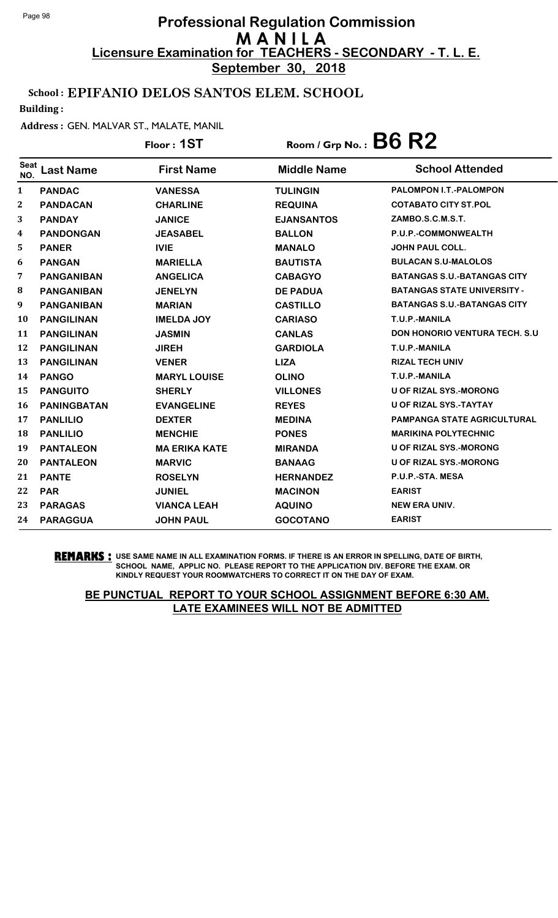# Professional Regulation Commission
# MANILA
## Licensure Examination for TEACHERS - SECONDARY - T. L. E.
**September 30, 2018**

**School : EPIFANIO DELOS SANTOS ELEM. SCHOOL**

**Building :**

**Address :** GEN. MALVAR ST., MALATE, MANIL

**Floor : 1ST** &nbsp;&nbsp;&nbsp; **Room / Grp No. : B6 R2**

| Seat NO. | Last Name | First Name | Middle Name | School Attended |
|---|---|---|---|---|
| 1 | PANDAC | VANESSA | TULINGIN | PALOMPON I.T.-PALOMPON |
| 2 | PANDACAN | CHARLINE | REQUINA | COTABATO CITY ST.POL |
| 3 | PANDAY | JANICE | EJANSANTOS | ZAMBO.S.C.M.S.T. |
| 4 | PANDONGAN | JEASABEL | BALLON | P.U.P.-COMMONWEALTH |
| 5 | PANER | IVIE | MANALO | JOHN PAUL COLL. |
| 6 | PANGAN | MARIELLA | BAUTISTA | BULACAN S.U-MALOLOS |
| 7 | PANGANIBAN | ANGELICA | CABAGYO | BATANGAS S.U.-BATANGAS CITY |
| 8 | PANGANIBAN | JENELYN | DE PADUA | BATANGAS STATE UNIVERSITY - |
| 9 | PANGANIBAN | MARIAN | CASTILLO | BATANGAS S.U.-BATANGAS CITY |
| 10 | PANGILINAN | IMELDA JOY | CARIASO | T.U.P.-MANILA |
| 11 | PANGILINAN | JASMIN | CANLAS | DON HONORIO VENTURA TECH. S.U |
| 12 | PANGILINAN | JIREH | GARDIOLA | T.U.P.-MANILA |
| 13 | PANGILINAN | VENER | LIZA | RIZAL TECH UNIV |
| 14 | PANGO | MARYL LOUISE | OLINO | T.U.P.-MANILA |
| 15 | PANGUITO | SHERLY | VILLONES | U OF RIZAL SYS.-MORONG |
| 16 | PANINGBATAN | EVANGELINE | REYES | U OF RIZAL SYS.-TAYTAY |
| 17 | PANLILIO | DEXTER | MEDINA | PAMPANGA STATE AGRICULTURAL |
| 18 | PANLILIO | MENCHIE | PONES | MARIKINA POLYTECHNIC |
| 19 | PANTALEON | MA ERIKA KATE | MIRANDA | U OF RIZAL SYS.-MORONG |
| 20 | PANTALEON | MARVIC | BANAAG | U OF RIZAL SYS.-MORONG |
| 21 | PANTE | ROSELYN | HERNANDEZ | P.U.P.-STA. MESA |
| 22 | PAR | JUNIEL | MACINON | EARIST |
| 23 | PARAGAS | VIANCA LEAH | AQUINO | NEW ERA UNIV. |
| 24 | PARAGGUA | JOHN PAUL | GOCOTANO | EARIST |

**REMARKS :** USE SAME NAME IN ALL EXAMINATION FORMS. IF THERE IS AN ERROR IN SPELLING, DATE OF BIRTH, SCHOOL NAME, APPLIC NO. PLEASE REPORT TO THE APPLICATION DIV. BEFORE THE EXAM. OR KINDLY REQUEST YOUR ROOMWATCHERS TO CORRECT IT ON THE DAY OF EXAM.

**BE PUNCTUAL REPORT TO YOUR SCHOOL ASSIGNMENT BEFORE 6:30 AM. LATE EXAMINEES WILL NOT BE ADMITTED**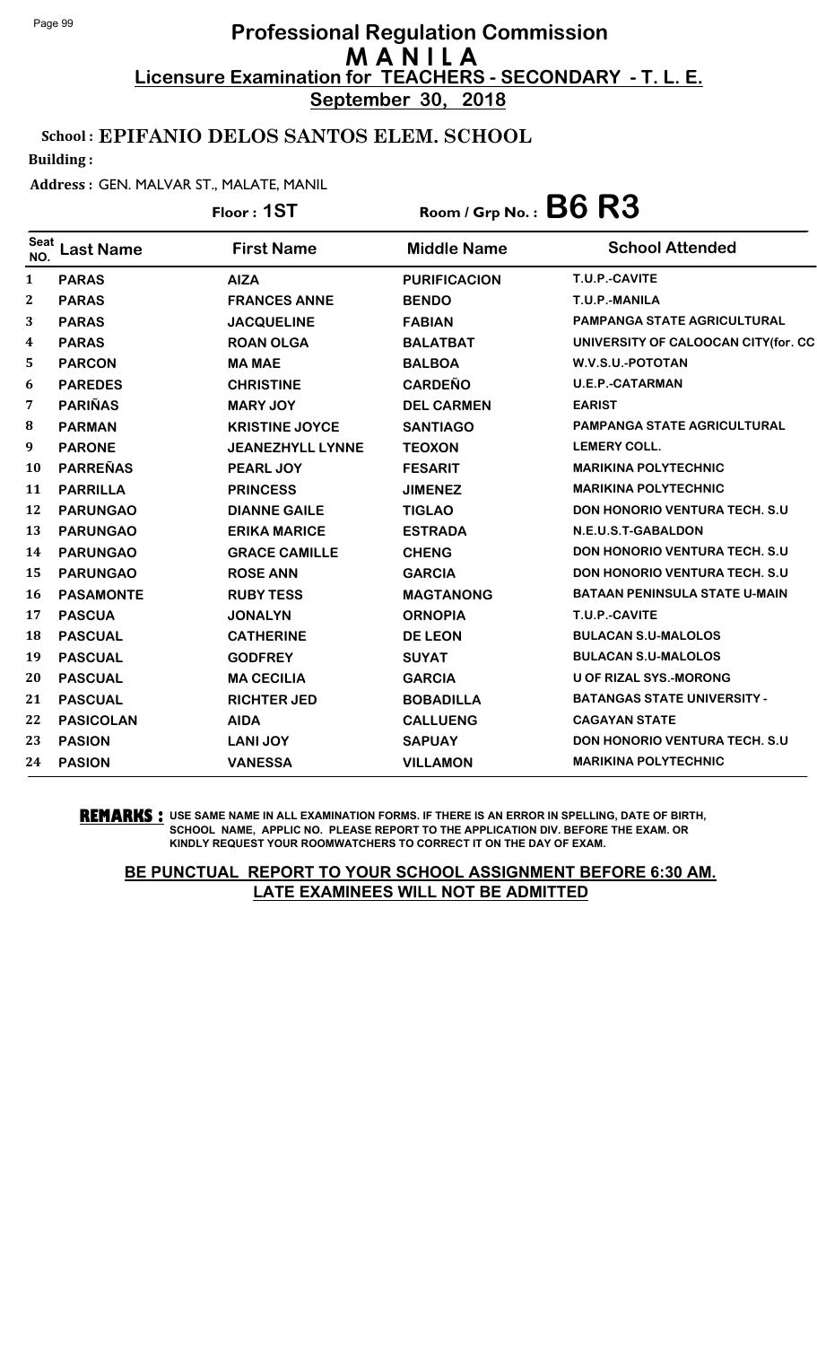# Professional Regulation Commission
# MANILA
## Licensure Examination for TEACHERS - SECONDARY - T. L. E.
**September 30, 2018**

**School : EPIFANIO DELOS SANTOS ELEM. SCHOOL**

**Building :**

**Address :** GEN. MALVAR ST., MALATE, MANIL

**Floor : 1ST** **Room / Grp No. : B6 R3**

| Seat NO. | Last Name | First Name | Middle Name | School Attended |
|---|---|---|---|---|
| 1 | PARAS | AIZA | PURIFICACION | T.U.P.-CAVITE |
| 2 | PARAS | FRANCES ANNE | BENDO | T.U.P.-MANILA |
| 3 | PARAS | JACQUELINE | FABIAN | PAMPANGA STATE AGRICULTURAL |
| 4 | PARAS | ROAN OLGA | BALATBAT | UNIVERSITY OF CALOOCAN CITY(for. CC |
| 5 | PARCON | MA MAE | BALBOA | W.V.S.U.-POTOTAN |
| 6 | PAREDES | CHRISTINE | CARDEÑO | U.E.P.-CATARMAN |
| 7 | PARIÑAS | MARY JOY | DEL CARMEN | EARIST |
| 8 | PARMAN | KRISTINE JOYCE | SANTIAGO | PAMPANGA STATE AGRICULTURAL |
| 9 | PARONE | JEANEZHYLL LYNNE | TEOXON | LEMERY COLL. |
| 10 | PARREÑAS | PEARL JOY | FESARIT | MARIKINA POLYTECHNIC |
| 11 | PARRILLA | PRINCESS | JIMENEZ | MARIKINA POLYTECHNIC |
| 12 | PARUNGAO | DIANNE GAILE | TIGLAO | DON HONORIO VENTURA TECH. S.U |
| 13 | PARUNGAO | ERIKA MARICE | ESTRADA | N.E.U.S.T-GABALDON |
| 14 | PARUNGAO | GRACE CAMILLE | CHENG | DON HONORIO VENTURA TECH. S.U |
| 15 | PARUNGAO | ROSE ANN | GARCIA | DON HONORIO VENTURA TECH. S.U |
| 16 | PASAMONTE | RUBY TESS | MAGTANONG | BATAAN PENINSULA STATE U-MAIN |
| 17 | PASCUA | JONALYN | ORNOPIA | T.U.P.-CAVITE |
| 18 | PASCUAL | CATHERINE | DE LEON | BULACAN S.U-MALOLOS |
| 19 | PASCUAL | GODFREY | SUYAT | BULACAN S.U-MALOLOS |
| 20 | PASCUAL | MA CECILIA | GARCIA | U OF RIZAL SYS.-MORONG |
| 21 | PASCUAL | RICHTER JED | BOBADILLA | BATANGAS STATE UNIVERSITY - |
| 22 | PASICOLAN | AIDA | CALLUENG | CAGAYAN STATE |
| 23 | PASION | LANI JOY | SAPUAY | DON HONORIO VENTURA TECH. S.U |
| 24 | PASION | VANESSA | VILLAMON | MARIKINA POLYTECHNIC |

**REMARKS :** USE SAME NAME IN ALL EXAMINATION FORMS. IF THERE IS AN ERROR IN SPELLING, DATE OF BIRTH, SCHOOL NAME, APPLIC NO. PLEASE REPORT TO THE APPLICATION DIV. BEFORE THE EXAM. OR KINDLY REQUEST YOUR ROOMWATCHERS TO CORRECT IT ON THE DAY OF EXAM.

**BE PUNCTUAL REPORT TO YOUR SCHOOL ASSIGNMENT BEFORE 6:30 AM. LATE EXAMINEES WILL NOT BE ADMITTED**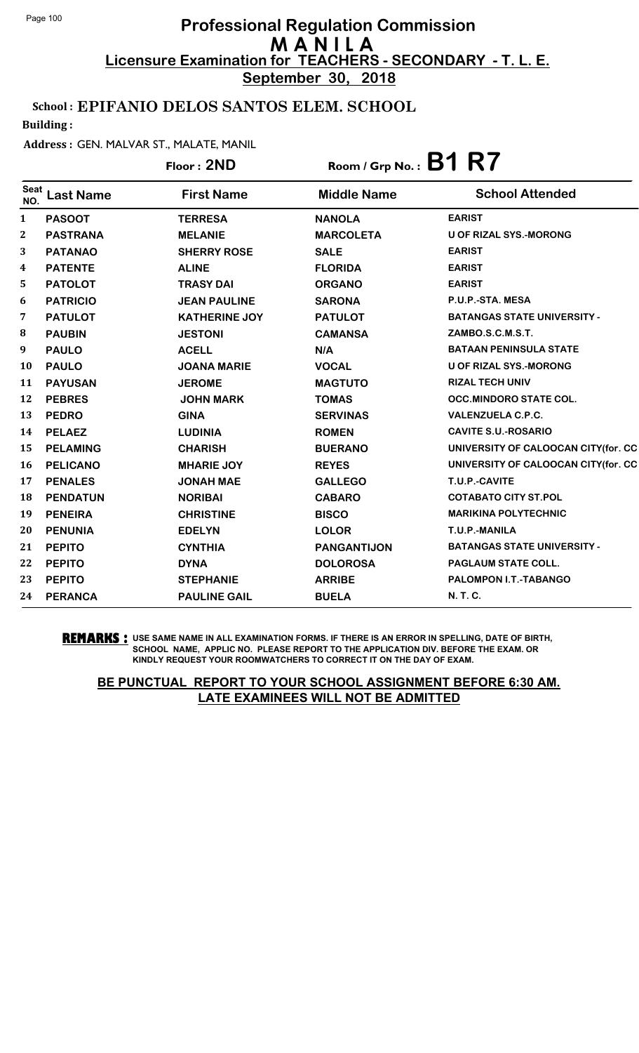# Professional Regulation Commission
## M A N I L A
## Licensure Examination for TEACHERS - SECONDARY - T. L. E.
**September 30, 2018**

**School : EPIFANIO DELOS SANTOS ELEM. SCHOOL**

**Building :**

**Address :** GEN. MALVAR ST., MALATE, MANIL

**Floor : 2ND** Room / Grp No. : **B1 R7**

| Seat NO. | Last Name | First Name | Middle Name | School Attended |
|---|---|---|---|---|
| 1 | PASOOT | TERRESA | NANOLA | EARIST |
| 2 | PASTRANA | MELANIE | MARCOLETA | U OF RIZAL SYS.-MORONG |
| 3 | PATANAO | SHERRY ROSE | SALE | EARIST |
| 4 | PATENTE | ALINE | FLORIDA | EARIST |
| 5 | PATOLOT | TRASY DAI | ORGANO | EARIST |
| 6 | PATRICIO | JEAN PAULINE | SARONA | P.U.P.-STA. MESA |
| 7 | PATULOT | KATHERINE JOY | PATULOT | BATANGAS STATE UNIVERSITY - |
| 8 | PAUBIN | JESTONI | CAMANSA | ZAMBO.S.C.M.S.T. |
| 9 | PAULO | ACELL | N/A | BATAAN PENINSULA STATE |
| 10 | PAULO | JOANA MARIE | VOCAL | U OF RIZAL SYS.-MORONG |
| 11 | PAYUSAN | JEROME | MAGTUTO | RIZAL TECH UNIV |
| 12 | PEBRES | JOHN MARK | TOMAS | OCC.MINDORO STATE COL. |
| 13 | PEDRO | GINA | SERVINAS | VALENZUELA C.P.C. |
| 14 | PELAEZ | LUDINIA | ROMEN | CAVITE S.U.-ROSARIO |
| 15 | PELAMING | CHARISH | BUERANO | UNIVERSITY OF CALOOCAN CITY(for. CC |
| 16 | PELICANO | MHARIE JOY | REYES | UNIVERSITY OF CALOOCAN CITY(for. CC |
| 17 | PENALES | JONAH MAE | GALLEGO | T.U.P.-CAVITE |
| 18 | PENDATUN | NORIBAI | CABARO | COTABATO CITY ST.POL |
| 19 | PENEIRA | CHRISTINE | BISCO | MARIKINA POLYTECHNIC |
| 20 | PENUNIA | EDELYN | LOLOR | T.U.P.-MANILA |
| 21 | PEPITO | CYNTHIA | PANGANTIJON | BATANGAS STATE UNIVERSITY - |
| 22 | PEPITO | DYNA | DOLOROSA | PAGLAUM STATE COLL. |
| 23 | PEPITO | STEPHANIE | ARRIBE | PALOMPON I.T.-TABANGO |
| 24 | PERANCA | PAULINE GAIL | BUELA | N. T. C. |

**REMARKS :** USE SAME NAME IN ALL EXAMINATION FORMS. IF THERE IS AN ERROR IN SPELLING, DATE OF BIRTH, SCHOOL NAME, APPLIC NO. PLEASE REPORT TO THE APPLICATION DIV. BEFORE THE EXAM. OR KINDLY REQUEST YOUR ROOMWATCHERS TO CORRECT IT ON THE DAY OF EXAM.

**BE PUNCTUAL REPORT TO YOUR SCHOOL ASSIGNMENT BEFORE 6:30 AM. LATE EXAMINEES WILL NOT BE ADMITTED**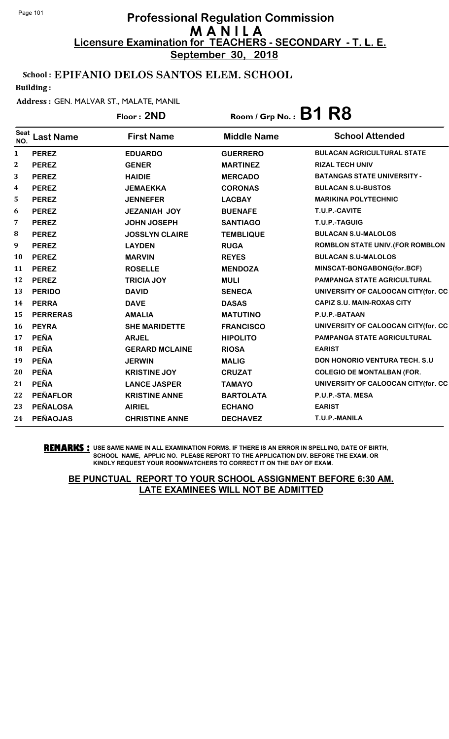# Professional Regulation Commission
# M A N I L A
## Licensure Examination for TEACHERS - SECONDARY - T. L. E.
**September 30, 2018**

**School : EPIFANIO DELOS SANTOS ELEM. SCHOOL**

**Building :**

**Address :** GEN. MALVAR ST., MALATE, MANIL

**Floor : 2ND** | **Room / Grp No. : B1 R8**

| Seat NO. | Last Name | First Name | Middle Name | School Attended |
|---|---|---|---|---|
| 1 | PEREZ | EDUARDO | GUERRERO | BULACAN AGRICULTURAL STATE |
| 2 | PEREZ | GENER | MARTINEZ | RIZAL TECH UNIV |
| 3 | PEREZ | HAIDIE | MERCADO | BATANGAS STATE UNIVERSITY - |
| 4 | PEREZ | JEMAEKKA | CORONAS | BULACAN S.U-BUSTOS |
| 5 | PEREZ | JENNEFER | LACBAY | MARIKINA POLYTECHNIC |
| 6 | PEREZ | JEZANIAH JOY | BUENAFE | T.U.P.-CAVITE |
| 7 | PEREZ | JOHN JOSEPH | SANTIAGO | T.U.P.-TAGUIG |
| 8 | PEREZ | JOSSLYN CLAIRE | TEMBLIQUE | BULACAN S.U-MALOLOS |
| 9 | PEREZ | LAYDEN | RUGA | ROMBLON STATE UNIV.(FOR ROMBLON |
| 10 | PEREZ | MARVIN | REYES | BULACAN S.U-MALOLOS |
| 11 | PEREZ | ROSELLE | MENDOZA | MINSCAT-BONGABONG(for.BCF) |
| 12 | PEREZ | TRICIA JOY | MULI | PAMPANGA STATE AGRICULTURAL |
| 13 | PERIDO | DAVID | SENECA | UNIVERSITY OF CALOOCAN CITY(for. CC |
| 14 | PERRA | DAVE | DASAS | CAPIZ S.U. MAIN-ROXAS CITY |
| 15 | PERRERAS | AMALIA | MATUTINO | P.U.P.-BATAAN |
| 16 | PEYRA | SHE MARIDETTE | FRANCISCO | UNIVERSITY OF CALOOCAN CITY(for. CC |
| 17 | PEÑA | ARJEL | HIPOLITO | PAMPANGA STATE AGRICULTURAL |
| 18 | PEÑA | GERARD MCLAINE | RIOSA | EARIST |
| 19 | PEÑA | JERWIN | MALIG | DON HONORIO VENTURA TECH. S.U |
| 20 | PEÑA | KRISTINE JOY | CRUZAT | COLEGIO DE MONTALBAN (FOR. |
| 21 | PEÑA | LANCE JASPER | TAMAYO | UNIVERSITY OF CALOOCAN CITY(for. CC |
| 22 | PEÑAFLOR | KRISTINE ANNE | BARTOLATA | P.U.P.-STA. MESA |
| 23 | PEÑALOSA | AIRIEL | ECHANO | EARIST |
| 24 | PEÑAOJAS | CHRISTINE ANNE | DECHAVEZ | T.U.P.-MANILA |

**REMARKS :** USE SAME NAME IN ALL EXAMINATION FORMS. IF THERE IS AN ERROR IN SPELLING, DATE OF BIRTH, SCHOOL NAME, APPLIC NO. PLEASE REPORT TO THE APPLICATION DIV. BEFORE THE EXAM. OR KINDLY REQUEST YOUR ROOMWATCHERS TO CORRECT IT ON THE DAY OF EXAM.

**BE PUNCTUAL REPORT TO YOUR SCHOOL ASSIGNMENT BEFORE 6:30 AM. LATE EXAMINEES WILL NOT BE ADMITTED**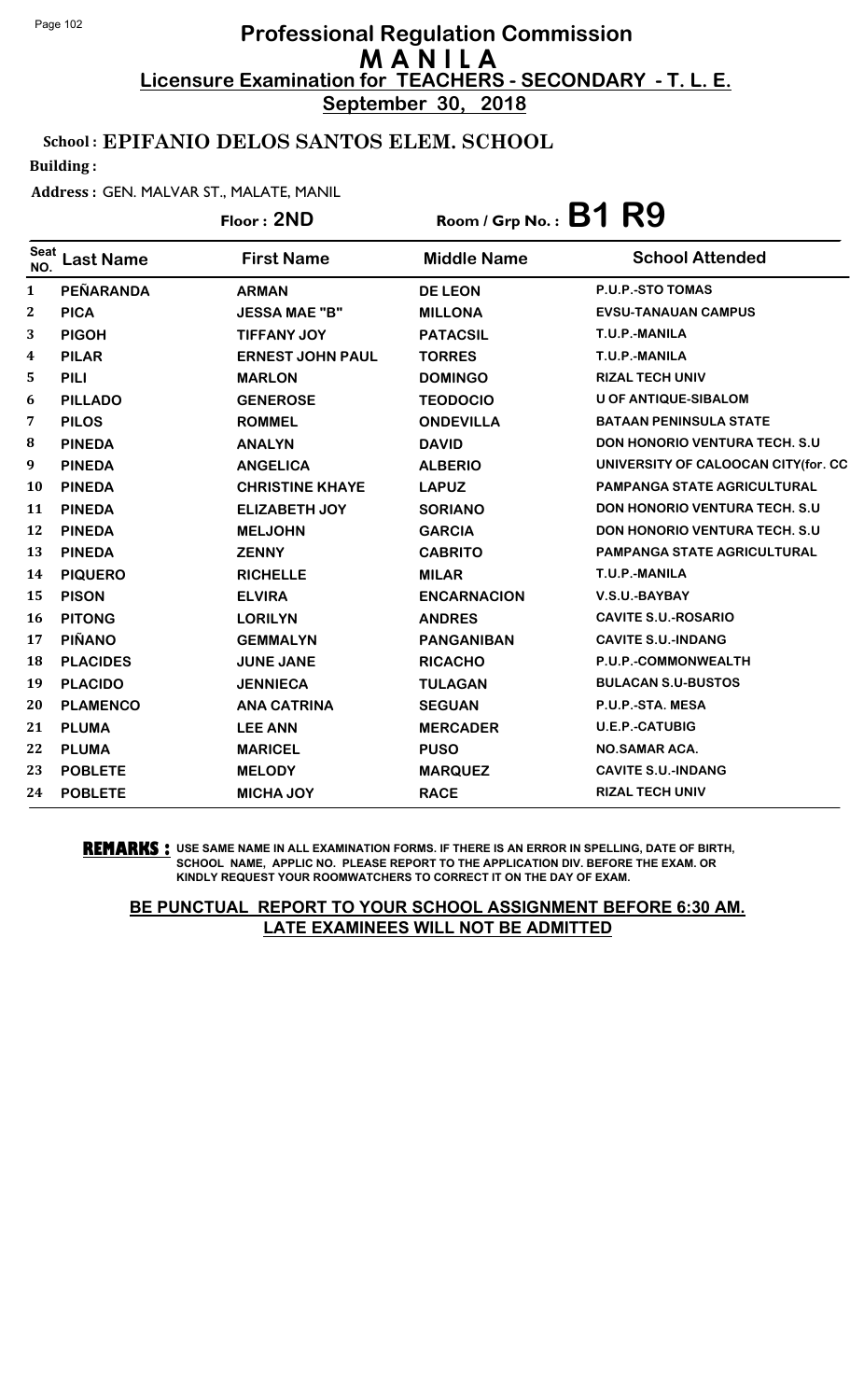# Professional Regulation Commission
## M A N I L A
### Licensure Examination for TEACHERS - SECONDARY - T. L. E.
**September 30, 2018**

**School : EPIFANIO DELOS SANTOS ELEM. SCHOOL**

**Building :**

**Address :** GEN. MALVAR ST., MALATE, MANIL

**Floor : 2ND** **Room / Grp No. : B1 R9**

| Seat NO. | Last Name | First Name | Middle Name | School Attended |
|---|---|---|---|---|
| 1 | PEÑARANDA | ARMAN | DE LEON | P.U.P.-STO TOMAS |
| 2 | PICA | JESSA MAE "B" | MILLONA | EVSU-TANAUAN CAMPUS |
| 3 | PIGOH | TIFFANY JOY | PATACSIL | T.U.P.-MANILA |
| 4 | PILAR | ERNEST JOHN PAUL | TORRES | T.U.P.-MANILA |
| 5 | PILI | MARLON | DOMINGO | RIZAL TECH UNIV |
| 6 | PILLADO | GENEROSE | TEODOCIO | U OF ANTIQUE-SIBALOM |
| 7 | PILOS | ROMMEL | ONDEVILLA | BATAAN PENINSULA STATE |
| 8 | PINEDA | ANALYN | DAVID | DON HONORIO VENTURA TECH. S.U |
| 9 | PINEDA | ANGELICA | ALBERIO | UNIVERSITY OF CALOOCAN CITY(for. CC |
| 10 | PINEDA | CHRISTINE KHAYE | LAPUZ | PAMPANGA STATE AGRICULTURAL |
| 11 | PINEDA | ELIZABETH JOY | SORIANO | DON HONORIO VENTURA TECH. S.U |
| 12 | PINEDA | MELJOHN | GARCIA | DON HONORIO VENTURA TECH. S.U |
| 13 | PINEDA | ZENNY | CABRITO | PAMPANGA STATE AGRICULTURAL |
| 14 | PIQUERO | RICHELLE | MILAR | T.U.P.-MANILA |
| 15 | PISON | ELVIRA | ENCARNACION | V.S.U.-BAYBAY |
| 16 | PITONG | LORILYN | ANDRES | CAVITE S.U.-ROSARIO |
| 17 | PIÑANO | GEMMALYN | PANGANIBAN | CAVITE S.U.-INDANG |
| 18 | PLACIDES | JUNE JANE | RICACHO | P.U.P.-COMMONWEALTH |
| 19 | PLACIDO | JENNIECA | TULAGAN | BULACAN S.U-BUSTOS |
| 20 | PLAMENCO | ANA CATRINA | SEGUAN | P.U.P.-STA. MESA |
| 21 | PLUMA | LEE ANN | MERCADER | U.E.P.-CATUBIG |
| 22 | PLUMA | MARICEL | PUSO | NO.SAMAR ACA. |
| 23 | POBLETE | MELODY | MARQUEZ | CAVITE S.U.-INDANG |
| 24 | POBLETE | MICHA JOY | RACE | RIZAL TECH UNIV |

**REMARKS :** USE SAME NAME IN ALL EXAMINATION FORMS. IF THERE IS AN ERROR IN SPELLING, DATE OF BIRTH, SCHOOL NAME, APPLIC NO. PLEASE REPORT TO THE APPLICATION DIV. BEFORE THE EXAM. OR KINDLY REQUEST YOUR ROOMWATCHERS TO CORRECT IT ON THE DAY OF EXAM.

**BE PUNCTUAL REPORT TO YOUR SCHOOL ASSIGNMENT BEFORE 6:30 AM. LATE EXAMINEES WILL NOT BE ADMITTED**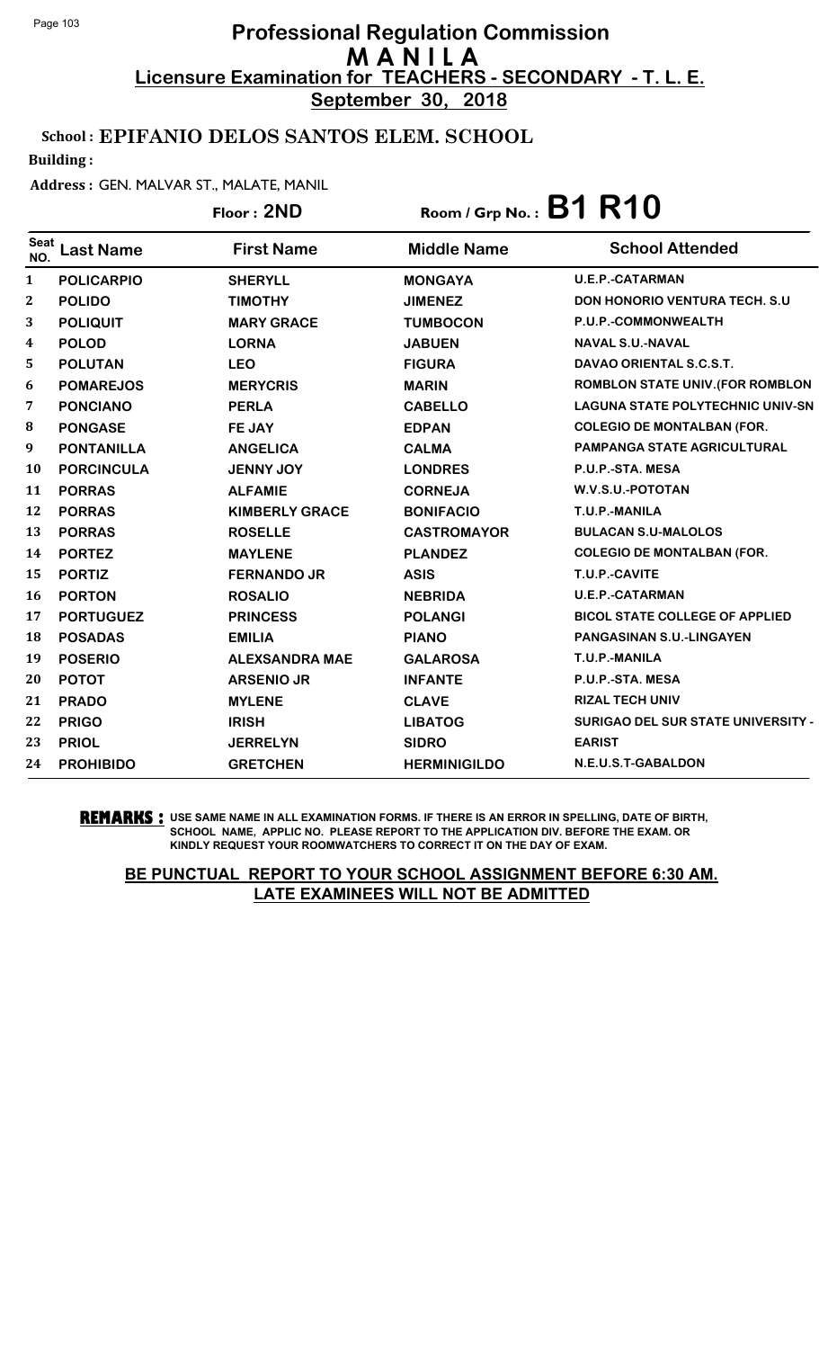# Professional Regulation Commission
# MANILA
## Licensure Examination for TEACHERS - SECONDARY - T. L. E.
**September 30, 2018**

**School : EPIFANIO DELOS SANTOS ELEM. SCHOOL**

**Building :**

**Address :** GEN. MALVAR ST., MALATE, MANIL

**Floor : 2ND** **Room / Grp No. : B1 R10**

| Seat NO. | Last Name | First Name | Middle Name | School Attended |
|---|---|---|---|---|
| 1 | POLICARPIO | SHERYLL | MONGAYA | U.E.P.-CATARMAN |
| 2 | POLIDO | TIMOTHY | JIMENEZ | DON HONORIO VENTURA TECH. S.U |
| 3 | POLIQUIT | MARY GRACE | TUMBOCON | P.U.P.-COMMONWEALTH |
| 4 | POLOD | LORNA | JABUEN | NAVAL S.U.-NAVAL |
| 5 | POLUTAN | LEO | FIGURA | DAVAO ORIENTAL S.C.S.T. |
| 6 | POMAREJOS | MERYCRIS | MARIN | ROMBLON STATE UNIV.(FOR ROMBLON |
| 7 | PONCIANO | PERLA | CABELLO | LAGUNA STATE POLYTECHNIC UNIV-SN |
| 8 | PONGASE | FE JAY | EDPAN | COLEGIO DE MONTALBAN (FOR. |
| 9 | PONTANILLA | ANGELICA | CALMA | PAMPANGA STATE AGRICULTURAL |
| 10 | PORCINCULA | JENNY JOY | LONDRES | P.U.P.-STA. MESA |
| 11 | PORRAS | ALFAMIE | CORNEJA | W.V.S.U.-POTOTAN |
| 12 | PORRAS | KIMBERLY GRACE | BONIFACIO | T.U.P.-MANILA |
| 13 | PORRAS | ROSELLE | CASTROMAYOR | BULACAN S.U-MALOLOS |
| 14 | PORTEZ | MAYLENE | PLANDEZ | COLEGIO DE MONTALBAN (FOR. |
| 15 | PORTIZ | FERNANDO JR | ASIS | T.U.P.-CAVITE |
| 16 | PORTON | ROSALIO | NEBRIDA | U.E.P.-CATARMAN |
| 17 | PORTUGUEZ | PRINCESS | POLANGI | BICOL STATE COLLEGE OF APPLIED |
| 18 | POSADAS | EMILIA | PIANO | PANGASINAN S.U.-LINGAYEN |
| 19 | POSERIO | ALEXSANDRA MAE | GALAROSA | T.U.P.-MANILA |
| 20 | POTOT | ARSENIO JR | INFANTE | P.U.P.-STA. MESA |
| 21 | PRADO | MYLENE | CLAVE | RIZAL TECH UNIV |
| 22 | PRIGO | IRISH | LIBATOG | SURIGAO DEL SUR STATE UNIVERSITY - |
| 23 | PRIOL | JERRELYN | SIDRO | EARIST |
| 24 | PROHIBIDO | GRETCHEN | HERMINIGILDO | N.E.U.S.T-GABALDON |

**REMARKS :** USE SAME NAME IN ALL EXAMINATION FORMS. IF THERE IS AN ERROR IN SPELLING, DATE OF BIRTH, SCHOOL NAME, APPLIC NO. PLEASE REPORT TO THE APPLICATION DIV. BEFORE THE EXAM. OR KINDLY REQUEST YOUR ROOMWATCHERS TO CORRECT IT ON THE DAY OF EXAM.

**BE PUNCTUAL REPORT TO YOUR SCHOOL ASSIGNMENT BEFORE 6:30 AM. LATE EXAMINEES WILL NOT BE ADMITTED**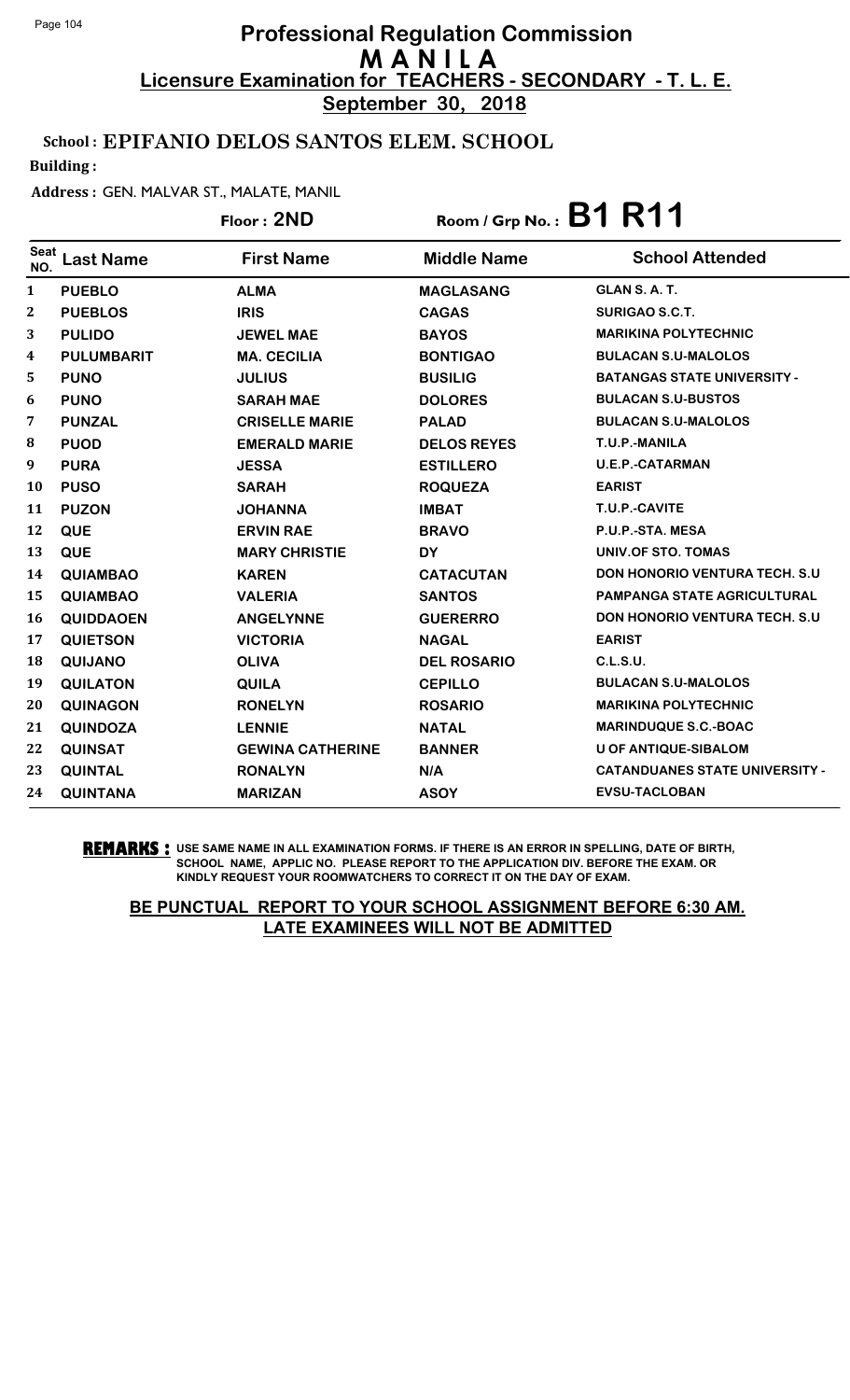# Professional Regulation Commission
## M A N I L A
### Licensure Examination for TEACHERS - SECONDARY - T. L. E.
**September 30, 2018**

**School : EPIFANIO DELOS SANTOS ELEM. SCHOOL**

**Building :**

**Address :** GEN. MALVAR ST., MALATE, MANIL

**Floor : 2ND** **Room / Grp No. : B1 R11**

| Seat NO. | Last Name | First Name | Middle Name | School Attended |
|---|---|---|---|---|
| 1 | PUEBLO | ALMA | MAGLASANG | GLAN S. A. T. |
| 2 | PUEBLOS | IRIS | CAGAS | SURIGAO S.C.T. |
| 3 | PULIDO | JEWEL MAE | BAYOS | MARIKINA POLYTECHNIC |
| 4 | PULUMBARIT | MA. CECILIA | BONTIGAO | BULACAN S.U-MALOLOS |
| 5 | PUNO | JULIUS | BUSILIG | BATANGAS STATE UNIVERSITY - |
| 6 | PUNO | SARAH MAE | DOLORES | BULACAN S.U-BUSTOS |
| 7 | PUNZAL | CRISELLE MARIE | PALAD | BULACAN S.U-MALOLOS |
| 8 | PUOD | EMERALD MARIE | DELOS REYES | T.U.P.-MANILA |
| 9 | PURA | JESSA | ESTILLERO | U.E.P.-CATARMAN |
| 10 | PUSO | SARAH | ROQUEZA | EARIST |
| 11 | PUZON | JOHANNA | IMBAT | T.U.P.-CAVITE |
| 12 | QUE | ERVIN RAE | BRAVO | P.U.P.-STA. MESA |
| 13 | QUE | MARY CHRISTIE | DY | UNIV.OF STO. TOMAS |
| 14 | QUIAMBAO | KAREN | CATACUTAN | DON HONORIO VENTURA TECH. S.U |
| 15 | QUIAMBAO | VALERIA | SANTOS | PAMPANGA STATE AGRICULTURAL |
| 16 | QUIDDAOEN | ANGELYNNE | GUERERRO | DON HONORIO VENTURA TECH. S.U |
| 17 | QUIETSON | VICTORIA | NAGAL | EARIST |
| 18 | QUIJANO | OLIVA | DEL ROSARIO | C.L.S.U. |
| 19 | QUILATON | QUILA | CEPILLO | BULACAN S.U-MALOLOS |
| 20 | QUINAGON | RONELYN | ROSARIO | MARIKINA POLYTECHNIC |
| 21 | QUINDOZA | LENNIE | NATAL | MARINDUQUE S.C.-BOAC |
| 22 | QUINSAT | GEWINA CATHERINE | BANNER | U OF ANTIQUE-SIBALOM |
| 23 | QUINTAL | RONALYN | N/A | CATANDUANES STATE UNIVERSITY - |
| 24 | QUINTANA | MARIZAN | ASOY | EVSU-TACLOBAN |

**REMARKS :** USE SAME NAME IN ALL EXAMINATION FORMS. IF THERE IS AN ERROR IN SPELLING, DATE OF BIRTH, SCHOOL NAME, APPLIC NO. PLEASE REPORT TO THE APPLICATION DIV. BEFORE THE EXAM. OR KINDLY REQUEST YOUR ROOMWATCHERS TO CORRECT IT ON THE DAY OF EXAM.

**BE PUNCTUAL REPORT TO YOUR SCHOOL ASSIGNMENT BEFORE 6:30 AM. LATE EXAMINEES WILL NOT BE ADMITTED**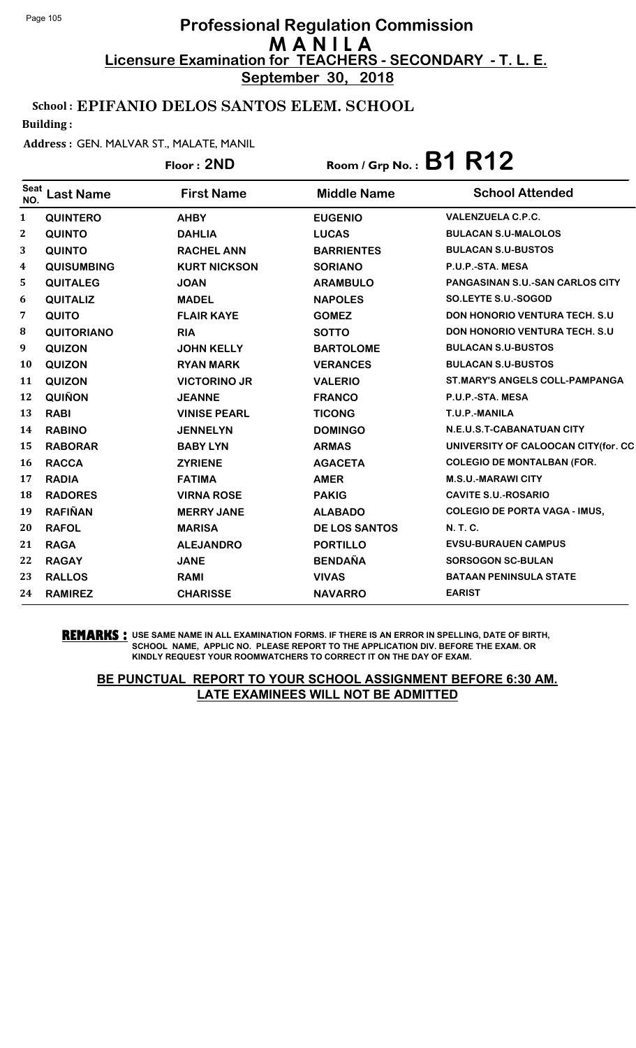# Professional Regulation Commission
## M A N I L A
### Licensure Examination for TEACHERS - SECONDARY - T. L. E.
**September 30, 2018**

**School : EPIFANIO DELOS SANTOS ELEM. SCHOOL**

**Building :**

**Address :** GEN. MALVAR ST., MALATE, MANIL

**Floor : 2ND** **Room / Grp No. : B1 R12**

| Seat NO. | Last Name | First Name | Middle Name | School Attended |
|---|---|---|---|---|
| 1 | QUINTERO | AHBY | EUGENIO | VALENZUELA C.P.C. |
| 2 | QUINTO | DAHLIA | LUCAS | BULACAN S.U-MALOLOS |
| 3 | QUINTO | RACHEL ANN | BARRIENTES | BULACAN S.U-BUSTOS |
| 4 | QUISUMBING | KURT NICKSON | SORIANO | P.U.P.-STA. MESA |
| 5 | QUITALEG | JOAN | ARAMBULO | PANGASINAN S.U.-SAN CARLOS CITY |
| 6 | QUITALIZ | MADEL | NAPOLES | SO.LEYTE S.U.-SOGOD |
| 7 | QUITO | FLAIR KAYE | GOMEZ | DON HONORIO VENTURA TECH. S.U |
| 8 | QUITORIANO | RIA | SOTTO | DON HONORIO VENTURA TECH. S.U |
| 9 | QUIZON | JOHN KELLY | BARTOLOME | BULACAN S.U-BUSTOS |
| 10 | QUIZON | RYAN MARK | VERANCES | BULACAN S.U-BUSTOS |
| 11 | QUIZON | VICTORINO JR | VALERIO | ST.MARY'S ANGELS COLL-PAMPANGA |
| 12 | QUIÑON | JEANNE | FRANCO | P.U.P.-STA. MESA |
| 13 | RABI | VINISE PEARL | TICONG | T.U.P.-MANILA |
| 14 | RABINO | JENNELYN | DOMINGO | N.E.U.S.T-CABANATUAN CITY |
| 15 | RABORAR | BABY LYN | ARMAS | UNIVERSITY OF CALOOCAN CITY(for. CC |
| 16 | RACCA | ZYRIENE | AGACETA | COLEGIO DE MONTALBAN (FOR. |
| 17 | RADIA | FATIMA | AMER | M.S.U.-MARAWI CITY |
| 18 | RADORES | VIRNA ROSE | PAKIG | CAVITE S.U.-ROSARIO |
| 19 | RAFIÑAN | MERRY JANE | ALABADO | COLEGIO DE PORTA VAGA - IMUS, |
| 20 | RAFOL | MARISA | DE LOS SANTOS | N. T. C. |
| 21 | RAGA | ALEJANDRO | PORTILLO | EVSU-BURAUEN CAMPUS |
| 22 | RAGAY | JANE | BENDAÑA | SORSOGON SC-BULAN |
| 23 | RALLOS | RAMI | VIVAS | BATAAN PENINSULA STATE |
| 24 | RAMIREZ | CHARISSE | NAVARRO | EARIST |

**REMARKS :** USE SAME NAME IN ALL EXAMINATION FORMS. IF THERE IS AN ERROR IN SPELLING, DATE OF BIRTH, SCHOOL NAME, APPLIC NO. PLEASE REPORT TO THE APPLICATION DIV. BEFORE THE EXAM. OR KINDLY REQUEST YOUR ROOMWATCHERS TO CORRECT IT ON THE DAY OF EXAM.

**BE PUNCTUAL REPORT TO YOUR SCHOOL ASSIGNMENT BEFORE 6:30 AM. LATE EXAMINEES WILL NOT BE ADMITTED**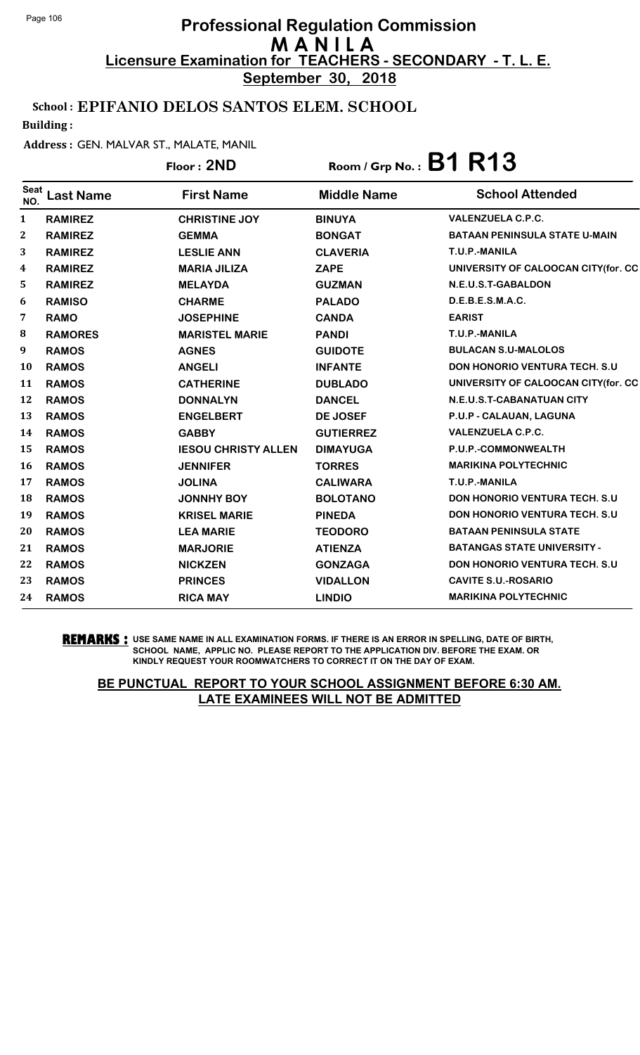# Professional Regulation Commission
## M A N I L A
### Licensure Examination for TEACHERS - SECONDARY - T. L. E.
**September 30, 2018**

**School : EPIFANIO DELOS SANTOS ELEM. SCHOOL**

**Building :**

**Address :** GEN. MALVAR ST., MALATE, MANIL

**Floor : 2ND** **Room / Grp No. : B1 R13**

| Seat NO. | Last Name | First Name | Middle Name | School Attended |
|---|---|---|---|---|
| 1 | RAMIREZ | CHRISTINE JOY | BINUYA | VALENZUELA C.P.C. |
| 2 | RAMIREZ | GEMMA | BONGAT | BATAAN PENINSULA STATE U-MAIN |
| 3 | RAMIREZ | LESLIE ANN | CLAVERIA | T.U.P.-MANILA |
| 4 | RAMIREZ | MARIA JILIZA | ZAPE | UNIVERSITY OF CALOOCAN CITY(for. CC |
| 5 | RAMIREZ | MELAYDA | GUZMAN | N.E.U.S.T-GABALDON |
| 6 | RAMISO | CHARME | PALADO | D.E.B.E.S.M.A.C. |
| 7 | RAMO | JOSEPHINE | CANDA | EARIST |
| 8 | RAMORES | MARISTEL MARIE | PANDI | T.U.P.-MANILA |
| 9 | RAMOS | AGNES | GUIDOTE | BULACAN S.U-MALOLOS |
| 10 | RAMOS | ANGELI | INFANTE | DON HONORIO VENTURA TECH. S.U |
| 11 | RAMOS | CATHERINE | DUBLADO | UNIVERSITY OF CALOOCAN CITY(for. CC |
| 12 | RAMOS | DONNALYN | DANCEL | N.E.U.S.T-CABANATUAN CITY |
| 13 | RAMOS | ENGELBERT | DE JOSEF | P.U.P - CALAUAN, LAGUNA |
| 14 | RAMOS | GABBY | GUTIERREZ | VALENZUELA C.P.C. |
| 15 | RAMOS | IESOU CHRISTY ALLEN | DIMAYUGA | P.U.P.-COMMONWEALTH |
| 16 | RAMOS | JENNIFER | TORRES | MARIKINA POLYTECHNIC |
| 17 | RAMOS | JOLINA | CALIWARA | T.U.P.-MANILA |
| 18 | RAMOS | JONNHY BOY | BOLOTANO | DON HONORIO VENTURA TECH. S.U |
| 19 | RAMOS | KRISEL MARIE | PINEDA | DON HONORIO VENTURA TECH. S.U |
| 20 | RAMOS | LEA MARIE | TEODORO | BATAAN PENINSULA STATE |
| 21 | RAMOS | MARJORIE | ATIENZA | BATANGAS STATE UNIVERSITY - |
| 22 | RAMOS | NICKZEN | GONZAGA | DON HONORIO VENTURA TECH. S.U |
| 23 | RAMOS | PRINCES | VIDALLON | CAVITE S.U.-ROSARIO |
| 24 | RAMOS | RICA MAY | LINDIO | MARIKINA POLYTECHNIC |

**REMARKS :** USE SAME NAME IN ALL EXAMINATION FORMS. IF THERE IS AN ERROR IN SPELLING, DATE OF BIRTH, SCHOOL NAME, APPLIC NO. PLEASE REPORT TO THE APPLICATION DIV. BEFORE THE EXAM. OR KINDLY REQUEST YOUR ROOMWATCHERS TO CORRECT IT ON THE DAY OF EXAM.

**BE PUNCTUAL REPORT TO YOUR SCHOOL ASSIGNMENT BEFORE 6:30 AM. LATE EXAMINEES WILL NOT BE ADMITTED**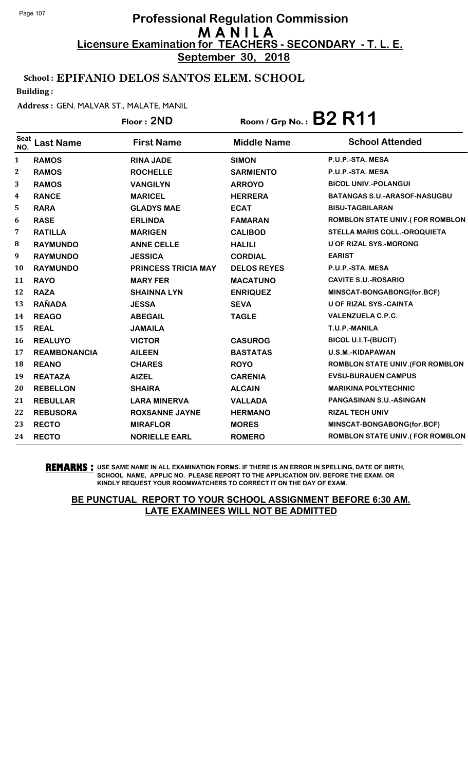# Professional Regulation Commission
# M A N I L A
## Licensure Examination for TEACHERS - SECONDARY - T. L. E.
**September 30, 2018**

**School : EPIFANIO DELOS SANTOS ELEM. SCHOOL**

**Building :**

**Address :** GEN. MALVAR ST., MALATE, MANIL

**Floor : 2ND** | **Room / Grp No. : B2 R11**

| Seat NO. | Last Name | First Name | Middle Name | School Attended |
|---|---|---|---|---|
| 1 | RAMOS | RINA JADE | SIMON | P.U.P.-STA. MESA |
| 2 | RAMOS | ROCHELLE | SARMIENTO | P.U.P.-STA. MESA |
| 3 | RAMOS | VANGILYN | ARROYO | BICOL UNIV.-POLANGUI |
| 4 | RANCE | MARICEL | HERRERA | BATANGAS S.U.-ARASOF-NASUGBU |
| 5 | RARA | GLADYS MAE | ECAT | BISU-TAGBILARAN |
| 6 | RASE | ERLINDA | FAMARAN | ROMBLON STATE UNIV.( FOR ROMBLON |
| 7 | RATILLA | MARIGEN | CALIBOD | STELLA MARIS COLL.-OROQUIETA |
| 8 | RAYMUNDO | ANNE CELLE | HALILI | U OF RIZAL SYS.-MORONG |
| 9 | RAYMUNDO | JESSICA | CORDIAL | EARIST |
| 10 | RAYMUNDO | PRINCESS TRICIA MAY | DELOS REYES | P.U.P.-STA. MESA |
| 11 | RAYO | MARY FER | MACATUNO | CAVITE S.U.-ROSARIO |
| 12 | RAZA | SHAINNA LYN | ENRIQUEZ | MINSCAT-BONGABONG(for.BCF) |
| 13 | RAÑADA | JESSA | SEVA | U OF RIZAL SYS.-CAINTA |
| 14 | REAGO | ABEGAIL | TAGLE | VALENZUELA C.P.C. |
| 15 | REAL | JAMAILA | | T.U.P.-MANILA |
| 16 | REALUYO | VICTOR | CASUROG | BICOL U.I.T-(BUCIT) |
| 17 | REAMBONANCIA | AILEEN | BASTATAS | U.S.M.-KIDAPAWAN |
| 18 | REANO | CHARES | ROYO | ROMBLON STATE UNIV.(FOR ROMBLON |
| 19 | REATAZA | AIZEL | CARENIA | EVSU-BURAUEN CAMPUS |
| 20 | REBELLON | SHAIRA | ALCAIN | MARIKINA POLYTECHNIC |
| 21 | REBULLAR | LARA MINERVA | VALLADA | PANGASINAN S.U.-ASINGAN |
| 22 | REBUSORA | ROXSANNE JAYNE | HERMANO | RIZAL TECH UNIV |
| 23 | RECTO | MIRAFLOR | MORES | MINSCAT-BONGABONG(for.BCF) |
| 24 | RECTO | NORIELLE EARL | ROMERO | ROMBLON STATE UNIV.( FOR ROMBLON |

**REMARKS :** USE SAME NAME IN ALL EXAMINATION FORMS. IF THERE IS AN ERROR IN SPELLING, DATE OF BIRTH, SCHOOL NAME, APPLIC NO. PLEASE REPORT TO THE APPLICATION DIV. BEFORE THE EXAM. OR KINDLY REQUEST YOUR ROOMWATCHERS TO CORRECT IT ON THE DAY OF EXAM.

**BE PUNCTUAL REPORT TO YOUR SCHOOL ASSIGNMENT BEFORE 6:30 AM. LATE EXAMINEES WILL NOT BE ADMITTED**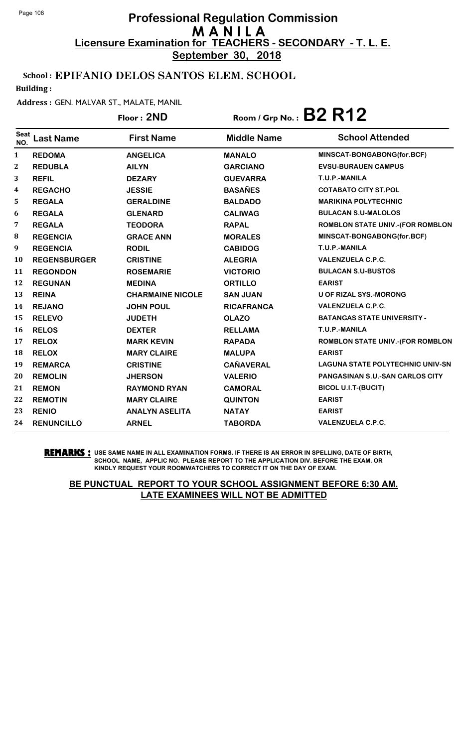# Professional Regulation Commission
## M A N I L A
### Licensure Examination for TEACHERS - SECONDARY - T. L. E.
**September 30, 2018**

**School : EPIFANIO DELOS SANTOS ELEM. SCHOOL**

**Building :**

**Address :** GEN. MALVAR ST., MALATE, MANIL

**Floor : 2ND** | **Room / Grp No. : B2 R12**

| Seat NO. | Last Name | First Name | Middle Name | School Attended |
|---|---|---|---|---|
| 1 | REDOMA | ANGELICA | MANALO | MINSCAT-BONGABONG(for.BCF) |
| 2 | REDUBLA | AILYN | GARCIANO | EVSU-BURAUEN CAMPUS |
| 3 | REFIL | DEZARY | GUEVARRA | T.U.P.-MANILA |
| 4 | REGACHO | JESSIE | BASAÑES | COTABATO CITY ST.POL |
| 5 | REGALA | GERALDINE | BALDADO | MARIKINA POLYTECHNIC |
| 6 | REGALA | GLENARD | CALIWAG | BULACAN S.U-MALOLOS |
| 7 | REGALA | TEODORA | RAPAL | ROMBLON STATE UNIV.-(FOR ROMBLON |
| 8 | REGENCIA | GRACE ANN | MORALES | MINSCAT-BONGABONG(for.BCF) |
| 9 | REGENCIA | RODIL | CABIDOG | T.U.P.-MANILA |
| 10 | REGENSBURGER | CRISTINE | ALEGRIA | VALENZUELA C.P.C. |
| 11 | REGONDON | ROSEMARIE | VICTORIO | BULACAN S.U-BUSTOS |
| 12 | REGUNAN | MEDINA | ORTILLO | EARIST |
| 13 | REINA | CHARMAINE NICOLE | SAN JUAN | U OF RIZAL SYS.-MORONG |
| 14 | REJANO | JOHN POUL | RICAFRANCA | VALENZUELA C.P.C. |
| 15 | RELEVO | JUDETH | OLAZO | BATANGAS STATE UNIVERSITY - |
| 16 | RELOS | DEXTER | RELLAMA | T.U.P.-MANILA |
| 17 | RELOX | MARK KEVIN | RAPADA | ROMBLON STATE UNIV.-(FOR ROMBLON |
| 18 | RELOX | MARY CLAIRE | MALUPA | EARIST |
| 19 | REMARCA | CRISTINE | CAÑAVERAL | LAGUNA STATE POLYTECHNIC UNIV-SN |
| 20 | REMOLIN | JHERSON | VALERIO | PANGASINAN S.U.-SAN CARLOS CITY |
| 21 | REMON | RAYMOND RYAN | CAMORAL | BICOL U.I.T-(BUCIT) |
| 22 | REMOTIN | MARY CLAIRE | QUINTON | EARIST |
| 23 | RENIO | ANALYN ASELITA | NATAY | EARIST |
| 24 | RENUNCILLO | ARNEL | TABORDA | VALENZUELA C.P.C. |

**REMARKS :** USE SAME NAME IN ALL EXAMINATION FORMS. IF THERE IS AN ERROR IN SPELLING, DATE OF BIRTH, SCHOOL NAME, APPLIC NO. PLEASE REPORT TO THE APPLICATION DIV. BEFORE THE EXAM. OR KINDLY REQUEST YOUR ROOMWATCHERS TO CORRECT IT ON THE DAY OF EXAM.

**BE PUNCTUAL REPORT TO YOUR SCHOOL ASSIGNMENT BEFORE 6:30 AM. LATE EXAMINEES WILL NOT BE ADMITTED**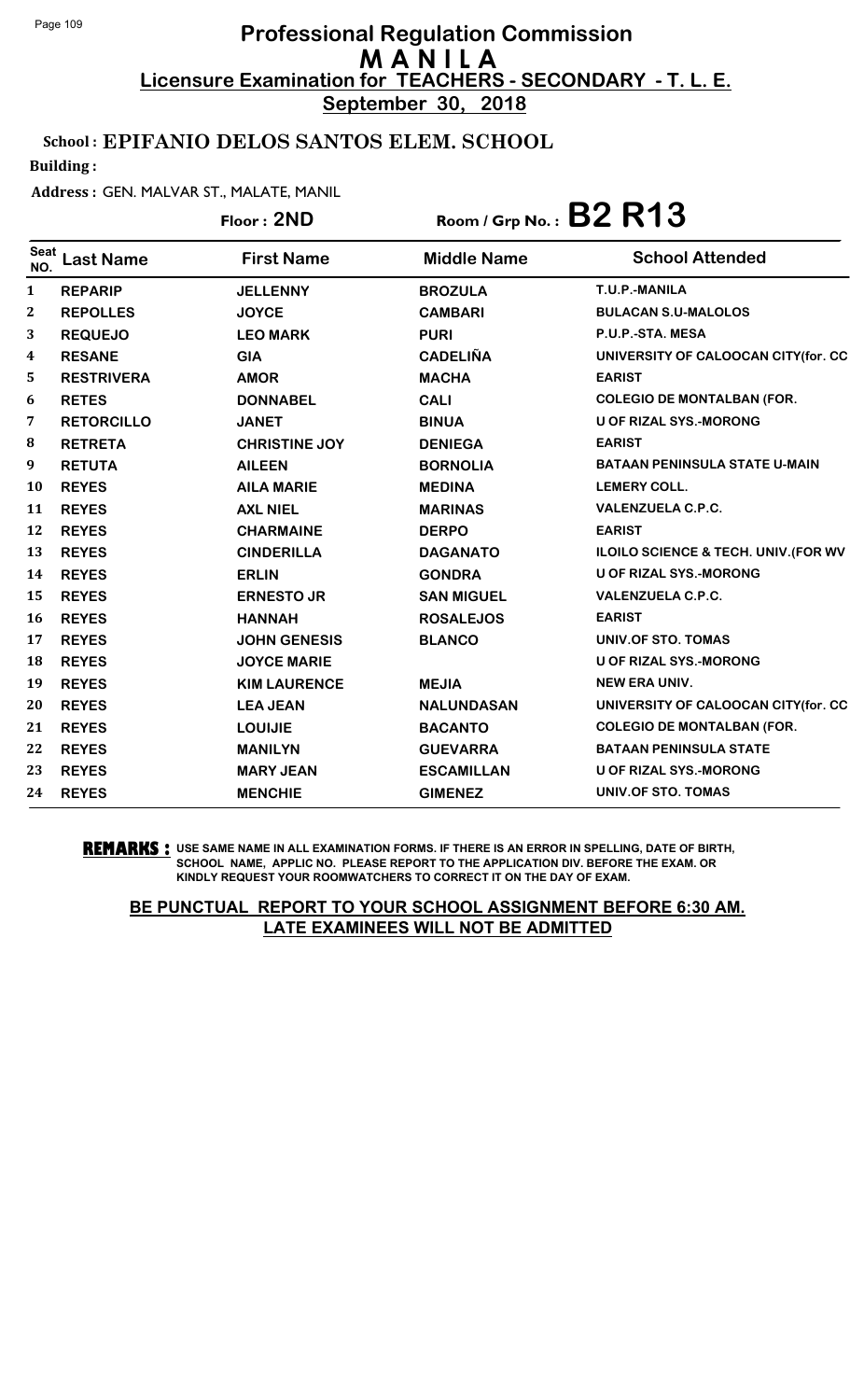# Professional Regulation Commission
## MANILA
## Licensure Examination for TEACHERS - SECONDARY - T. L. E.
**September 30, 2018**

**School : EPIFANIO DELOS SANTOS ELEM. SCHOOL**

**Building :**

**Address :** GEN. MALVAR ST., MALATE, MANIL

**Floor : 2ND** | **Room / Grp No. : B2 R13**

| Seat NO. | Last Name | First Name | Middle Name | School Attended |
|---|---|---|---|---|
| 1 | REPARIP | JELLENNY | BROZULA | T.U.P.-MANILA |
| 2 | REPOLLES | JOYCE | CAMBARI | BULACAN S.U-MALOLOS |
| 3 | REQUEJO | LEO MARK | PURI | P.U.P.-STA. MESA |
| 4 | RESANE | GIA | CADELIÑA | UNIVERSITY OF CALOOCAN CITY(for. CC |
| 5 | RESTRIVERA | AMOR | MACHA | EARIST |
| 6 | RETES | DONNABEL | CALI | COLEGIO DE MONTALBAN (FOR. |
| 7 | RETORCILLO | JANET | BINUA | U OF RIZAL SYS.-MORONG |
| 8 | RETRETA | CHRISTINE JOY | DENIEGA | EARIST |
| 9 | RETUTA | AILEEN | BORNOLIA | BATAAN PENINSULA STATE U-MAIN |
| 10 | REYES | AILA MARIE | MEDINA | LEMERY COLL. |
| 11 | REYES | AXL NIEL | MARINAS | VALENZUELA C.P.C. |
| 12 | REYES | CHARMAINE | DERPO | EARIST |
| 13 | REYES | CINDERILLA | DAGANATO | ILOILO SCIENCE & TECH. UNIV.(FOR WV |
| 14 | REYES | ERLIN | GONDRA | U OF RIZAL SYS.-MORONG |
| 15 | REYES | ERNESTO JR | SAN MIGUEL | VALENZUELA C.P.C. |
| 16 | REYES | HANNAH | ROSALEJOS | EARIST |
| 17 | REYES | JOHN GENESIS | BLANCO | UNIV.OF STO. TOMAS |
| 18 | REYES | JOYCE MARIE | | U OF RIZAL SYS.-MORONG |
| 19 | REYES | KIM LAURENCE | MEJIA | NEW ERA UNIV. |
| 20 | REYES | LEA JEAN | NALUNDASAN | UNIVERSITY OF CALOOCAN CITY(for. CC |
| 21 | REYES | LOUIJIE | BACANTO | COLEGIO DE MONTALBAN (FOR. |
| 22 | REYES | MANILYN | GUEVARRA | BATAAN PENINSULA STATE |
| 23 | REYES | MARY JEAN | ESCAMILLAN | U OF RIZAL SYS.-MORONG |
| 24 | REYES | MENCHIE | GIMENEZ | UNIV.OF STO. TOMAS |

**REMARKS :** USE SAME NAME IN ALL EXAMINATION FORMS. IF THERE IS AN ERROR IN SPELLING, DATE OF BIRTH, SCHOOL NAME, APPLIC NO. PLEASE REPORT TO THE APPLICATION DIV. BEFORE THE EXAM. OR KINDLY REQUEST YOUR ROOMWATCHERS TO CORRECT IT ON THE DAY OF EXAM.

**BE PUNCTUAL REPORT TO YOUR SCHOOL ASSIGNMENT BEFORE 6:30 AM. LATE EXAMINEES WILL NOT BE ADMITTED**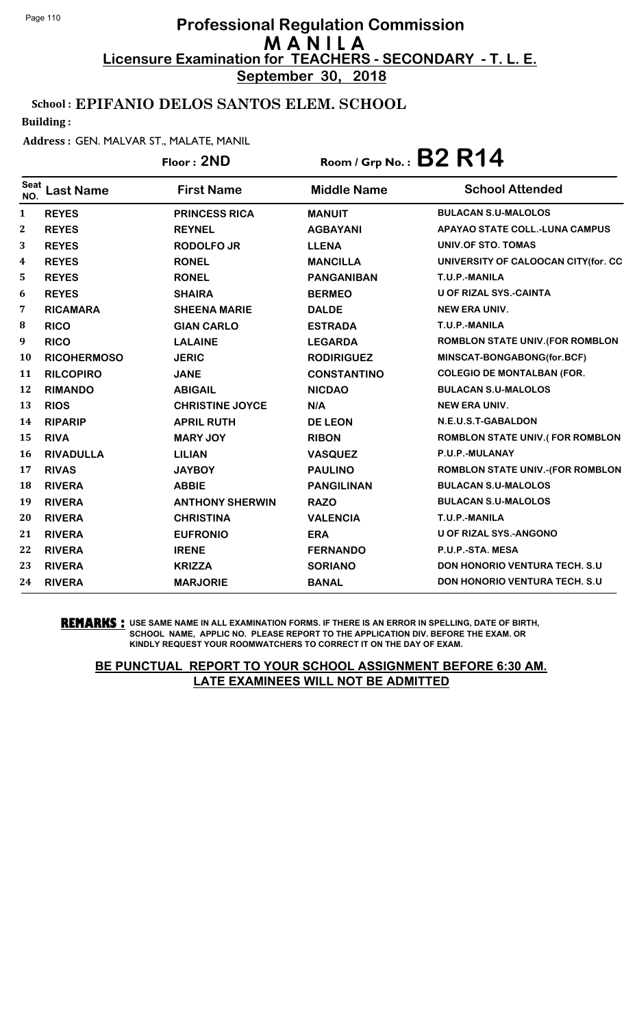# Professional Regulation Commission
## M A N I L A
### Licensure Examination for TEACHERS - SECONDARY - T. L. E.
**September 30, 2018**

**School : EPIFANIO DELOS SANTOS ELEM. SCHOOL**

**Building :**

**Address :** GEN. MALVAR ST., MALATE, MANIL

**Floor : 2ND** Room / Grp No. : **B2 R14**

| Seat NO. | Last Name | First Name | Middle Name | School Attended |
|---|---|---|---|---|
| 1 | REYES | PRINCESS RICA | MANUIT | BULACAN S.U-MALOLOS |
| 2 | REYES | REYNEL | AGBAYANI | APAYAO STATE COLL.-LUNA CAMPUS |
| 3 | REYES | RODOLFO JR | LLENA | UNIV.OF STO. TOMAS |
| 4 | REYES | RONEL | MANCILLA | UNIVERSITY OF CALOOCAN CITY(for. CC |
| 5 | REYES | RONEL | PANGANIBAN | T.U.P.-MANILA |
| 6 | REYES | SHAIRA | BERMEO | U OF RIZAL SYS.-CAINTA |
| 7 | RICAMARA | SHEENA MARIE | DALDE | NEW ERA UNIV. |
| 8 | RICO | GIAN CARLO | ESTRADA | T.U.P.-MANILA |
| 9 | RICO | LALAINE | LEGARDA | ROMBLON STATE UNIV.(FOR ROMBLON |
| 10 | RICOHERMOSO | JERIC | RODIRIGUEZ | MINSCAT-BONGABONG(for.BCF) |
| 11 | RILCOPIRO | JANE | CONSTANTINO | COLEGIO DE MONTALBAN (FOR. |
| 12 | RIMANDO | ABIGAIL | NICDAO | BULACAN S.U-MALOLOS |
| 13 | RIOS | CHRISTINE JOYCE | N/A | NEW ERA UNIV. |
| 14 | RIPARIP | APRIL RUTH | DE LEON | N.E.U.S.T-GABALDON |
| 15 | RIVA | MARY JOY | RIBON | ROMBLON STATE UNIV.( FOR ROMBLON |
| 16 | RIVADULLA | LILIAN | VASQUEZ | P.U.P.-MULANAY |
| 17 | RIVAS | JAYBOY | PAULINO | ROMBLON STATE UNIV.-(FOR ROMBLON |
| 18 | RIVERA | ABBIE | PANGILINAN | BULACAN S.U-MALOLOS |
| 19 | RIVERA | ANTHONY SHERWIN | RAZO | BULACAN S.U-MALOLOS |
| 20 | RIVERA | CHRISTINA | VALENCIA | T.U.P.-MANILA |
| 21 | RIVERA | EUFRONIO | ERA | U OF RIZAL SYS.-ANGONO |
| 22 | RIVERA | IRENE | FERNANDO | P.U.P.-STA. MESA |
| 23 | RIVERA | KRIZZA | SORIANO | DON HONORIO VENTURA TECH. S.U |
| 24 | RIVERA | MARJORIE | BANAL | DON HONORIO VENTURA TECH. S.U |

**REMARKS :** USE SAME NAME IN ALL EXAMINATION FORMS. IF THERE IS AN ERROR IN SPELLING, DATE OF BIRTH, SCHOOL NAME, APPLIC NO. PLEASE REPORT TO THE APPLICATION DIV. BEFORE THE EXAM. OR KINDLY REQUEST YOUR ROOMWATCHERS TO CORRECT IT ON THE DAY OF EXAM.

**BE PUNCTUAL REPORT TO YOUR SCHOOL ASSIGNMENT BEFORE 6:30 AM. LATE EXAMINEES WILL NOT BE ADMITTED**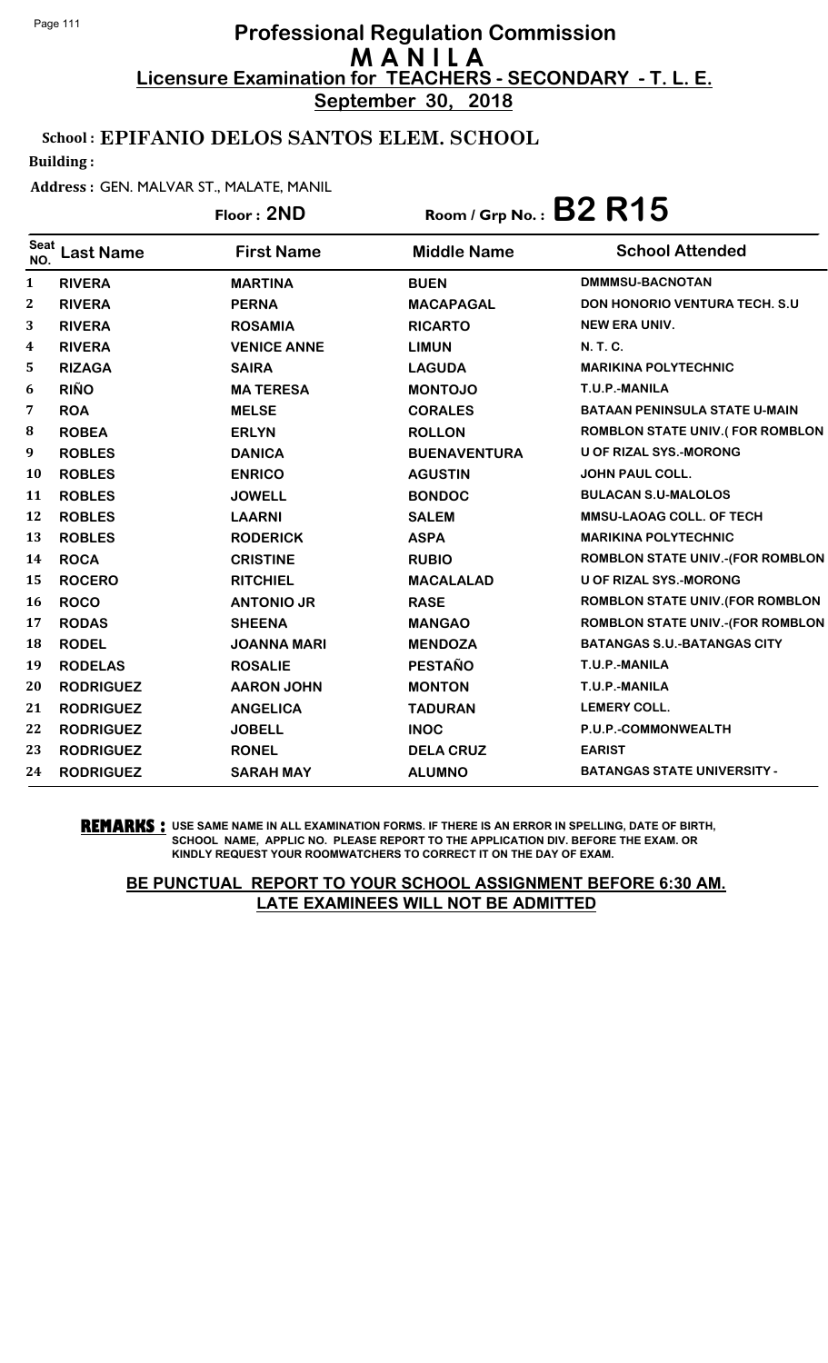# Professional Regulation Commission
## M A N I L A
## Licensure Examination for TEACHERS - SECONDARY - T. L. E.
**September 30, 2018**

**School : EPIFANIO DELOS SANTOS ELEM. SCHOOL**

**Building :**

**Address :** GEN. MALVAR ST., MALATE, MANIL

**Floor : 2ND** Room / Grp No. : **B2 R15**

| Seat NO. | Last Name | First Name | Middle Name | School Attended |
|---|---|---|---|---|
| 1 | RIVERA | MARTINA | BUEN | DMMMSU-BACNOTAN |
| 2 | RIVERA | PERNA | MACAPAGAL | DON HONORIO VENTURA TECH. S.U |
| 3 | RIVERA | ROSAMIA | RICARTO | NEW ERA UNIV. |
| 4 | RIVERA | VENICE ANNE | LIMUN | N. T. C. |
| 5 | RIZAGA | SAIRA | LAGUDA | MARIKINA POLYTECHNIC |
| 6 | RIÑO | MA TERESA | MONTOJO | T.U.P.-MANILA |
| 7 | ROA | MELSE | CORALES | BATAAN PENINSULA STATE U-MAIN |
| 8 | ROBEA | ERLYN | ROLLON | ROMBLON STATE UNIV.( FOR ROMBLON |
| 9 | ROBLES | DANICA | BUENAVENTURA | U OF RIZAL SYS.-MORONG |
| 10 | ROBLES | ENRICO | AGUSTIN | JOHN PAUL COLL. |
| 11 | ROBLES | JOWELL | BONDOC | BULACAN S.U-MALOLOS |
| 12 | ROBLES | LAARNI | SALEM | MMSU-LAOAG COLL. OF TECH |
| 13 | ROBLES | RODERICK | ASPA | MARIKINA POLYTECHNIC |
| 14 | ROCA | CRISTINE | RUBIO | ROMBLON STATE UNIV.-(FOR ROMBLON |
| 15 | ROCERO | RITCHIEL | MACALALAD | U OF RIZAL SYS.-MORONG |
| 16 | ROCO | ANTONIO JR | RASE | ROMBLON STATE UNIV.(FOR ROMBLON |
| 17 | RODAS | SHEENA | MANGAO | ROMBLON STATE UNIV.-(FOR ROMBLON |
| 18 | RODEL | JOANNA MARI | MENDOZA | BATANGAS S.U.-BATANGAS CITY |
| 19 | RODELAS | ROSALIE | PESTAÑO | T.U.P.-MANILA |
| 20 | RODRIGUEZ | AARON JOHN | MONTON | T.U.P.-MANILA |
| 21 | RODRIGUEZ | ANGELICA | TADURAN | LEMERY COLL. |
| 22 | RODRIGUEZ | JOBELL | INOC | P.U.P.-COMMONWEALTH |
| 23 | RODRIGUEZ | RONEL | DELA CRUZ | EARIST |
| 24 | RODRIGUEZ | SARAH MAY | ALUMNO | BATANGAS STATE UNIVERSITY - |

**REMARKS :** USE SAME NAME IN ALL EXAMINATION FORMS. IF THERE IS AN ERROR IN SPELLING, DATE OF BIRTH, SCHOOL NAME, APPLIC NO. PLEASE REPORT TO THE APPLICATION DIV. BEFORE THE EXAM. OR KINDLY REQUEST YOUR ROOMWATCHERS TO CORRECT IT ON THE DAY OF EXAM.

**BE PUNCTUAL REPORT TO YOUR SCHOOL ASSIGNMENT BEFORE 6:30 AM. LATE EXAMINEES WILL NOT BE ADMITTED**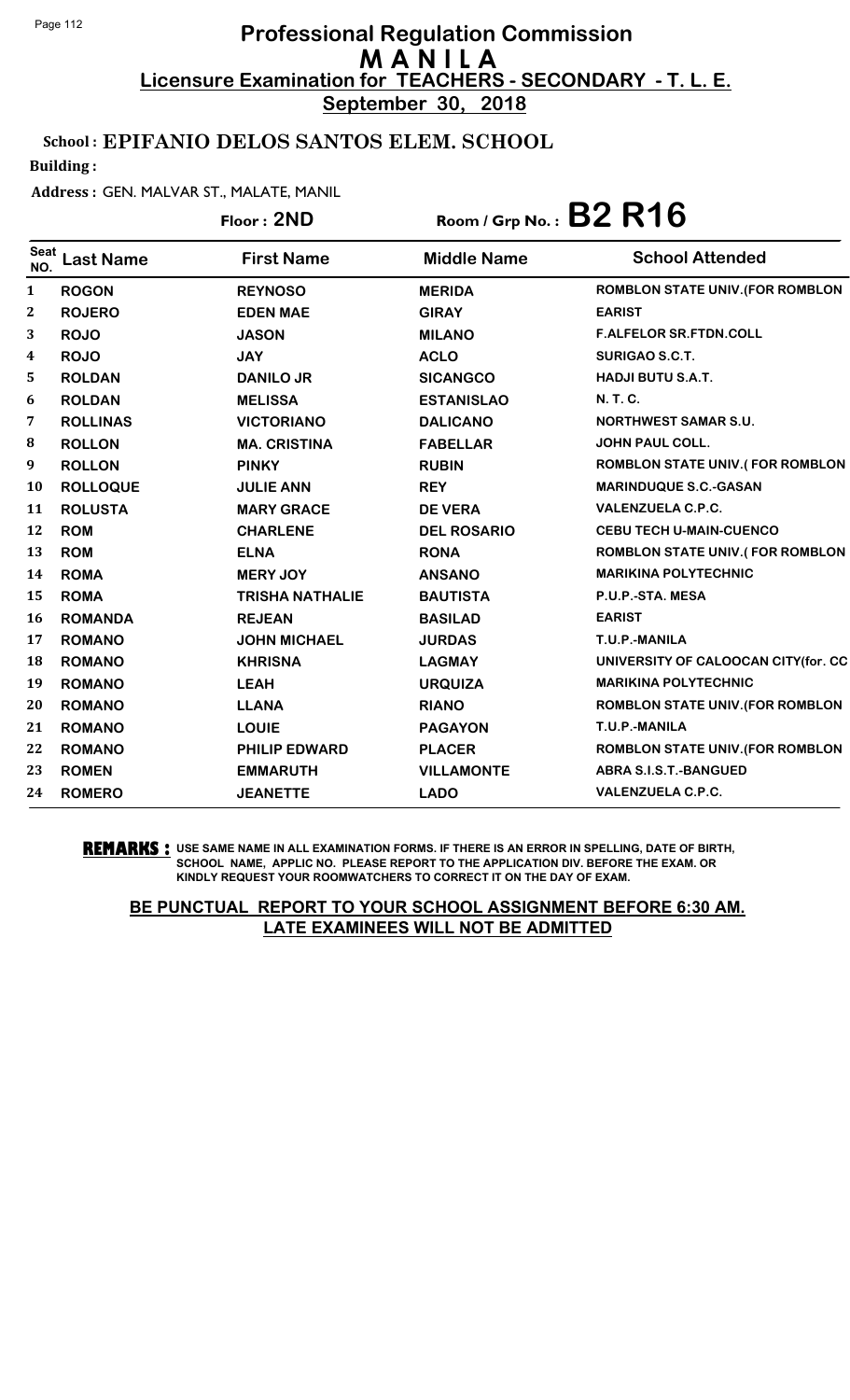# Professional Regulation Commission
# MANILA
## Licensure Examination for TEACHERS - SECONDARY - T. L. E.
**September 30, 2018**

**School : EPIFANIO DELOS SANTOS ELEM. SCHOOL**

**Building :**

**Address :** GEN. MALVAR ST., MALATE, MANIL

**Floor : 2ND** Room / Grp No. : **B2 R16**

| Seat NO. | Last Name | First Name | Middle Name | School Attended |
|---|---|---|---|---|
| 1 | ROGON | REYNOSO | MERIDA | ROMBLON STATE UNIV.(FOR ROMBLON |
| 2 | ROJERO | EDEN MAE | GIRAY | EARIST |
| 3 | ROJO | JASON | MILANO | F.ALFELOR SR.FTDN.COLL |
| 4 | ROJO | JAY | ACLO | SURIGAO S.C.T. |
| 5 | ROLDAN | DANILO JR | SICANGCO | HADJI BUTU S.A.T. |
| 6 | ROLDAN | MELISSA | ESTANISLAO | N. T. C. |
| 7 | ROLLINAS | VICTORIANO | DALICANO | NORTHWEST SAMAR S.U. |
| 8 | ROLLON | MA. CRISTINA | FABELLAR | JOHN PAUL COLL. |
| 9 | ROLLON | PINKY | RUBIN | ROMBLON STATE UNIV.( FOR ROMBLON |
| 10 | ROLLOQUE | JULIE ANN | REY | MARINDUQUE S.C.-GASAN |
| 11 | ROLUSTA | MARY GRACE | DE VERA | VALENZUELA C.P.C. |
| 12 | ROM | CHARLENE | DEL ROSARIO | CEBU TECH U-MAIN-CUENCO |
| 13 | ROM | ELNA | RONA | ROMBLON STATE UNIV.( FOR ROMBLON |
| 14 | ROMA | MERY JOY | ANSANO | MARIKINA POLYTECHNIC |
| 15 | ROMA | TRISHA NATHALIE | BAUTISTA | P.U.P.-STA. MESA |
| 16 | ROMANDA | REJEAN | BASILAD | EARIST |
| 17 | ROMANO | JOHN MICHAEL | JURDAS | T.U.P.-MANILA |
| 18 | ROMANO | KHRISNA | LAGMAY | UNIVERSITY OF CALOOCAN CITY(for. CC |
| 19 | ROMANO | LEAH | URQUIZA | MARIKINA POLYTECHNIC |
| 20 | ROMANO | LLANA | RIANO | ROMBLON STATE UNIV.(FOR ROMBLON |
| 21 | ROMANO | LOUIE | PAGAYON | T.U.P.-MANILA |
| 22 | ROMANO | PHILIP EDWARD | PLACER | ROMBLON STATE UNIV.(FOR ROMBLON |
| 23 | ROMEN | EMMARUTH | VILLAMONTE | ABRA S.I.S.T.-BANGUED |
| 24 | ROMERO | JEANETTE | LADO | VALENZUELA C.P.C. |

**REMARKS :** USE SAME NAME IN ALL EXAMINATION FORMS. IF THERE IS AN ERROR IN SPELLING, DATE OF BIRTH, SCHOOL NAME, APPLIC NO. PLEASE REPORT TO THE APPLICATION DIV. BEFORE THE EXAM. OR KINDLY REQUEST YOUR ROOMWATCHERS TO CORRECT IT ON THE DAY OF EXAM.

**BE PUNCTUAL REPORT TO YOUR SCHOOL ASSIGNMENT BEFORE 6:30 AM. LATE EXAMINEES WILL NOT BE ADMITTED**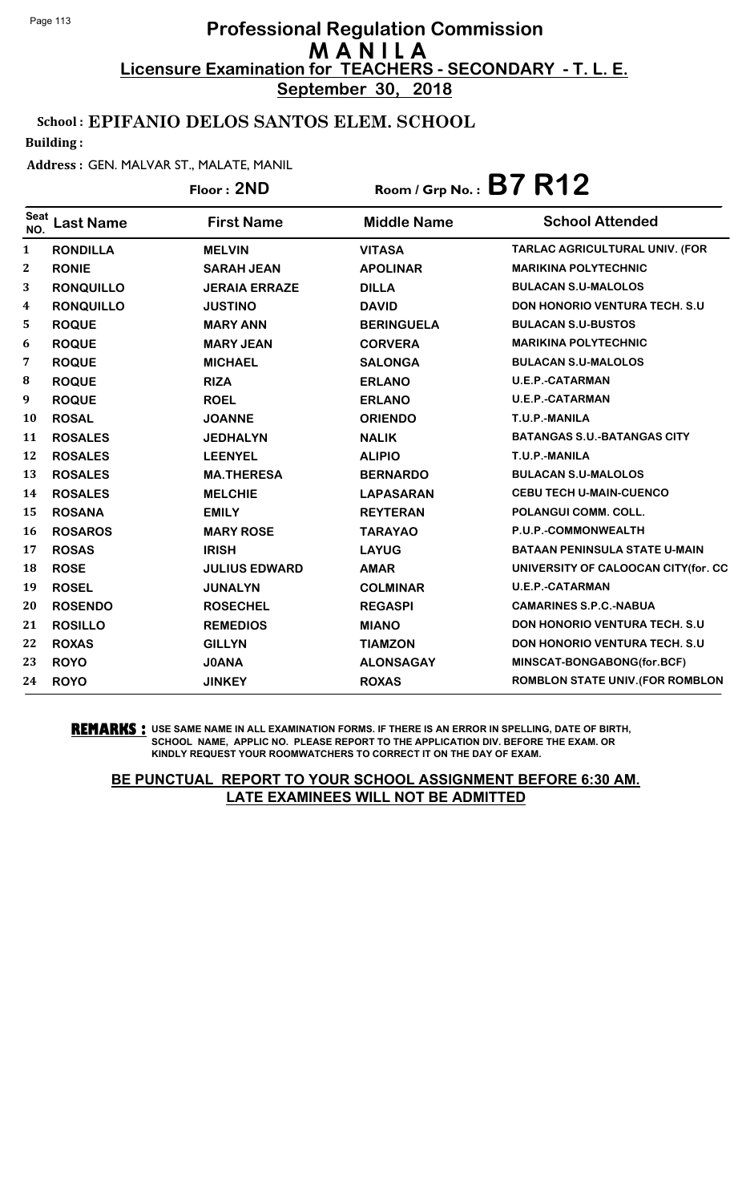# Professional Regulation Commission
# M A N I L A
## Licensure Examination for TEACHERS - SECONDARY - T. L. E.
**September 30, 2018**

**School : EPIFANIO DELOS SANTOS ELEM. SCHOOL**

**Building :**

**Address :** GEN. MALVAR ST., MALATE, MANIL

**Floor : 2ND** Room / Grp No. : **B7 R12**

| Seat NO. | Last Name | First Name | Middle Name | School Attended |
|---|---|---|---|---|
| 1 | RONDILLA | MELVIN | VITASA | TARLAC AGRICULTURAL UNIV. (FOR |
| 2 | RONIE | SARAH JEAN | APOLINAR | MARIKINA POLYTECHNIC |
| 3 | RONQUILLO | JERAIA ERRAZE | DILLA | BULACAN S.U-MALOLOS |
| 4 | RONQUILLO | JUSTINO | DAVID | DON HONORIO VENTURA TECH. S.U |
| 5 | ROQUE | MARY ANN | BERINGUELA | BULACAN S.U-BUSTOS |
| 6 | ROQUE | MARY JEAN | CORVERA | MARIKINA POLYTECHNIC |
| 7 | ROQUE | MICHAEL | SALONGA | BULACAN S.U-MALOLOS |
| 8 | ROQUE | RIZA | ERLANO | U.E.P.-CATARMAN |
| 9 | ROQUE | ROEL | ERLANO | U.E.P.-CATARMAN |
| 10 | ROSAL | JOANNE | ORIENDO | T.U.P.-MANILA |
| 11 | ROSALES | JEDHALYN | NALIK | BATANGAS S.U.-BATANGAS CITY |
| 12 | ROSALES | LEENYEL | ALIPIO | T.U.P.-MANILA |
| 13 | ROSALES | MA.THERESA | BERNARDO | BULACAN S.U-MALOLOS |
| 14 | ROSALES | MELCHIE | LAPASARAN | CEBU TECH U-MAIN-CUENCO |
| 15 | ROSANA | EMILY | REYTERAN | POLANGUI COMM. COLL. |
| 16 | ROSAROS | MARY ROSE | TARAYAO | P.U.P.-COMMONWEALTH |
| 17 | ROSAS | IRISH | LAYUG | BATAAN PENINSULA STATE U-MAIN |
| 18 | ROSE | JULIUS EDWARD | AMAR | UNIVERSITY OF CALOOCAN CITY(for. CC |
| 19 | ROSEL | JUNALYN | COLMINAR | U.E.P.-CATARMAN |
| 20 | ROSENDO | ROSECHEL | REGASPI | CAMARINES S.P.C.-NABUA |
| 21 | ROSILLO | REMEDIOS | MIANO | DON HONORIO VENTURA TECH. S.U |
| 22 | ROXAS | GILLYN | TIAMZON | DON HONORIO VENTURA TECH. S.U |
| 23 | ROYO | J0ANA | ALONSAGAY | MINSCAT-BONGABONG(for.BCF) |
| 24 | ROYO | JINKEY | ROXAS | ROMBLON STATE UNIV.(FOR ROMBLON |

**REMARKS :** USE SAME NAME IN ALL EXAMINATION FORMS. IF THERE IS AN ERROR IN SPELLING, DATE OF BIRTH, SCHOOL NAME, APPLIC NO. PLEASE REPORT TO THE APPLICATION DIV. BEFORE THE EXAM. OR KINDLY REQUEST YOUR ROOMWATCHERS TO CORRECT IT ON THE DAY OF EXAM.

**BE PUNCTUAL REPORT TO YOUR SCHOOL ASSIGNMENT BEFORE 6:30 AM. LATE EXAMINEES WILL NOT BE ADMITTED**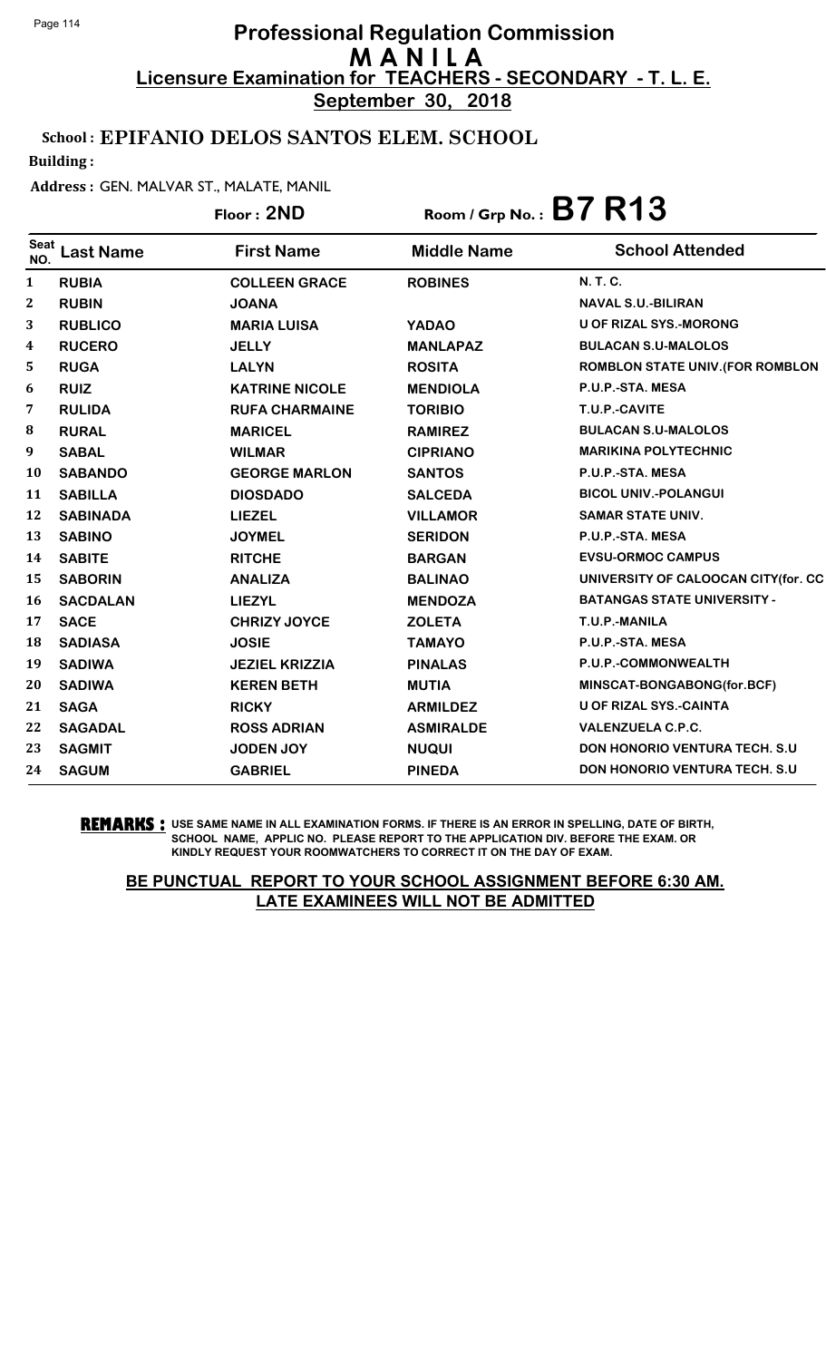# Professional Regulation Commission
## M A N I L A
### Licensure Examination for TEACHERS - SECONDARY - T. L. E.
**September 30, 2018**

**School : EPIFANIO DELOS SANTOS ELEM. SCHOOL**

**Building :**

**Address :** GEN. MALVAR ST., MALATE, MANIL

**Floor : 2ND** | **Room / Grp No. : B7 R13**

| Seat NO. | Last Name | First Name | Middle Name | School Attended |
|---|---|---|---|---|
| 1 | RUBIA | COLLEEN GRACE | ROBINES | N. T. C. |
| 2 | RUBIN | JOANA | | NAVAL S.U.-BILIRAN |
| 3 | RUBLICO | MARIA LUISA | YADAO | U OF RIZAL SYS.-MORONG |
| 4 | RUCERO | JELLY | MANLAPAZ | BULACAN S.U-MALOLOS |
| 5 | RUGA | LALYN | ROSITA | ROMBLON STATE UNIV.(FOR ROMBLON |
| 6 | RUIZ | KATRINE NICOLE | MENDIOLA | P.U.P.-STA. MESA |
| 7 | RULIDA | RUFA CHARMAINE | TORIBIO | T.U.P.-CAVITE |
| 8 | RURAL | MARICEL | RAMIREZ | BULACAN S.U-MALOLOS |
| 9 | SABAL | WILMAR | CIPRIANO | MARIKINA POLYTECHNIC |
| 10 | SABANDO | GEORGE MARLON | SANTOS | P.U.P.-STA. MESA |
| 11 | SABILLA | DIOSDADO | SALCEDA | BICOL UNIV.-POLANGUI |
| 12 | SABINADA | LIEZEL | VILLAMOR | SAMAR STATE UNIV. |
| 13 | SABINO | JOYMEL | SERIDON | P.U.P.-STA. MESA |
| 14 | SABITE | RITCHE | BARGAN | EVSU-ORMOC CAMPUS |
| 15 | SABORIN | ANALIZA | BALINAO | UNIVERSITY OF CALOOCAN CITY(for. CC |
| 16 | SACDALAN | LIEZYL | MENDOZA | BATANGAS STATE UNIVERSITY - |
| 17 | SACE | CHRIZY JOYCE | ZOLETA | T.U.P.-MANILA |
| 18 | SADIASA | JOSIE | TAMAYO | P.U.P.-STA. MESA |
| 19 | SADIWA | JEZIEL KRIZZIA | PINALAS | P.U.P.-COMMONWEALTH |
| 20 | SADIWA | KEREN BETH | MUTIA | MINSCAT-BONGABONG(for.BCF) |
| 21 | SAGA | RICKY | ARMILDEZ | U OF RIZAL SYS.-CAINTA |
| 22 | SAGADAL | ROSS ADRIAN | ASMIRALDE | VALENZUELA C.P.C. |
| 23 | SAGMIT | JODEN JOY | NUQUI | DON HONORIO VENTURA TECH. S.U |
| 24 | SAGUM | GABRIEL | PINEDA | DON HONORIO VENTURA TECH. S.U |

**REMARKS :** USE SAME NAME IN ALL EXAMINATION FORMS. IF THERE IS AN ERROR IN SPELLING, DATE OF BIRTH, SCHOOL NAME, APPLIC NO. PLEASE REPORT TO THE APPLICATION DIV. BEFORE THE EXAM. OR KINDLY REQUEST YOUR ROOMWATCHERS TO CORRECT IT ON THE DAY OF EXAM.

**BE PUNCTUAL REPORT TO YOUR SCHOOL ASSIGNMENT BEFORE 6:30 AM. LATE EXAMINEES WILL NOT BE ADMITTED**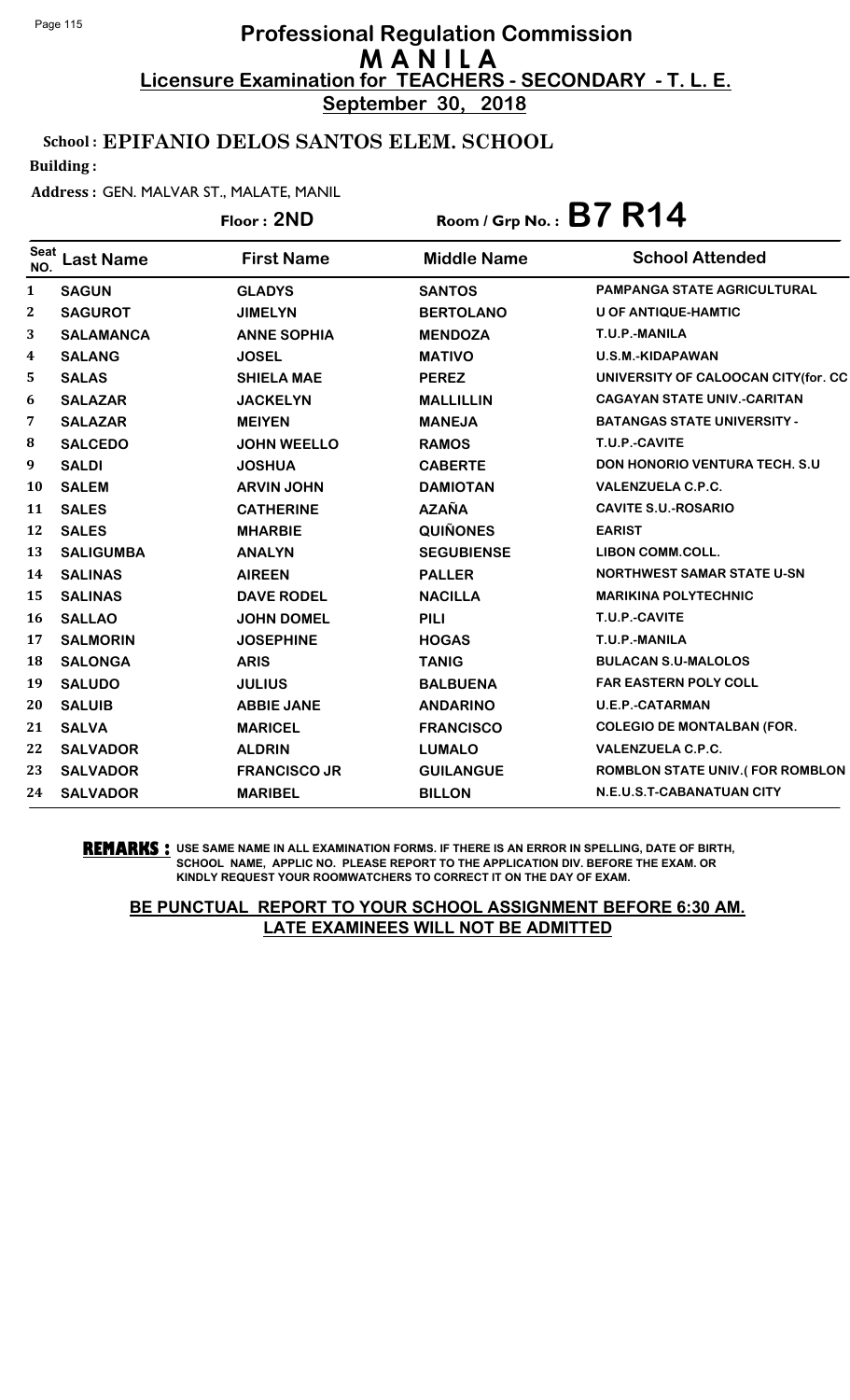# Professional Regulation Commission
# M A N I L A
## Licensure Examination for TEACHERS - SECONDARY - T. L. E.
**September 30, 2018**

**School : EPIFANIO DELOS SANTOS ELEM. SCHOOL**

**Building :**

**Address :** GEN. MALVAR ST., MALATE, MANIL

**Floor : 2ND** **Room / Grp No. : B7 R14**

| Seat NO. | Last Name | First Name | Middle Name | School Attended |
|---|---|---|---|---|
| 1 | SAGUN | GLADYS | SANTOS | PAMPANGA STATE AGRICULTURAL |
| 2 | SAGUROT | JIMELYN | BERTOLANO | U OF ANTIQUE-HAMTIC |
| 3 | SALAMANCA | ANNE SOPHIA | MENDOZA | T.U.P.-MANILA |
| 4 | SALANG | JOSEL | MATIVO | U.S.M.-KIDAPAWAN |
| 5 | SALAS | SHIELA MAE | PEREZ | UNIVERSITY OF CALOOCAN CITY(for. CC |
| 6 | SALAZAR | JACKELYN | MALLILLIN | CAGAYAN STATE UNIV.-CARITAN |
| 7 | SALAZAR | MEIYEN | MANEJA | BATANGAS STATE UNIVERSITY - |
| 8 | SALCEDO | JOHN WEELLO | RAMOS | T.U.P.-CAVITE |
| 9 | SALDI | JOSHUA | CABERTE | DON HONORIO VENTURA TECH. S.U |
| 10 | SALEM | ARVIN JOHN | DAMIOTAN | VALENZUELA C.P.C. |
| 11 | SALES | CATHERINE | AZAÑA | CAVITE S.U.-ROSARIO |
| 12 | SALES | MHARBIE | QUIÑONES | EARIST |
| 13 | SALIGUMBA | ANALYN | SEGUBIENSE | LIBON COMM.COLL. |
| 14 | SALINAS | AIREEN | PALLER | NORTHWEST SAMAR STATE U-SN |
| 15 | SALINAS | DAVE RODEL | NACILLA | MARIKINA POLYTECHNIC |
| 16 | SALLAO | JOHN DOMEL | PILI | T.U.P.-CAVITE |
| 17 | SALMORIN | JOSEPHINE | HOGAS | T.U.P.-MANILA |
| 18 | SALONGA | ARIS | TANIG | BULACAN S.U-MALOLOS |
| 19 | SALUDO | JULIUS | BALBUENA | FAR EASTERN POLY COLL |
| 20 | SALUIB | ABBIE JANE | ANDARINO | U.E.P.-CATARMAN |
| 21 | SALVA | MARICEL | FRANCISCO | COLEGIO DE MONTALBAN (FOR. |
| 22 | SALVADOR | ALDRIN | LUMALO | VALENZUELA C.P.C. |
| 23 | SALVADOR | FRANCISCO JR | GUILANGUE | ROMBLON STATE UNIV.( FOR ROMBLON |
| 24 | SALVADOR | MARIBEL | BILLON | N.E.U.S.T-CABANATUAN CITY |

**REMARKS :** USE SAME NAME IN ALL EXAMINATION FORMS. IF THERE IS AN ERROR IN SPELLING, DATE OF BIRTH, SCHOOL NAME, APPLIC NO. PLEASE REPORT TO THE APPLICATION DIV. BEFORE THE EXAM. OR KINDLY REQUEST YOUR ROOMWATCHERS TO CORRECT IT ON THE DAY OF EXAM.

**BE PUNCTUAL REPORT TO YOUR SCHOOL ASSIGNMENT BEFORE 6:30 AM. LATE EXAMINEES WILL NOT BE ADMITTED**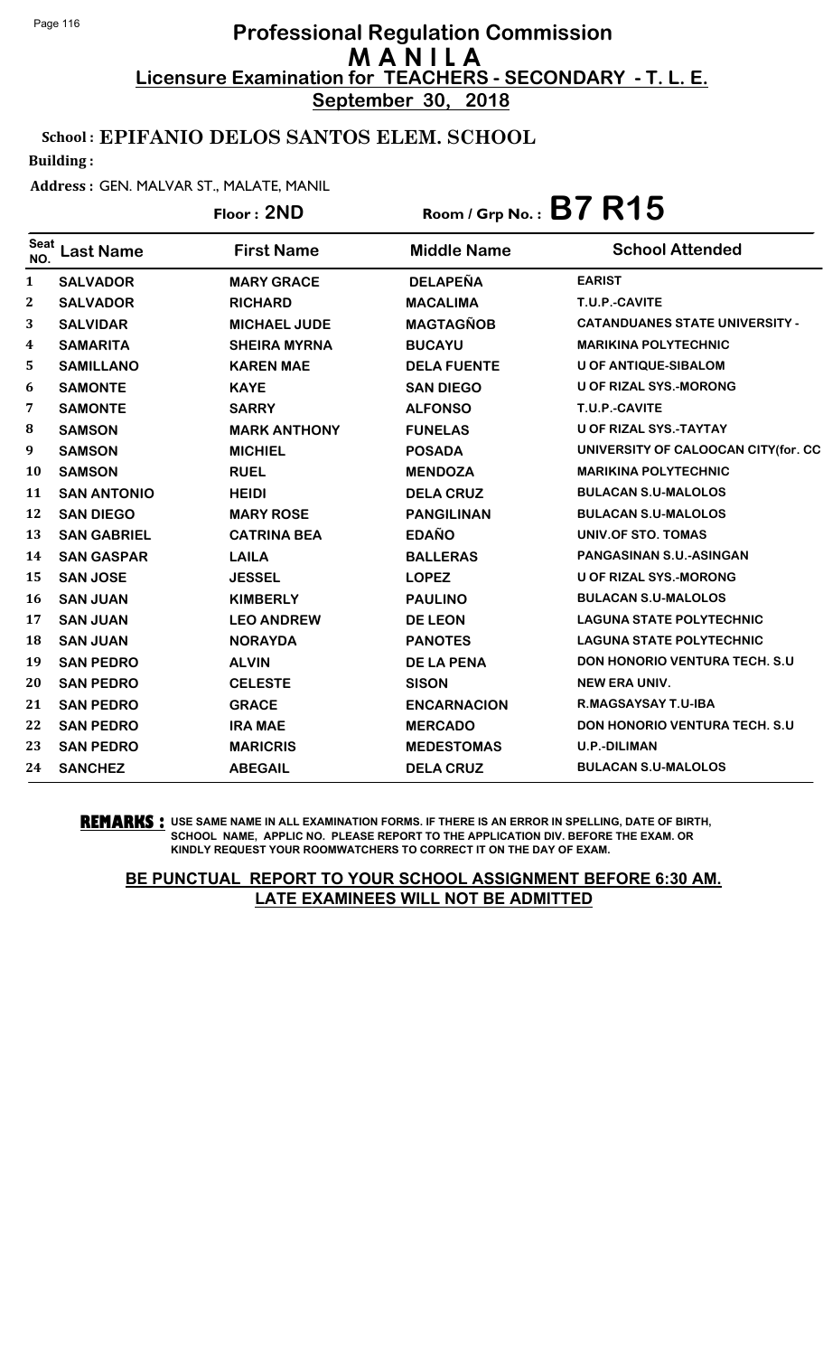# Professional Regulation Commission
## M A N I L A
**Licensure Examination for TEACHERS - SECONDARY - T. L. E.**

**September 30, 2018**

**School : EPIFANIO DELOS SANTOS ELEM. SCHOOL**

**Building :**

**Address :** GEN. MALVAR ST., MALATE, MANIL

**Floor : 2ND** | **Room / Grp No. : B7 R15**

| Seat NO. | Last Name | First Name | Middle Name | School Attended |
|---|---|---|---|---|
| 1 | SALVADOR | MARY GRACE | DELAPEÑA | EARIST |
| 2 | SALVADOR | RICHARD | MACALIMA | T.U.P.-CAVITE |
| 3 | SALVIDAR | MICHAEL JUDE | MAGTAGÑOB | CATANDUANES STATE UNIVERSITY - |
| 4 | SAMARITA | SHEIRA MYRNA | BUCAYU | MARIKINA POLYTECHNIC |
| 5 | SAMILLANO | KAREN MAE | DELA FUENTE | U OF ANTIQUE-SIBALOM |
| 6 | SAMONTE | KAYE | SAN DIEGO | U OF RIZAL SYS.-MORONG |
| 7 | SAMONTE | SARRY | ALFONSO | T.U.P.-CAVITE |
| 8 | SAMSON | MARK ANTHONY | FUNELAS | U OF RIZAL SYS.-TAYTAY |
| 9 | SAMSON | MICHIEL | POSADA | UNIVERSITY OF CALOOCAN CITY(for. CC |
| 10 | SAMSON | RUEL | MENDOZA | MARIKINA POLYTECHNIC |
| 11 | SAN ANTONIO | HEIDI | DELA CRUZ | BULACAN S.U-MALOLOS |
| 12 | SAN DIEGO | MARY ROSE | PANGILINAN | BULACAN S.U-MALOLOS |
| 13 | SAN GABRIEL | CATRINA BEA | EDAÑO | UNIV.OF STO. TOMAS |
| 14 | SAN GASPAR | LAILA | BALLERAS | PANGASINAN S.U.-ASINGAN |
| 15 | SAN JOSE | JESSEL | LOPEZ | U OF RIZAL SYS.-MORONG |
| 16 | SAN JUAN | KIMBERLY | PAULINO | BULACAN S.U-MALOLOS |
| 17 | SAN JUAN | LEO ANDREW | DE LEON | LAGUNA STATE POLYTECHNIC |
| 18 | SAN JUAN | NORAYDA | PANOTES | LAGUNA STATE POLYTECHNIC |
| 19 | SAN PEDRO | ALVIN | DE LA PENA | DON HONORIO VENTURA TECH. S.U |
| 20 | SAN PEDRO | CELESTE | SISON | NEW ERA UNIV. |
| 21 | SAN PEDRO | GRACE | ENCARNACION | R.MAGSAYSAY T.U-IBA |
| 22 | SAN PEDRO | IRA MAE | MERCADO | DON HONORIO VENTURA TECH. S.U |
| 23 | SAN PEDRO | MARICRIS | MEDESTOMAS | U.P.-DILIMAN |
| 24 | SANCHEZ | ABEGAIL | DELA CRUZ | BULACAN S.U-MALOLOS |

**REMARKS :** USE SAME NAME IN ALL EXAMINATION FORMS. IF THERE IS AN ERROR IN SPELLING, DATE OF BIRTH, SCHOOL NAME, APPLIC NO. PLEASE REPORT TO THE APPLICATION DIV. BEFORE THE EXAM. OR KINDLY REQUEST YOUR ROOMWATCHERS TO CORRECT IT ON THE DAY OF EXAM.

**BE PUNCTUAL REPORT TO YOUR SCHOOL ASSIGNMENT BEFORE 6:30 AM. LATE EXAMINEES WILL NOT BE ADMITTED**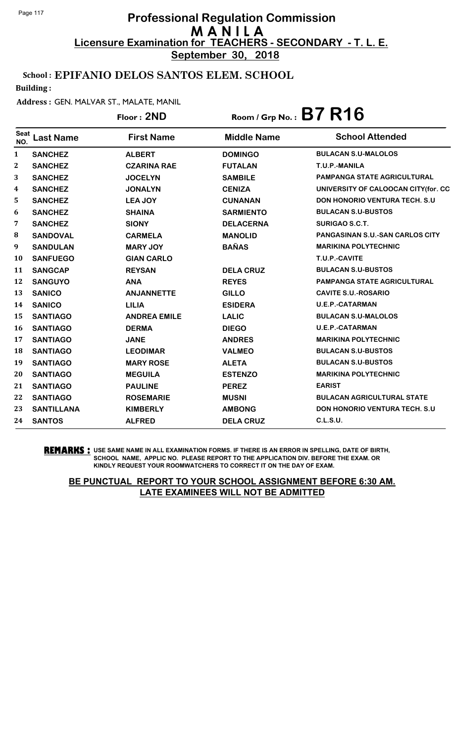# Professional Regulation Commission
## M A N I L A
### Licensure Examination for TEACHERS - SECONDARY - T. L. E.
**September 30, 2018**

**School : EPIFANIO DELOS SANTOS ELEM. SCHOOL**

**Building :**

**Address :** GEN. MALVAR ST., MALATE, MANIL

**Floor : 2ND** Room / Grp No. : **B7 R16**

| Seat NO. | Last Name | First Name | Middle Name | School Attended |
|---|---|---|---|---|
| 1 | SANCHEZ | ALBERT | DOMINGO | BULACAN S.U-MALOLOS |
| 2 | SANCHEZ | CZARINA RAE | FUTALAN | T.U.P.-MANILA |
| 3 | SANCHEZ | JOCELYN | SAMBILE | PAMPANGA STATE AGRICULTURAL |
| 4 | SANCHEZ | JONALYN | CENIZA | UNIVERSITY OF CALOOCAN CITY(for. CC |
| 5 | SANCHEZ | LEA JOY | CUNANAN | DON HONORIO VENTURA TECH. S.U |
| 6 | SANCHEZ | SHAINA | SARMIENTO | BULACAN S.U-BUSTOS |
| 7 | SANCHEZ | SIONY | DELACERNA | SURIGAO S.C.T. |
| 8 | SANDOVAL | CARMELA | MANOLID | PANGASINAN S.U.-SAN CARLOS CITY |
| 9 | SANDULAN | MARY JOY | BAÑAS | MARIKINA POLYTECHNIC |
| 10 | SANFUEGO | GIAN CARLO | | T.U.P.-CAVITE |
| 11 | SANGCAP | REYSAN | DELA CRUZ | BULACAN S.U-BUSTOS |
| 12 | SANGUYO | ANA | REYES | PAMPANGA STATE AGRICULTURAL |
| 13 | SANICO | ANJANNETTE | GILLO | CAVITE S.U.-ROSARIO |
| 14 | SANICO | LILIA | ESIDERA | U.E.P.-CATARMAN |
| 15 | SANTIAGO | ANDREA EMILE | LALIC | BULACAN S.U-MALOLOS |
| 16 | SANTIAGO | DERMA | DIEGO | U.E.P.-CATARMAN |
| 17 | SANTIAGO | JANE | ANDRES | MARIKINA POLYTECHNIC |
| 18 | SANTIAGO | LEODIMAR | VALMEO | BULACAN S.U-BUSTOS |
| 19 | SANTIAGO | MARY ROSE | ALETA | BULACAN S.U-BUSTOS |
| 20 | SANTIAGO | MEGUILA | ESTENZO | MARIKINA POLYTECHNIC |
| 21 | SANTIAGO | PAULINE | PEREZ | EARIST |
| 22 | SANTIAGO | ROSEMARIE | MUSNI | BULACAN AGRICULTURAL STATE |
| 23 | SANTILLANA | KIMBERLY | AMBONG | DON HONORIO VENTURA TECH. S.U |
| 24 | SANTOS | ALFRED | DELA CRUZ | C.L.S.U. |

**REMARKS :** USE SAME NAME IN ALL EXAMINATION FORMS. IF THERE IS AN ERROR IN SPELLING, DATE OF BIRTH, SCHOOL NAME, APPLIC NO. PLEASE REPORT TO THE APPLICATION DIV. BEFORE THE EXAM. OR KINDLY REQUEST YOUR ROOMWATCHERS TO CORRECT IT ON THE DAY OF EXAM.

**BE PUNCTUAL REPORT TO YOUR SCHOOL ASSIGNMENT BEFORE 6:30 AM. LATE EXAMINEES WILL NOT BE ADMITTED**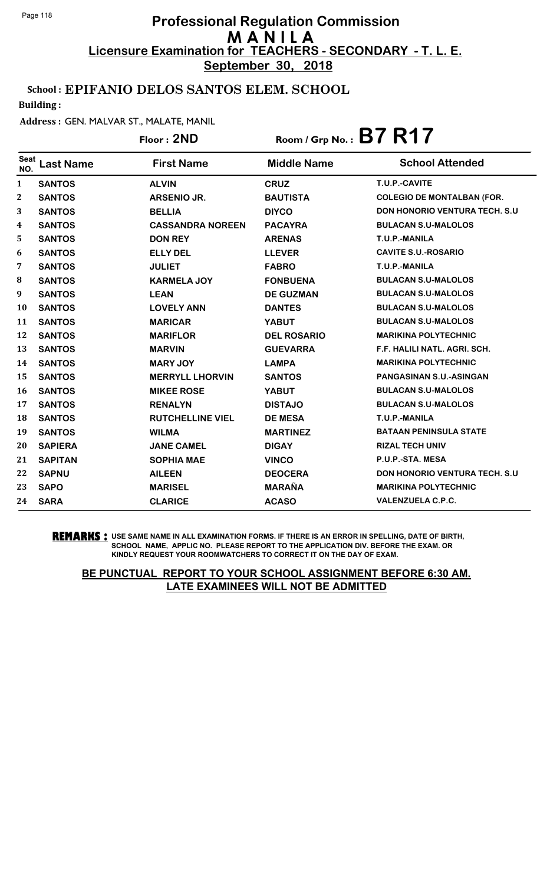# Professional Regulation Commission
# MANILA
## Licensure Examination for TEACHERS - SECONDARY - T. L. E.
**September 30, 2018**

**School : EPIFANIO DELOS SANTOS ELEM. SCHOOL**

**Building :**

**Address :** GEN. MALVAR ST., MALATE, MANIL

**Floor : 2ND** **Room / Grp No. : B7 R17**

| Seat NO. | Last Name | First Name | Middle Name | School Attended |
|---|---|---|---|---|
| 1 | SANTOS | ALVIN | CRUZ | T.U.P.-CAVITE |
| 2 | SANTOS | ARSENIO JR. | BAUTISTA | COLEGIO DE MONTALBAN (FOR. |
| 3 | SANTOS | BELLIA | DIYCO | DON HONORIO VENTURA TECH. S.U |
| 4 | SANTOS | CASSANDRA NOREEN | PACAYRA | BULACAN S.U-MALOLOS |
| 5 | SANTOS | DON REY | ARENAS | T.U.P.-MANILA |
| 6 | SANTOS | ELLY DEL | LLEVER | CAVITE S.U.-ROSARIO |
| 7 | SANTOS | JULIET | FABRO | T.U.P.-MANILA |
| 8 | SANTOS | KARMELA JOY | FONBUENA | BULACAN S.U-MALOLOS |
| 9 | SANTOS | LEAN | DE GUZMAN | BULACAN S.U-MALOLOS |
| 10 | SANTOS | LOVELY ANN | DANTES | BULACAN S.U-MALOLOS |
| 11 | SANTOS | MARICAR | YABUT | BULACAN S.U-MALOLOS |
| 12 | SANTOS | MARIFLOR | DEL ROSARIO | MARIKINA POLYTECHNIC |
| 13 | SANTOS | MARVIN | GUEVARRA | F.F. HALILI NATL. AGRI. SCH. |
| 14 | SANTOS | MARY JOY | LAMPA | MARIKINA POLYTECHNIC |
| 15 | SANTOS | MERRYLL LHORVIN | SANTOS | PANGASINAN S.U.-ASINGAN |
| 16 | SANTOS | MIKEE ROSE | YABUT | BULACAN S.U-MALOLOS |
| 17 | SANTOS | RENALYN | DISTAJO | BULACAN S.U-MALOLOS |
| 18 | SANTOS | RUTCHELLINE VIEL | DE MESA | T.U.P.-MANILA |
| 19 | SANTOS | WILMA | MARTINEZ | BATAAN PENINSULA STATE |
| 20 | SAPIERA | JANE CAMEL | DIGAY | RIZAL TECH UNIV |
| 21 | SAPITAN | SOPHIA MAE | VINCO | P.U.P.-STA. MESA |
| 22 | SAPNU | AILEEN | DEOCERA | DON HONORIO VENTURA TECH. S.U |
| 23 | SAPO | MARISEL | MARAÑA | MARIKINA POLYTECHNIC |
| 24 | SARA | CLARICE | ACASO | VALENZUELA C.P.C. |

**REMARKS :** USE SAME NAME IN ALL EXAMINATION FORMS. IF THERE IS AN ERROR IN SPELLING, DATE OF BIRTH, SCHOOL NAME, APPLIC NO. PLEASE REPORT TO THE APPLICATION DIV. BEFORE THE EXAM. OR KINDLY REQUEST YOUR ROOMWATCHERS TO CORRECT IT ON THE DAY OF EXAM.

**BE PUNCTUAL REPORT TO YOUR SCHOOL ASSIGNMENT BEFORE 6:30 AM. LATE EXAMINEES WILL NOT BE ADMITTED**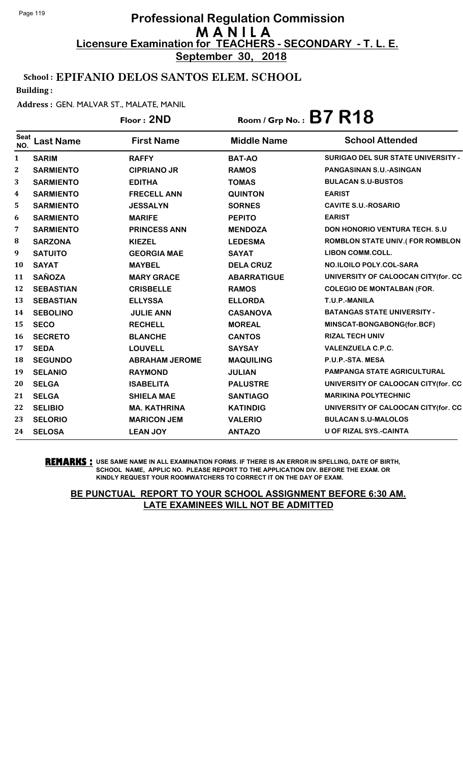# Professional Regulation Commission
## M A N I L A
### Licensure Examination for TEACHERS - SECONDARY - T. L. E.
**September 30, 2018**

**School : EPIFANIO DELOS SANTOS ELEM. SCHOOL**

**Building :**

**Address :** GEN. MALVAR ST., MALATE, MANIL

**Floor : 2ND** **Room / Grp No. : B7 R18**

| Seat NO. | Last Name | First Name | Middle Name | School Attended |
|---|---|---|---|---|
| 1 | SARIM | RAFFY | BAT-AO | SURIGAO DEL SUR STATE UNIVERSITY - |
| 2 | SARMIENTO | CIPRIANO JR | RAMOS | PANGASINAN S.U.-ASINGAN |
| 3 | SARMIENTO | EDITHA | TOMAS | BULACAN S.U-BUSTOS |
| 4 | SARMIENTO | FRECELL ANN | QUINTON | EARIST |
| 5 | SARMIENTO | JESSALYN | SORNES | CAVITE S.U.-ROSARIO |
| 6 | SARMIENTO | MARIFE | PEPITO | EARIST |
| 7 | SARMIENTO | PRINCESS ANN | MENDOZA | DON HONORIO VENTURA TECH. S.U |
| 8 | SARZONA | KIEZEL | LEDESMA | ROMBLON STATE UNIV.( FOR ROMBLON |
| 9 | SATUITO | GEORGIA MAE | SAYAT | LIBON COMM.COLL. |
| 10 | SAYAT | MAYBEL | DELA CRUZ | NO.ILOILO POLY.COL-SARA |
| 11 | SAÑOZA | MARY GRACE | ABARRATIGUE | UNIVERSITY OF CALOOCAN CITY(for. CC |
| 12 | SEBASTIAN | CRISBELLE | RAMOS | COLEGIO DE MONTALBAN (FOR. |
| 13 | SEBASTIAN | ELLYSSA | ELLORDA | T.U.P.-MANILA |
| 14 | SEBOLINO | JULIE ANN | CASANOVA | BATANGAS STATE UNIVERSITY - |
| 15 | SECO | RECHELL | MOREAL | MINSCAT-BONGABONG(for.BCF) |
| 16 | SECRETO | BLANCHE | CANTOS | RIZAL TECH UNIV |
| 17 | SEDA | LOUVELL | SAYSAY | VALENZUELA C.P.C. |
| 18 | SEGUNDO | ABRAHAM JEROME | MAQUILING | P.U.P.-STA. MESA |
| 19 | SELANIO | RAYMOND | JULIAN | PAMPANGA STATE AGRICULTURAL |
| 20 | SELGA | ISABELITA | PALUSTRE | UNIVERSITY OF CALOOCAN CITY(for. CC |
| 21 | SELGA | SHIELA MAE | SANTIAGO | MARIKINA POLYTECHNIC |
| 22 | SELIBIO | MA. KATHRINA | KATINDIG | UNIVERSITY OF CALOOCAN CITY(for. CC |
| 23 | SELORIO | MARICON JEM | VALERIO | BULACAN S.U-MALOLOS |
| 24 | SELOSA | LEAN JOY | ANTAZO | U OF RIZAL SYS.-CAINTA |

**REMARKS :** USE SAME NAME IN ALL EXAMINATION FORMS. IF THERE IS AN ERROR IN SPELLING, DATE OF BIRTH, SCHOOL NAME, APPLIC NO. PLEASE REPORT TO THE APPLICATION DIV. BEFORE THE EXAM. OR KINDLY REQUEST YOUR ROOMWATCHERS TO CORRECT IT ON THE DAY OF EXAM.

**BE PUNCTUAL REPORT TO YOUR SCHOOL ASSIGNMENT BEFORE 6:30 AM. LATE EXAMINEES WILL NOT BE ADMITTED**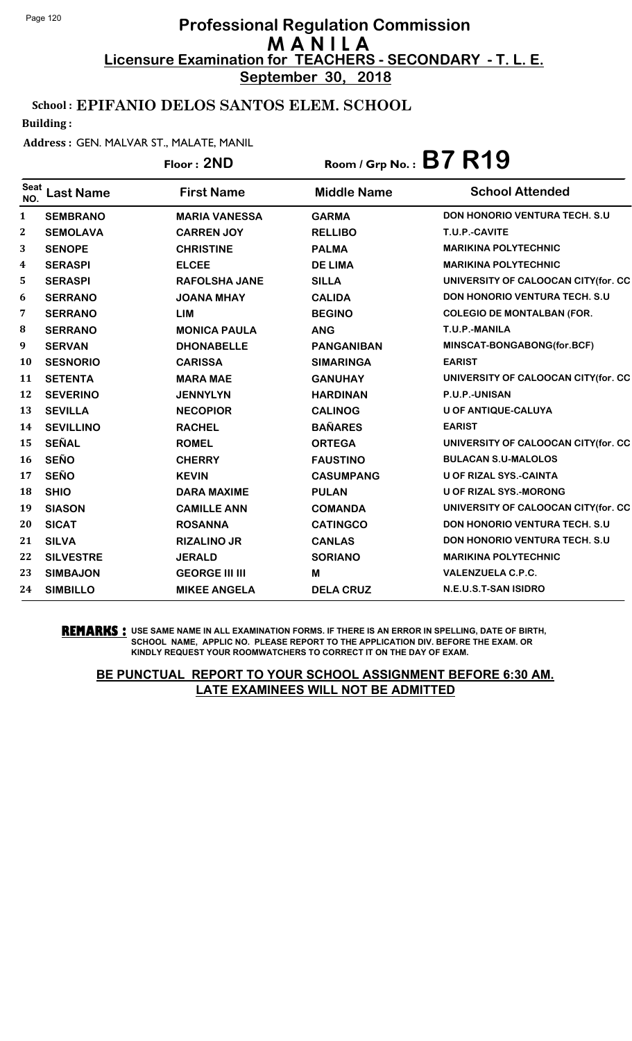# Professional Regulation Commission
# M A N I L A
## Licensure Examination for TEACHERS - SECONDARY - T. L. E.
**September 30, 2018**

**School : EPIFANIO DELOS SANTOS ELEM. SCHOOL**

**Building :**

**Address :** GEN. MALVAR ST., MALATE, MANIL

**Floor : 2ND** Room / Grp No. : **B7 R19**

| Seat NO. | Last Name | First Name | Middle Name | School Attended |
|---|---|---|---|---|
| 1 | SEMBRANO | MARIA VANESSA | GARMA | DON HONORIO VENTURA TECH. S.U |
| 2 | SEMOLAVA | CARREN JOY | RELLIBO | T.U.P.-CAVITE |
| 3 | SENOPE | CHRISTINE | PALMA | MARIKINA POLYTECHNIC |
| 4 | SERASPI | ELCEE | DE LIMA | MARIKINA POLYTECHNIC |
| 5 | SERASPI | RAFOLSHA JANE | SILLA | UNIVERSITY OF CALOOCAN CITY(for. CC |
| 6 | SERRANO | JOANA MHAY | CALIDA | DON HONORIO VENTURA TECH. S.U |
| 7 | SERRANO | LIM | BEGINO | COLEGIO DE MONTALBAN (FOR. |
| 8 | SERRANO | MONICA PAULA | ANG | T.U.P.-MANILA |
| 9 | SERVAN | DHONABELLE | PANGANIBAN | MINSCAT-BONGABONG(for.BCF) |
| 10 | SESNORIO | CARISSA | SIMARINGA | EARIST |
| 11 | SETENTA | MARA MAE | GANUHAY | UNIVERSITY OF CALOOCAN CITY(for. CC |
| 12 | SEVERINO | JENNYLYN | HARDINAN | P.U.P.-UNISAN |
| 13 | SEVILLA | NECOPIOR | CALINOG | U OF ANTIQUE-CALUYA |
| 14 | SEVILLINO | RACHEL | BAÑARES | EARIST |
| 15 | SEÑAL | ROMEL | ORTEGA | UNIVERSITY OF CALOOCAN CITY(for. CC |
| 16 | SEÑO | CHERRY | FAUSTINO | BULACAN S.U-MALOLOS |
| 17 | SEÑO | KEVIN | CASUMPANG | U OF RIZAL SYS.-CAINTA |
| 18 | SHIO | DARA MAXIME | PULAN | U OF RIZAL SYS.-MORONG |
| 19 | SIASON | CAMILLE ANN | COMANDA | UNIVERSITY OF CALOOCAN CITY(for. CC |
| 20 | SICAT | ROSANNA | CATINGCO | DON HONORIO VENTURA TECH. S.U |
| 21 | SILVA | RIZALINO JR | CANLAS | DON HONORIO VENTURA TECH. S.U |
| 22 | SILVESTRE | JERALD | SORIANO | MARIKINA POLYTECHNIC |
| 23 | SIMBAJON | GEORGE III III | M | VALENZUELA C.P.C. |
| 24 | SIMBILLO | MIKEE ANGELA | DELA CRUZ | N.E.U.S.T-SAN ISIDRO |

**REMARKS :** USE SAME NAME IN ALL EXAMINATION FORMS. IF THERE IS AN ERROR IN SPELLING, DATE OF BIRTH, SCHOOL NAME, APPLIC NO. PLEASE REPORT TO THE APPLICATION DIV. BEFORE THE EXAM. OR KINDLY REQUEST YOUR ROOMWATCHERS TO CORRECT IT ON THE DAY OF EXAM.

**BE PUNCTUAL REPORT TO YOUR SCHOOL ASSIGNMENT BEFORE 6:30 AM. LATE EXAMINEES WILL NOT BE ADMITTED**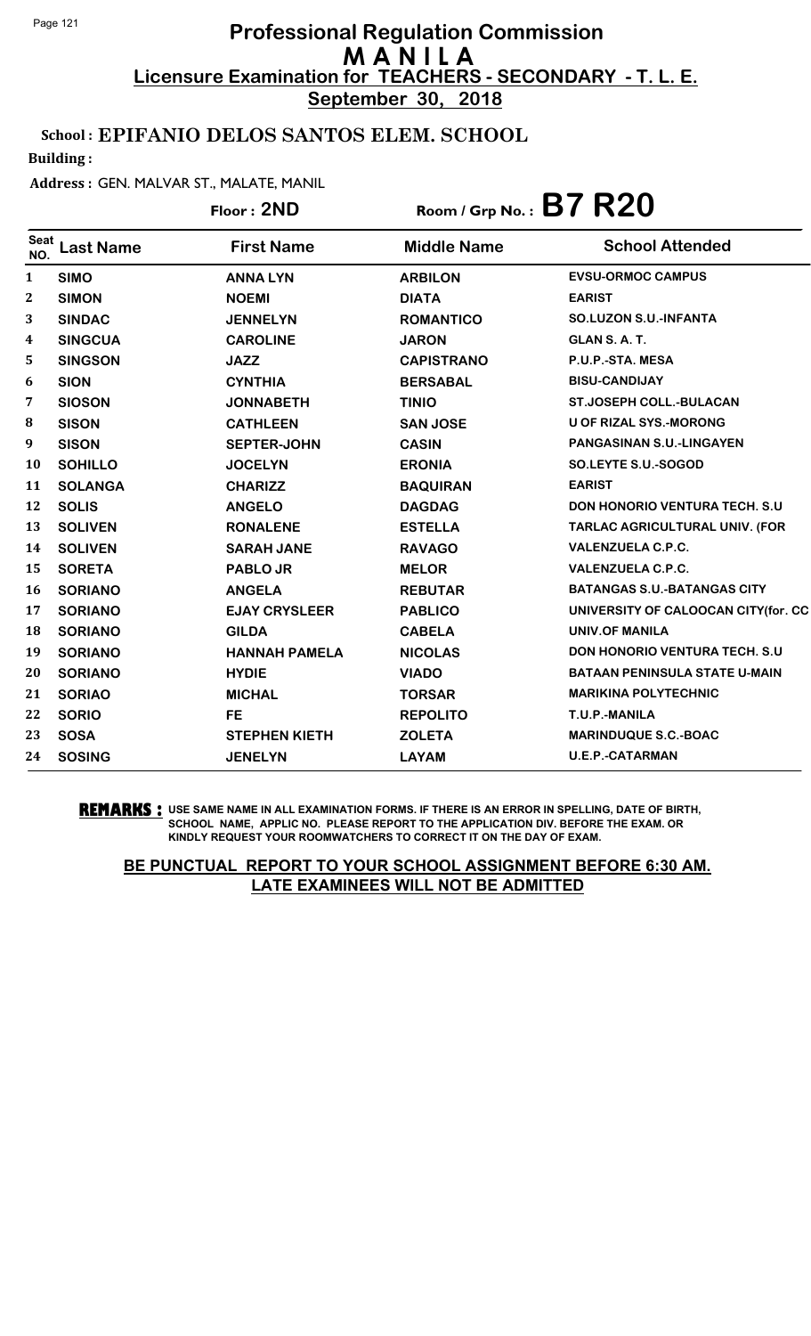# Professional Regulation Commission
## M A N I L A
## Licensure Examination for TEACHERS - SECONDARY - T. L. E.
**September 30, 2018**

**School : EPIFANIO DELOS SANTOS ELEM. SCHOOL**

**Building :**

**Address :** GEN. MALVAR ST., MALATE, MANIL

**Floor : 2ND** **Room / Grp No. : B7 R20**

| Seat NO. | Last Name | First Name | Middle Name | School Attended |
|---|---|---|---|---|
| 1 | SIMO | ANNA LYN | ARBILON | EVSU-ORMOC CAMPUS |
| 2 | SIMON | NOEMI | DIATA | EARIST |
| 3 | SINDAC | JENNELYN | ROMANTICO | SO.LUZON S.U.-INFANTA |
| 4 | SINGCUA | CAROLINE | JARON | GLAN S. A. T. |
| 5 | SINGSON | JAZZ | CAPISTRANO | P.U.P.-STA. MESA |
| 6 | SION | CYNTHIA | BERSABAL | BISU-CANDIJAY |
| 7 | SIOSON | JONNABETH | TINIO | ST.JOSEPH COLL.-BULACAN |
| 8 | SISON | CATHLEEN | SAN JOSE | U OF RIZAL SYS.-MORONG |
| 9 | SISON | SEPTER-JOHN | CASIN | PANGASINAN S.U.-LINGAYEN |
| 10 | SOHILLO | JOCELYN | ERONIA | SO.LEYTE S.U.-SOGOD |
| 11 | SOLANGA | CHARIZZ | BAQUIRAN | EARIST |
| 12 | SOLIS | ANGELO | DAGDAG | DON HONORIO VENTURA TECH. S.U |
| 13 | SOLIVEN | RONALENE | ESTELLA | TARLAC AGRICULTURAL UNIV. (FOR |
| 14 | SOLIVEN | SARAH JANE | RAVAGO | VALENZUELA C.P.C. |
| 15 | SORETA | PABLO JR | MELOR | VALENZUELA C.P.C. |
| 16 | SORIANO | ANGELA | REBUTAR | BATANGAS S.U.-BATANGAS CITY |
| 17 | SORIANO | EJAY CRYSLEER | PABLICO | UNIVERSITY OF CALOOCAN CITY(for. CC |
| 18 | SORIANO | GILDA | CABELA | UNIV.OF MANILA |
| 19 | SORIANO | HANNAH PAMELA | NICOLAS | DON HONORIO VENTURA TECH. S.U |
| 20 | SORIANO | HYDIE | VIADO | BATAAN PENINSULA STATE U-MAIN |
| 21 | SORIAO | MICHAL | TORSAR | MARIKINA POLYTECHNIC |
| 22 | SORIO | FE | REPOLITO | T.U.P.-MANILA |
| 23 | SOSA | STEPHEN KIETH | ZOLETA | MARINDUQUE S.C.-BOAC |
| 24 | SOSING | JENELYN | LAYAM | U.E.P.-CATARMAN |

**REMARKS :** USE SAME NAME IN ALL EXAMINATION FORMS. IF THERE IS AN ERROR IN SPELLING, DATE OF BIRTH, SCHOOL NAME, APPLIC NO. PLEASE REPORT TO THE APPLICATION DIV. BEFORE THE EXAM. OR KINDLY REQUEST YOUR ROOMWATCHERS TO CORRECT IT ON THE DAY OF EXAM.

**BE PUNCTUAL REPORT TO YOUR SCHOOL ASSIGNMENT BEFORE 6:30 AM. LATE EXAMINEES WILL NOT BE ADMITTED**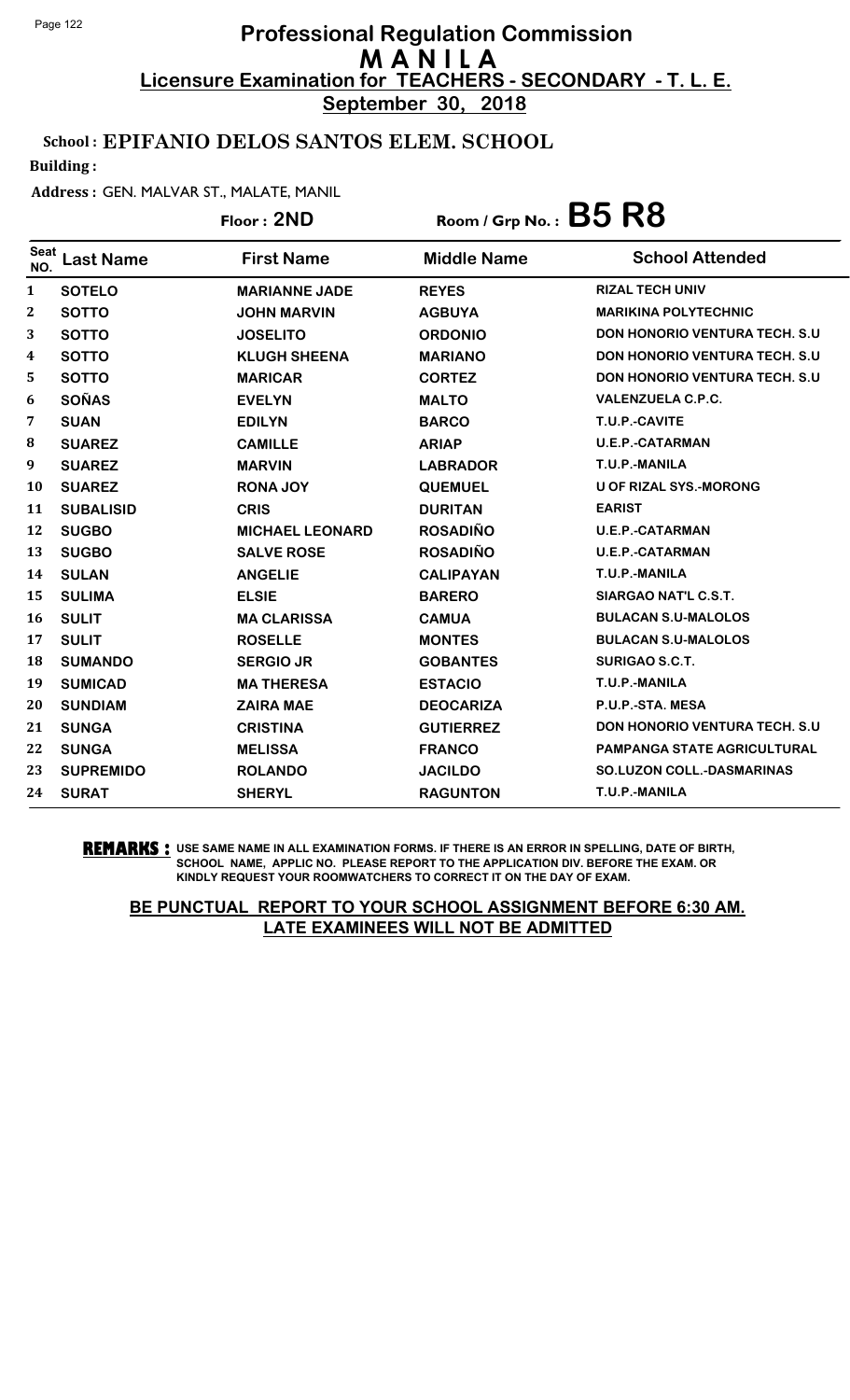# Professional Regulation Commission
## M A N I L A
## Licensure Examination for TEACHERS - SECONDARY - T. L. E.
**September 30, 2018**

**School : EPIFANIO DELOS SANTOS ELEM. SCHOOL**

**Building :**

**Address :** GEN. MALVAR ST., MALATE, MANIL

**Floor : 2ND** Room / Grp No. : **B5 R8**

| Seat NO. | Last Name | First Name | Middle Name | School Attended |
|---|---|---|---|---|
| 1 | SOTELO | MARIANNE JADE | REYES | RIZAL TECH UNIV |
| 2 | SOTTO | JOHN MARVIN | AGBUYA | MARIKINA POLYTECHNIC |
| 3 | SOTTO | JOSELITO | ORDONIO | DON HONORIO VENTURA TECH. S.U |
| 4 | SOTTO | KLUGH SHEENA | MARIANO | DON HONORIO VENTURA TECH. S.U |
| 5 | SOTTO | MARICAR | CORTEZ | DON HONORIO VENTURA TECH. S.U |
| 6 | SOÑAS | EVELYN | MALTO | VALENZUELA C.P.C. |
| 7 | SUAN | EDILYN | BARCO | T.U.P.-CAVITE |
| 8 | SUAREZ | CAMILLE | ARIAP | U.E.P.-CATARMAN |
| 9 | SUAREZ | MARVIN | LABRADOR | T.U.P.-MANILA |
| 10 | SUAREZ | RONA JOY | QUEMUEL | U OF RIZAL SYS.-MORONG |
| 11 | SUBALISID | CRIS | DURITAN | EARIST |
| 12 | SUGBO | MICHAEL LEONARD | ROSADIÑO | U.E.P.-CATARMAN |
| 13 | SUGBO | SALVE ROSE | ROSADIÑO | U.E.P.-CATARMAN |
| 14 | SULAN | ANGELIE | CALIPAYAN | T.U.P.-MANILA |
| 15 | SULIMA | ELSIE | BARERO | SIARGAO NAT'L C.S.T. |
| 16 | SULIT | MA CLARISSA | CAMUA | BULACAN S.U-MALOLOS |
| 17 | SULIT | ROSELLE | MONTES | BULACAN S.U-MALOLOS |
| 18 | SUMANDO | SERGIO JR | GOBANTES | SURIGAO S.C.T. |
| 19 | SUMICAD | MA THERESA | ESTACIO | T.U.P.-MANILA |
| 20 | SUNDIAM | ZAIRA MAE | DEOCARIZA | P.U.P.-STA. MESA |
| 21 | SUNGA | CRISTINA | GUTIERREZ | DON HONORIO VENTURA TECH. S.U |
| 22 | SUNGA | MELISSA | FRANCO | PAMPANGA STATE AGRICULTURAL |
| 23 | SUPREMIDO | ROLANDO | JACILDO | SO.LUZON COLL.-DASMARINAS |
| 24 | SURAT | SHERYL | RAGUNTON | T.U.P.-MANILA |

**REMARKS :** USE SAME NAME IN ALL EXAMINATION FORMS. IF THERE IS AN ERROR IN SPELLING, DATE OF BIRTH, SCHOOL NAME, APPLIC NO. PLEASE REPORT TO THE APPLICATION DIV. BEFORE THE EXAM. OR KINDLY REQUEST YOUR ROOMWATCHERS TO CORRECT IT ON THE DAY OF EXAM.

**BE PUNCTUAL REPORT TO YOUR SCHOOL ASSIGNMENT BEFORE 6:30 AM. LATE EXAMINEES WILL NOT BE ADMITTED**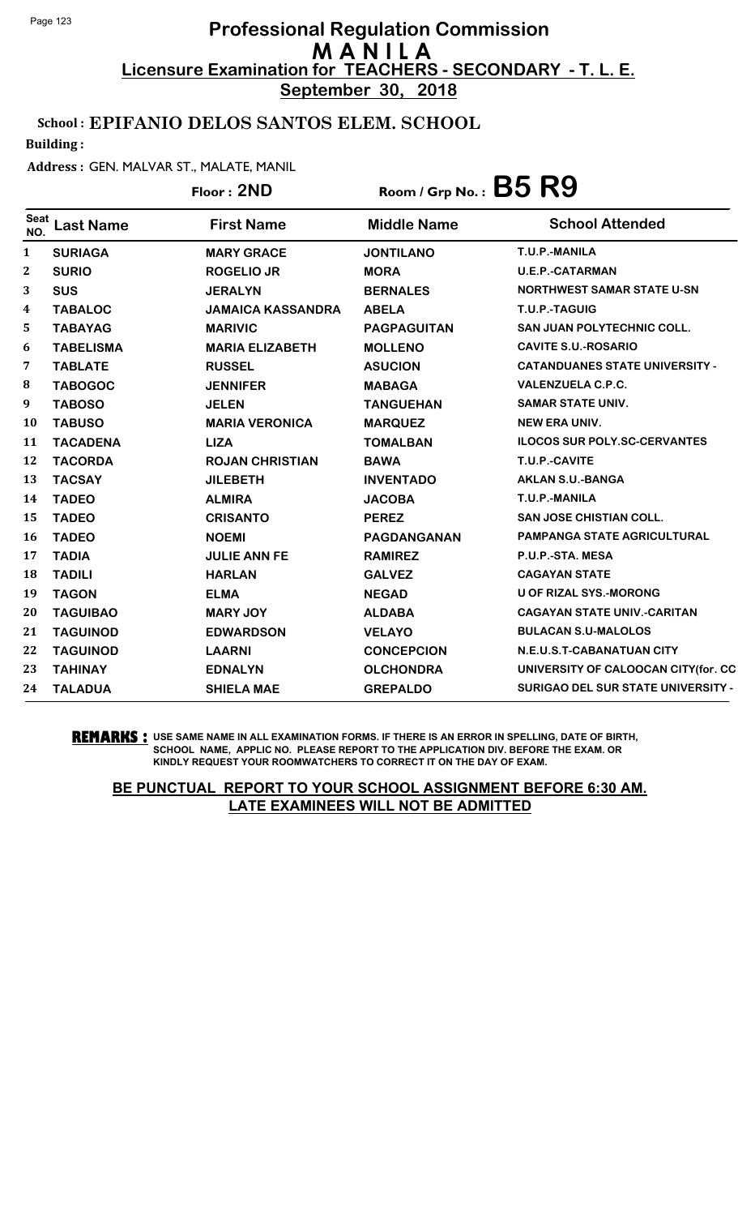# Professional Regulation Commission
# MANILA
## Licensure Examination for TEACHERS - SECONDARY - T. L. E.
**September 30, 2018**

**School : EPIFANIO DELOS SANTOS ELEM. SCHOOL**

**Building :**

**Address :** GEN. MALVAR ST., MALATE, MANIL

**Floor : 2ND** | **Room / Grp No. : B5 R9**

| Seat NO. | Last Name | First Name | Middle Name | School Attended |
|---|---|---|---|---|
| 1 | SURIAGA | MARY GRACE | JONTILANO | T.U.P.-MANILA |
| 2 | SURIO | ROGELIO JR | MORA | U.E.P.-CATARMAN |
| 3 | SUS | JERALYN | BERNALES | NORTHWEST SAMAR STATE U-SN |
| 4 | TABALOC | JAMAICA KASSANDRA | ABELA | T.U.P.-TAGUIG |
| 5 | TABAYAG | MARIVIC | PAGPAGUITAN | SAN JUAN POLYTECHNIC COLL. |
| 6 | TABELISMA | MARIA ELIZABETH | MOLLENO | CAVITE S.U.-ROSARIO |
| 7 | TABLATE | RUSSEL | ASUCION | CATANDUANES STATE UNIVERSITY - |
| 8 | TABOGOC | JENNIFER | MABAGA | VALENZUELA C.P.C. |
| 9 | TABOSO | JELEN | TANGUEHAN | SAMAR STATE UNIV. |
| 10 | TABUSO | MARIA VERONICA | MARQUEZ | NEW ERA UNIV. |
| 11 | TACADENA | LIZA | TOMALBAN | ILOCOS SUR POLY.SC-CERVANTES |
| 12 | TACORDA | ROJAN CHRISTIAN | BAWA | T.U.P.-CAVITE |
| 13 | TACSAY | JILEBETH | INVENTADO | AKLAN S.U.-BANGA |
| 14 | TADEO | ALMIRA | JACOBA | T.U.P.-MANILA |
| 15 | TADEO | CRISANTO | PEREZ | SAN JOSE CHISTIAN COLL. |
| 16 | TADEO | NOEMI | PAGDANGANAN | PAMPANGA STATE AGRICULTURAL |
| 17 | TADIA | JULIE ANN FE | RAMIREZ | P.U.P.-STA. MESA |
| 18 | TADILI | HARLAN | GALVEZ | CAGAYAN STATE |
| 19 | TAGON | ELMA | NEGAD | U OF RIZAL SYS.-MORONG |
| 20 | TAGUIBAO | MARY JOY | ALDABA | CAGAYAN STATE UNIV.-CARITAN |
| 21 | TAGUINOD | EDWARDSON | VELAYO | BULACAN S.U-MALOLOS |
| 22 | TAGUINOD | LAARNI | CONCEPCION | N.E.U.S.T-CABANATUAN CITY |
| 23 | TAHINAY | EDNALYN | OLCHONDRA | UNIVERSITY OF CALOOCAN CITY(for. CC |
| 24 | TALADUA | SHIELA MAE | GREPALDO | SURIGAO DEL SUR STATE UNIVERSITY - |

**REMARKS :** USE SAME NAME IN ALL EXAMINATION FORMS. IF THERE IS AN ERROR IN SPELLING, DATE OF BIRTH, SCHOOL NAME, APPLIC NO. PLEASE REPORT TO THE APPLICATION DIV. BEFORE THE EXAM. OR KINDLY REQUEST YOUR ROOMWATCHERS TO CORRECT IT ON THE DAY OF EXAM.

**BE PUNCTUAL REPORT TO YOUR SCHOOL ASSIGNMENT BEFORE 6:30 AM. LATE EXAMINEES WILL NOT BE ADMITTED**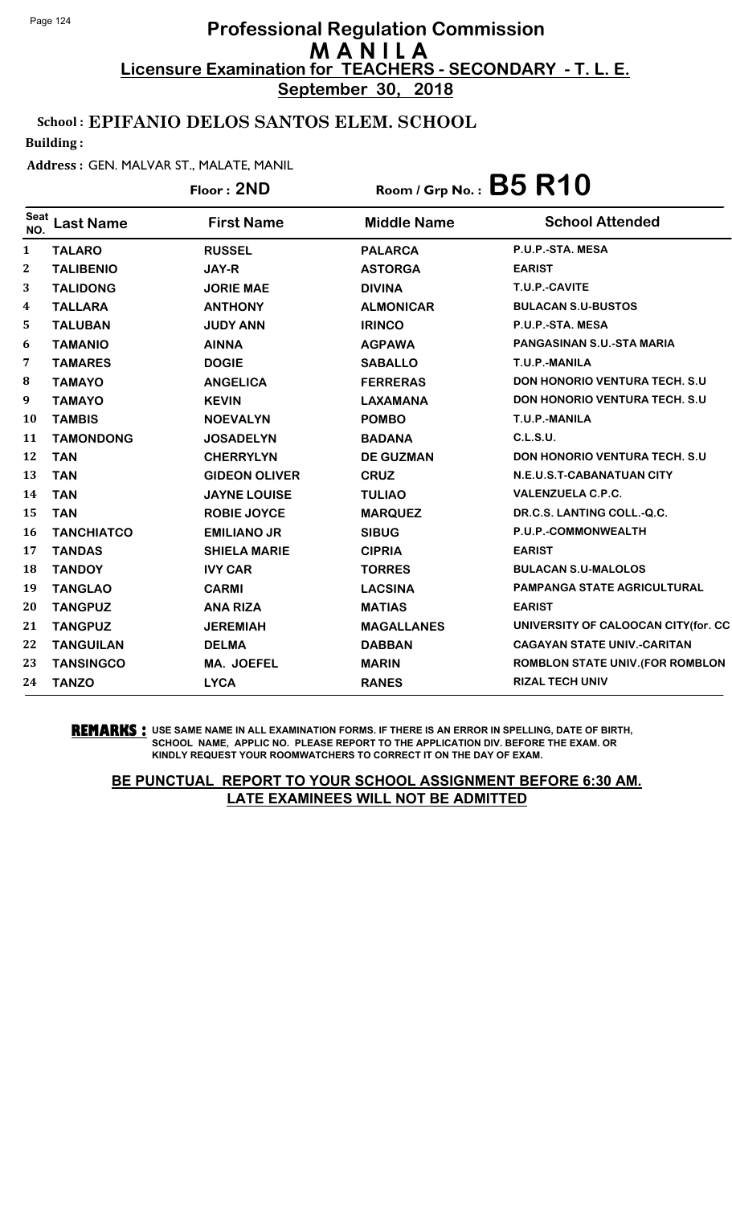# Professional Regulation Commission
# MANILA
## Licensure Examination for TEACHERS - SECONDARY - T. L. E.
**September 30, 2018**

**School : EPIFANIO DELOS SANTOS ELEM. SCHOOL**

**Building :**

**Address :** GEN. MALVAR ST., MALATE, MANIL

**Floor : 2ND** | **Room / Grp No. : B5 R10**

| Seat NO. | Last Name | First Name | Middle Name | School Attended |
|---|---|---|---|---|
| 1 | TALARO | RUSSEL | PALARCA | P.U.P.-STA. MESA |
| 2 | TALIBENIO | JAY-R | ASTORGA | EARIST |
| 3 | TALIDONG | JORIE MAE | DIVINA | T.U.P.-CAVITE |
| 4 | TALLARA | ANTHONY | ALMONICAR | BULACAN S.U-BUSTOS |
| 5 | TALUBAN | JUDY ANN | IRINCO | P.U.P.-STA. MESA |
| 6 | TAMANIO | AINNA | AGPAWA | PANGASINAN S.U.-STA MARIA |
| 7 | TAMARES | DOGIE | SABALLO | T.U.P.-MANILA |
| 8 | TAMAYO | ANGELICA | FERRERAS | DON HONORIO VENTURA TECH. S.U |
| 9 | TAMAYO | KEVIN | LAXAMANA | DON HONORIO VENTURA TECH. S.U |
| 10 | TAMBIS | NOEVALYN | POMBO | T.U.P.-MANILA |
| 11 | TAMONDONG | JOSADELYN | BADANA | C.L.S.U. |
| 12 | TAN | CHERRYLYN | DE GUZMAN | DON HONORIO VENTURA TECH. S.U |
| 13 | TAN | GIDEON OLIVER | CRUZ | N.E.U.S.T-CABANATUAN CITY |
| 14 | TAN | JAYNE LOUISE | TULIAO | VALENZUELA C.P.C. |
| 15 | TAN | ROBIE JOYCE | MARQUEZ | DR.C.S. LANTING COLL.-Q.C. |
| 16 | TANCHIATCO | EMILIANO JR | SIBUG | P.U.P.-COMMONWEALTH |
| 17 | TANDAS | SHIELA MARIE | CIPRIA | EARIST |
| 18 | TANDOY | IVY CAR | TORRES | BULACAN S.U-MALOLOS |
| 19 | TANGLAO | CARMI | LACSINA | PAMPANGA STATE AGRICULTURAL |
| 20 | TANGPUZ | ANA RIZA | MATIAS | EARIST |
| 21 | TANGPUZ | JEREMIAH | MAGALLANES | UNIVERSITY OF CALOOCAN CITY(for. CC |
| 22 | TANGUILAN | DELMA | DABBAN | CAGAYAN STATE UNIV.-CARITAN |
| 23 | TANSINGCO | MA. JOEFEL | MARIN | ROMBLON STATE UNIV.(FOR ROMBLON |
| 24 | TANZO | LYCA | RANES | RIZAL TECH UNIV |

**REMARKS :** USE SAME NAME IN ALL EXAMINATION FORMS. IF THERE IS AN ERROR IN SPELLING, DATE OF BIRTH, SCHOOL NAME, APPLIC NO. PLEASE REPORT TO THE APPLICATION DIV. BEFORE THE EXAM. OR KINDLY REQUEST YOUR ROOMWATCHERS TO CORRECT IT ON THE DAY OF EXAM.

**BE PUNCTUAL REPORT TO YOUR SCHOOL ASSIGNMENT BEFORE 6:30 AM. LATE EXAMINEES WILL NOT BE ADMITTED**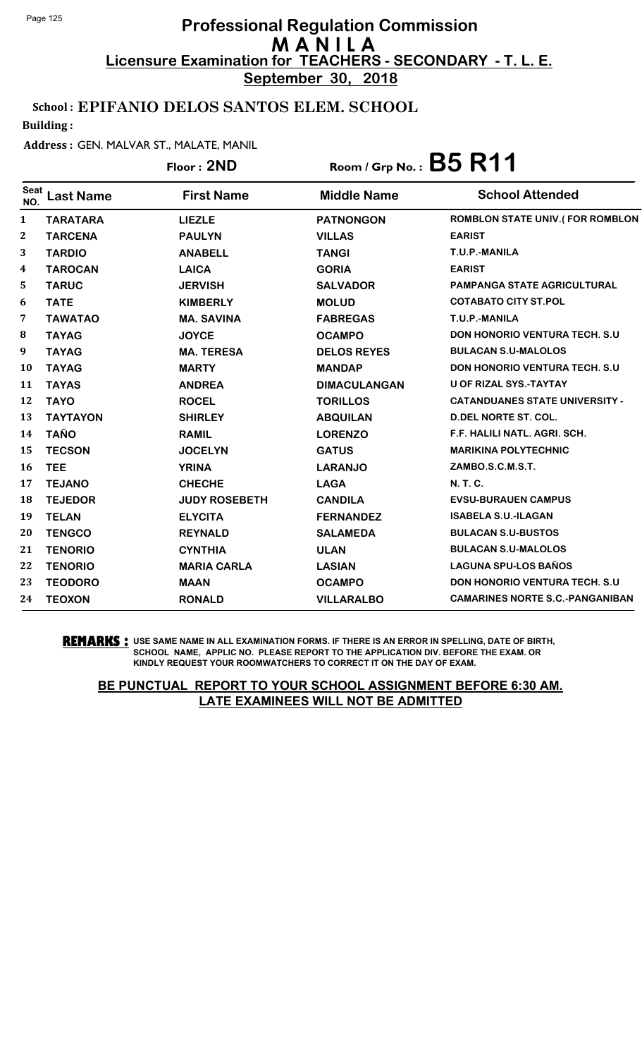# Professional Regulation Commission
## M A N I L A
### Licensure Examination for TEACHERS - SECONDARY - T. L. E.
**September 30, 2018**

**School : EPIFANIO DELOS SANTOS ELEM. SCHOOL**

**Building :**

**Address :** GEN. MALVAR ST., MALATE, MANIL

**Floor : 2ND** **Room / Grp No. : B5 R11**

| Seat NO. | Last Name | First Name | Middle Name | School Attended |
|---|---|---|---|---|
| 1 | TARATARA | LIEZLE | PATNONGON | ROMBLON STATE UNIV.( FOR ROMBLON |
| 2 | TARCENA | PAULYN | VILLAS | EARIST |
| 3 | TARDIO | ANABELL | TANGI | T.U.P.-MANILA |
| 4 | TAROCAN | LAICA | GORIA | EARIST |
| 5 | TARUC | JERVISH | SALVADOR | PAMPANGA STATE AGRICULTURAL |
| 6 | TATE | KIMBERLY | MOLUD | COTABATO CITY ST.POL |
| 7 | TAWATAO | MA. SAVINA | FABREGAS | T.U.P.-MANILA |
| 8 | TAYAG | JOYCE | OCAMPO | DON HONORIO VENTURA TECH. S.U |
| 9 | TAYAG | MA. TERESA | DELOS REYES | BULACAN S.U-MALOLOS |
| 10 | TAYAG | MARTY | MANDAP | DON HONORIO VENTURA TECH. S.U |
| 11 | TAYAS | ANDREA | DIMACULANGAN | U OF RIZAL SYS.-TAYTAY |
| 12 | TAYO | ROCEL | TORILLOS | CATANDUANES STATE UNIVERSITY - |
| 13 | TAYTAYON | SHIRLEY | ABQUILAN | D.DEL NORTE ST. COL. |
| 14 | TAÑO | RAMIL | LORENZO | F.F. HALILI NATL. AGRI. SCH. |
| 15 | TECSON | JOCELYN | GATUS | MARIKINA POLYTECHNIC |
| 16 | TEE | YRINA | LARANJO | ZAMBO.S.C.M.S.T. |
| 17 | TEJANO | CHECHE | LAGA | N. T. C. |
| 18 | TEJEDOR | JUDY ROSEBETH | CANDILA | EVSU-BURAUEN CAMPUS |
| 19 | TELAN | ELYCITA | FERNANDEZ | ISABELA S.U.-ILAGAN |
| 20 | TENGCO | REYNALD | SALAMEDA | BULACAN S.U-BUSTOS |
| 21 | TENORIO | CYNTHIA | ULAN | BULACAN S.U-MALOLOS |
| 22 | TENORIO | MARIA CARLA | LASIAN | LAGUNA SPU-LOS BAÑOS |
| 23 | TEODORO | MAAN | OCAMPO | DON HONORIO VENTURA TECH. S.U |
| 24 | TEOXON | RONALD | VILLARALBO | CAMARINES NORTE S.C.-PANGANIBAN |

**REMARKS :** USE SAME NAME IN ALL EXAMINATION FORMS. IF THERE IS AN ERROR IN SPELLING, DATE OF BIRTH, SCHOOL NAME, APPLIC NO. PLEASE REPORT TO THE APPLICATION DIV. BEFORE THE EXAM. OR KINDLY REQUEST YOUR ROOMWATCHERS TO CORRECT IT ON THE DAY OF EXAM.

**BE PUNCTUAL REPORT TO YOUR SCHOOL ASSIGNMENT BEFORE 6:30 AM. LATE EXAMINEES WILL NOT BE ADMITTED**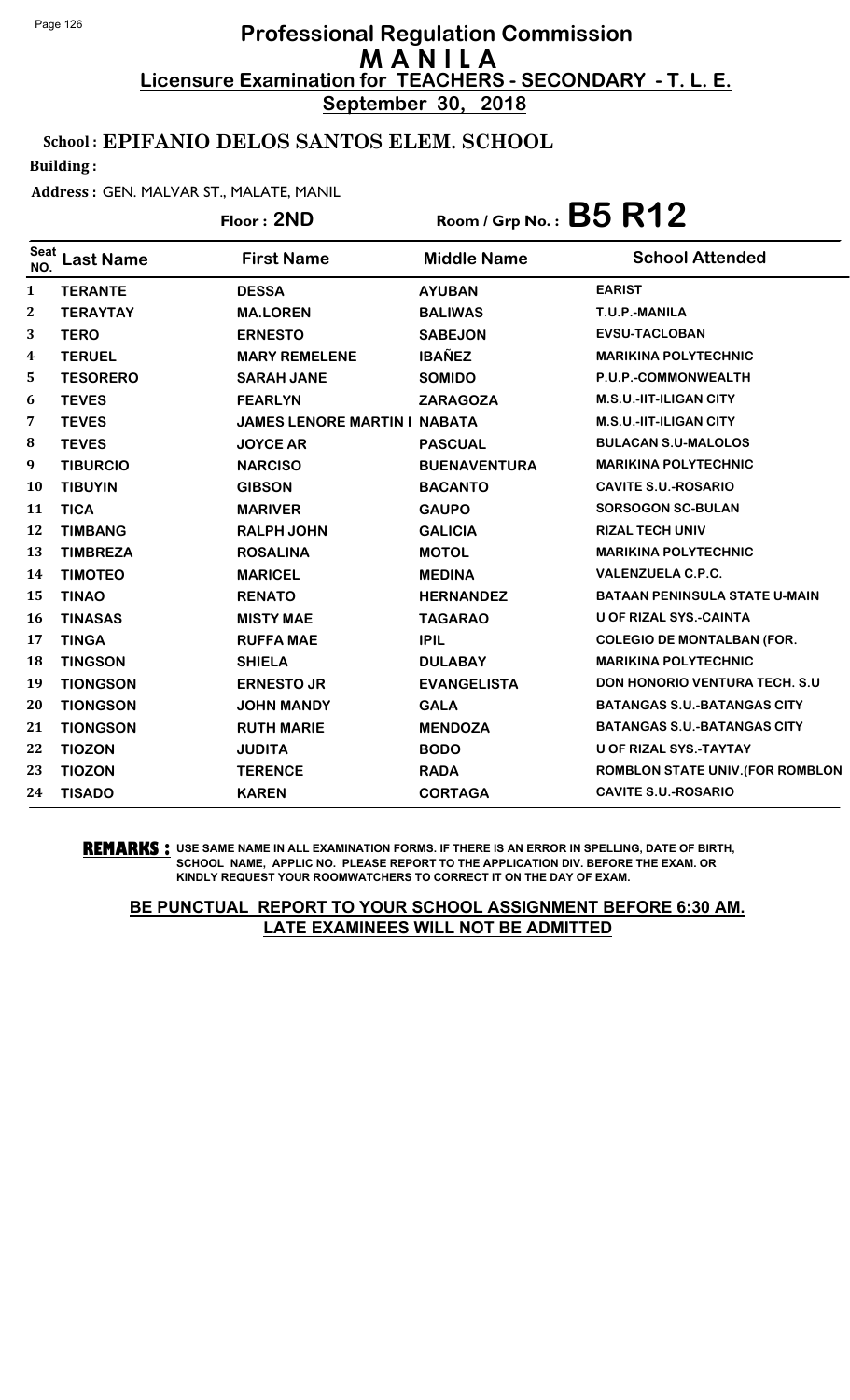# Professional Regulation Commission
## M A N I L A
### Licensure Examination for TEACHERS - SECONDARY - T. L. E.
**September 30, 2018**

**School : EPIFANIO DELOS SANTOS ELEM. SCHOOL**

**Building :**

**Address :** GEN. MALVAR ST., MALATE, MANIL

**Floor : 2ND** **Room / Grp No. : B5 R12**

| Seat NO. | Last Name | First Name | Middle Name | School Attended |
|---|---|---|---|---|
| 1 | TERANTE | DESSA | AYUBAN | EARIST |
| 2 | TERAYTAY | MA.LOREN | BALIWAS | T.U.P.-MANILA |
| 3 | TERO | ERNESTO | SABEJON | EVSU-TACLOBAN |
| 4 | TERUEL | MARY REMELENE | IBAÑEZ | MARIKINA POLYTECHNIC |
| 5 | TESORERO | SARAH JANE | SOMIDO | P.U.P.-COMMONWEALTH |
| 6 | TEVES | FEARLYN | ZARAGOZA | M.S.U.-IIT-ILIGAN CITY |
| 7 | TEVES | JAMES LENORE MARTIN I | NABATA | M.S.U.-IIT-ILIGAN CITY |
| 8 | TEVES | JOYCE AR | PASCUAL | BULACAN S.U-MALOLOS |
| 9 | TIBURCIO | NARCISO | BUENAVENTURA | MARIKINA POLYTECHNIC |
| 10 | TIBUYIN | GIBSON | BACANTO | CAVITE S.U.-ROSARIO |
| 11 | TICA | MARIVER | GAUPO | SORSOGON SC-BULAN |
| 12 | TIMBANG | RALPH JOHN | GALICIA | RIZAL TECH UNIV |
| 13 | TIMBREZA | ROSALINA | MOTOL | MARIKINA POLYTECHNIC |
| 14 | TIMOTEO | MARICEL | MEDINA | VALENZUELA C.P.C. |
| 15 | TINAO | RENATO | HERNANDEZ | BATAAN PENINSULA STATE U-MAIN |
| 16 | TINASAS | MISTY MAE | TAGARAO | U OF RIZAL SYS.-CAINTA |
| 17 | TINGA | RUFFA MAE | IPIL | COLEGIO DE MONTALBAN (FOR. |
| 18 | TINGSON | SHIELA | DULABAY | MARIKINA POLYTECHNIC |
| 19 | TIONGSON | ERNESTO JR | EVANGELISTA | DON HONORIO VENTURA TECH. S.U |
| 20 | TIONGSON | JOHN MANDY | GALA | BATANGAS S.U.-BATANGAS CITY |
| 21 | TIONGSON | RUTH MARIE | MENDOZA | BATANGAS S.U.-BATANGAS CITY |
| 22 | TIOZON | JUDITA | BODO | U OF RIZAL SYS.-TAYTAY |
| 23 | TIOZON | TERENCE | RADA | ROMBLON STATE UNIV.(FOR ROMBLON |
| 24 | TISADO | KAREN | CORTAGA | CAVITE S.U.-ROSARIO |

**REMARKS :** USE SAME NAME IN ALL EXAMINATION FORMS. IF THERE IS AN ERROR IN SPELLING, DATE OF BIRTH, SCHOOL NAME, APPLIC NO. PLEASE REPORT TO THE APPLICATION DIV. BEFORE THE EXAM. OR KINDLY REQUEST YOUR ROOMWATCHERS TO CORRECT IT ON THE DAY OF EXAM.

**BE PUNCTUAL REPORT TO YOUR SCHOOL ASSIGNMENT BEFORE 6:30 AM. LATE EXAMINEES WILL NOT BE ADMITTED**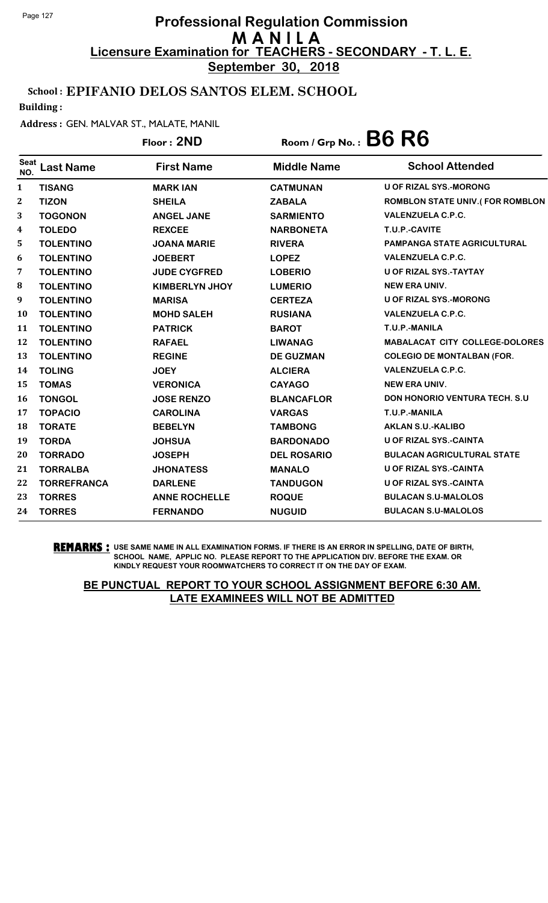# Professional Regulation Commission
# M A N I L A
## Licensure Examination for TEACHERS - SECONDARY - T. L. E.
**September 30, 2018**

**School : EPIFANIO DELOS SANTOS ELEM. SCHOOL**

**Building :**

**Address :** GEN. MALVAR ST., MALATE, MANIL

**Floor : 2ND** **Room / Grp No. : B6 R6**

| Seat NO. | Last Name | First Name | Middle Name | School Attended |
|---|---|---|---|---|
| 1 | TISANG | MARK IAN | CATMUNAN | U OF RIZAL SYS.-MORONG |
| 2 | TIZON | SHEILA | ZABALA | ROMBLON STATE UNIV.( FOR ROMBLON |
| 3 | TOGONON | ANGEL JANE | SARMIENTO | VALENZUELA C.P.C. |
| 4 | TOLEDO | REXCEE | NARBONETA | T.U.P.-CAVITE |
| 5 | TOLENTINO | JOANA MARIE | RIVERA | PAMPANGA STATE AGRICULTURAL |
| 6 | TOLENTINO | JOEBERT | LOPEZ | VALENZUELA C.P.C. |
| 7 | TOLENTINO | JUDE CYGFRED | LOBERIO | U OF RIZAL SYS.-TAYTAY |
| 8 | TOLENTINO | KIMBERLYN JHOY | LUMERIO | NEW ERA UNIV. |
| 9 | TOLENTINO | MARISA | CERTEZA | U OF RIZAL SYS.-MORONG |
| 10 | TOLENTINO | MOHD SALEH | RUSIANA | VALENZUELA C.P.C. |
| 11 | TOLENTINO | PATRICK | BAROT | T.U.P.-MANILA |
| 12 | TOLENTINO | RAFAEL | LIWANAG | MABALACAT CITY COLLEGE-DOLORES |
| 13 | TOLENTINO | REGINE | DE GUZMAN | COLEGIO DE MONTALBAN (FOR. |
| 14 | TOLING | JOEY | ALCIERA | VALENZUELA C.P.C. |
| 15 | TOMAS | VERONICA | CAYAGO | NEW ERA UNIV. |
| 16 | TONGOL | JOSE RENZO | BLANCAFLOR | DON HONORIO VENTURA TECH. S.U |
| 17 | TOPACIO | CAROLINA | VARGAS | T.U.P.-MANILA |
| 18 | TORATE | BEBELYN | TAMBONG | AKLAN S.U.-KALIBO |
| 19 | TORDA | JOHSUA | BARDONADO | U OF RIZAL SYS.-CAINTA |
| 20 | TORRADO | JOSEPH | DEL ROSARIO | BULACAN AGRICULTURAL STATE |
| 21 | TORRALBA | JHONATESS | MANALO | U OF RIZAL SYS.-CAINTA |
| 22 | TORREFRANCA | DARLENE | TANDUGON | U OF RIZAL SYS.-CAINTA |
| 23 | TORRES | ANNE ROCHELLE | ROQUE | BULACAN S.U-MALOLOS |
| 24 | TORRES | FERNANDO | NUGUID | BULACAN S.U-MALOLOS |

**REMARKS :** USE SAME NAME IN ALL EXAMINATION FORMS. IF THERE IS AN ERROR IN SPELLING, DATE OF BIRTH, SCHOOL NAME, APPLIC NO. PLEASE REPORT TO THE APPLICATION DIV. BEFORE THE EXAM. OR KINDLY REQUEST YOUR ROOMWATCHERS TO CORRECT IT ON THE DAY OF EXAM.

**BE PUNCTUAL REPORT TO YOUR SCHOOL ASSIGNMENT BEFORE 6:30 AM. LATE EXAMINEES WILL NOT BE ADMITTED**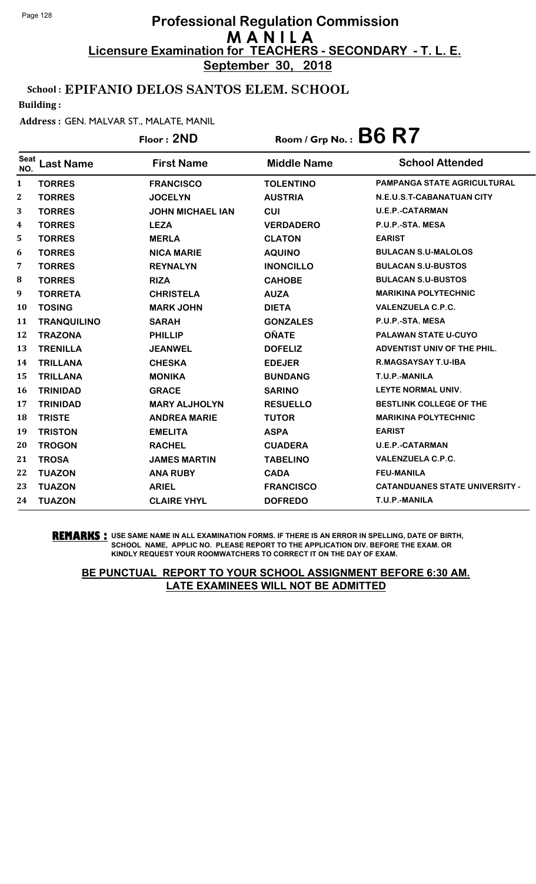# Professional Regulation Commission
# M A N I L A
## Licensure Examination for TEACHERS - SECONDARY - T. L. E.
**September 30, 2018**

**School : EPIFANIO DELOS SANTOS ELEM. SCHOOL**

**Building :**

**Address :** GEN. MALVAR ST., MALATE, MANIL

**Floor : 2ND** | **Room / Grp No. : B6 R7**

| Seat NO. | Last Name | First Name | Middle Name | School Attended |
|---|---|---|---|---|
| 1 | TORRES | FRANCISCO | TOLENTINO | PAMPANGA STATE AGRICULTURAL |
| 2 | TORRES | JOCELYN | AUSTRIA | N.E.U.S.T-CABANATUAN CITY |
| 3 | TORRES | JOHN MICHAEL IAN | CUI | U.E.P.-CATARMAN |
| 4 | TORRES | LEZA | VERDADERO | P.U.P.-STA. MESA |
| 5 | TORRES | MERLA | CLATON | EARIST |
| 6 | TORRES | NICA MARIE | AQUINO | BULACAN S.U-MALOLOS |
| 7 | TORRES | REYNALYN | INONCILLO | BULACAN S.U-BUSTOS |
| 8 | TORRES | RIZA | CAHOBE | BULACAN S.U-BUSTOS |
| 9 | TORRETA | CHRISTELA | AUZA | MARIKINA POLYTECHNIC |
| 10 | TOSING | MARK JOHN | DIETA | VALENZUELA C.P.C. |
| 11 | TRANQUILINO | SARAH | GONZALES | P.U.P.-STA. MESA |
| 12 | TRAZONA | PHILLIP | OÑATE | PALAWAN STATE U-CUYO |
| 13 | TRENILLA | JEANWEL | DOFELIZ | ADVENTIST UNIV OF THE PHIL. |
| 14 | TRILLANA | CHESKA | EDEJER | R.MAGSAYSAY T.U-IBA |
| 15 | TRILLANA | MONIKA | BUNDANG | T.U.P.-MANILA |
| 16 | TRINIDAD | GRACE | SARINO | LEYTE NORMAL UNIV. |
| 17 | TRINIDAD | MARY ALJHOLYN | RESUELLO | BESTLINK COLLEGE OF THE |
| 18 | TRISTE | ANDREA MARIE | TUTOR | MARIKINA POLYTECHNIC |
| 19 | TRISTON | EMELITA | ASPA | EARIST |
| 20 | TROGON | RACHEL | CUADERA | U.E.P.-CATARMAN |
| 21 | TROSA | JAMES MARTIN | TABELINO | VALENZUELA C.P.C. |
| 22 | TUAZON | ANA RUBY | CADA | FEU-MANILA |
| 23 | TUAZON | ARIEL | FRANCISCO | CATANDUANES STATE UNIVERSITY - |
| 24 | TUAZON | CLAIRE YHYL | DOFREDO | T.U.P.-MANILA |

**REMARKS :** USE SAME NAME IN ALL EXAMINATION FORMS. IF THERE IS AN ERROR IN SPELLING, DATE OF BIRTH, SCHOOL NAME, APPLIC NO. PLEASE REPORT TO THE APPLICATION DIV. BEFORE THE EXAM. OR KINDLY REQUEST YOUR ROOMWATCHERS TO CORRECT IT ON THE DAY OF EXAM.

**BE PUNCTUAL REPORT TO YOUR SCHOOL ASSIGNMENT BEFORE 6:30 AM. LATE EXAMINEES WILL NOT BE ADMITTED**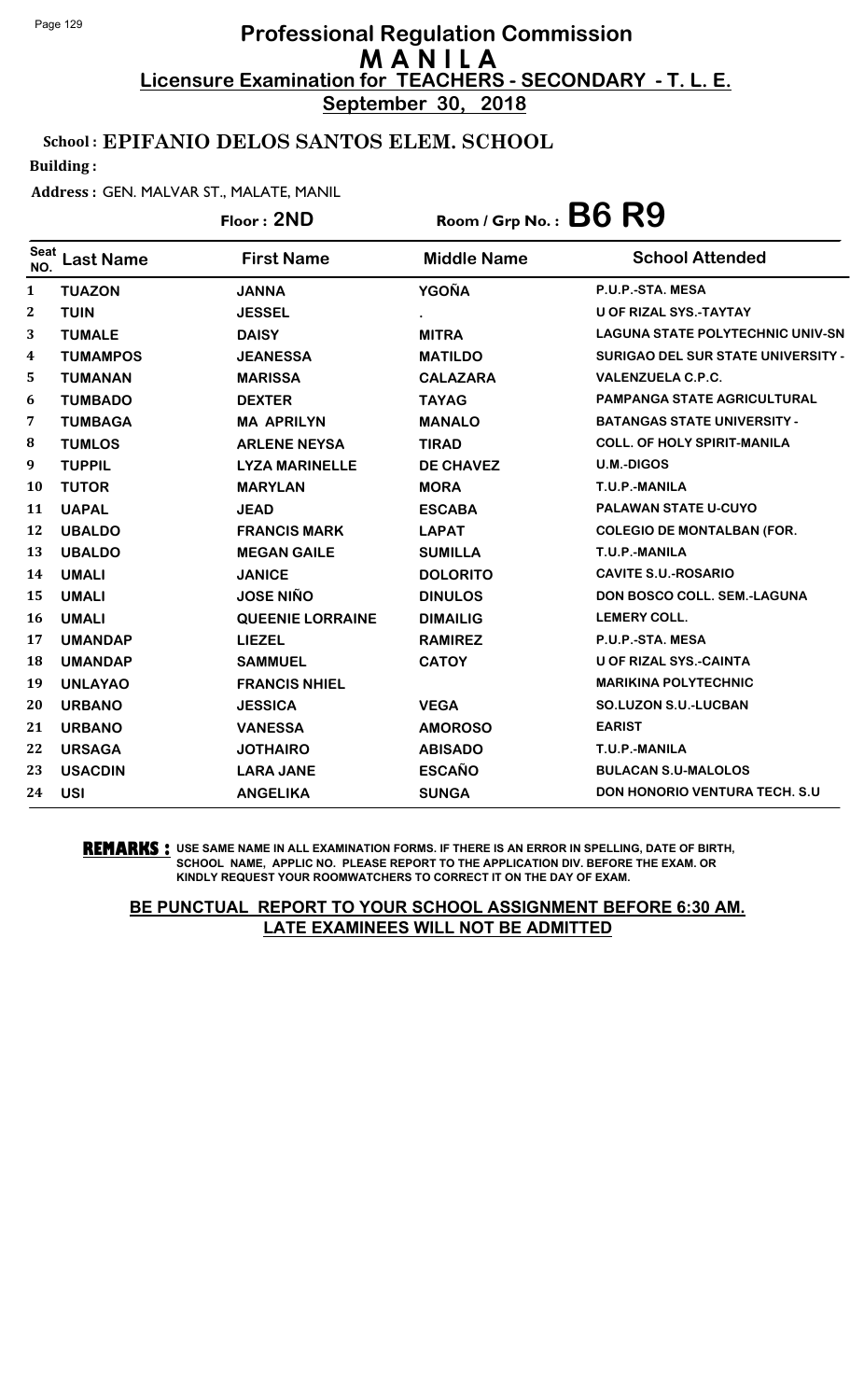# Professional Regulation Commission
## M A N I L A
### Licensure Examination for TEACHERS - SECONDARY - T. L. E.
**September 30, 2018**

**School : EPIFANIO DELOS SANTOS ELEM. SCHOOL**

**Building :**

**Address :** GEN. MALVAR ST., MALATE, MANIL

**Floor : 2ND** | **Room / Grp No. : B6 R9**

| Seat NO. | Last Name | First Name | Middle Name | School Attended |
|---|---|---|---|---|
| 1 | TUAZON | JANNA | YGOÑA | P.U.P.-STA. MESA |
| 2 | TUIN | JESSEL | . | U OF RIZAL SYS.-TAYTAY |
| 3 | TUMALE | DAISY | MITRA | LAGUNA STATE POLYTECHNIC UNIV-SN |
| 4 | TUMAMPOS | JEANESSA | MATILDO | SURIGAO DEL SUR STATE UNIVERSITY - |
| 5 | TUMANAN | MARISSA | CALAZARA | VALENZUELA C.P.C. |
| 6 | TUMBADO | DEXTER | TAYAG | PAMPANGA STATE AGRICULTURAL |
| 7 | TUMBAGA | MA APRILYN | MANALO | BATANGAS STATE UNIVERSITY - |
| 8 | TUMLOS | ARLENE NEYSA | TIRAD | COLL. OF HOLY SPIRIT-MANILA |
| 9 | TUPPIL | LYZA MARINELLE | DE CHAVEZ | U.M.-DIGOS |
| 10 | TUTOR | MARYLAN | MORA | T.U.P.-MANILA |
| 11 | UAPAL | JEAD | ESCABA | PALAWAN STATE U-CUYO |
| 12 | UBALDO | FRANCIS MARK | LAPAT | COLEGIO DE MONTALBAN (FOR. |
| 13 | UBALDO | MEGAN GAILE | SUMILLA | T.U.P.-MANILA |
| 14 | UMALI | JANICE | DOLORITO | CAVITE S.U.-ROSARIO |
| 15 | UMALI | JOSE NIÑO | DINULOS | DON BOSCO COLL. SEM.-LAGUNA |
| 16 | UMALI | QUEENIE LORRAINE | DIMAILIG | LEMERY COLL. |
| 17 | UMANDAP | LIEZEL | RAMIREZ | P.U.P.-STA. MESA |
| 18 | UMANDAP | SAMMUEL | CATOY | U OF RIZAL SYS.-CAINTA |
| 19 | UNLAYAO | FRANCIS NHIEL | | MARIKINA POLYTECHNIC |
| 20 | URBANO | JESSICA | VEGA | SO.LUZON S.U.-LUCBAN |
| 21 | URBANO | VANESSA | AMOROSO | EARIST |
| 22 | URSAGA | JOTHAIRO | ABISADO | T.U.P.-MANILA |
| 23 | USACDIN | LARA JANE | ESCAÑO | BULACAN S.U-MALOLOS |
| 24 | USI | ANGELIKA | SUNGA | DON HONORIO VENTURA TECH. S.U |

**REMARKS :** USE SAME NAME IN ALL EXAMINATION FORMS. IF THERE IS AN ERROR IN SPELLING, DATE OF BIRTH, SCHOOL NAME, APPLIC NO. PLEASE REPORT TO THE APPLICATION DIV. BEFORE THE EXAM. OR KINDLY REQUEST YOUR ROOMWATCHERS TO CORRECT IT ON THE DAY OF EXAM.

**BE PUNCTUAL REPORT TO YOUR SCHOOL ASSIGNMENT BEFORE 6:30 AM. LATE EXAMINEES WILL NOT BE ADMITTED**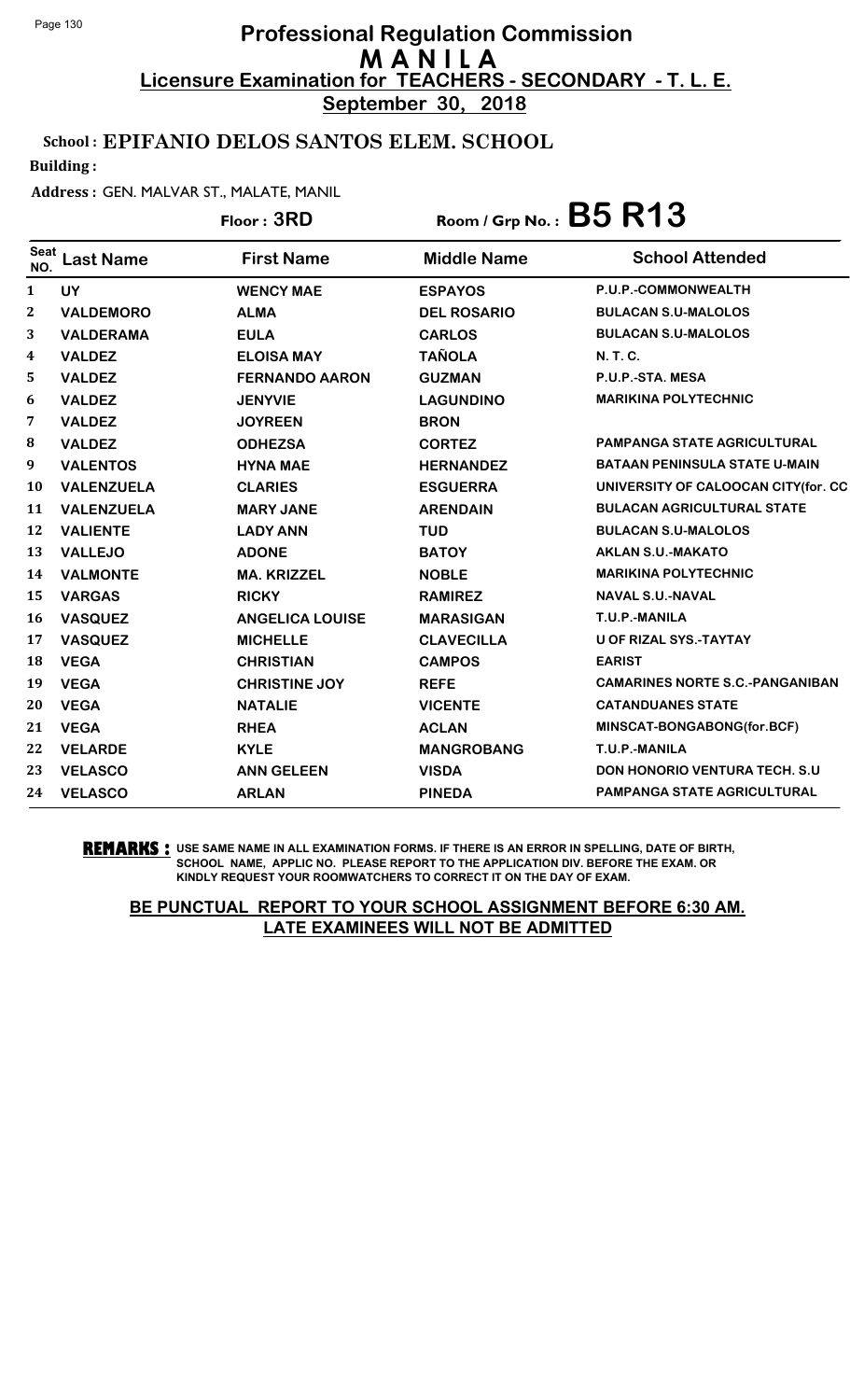# Professional Regulation Commission
# MANILA
## Licensure Examination for TEACHERS - SECONDARY - T. L. E.
**September 30, 2018**

**School : EPIFANIO DELOS SANTOS ELEM. SCHOOL**

**Building :**

**Address :** GEN. MALVAR ST., MALATE, MANIL

**Floor : 3RD** **Room / Grp No. : B5 R13**

| Seat NO. | Last Name | First Name | Middle Name | School Attended |
|---|---|---|---|---|
| 1 | UY | WENCY MAE | ESPAYOS | P.U.P.-COMMONWEALTH |
| 2 | VALDEMORO | ALMA | DEL ROSARIO | BULACAN S.U-MALOLOS |
| 3 | VALDERAMA | EULA | CARLOS | BULACAN S.U-MALOLOS |
| 4 | VALDEZ | ELOISA MAY | TAÑOLA | N. T. C. |
| 5 | VALDEZ | FERNANDO AARON | GUZMAN | P.U.P.-STA. MESA |
| 6 | VALDEZ | JENYVIE | LAGUNDINO | MARIKINA POLYTECHNIC |
| 7 | VALDEZ | JOYREEN | BRON | |
| 8 | VALDEZ | ODHEZSA | CORTEZ | PAMPANGA STATE AGRICULTURAL |
| 9 | VALENTOS | HYNA MAE | HERNANDEZ | BATAAN PENINSULA STATE U-MAIN |
| 10 | VALENZUELA | CLARIES | ESGUERRA | UNIVERSITY OF CALOOCAN CITY(for. CC |
| 11 | VALENZUELA | MARY JANE | ARENDAIN | BULACAN AGRICULTURAL STATE |
| 12 | VALIENTE | LADY ANN | TUD | BULACAN S.U-MALOLOS |
| 13 | VALLEJO | ADONE | BATOY | AKLAN S.U.-MAKATO |
| 14 | VALMONTE | MA. KRIZZEL | NOBLE | MARIKINA POLYTECHNIC |
| 15 | VARGAS | RICKY | RAMIREZ | NAVAL S.U.-NAVAL |
| 16 | VASQUEZ | ANGELICA LOUISE | MARASIGAN | T.U.P.-MANILA |
| 17 | VASQUEZ | MICHELLE | CLAVECILLA | U OF RIZAL SYS.-TAYTAY |
| 18 | VEGA | CHRISTIAN | CAMPOS | EARIST |
| 19 | VEGA | CHRISTINE JOY | REFE | CAMARINES NORTE S.C.-PANGANIBAN |
| 20 | VEGA | NATALIE | VICENTE | CATANDUANES STATE |
| 21 | VEGA | RHEA | ACLAN | MINSCAT-BONGABONG(for.BCF) |
| 22 | VELARDE | KYLE | MANGROBANG | T.U.P.-MANILA |
| 23 | VELASCO | ANN GELEEN | VISDA | DON HONORIO VENTURA TECH. S.U |
| 24 | VELASCO | ARLAN | PINEDA | PAMPANGA STATE AGRICULTURAL |

**REMARKS :** USE SAME NAME IN ALL EXAMINATION FORMS. IF THERE IS AN ERROR IN SPELLING, DATE OF BIRTH, SCHOOL NAME, APPLIC NO. PLEASE REPORT TO THE APPLICATION DIV. BEFORE THE EXAM. OR KINDLY REQUEST YOUR ROOMWATCHERS TO CORRECT IT ON THE DAY OF EXAM.

**BE PUNCTUAL REPORT TO YOUR SCHOOL ASSIGNMENT BEFORE 6:30 AM. LATE EXAMINEES WILL NOT BE ADMITTED**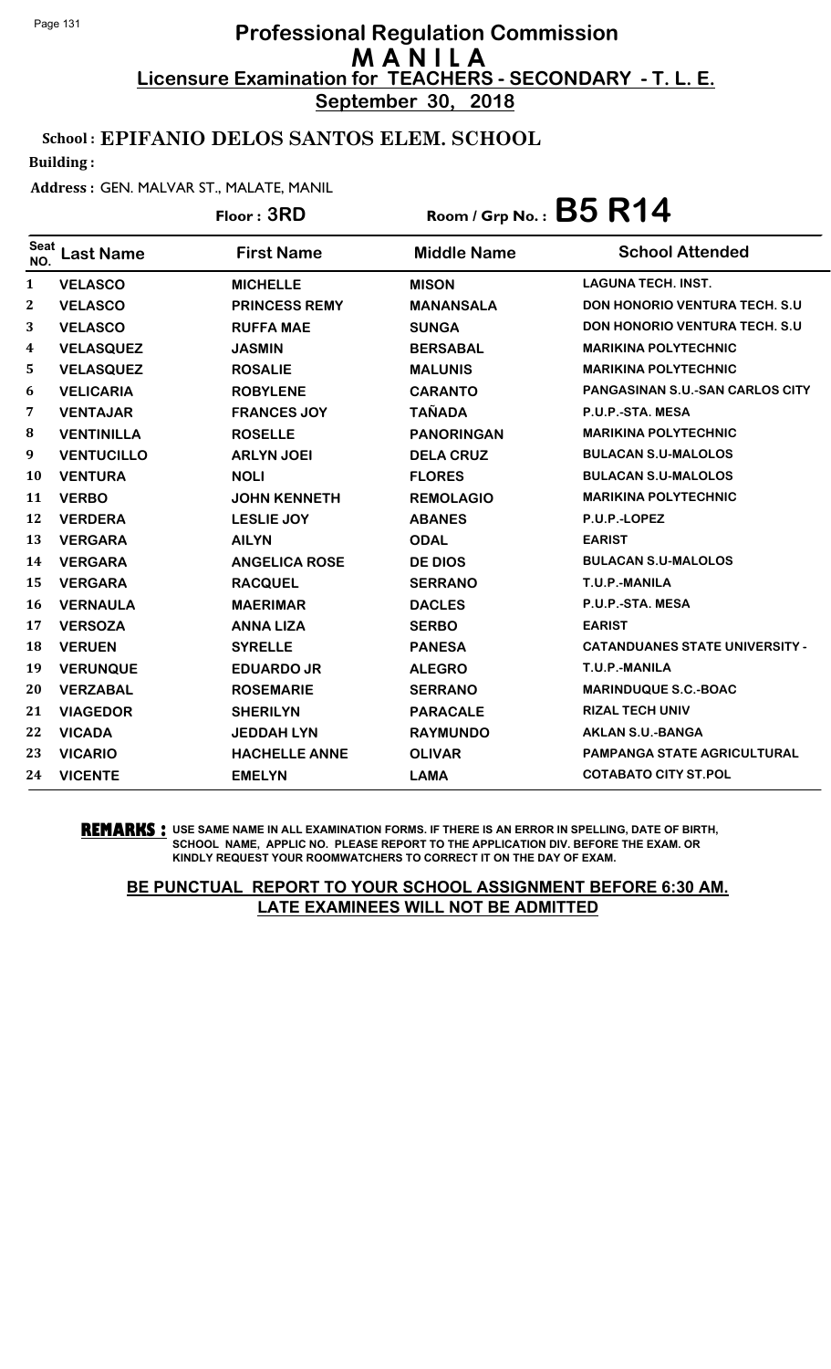# Professional Regulation Commission
# MANILA
## Licensure Examination for TEACHERS - SECONDARY - T. L. E.
**September 30, 2018**

**School : EPIFANIO DELOS SANTOS ELEM. SCHOOL**

**Building :**

**Address :** GEN. MALVAR ST., MALATE, MANIL

**Floor : 3RD** Room / Grp No. : **B5 R14**

| Seat NO. | Last Name | First Name | Middle Name | School Attended |
|---|---|---|---|---|
| 1 | VELASCO | MICHELLE | MISON | LAGUNA TECH. INST. |
| 2 | VELASCO | PRINCESS REMY | MANANSALA | DON HONORIO VENTURA TECH. S.U |
| 3 | VELASCO | RUFFA MAE | SUNGA | DON HONORIO VENTURA TECH. S.U |
| 4 | VELASQUEZ | JASMIN | BERSABAL | MARIKINA POLYTECHNIC |
| 5 | VELASQUEZ | ROSALIE | MALUNIS | MARIKINA POLYTECHNIC |
| 6 | VELICARIA | ROBYLENE | CARANTO | PANGASINAN S.U.-SAN CARLOS CITY |
| 7 | VENTAJAR | FRANCES JOY | TAÑADA | P.U.P.-STA. MESA |
| 8 | VENTINILLA | ROSELLE | PANORINGAN | MARIKINA POLYTECHNIC |
| 9 | VENTUCILLO | ARLYN JOEI | DELA CRUZ | BULACAN S.U-MALOLOS |
| 10 | VENTURA | NOLI | FLORES | BULACAN S.U-MALOLOS |
| 11 | VERBO | JOHN KENNETH | REMOLAGIO | MARIKINA POLYTECHNIC |
| 12 | VERDERA | LESLIE JOY | ABANES | P.U.P.-LOPEZ |
| 13 | VERGARA | AILYN | ODAL | EARIST |
| 14 | VERGARA | ANGELICA ROSE | DE DIOS | BULACAN S.U-MALOLOS |
| 15 | VERGARA | RACQUEL | SERRANO | T.U.P.-MANILA |
| 16 | VERNAULA | MAERIMAR | DACLES | P.U.P.-STA. MESA |
| 17 | VERSOZA | ANNA LIZA | SERBO | EARIST |
| 18 | VERUEN | SYRELLE | PANESA | CATANDUANES STATE UNIVERSITY - |
| 19 | VERUNQUE | EDUARDO JR | ALEGRO | T.U.P.-MANILA |
| 20 | VERZABAL | ROSEMARIE | SERRANO | MARINDUQUE S.C.-BOAC |
| 21 | VIAGEDOR | SHERILYN | PARACALE | RIZAL TECH UNIV |
| 22 | VICADA | JEDDAH LYN | RAYMUNDO | AKLAN S.U.-BANGA |
| 23 | VICARIO | HACHELLE ANNE | OLIVAR | PAMPANGA STATE AGRICULTURAL |
| 24 | VICENTE | EMELYN | LAMA | COTABATO CITY ST.POL |

**REMARKS :** USE SAME NAME IN ALL EXAMINATION FORMS. IF THERE IS AN ERROR IN SPELLING, DATE OF BIRTH, SCHOOL NAME, APPLIC NO. PLEASE REPORT TO THE APPLICATION DIV. BEFORE THE EXAM. OR KINDLY REQUEST YOUR ROOMWATCHERS TO CORRECT IT ON THE DAY OF EXAM.

**BE PUNCTUAL REPORT TO YOUR SCHOOL ASSIGNMENT BEFORE 6:30 AM. LATE EXAMINEES WILL NOT BE ADMITTED**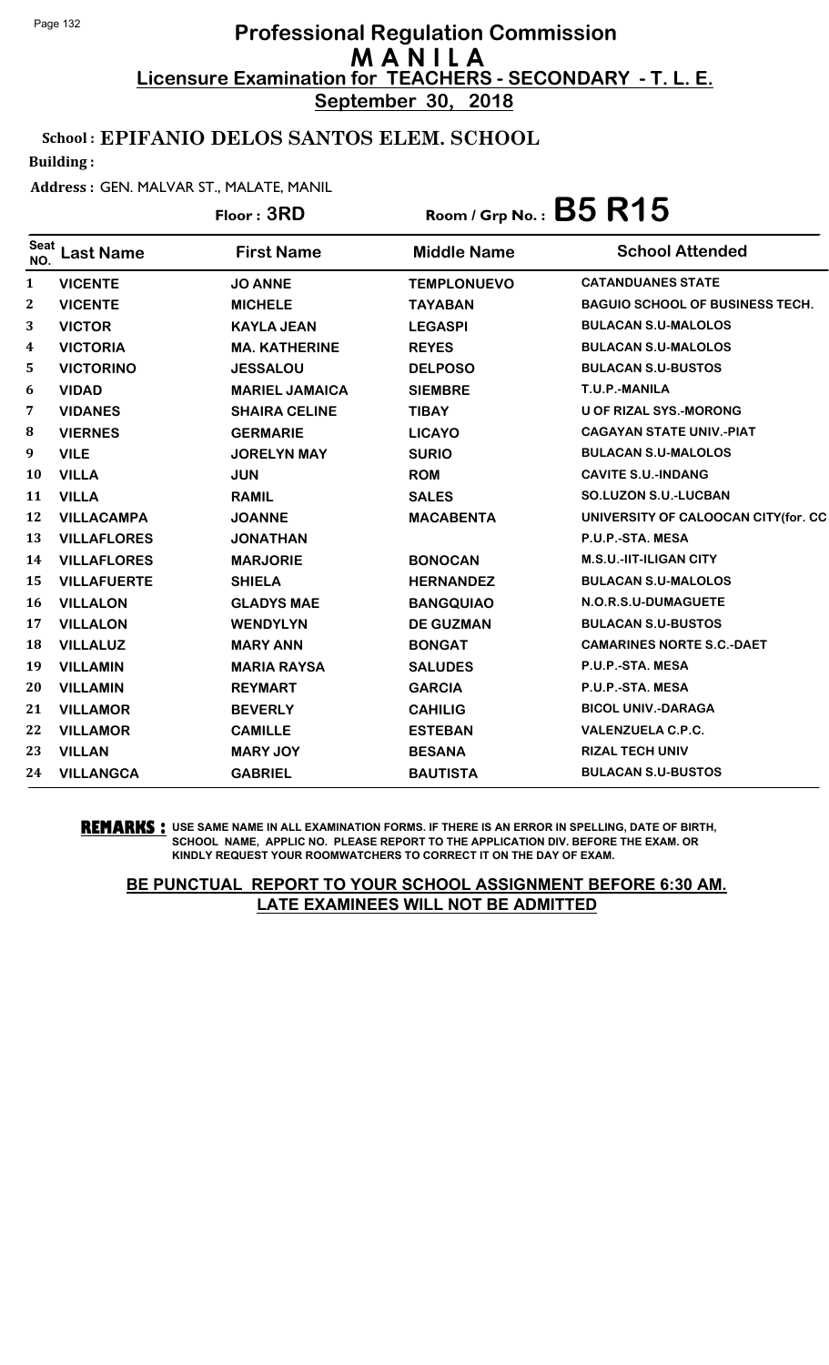# Professional Regulation Commission
## M A N I L A
**Licensure Examination for TEACHERS - SECONDARY - T. L. E.**

**September 30, 2018**

**School : EPIFANIO DELOS SANTOS ELEM. SCHOOL**

**Building :**

**Address :** GEN. MALVAR ST., MALATE, MANIL

**Floor : 3RD** **Room / Grp No. : B5 R15**

| Seat NO. | Last Name | First Name | Middle Name | School Attended |
|---|---|---|---|---|
| 1 | VICENTE | JO ANNE | TEMPLONUEVO | CATANDUANES STATE |
| 2 | VICENTE | MICHELE | TAYABAN | BAGUIO SCHOOL OF BUSINESS TECH. |
| 3 | VICTOR | KAYLA JEAN | LEGASPI | BULACAN S.U-MALOLOS |
| 4 | VICTORIA | MA. KATHERINE | REYES | BULACAN S.U-MALOLOS |
| 5 | VICTORINO | JESSALOU | DELPOSO | BULACAN S.U-BUSTOS |
| 6 | VIDAD | MARIEL JAMAICA | SIEMBRE | T.U.P.-MANILA |
| 7 | VIDANES | SHAIRA CELINE | TIBAY | U OF RIZAL SYS.-MORONG |
| 8 | VIERNES | GERMARIE | LICAYO | CAGAYAN STATE UNIV.-PIAT |
| 9 | VILE | JORELYN MAY | SURIO | BULACAN S.U-MALOLOS |
| 10 | VILLA | JUN | ROM | CAVITE S.U.-INDANG |
| 11 | VILLA | RAMIL | SALES | SO.LUZON S.U.-LUCBAN |
| 12 | VILLACAMPA | JOANNE | MACABENTA | UNIVERSITY OF CALOOCAN CITY(for. CC |
| 13 | VILLAFLORES | JONATHAN | | P.U.P.-STA. MESA |
| 14 | VILLAFLORES | MARJORIE | BONOCAN | M.S.U.-IIT-ILIGAN CITY |
| 15 | VILLAFUERTE | SHIELA | HERNANDEZ | BULACAN S.U-MALOLOS |
| 16 | VILLALON | GLADYS MAE | BANGQUIAO | N.O.R.S.U-DUMAGUETE |
| 17 | VILLALON | WENDYLYN | DE GUZMAN | BULACAN S.U-BUSTOS |
| 18 | VILLALUZ | MARY ANN | BONGAT | CAMARINES NORTE S.C.-DAET |
| 19 | VILLAMIN | MARIA RAYSA | SALUDES | P.U.P.-STA. MESA |
| 20 | VILLAMIN | REYMART | GARCIA | P.U.P.-STA. MESA |
| 21 | VILLAMOR | BEVERLY | CAHILIG | BICOL UNIV.-DARAGA |
| 22 | VILLAMOR | CAMILLE | ESTEBAN | VALENZUELA C.P.C. |
| 23 | VILLAN | MARY JOY | BESANA | RIZAL TECH UNIV |
| 24 | VILLANGCA | GABRIEL | BAUTISTA | BULACAN S.U-BUSTOS |

**REMARKS :** USE SAME NAME IN ALL EXAMINATION FORMS. IF THERE IS AN ERROR IN SPELLING, DATE OF BIRTH, SCHOOL NAME, APPLIC NO. PLEASE REPORT TO THE APPLICATION DIV. BEFORE THE EXAM. OR KINDLY REQUEST YOUR ROOMWATCHERS TO CORRECT IT ON THE DAY OF EXAM.

**BE PUNCTUAL REPORT TO YOUR SCHOOL ASSIGNMENT BEFORE 6:30 AM. LATE EXAMINEES WILL NOT BE ADMITTED**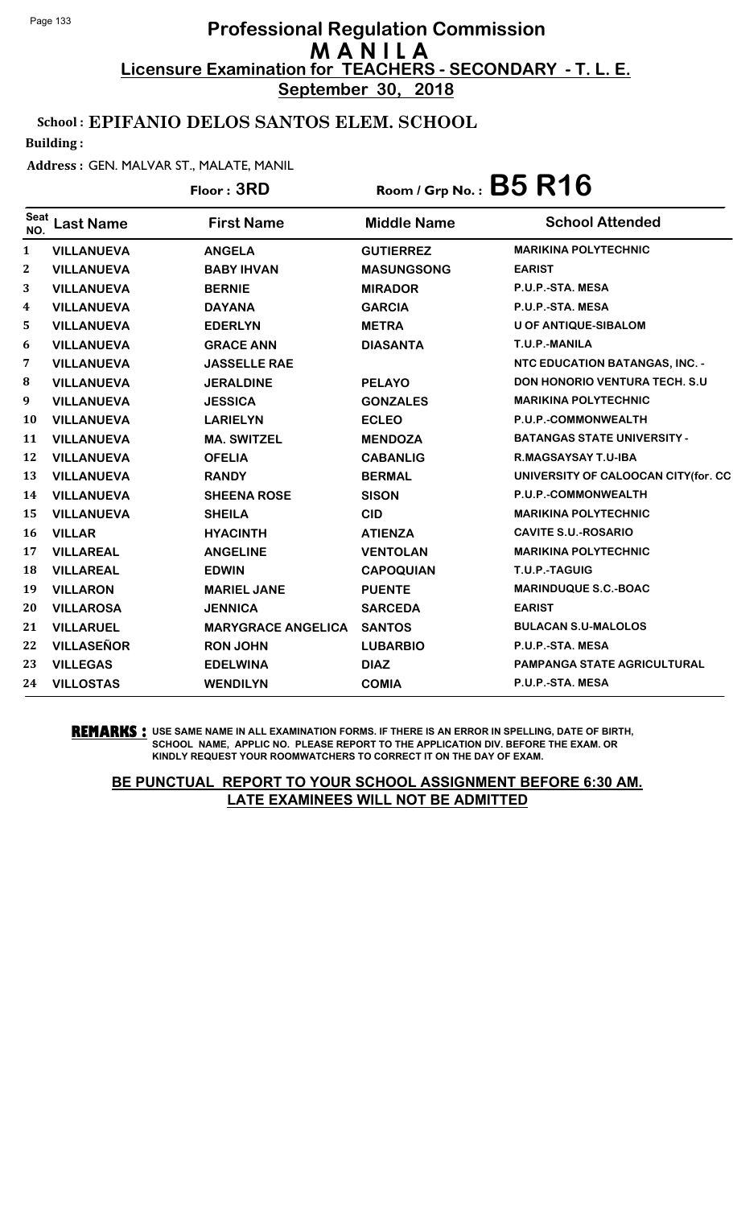# Professional Regulation Commission
## M A N I L A
**Licensure Examination for TEACHERS - SECONDARY - T. L. E.**

**September 30, 2018**

**School : EPIFANIO DELOS SANTOS ELEM. SCHOOL**

**Building :**

**Address :** GEN. MALVAR ST., MALATE, MANIL

**Floor : 3RD** **Room / Grp No. : B5 R16**

| Seat NO. | Last Name | First Name | Middle Name | School Attended |
|---|---|---|---|---|
| 1 | VILLANUEVA | ANGELA | GUTIERREZ | MARIKINA POLYTECHNIC |
| 2 | VILLANUEVA | BABY IHVAN | MASUNGSONG | EARIST |
| 3 | VILLANUEVA | BERNIE | MIRADOR | P.U.P.-STA. MESA |
| 4 | VILLANUEVA | DAYANA | GARCIA | P.U.P.-STA. MESA |
| 5 | VILLANUEVA | EDERLYN | METRA | U OF ANTIQUE-SIBALOM |
| 6 | VILLANUEVA | GRACE ANN | DIASANTA | T.U.P.-MANILA |
| 7 | VILLANUEVA | JASSELLE RAE | | NTC EDUCATION BATANGAS, INC. - |
| 8 | VILLANUEVA | JERALDINE | PELAYO | DON HONORIO VENTURA TECH. S.U |
| 9 | VILLANUEVA | JESSICA | GONZALES | MARIKINA POLYTECHNIC |
| 10 | VILLANUEVA | LARIELYN | ECLEO | P.U.P.-COMMONWEALTH |
| 11 | VILLANUEVA | MA. SWITZEL | MENDOZA | BATANGAS STATE UNIVERSITY - |
| 12 | VILLANUEVA | OFELIA | CABANLIG | R.MAGSAYSAY T.U-IBA |
| 13 | VILLANUEVA | RANDY | BERMAL | UNIVERSITY OF CALOOCAN CITY(for. CC |
| 14 | VILLANUEVA | SHEENA ROSE | SISON | P.U.P.-COMMONWEALTH |
| 15 | VILLANUEVA | SHEILA | CID | MARIKINA POLYTECHNIC |
| 16 | VILLAR | HYACINTH | ATIENZA | CAVITE S.U.-ROSARIO |
| 17 | VILLAREAL | ANGELINE | VENTOLAN | MARIKINA POLYTECHNIC |
| 18 | VILLAREAL | EDWIN | CAPOQUIAN | T.U.P.-TAGUIG |
| 19 | VILLARON | MARIEL JANE | PUENTE | MARINDUQUE S.C.-BOAC |
| 20 | VILLAROSA | JENNICA | SARCEDA | EARIST |
| 21 | VILLARUEL | MARYGRACE ANGELICA | SANTOS | BULACAN S.U-MALOLOS |
| 22 | VILLASEÑOR | RON JOHN | LUBARBIO | P.U.P.-STA. MESA |
| 23 | VILLEGAS | EDELWINA | DIAZ | PAMPANGA STATE AGRICULTURAL |
| 24 | VILLOSTAS | WENDILYN | COMIA | P.U.P.-STA. MESA |

**REMARKS :** USE SAME NAME IN ALL EXAMINATION FORMS. IF THERE IS AN ERROR IN SPELLING, DATE OF BIRTH, SCHOOL NAME, APPLIC NO. PLEASE REPORT TO THE APPLICATION DIV. BEFORE THE EXAM. OR KINDLY REQUEST YOUR ROOMWATCHERS TO CORRECT IT ON THE DAY OF EXAM.

**BE PUNCTUAL REPORT TO YOUR SCHOOL ASSIGNMENT BEFORE 6:30 AM. LATE EXAMINEES WILL NOT BE ADMITTED**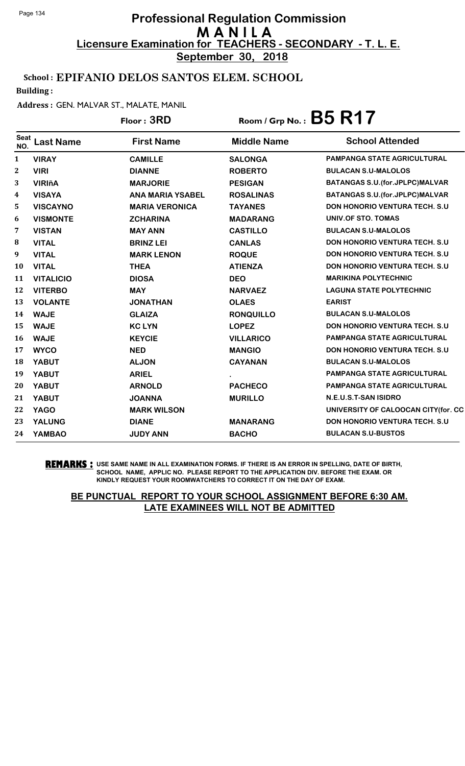# Professional Regulation Commission
## M A N I L A
### Licensure Examination for TEACHERS - SECONDARY - T. L. E.
**September 30, 2018**

**School : EPIFANIO DELOS SANTOS ELEM. SCHOOL**

**Building :**

**Address :** GEN. MALVAR ST., MALATE, MANIL

**Floor : 3RD** **Room / Grp No. : B5 R17**

| Seat NO. | Last Name | First Name | Middle Name | School Attended |
|---|---|---|---|---|
| 1 | VIRAY | CAMILLE | SALONGA | PAMPANGA STATE AGRICULTURAL |
| 2 | VIRI | DIANNE | ROBERTO | BULACAN S.U-MALOLOS |
| 3 | VIRIñA | MARJORIE | PESIGAN | BATANGAS S.U.(for.JPLPC)MALVAR |
| 4 | VISAYA | ANA MARIA YSABEL | ROSALINAS | BATANGAS S.U.(for.JPLPC)MALVAR |
| 5 | VISCAYNO | MARIA VERONICA | TAYANES | DON HONORIO VENTURA TECH. S.U |
| 6 | VISMONTE | ZCHARINA | MADARANG | UNIV.OF STO. TOMAS |
| 7 | VISTAN | MAY ANN | CASTILLO | BULACAN S.U-MALOLOS |
| 8 | VITAL | BRINZ LEI | CANLAS | DON HONORIO VENTURA TECH. S.U |
| 9 | VITAL | MARK LENON | ROQUE | DON HONORIO VENTURA TECH. S.U |
| 10 | VITAL | THEA | ATIENZA | DON HONORIO VENTURA TECH. S.U |
| 11 | VITALICIO | DIOSA | DEO | MARIKINA POLYTECHNIC |
| 12 | VITERBO | MAY | NARVAEZ | LAGUNA STATE POLYTECHNIC |
| 13 | VOLANTE | JONATHAN | OLAES | EARIST |
| 14 | WAJE | GLAIZA | RONQUILLO | BULACAN S.U-MALOLOS |
| 15 | WAJE | KC LYN | LOPEZ | DON HONORIO VENTURA TECH. S.U |
| 16 | WAJE | KEYCIE | VILLARICO | PAMPANGA STATE AGRICULTURAL |
| 17 | WYCO | NED | MANGIO | DON HONORIO VENTURA TECH. S.U |
| 18 | YABUT | ALJON | CAYANAN | BULACAN S.U-MALOLOS |
| 19 | YABUT | ARIEL | . | PAMPANGA STATE AGRICULTURAL |
| 20 | YABUT | ARNOLD | PACHECO | PAMPANGA STATE AGRICULTURAL |
| 21 | YABUT | JOANNA | MURILLO | N.E.U.S.T-SAN ISIDRO |
| 22 | YAGO | MARK WILSON | | UNIVERSITY OF CALOOCAN CITY(for. CC |
| 23 | YALUNG | DIANE | MANARANG | DON HONORIO VENTURA TECH. S.U |
| 24 | YAMBAO | JUDY ANN | BACHO | BULACAN S.U-BUSTOS |

**REMARKS :** USE SAME NAME IN ALL EXAMINATION FORMS. IF THERE IS AN ERROR IN SPELLING, DATE OF BIRTH, SCHOOL NAME, APPLIC NO. PLEASE REPORT TO THE APPLICATION DIV. BEFORE THE EXAM. OR KINDLY REQUEST YOUR ROOMWATCHERS TO CORRECT IT ON THE DAY OF EXAM.

**BE PUNCTUAL REPORT TO YOUR SCHOOL ASSIGNMENT BEFORE 6:30 AM. LATE EXAMINEES WILL NOT BE ADMITTED**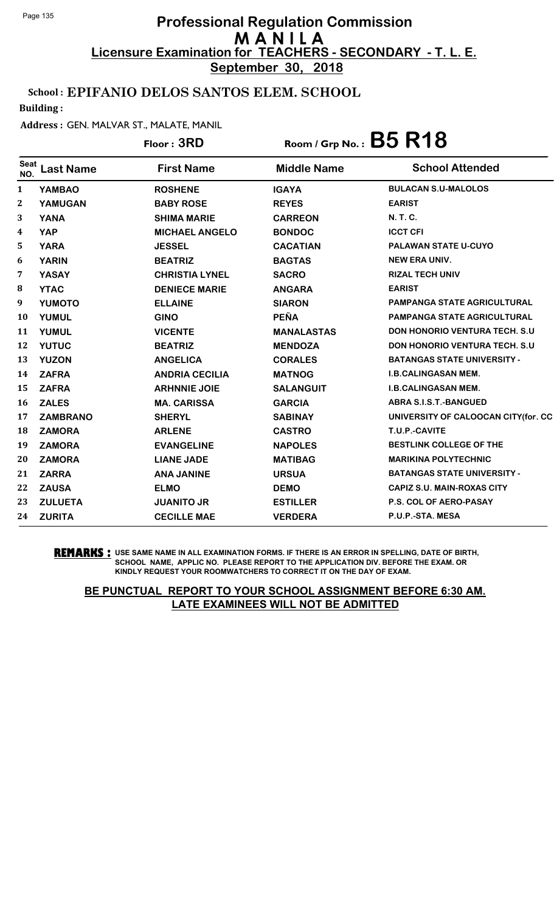# Professional Regulation Commission
# M A N I L A
## Licensure Examination for TEACHERS - SECONDARY - T. L. E.
**September 30, 2018**

**School : EPIFANIO DELOS SANTOS ELEM. SCHOOL**

**Building :**

**Address :** GEN. MALVAR ST., MALATE, MANIL

**Floor : 3RD** Room / Grp No. : **B5 R18**

| Seat NO. | Last Name | First Name | Middle Name | School Attended |
|---|---|---|---|---|
| 1 | YAMBAO | ROSHENE | IGAYA | BULACAN S.U-MALOLOS |
| 2 | YAMUGAN | BABY ROSE | REYES | EARIST |
| 3 | YANA | SHIMA MARIE | CARREON | N. T. C. |
| 4 | YAP | MICHAEL ANGELO | BONDOC | ICCT CFI |
| 5 | YARA | JESSEL | CACATIAN | PALAWAN STATE U-CUYO |
| 6 | YARIN | BEATRIZ | BAGTAS | NEW ERA UNIV. |
| 7 | YASAY | CHRISTIA LYNEL | SACRO | RIZAL TECH UNIV |
| 8 | YTAC | DENIECE MARIE | ANGARA | EARIST |
| 9 | YUMOTO | ELLAINE | SIARON | PAMPANGA STATE AGRICULTURAL |
| 10 | YUMUL | GINO | PEÑA | PAMPANGA STATE AGRICULTURAL |
| 11 | YUMUL | VICENTE | MANALASTAS | DON HONORIO VENTURA TECH. S.U |
| 12 | YUTUC | BEATRIZ | MENDOZA | DON HONORIO VENTURA TECH. S.U |
| 13 | YUZON | ANGELICA | CORALES | BATANGAS STATE UNIVERSITY - |
| 14 | ZAFRA | ANDRIA CECILIA | MATNOG | I.B.CALINGASAN MEM. |
| 15 | ZAFRA | ARHNNIE JOIE | SALANGUIT | I.B.CALINGASAN MEM. |
| 16 | ZALES | MA. CARISSA | GARCIA | ABRA S.I.S.T.-BANGUED |
| 17 | ZAMBRANO | SHERYL | SABINAY | UNIVERSITY OF CALOOCAN CITY(for. CC |
| 18 | ZAMORA | ARLENE | CASTRO | T.U.P.-CAVITE |
| 19 | ZAMORA | EVANGELINE | NAPOLES | BESTLINK COLLEGE OF THE |
| 20 | ZAMORA | LIANE JADE | MATIBAG | MARIKINA POLYTECHNIC |
| 21 | ZARRA | ANA JANINE | URSUA | BATANGAS STATE UNIVERSITY - |
| 22 | ZAUSA | ELMO | DEMO | CAPIZ S.U. MAIN-ROXAS CITY |
| 23 | ZULUETA | JUANITO JR | ESTILLER | P.S. COL OF AERO-PASAY |
| 24 | ZURITA | CECILLE MAE | VERDERA | P.U.P.-STA. MESA |

**REMARKS :** USE SAME NAME IN ALL EXAMINATION FORMS. IF THERE IS AN ERROR IN SPELLING, DATE OF BIRTH, SCHOOL NAME, APPLIC NO. PLEASE REPORT TO THE APPLICATION DIV. BEFORE THE EXAM. OR KINDLY REQUEST YOUR ROOMWATCHERS TO CORRECT IT ON THE DAY OF EXAM.

**BE PUNCTUAL REPORT TO YOUR SCHOOL ASSIGNMENT BEFORE 6:30 AM. LATE EXAMINEES WILL NOT BE ADMITTED**